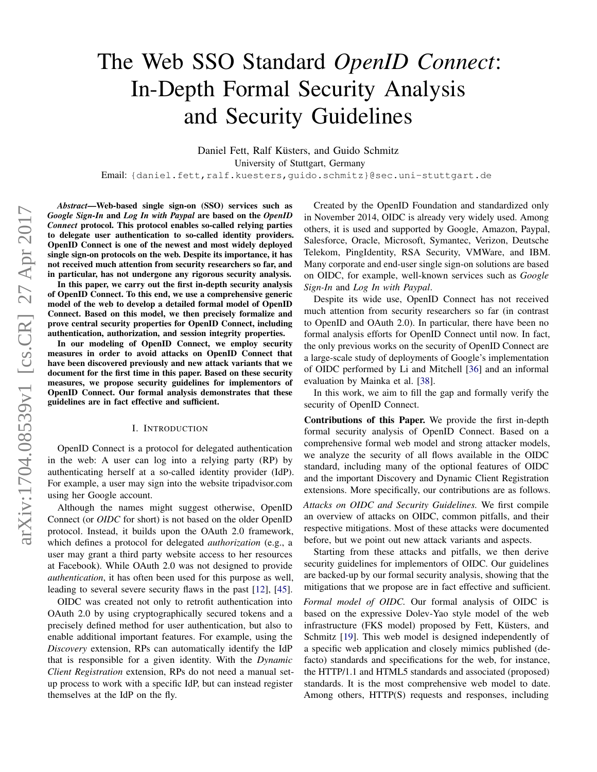# The Web SSO Standard *OpenID Connect*: In-Depth Formal Security Analysis and Security Guidelines

Daniel Fett, Ralf Küsters, and Guido Schmitz
University of Stuttgart, Germany
Email: {daniel.fett,ralf.kuesters,guido.schmitz}@sec.uni-stuttgart.de

***Abstract*—Web-based single sign-on (SSO) services such as *Google Sign-In* and *Log In with Paypal* are based on the *OpenID Connect* protocol. This protocol enables so-called relying parties to delegate user authentication to so-called identity providers. OpenID Connect is one of the newest and most widely deployed single sign-on protocols on the web. Despite its importance, it has not received much attention from security researchers so far, and in particular, has not undergone any rigorous security analysis.**

**In this paper, we carry out the first in-depth security analysis of OpenID Connect. To this end, we use a comprehensive generic model of the web to develop a detailed formal model of OpenID Connect. Based on this model, we then precisely formalize and prove central security properties for OpenID Connect, including authentication, authorization, and session integrity properties.**

**In our modeling of OpenID Connect, we employ security measures in order to avoid attacks on OpenID Connect that have been discovered previously and new attack variants that we document for the first time in this paper. Based on these security measures, we propose security guidelines for implementors of OpenID Connect. Our formal analysis demonstrates that these guidelines are in fact effective and sufficient.**

## I. Introduction

OpenID Connect is a protocol for delegated authentication in the web: A user can log into a relying party (RP) by authenticating herself at a so-called identity provider (IdP). For example, a user may sign into the website tripadvisor.com using her Google account.

Although the names might suggest otherwise, OpenID Connect (or *OIDC* for short) is not based on the older OpenID protocol. Instead, it builds upon the OAuth 2.0 framework, which defines a protocol for delegated *authorization* (e.g., a user may grant a third party website access to her resources at Facebook). While OAuth 2.0 was not designed to provide *authentication*, it has often been used for this purpose as well, leading to several severe security flaws in the past [12], [45].

OIDC was created not only to retrofit authentication into OAuth 2.0 by using cryptographically secured tokens and a precisely defined method for user authentication, but also to enable additional important features. For example, using the *Discovery* extension, RPs can automatically identify the IdP that is responsible for a given identity. With the *Dynamic Client Registration* extension, RPs do not need a manual set-up process to work with a specific IdP, but can instead register themselves at the IdP on the fly.

Created by the OpenID Foundation and standardized only in November 2014, OIDC is already very widely used. Among others, it is used and supported by Google, Amazon, Paypal, Salesforce, Oracle, Microsoft, Symantec, Verizon, Deutsche Telekom, PingIdentity, RSA Security, VMWare, and IBM. Many corporate and end-user single sign-on solutions are based on OIDC, for example, well-known services such as *Google Sign-In* and *Log In with Paypal*.

Despite its wide use, OpenID Connect has not received much attention from security researchers so far (in contrast to OpenID and OAuth 2.0). In particular, there have been no formal analysis efforts for OpenID Connect until now. In fact, the only previous works on the security of OpenID Connect are a large-scale study of deployments of Google's implementation of OIDC performed by Li and Mitchell [36] and an informal evaluation by Mainka et al. [38].

In this work, we aim to fill the gap and formally verify the security of OpenID Connect.

**Contributions of this Paper.** We provide the first in-depth formal security analysis of OpenID Connect. Based on a comprehensive formal web model and strong attacker models, we analyze the security of all flows available in the OIDC standard, including many of the optional features of OIDC and the important Discovery and Dynamic Client Registration extensions. More specifically, our contributions are as follows.

*Attacks on OIDC and Security Guidelines.* We first compile an overview of attacks on OIDC, common pitfalls, and their respective mitigations. Most of these attacks were documented before, but we point out new attack variants and aspects.

Starting from these attacks and pitfalls, we then derive security guidelines for implementors of OIDC. Our guidelines are backed-up by our formal security analysis, showing that the mitigations that we propose are in fact effective and sufficient.

*Formal model of OIDC.* Our formal analysis of OIDC is based on the expressive Dolev-Yao style model of the web infrastructure (FKS model) proposed by Fett, Küsters, and Schmitz [19]. This web model is designed independently of a specific web application and closely mimics published (de-facto) standards and specifications for the web, for instance, the HTTP/1.1 and HTML5 standards and associated (proposed) standards. It is the most comprehensive web model to date. Among others, HTTP(S) requests and responses, including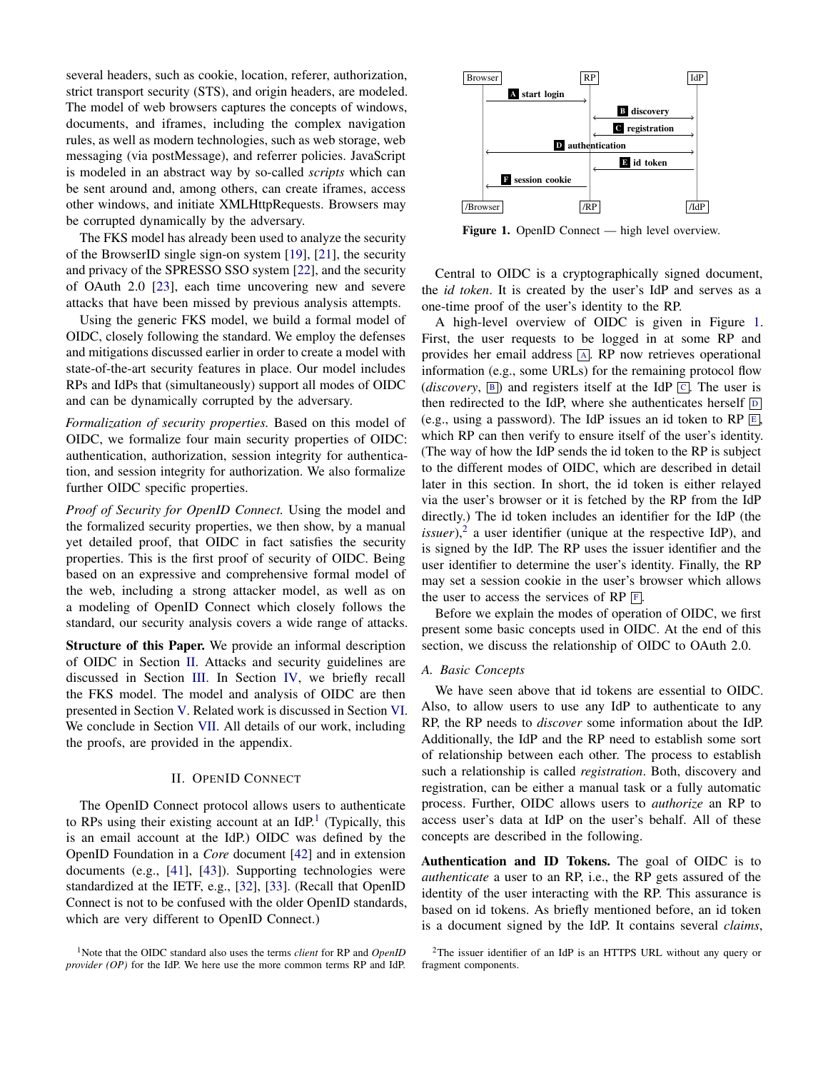several headers, such as cookie, location, referer, authorization, strict transport security (STS), and origin headers, are modeled. The model of web browsers captures the concepts of windows, documents, and iframes, including the complex navigation rules, as well as modern technologies, such as web storage, web messaging (via postMessage), and referrer policies. JavaScript is modeled in an abstract way by so-called *scripts* which can be sent around and, among others, can create iframes, access other windows, and initiate XMLHttpRequests. Browsers may be corrupted dynamically by the adversary.

The FKS model has already been used to analyze the security of the BrowserID single sign-on system [19], [21], the security and privacy of the SPRESSO SSO system [22], and the security of OAuth 2.0 [23], each time uncovering new and severe attacks that have been missed by previous analysis attempts.

Using the generic FKS model, we build a formal model of OIDC, closely following the standard. We employ the defenses and mitigations discussed earlier in order to create a model with state-of-the-art security features in place. Our model includes RPs and IdPs that (simultaneously) support all modes of OIDC and can be dynamically corrupted by the adversary.

*Formalization of security properties.* Based on this model of OIDC, we formalize four main security properties of OIDC: authentication, authorization, session integrity for authentication, and session integrity for authorization. We also formalize further OIDC specific properties.

*Proof of Security for OpenID Connect.* Using the model and the formalized security properties, we then show, by a manual yet detailed proof, that OIDC in fact satisfies the security properties. This is the first proof of security of OIDC. Being based on an expressive and comprehensive formal model of the web, including a strong attacker model, as well as on a modeling of OpenID Connect which closely follows the standard, our security analysis covers a wide range of attacks.

**Structure of this Paper.** We provide an informal description of OIDC in Section II. Attacks and security guidelines are discussed in Section III. In Section IV, we briefly recall the FKS model. The model and analysis of OIDC are then presented in Section V. Related work is discussed in Section VI. We conclude in Section VII. All details of our work, including the proofs, are provided in the appendix.

## II. OpenID Connect

The OpenID Connect protocol allows users to authenticate to RPs using their existing account at an IdP.[1] (Typically, this is an email account at the IdP.) OIDC was defined by the OpenID Foundation in a *Core* document [42] and in extension documents (e.g., [41], [43]). Supporting technologies were standardized at the IETF, e.g., [32], [33]. (Recall that OpenID Connect is not to be confused with the older OpenID standards, which are very different to OpenID Connect.)

[1]Note that the OIDC standard also uses the terms *client* for RP and *OpenID provider (OP)* for the IdP. We here use the more common terms RP and IdP.

| Browser | | RP | | IdP |
|---|---|---|---|---|
| **A** start login → RP | | | | |
| | | **B** discovery ↔ IdP | | |
| | | **C** registration ↔ IdP | | |
| **D** authentication ↔ IdP | | | | |
| | | ← **E** id token from IdP | | |
| ← **F** session cookie from RP | | | | |
| /Browser | | /RP | | /IdP |

**Figure 1.** OpenID Connect — high level overview.

Central to OIDC is a cryptographically signed document, the *id token*. It is created by the user's IdP and serves as a one-time proof of the user's identity to the RP.

A high-level overview of OIDC is given in Figure 1. First, the user requests to be logged in at some RP and provides her email address A. RP now retrieves operational information (e.g., some URLs) for the remaining protocol flow (*discovery*, B) and registers itself at the IdP C. The user is then redirected to the IdP, where she authenticates herself D (e.g., using a password). The IdP issues an id token to RP E, which RP can then verify to ensure itself of the user's identity. (The way of how the IdP sends the id token to the RP is subject to the different modes of OIDC, which are described in detail later in this section. In short, the id token is either relayed via the user's browser or it is fetched by the RP from the IdP directly.) The id token includes an identifier for the IdP (the *issuer*),[2] a user identifier (unique at the respective IdP), and is signed by the IdP. The RP uses the issuer identifier and the user identifier to determine the user's identity. Finally, the RP may set a session cookie in the user's browser which allows the user to access the services of RP F.

Before we explain the modes of operation of OIDC, we first present some basic concepts used in OIDC. At the end of this section, we discuss the relationship of OIDC to OAuth 2.0.

### A. Basic Concepts

We have seen above that id tokens are essential to OIDC. Also, to allow users to use any IdP to authenticate to any RP, the RP needs to *discover* some information about the IdP. Additionally, the IdP and the RP need to establish some sort of relationship between each other. The process to establish such a relationship is called *registration*. Both, discovery and registration, can be either a manual task or a fully automatic process. Further, OIDC allows users to *authorize* an RP to access user's data at IdP on the user's behalf. All of these concepts are described in the following.

**Authentication and ID Tokens.** The goal of OIDC is to *authenticate* a user to an RP, i.e., the RP gets assured of the identity of the user interacting with the RP. This assurance is based on id tokens. As briefly mentioned before, an id token is a document signed by the IdP. It contains several *claims*,

[2]The issuer identifier of an IdP is an HTTPS URL without any query or fragment components.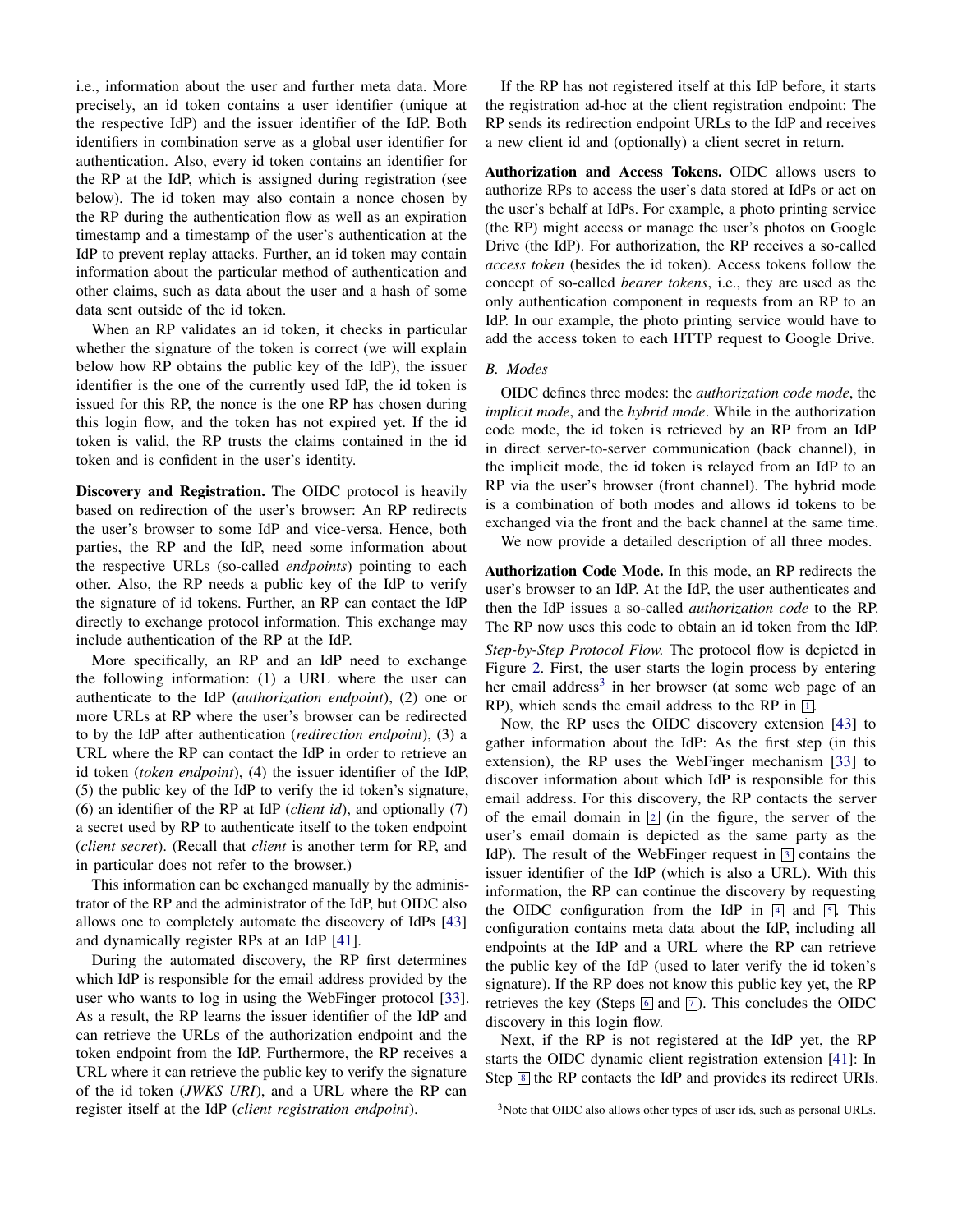i.e., information about the user and further meta data. More precisely, an id token contains a user identifier (unique at the respective IdP) and the issuer identifier of the IdP. Both identifiers in combination serve as a global user identifier for authentication. Also, every id token contains an identifier for the RP at the IdP, which is assigned during registration (see below). The id token may also contain a nonce chosen by the RP during the authentication flow as well as an expiration timestamp and a timestamp of the user's authentication at the IdP to prevent replay attacks. Further, an id token may contain information about the particular method of authentication and other claims, such as data about the user and a hash of some data sent outside of the id token.

When an RP validates an id token, it checks in particular whether the signature of the token is correct (we will explain below how RP obtains the public key of the IdP), the issuer identifier is the one of the currently used IdP, the id token is issued for this RP, the nonce is the one RP has chosen during this login flow, and the token has not expired yet. If the id token is valid, the RP trusts the claims contained in the id token and is confident in the user's identity.

**Discovery and Registration.** The OIDC protocol is heavily based on redirection of the user's browser: An RP redirects the user's browser to some IdP and vice-versa. Hence, both parties, the RP and the IdP, need some information about the respective URLs (so-called *endpoints*) pointing to each other. Also, the RP needs a public key of the IdP to verify the signature of id tokens. Further, an RP can contact the IdP directly to exchange protocol information. This exchange may include authentication of the RP at the IdP.

More specifically, an RP and an IdP need to exchange the following information: (1) a URL where the user can authenticate to the IdP (*authorization endpoint*), (2) one or more URLs at RP where the user's browser can be redirected to by the IdP after authentication (*redirection endpoint*), (3) a URL where the RP can contact the IdP in order to retrieve an id token (*token endpoint*), (4) the issuer identifier of the IdP, (5) the public key of the IdP to verify the id token's signature, (6) an identifier of the RP at IdP (*client id*), and optionally (7) a secret used by RP to authenticate itself to the token endpoint (*client secret*). (Recall that *client* is another term for RP, and in particular does not refer to the browser.)

This information can be exchanged manually by the administrator of the RP and the administrator of the IdP, but OIDC also allows one to completely automate the discovery of IdPs [43] and dynamically register RPs at an IdP [41].

During the automated discovery, the RP first determines which IdP is responsible for the email address provided by the user who wants to log in using the WebFinger protocol [33]. As a result, the RP learns the issuer identifier of the IdP and can retrieve the URLs of the authorization endpoint and the token endpoint from the IdP. Furthermore, the RP receives a URL where it can retrieve the public key to verify the signature of the id token (*JWKS URI*), and a URL where the RP can register itself at the IdP (*client registration endpoint*).

If the RP has not registered itself at this IdP before, it starts the registration ad-hoc at the client registration endpoint: The RP sends its redirection endpoint URLs to the IdP and receives a new client id and (optionally) a client secret in return.

**Authorization and Access Tokens.** OIDC allows users to authorize RPs to access the user's data stored at IdPs or act on the user's behalf at IdPs. For example, a photo printing service (the RP) might access or manage the user's photos on Google Drive (the IdP). For authorization, the RP receives a so-called *access token* (besides the id token). Access tokens follow the concept of so-called *bearer tokens*, i.e., they are used as the only authentication component in requests from an RP to an IdP. In our example, the photo printing service would have to add the access token to each HTTP request to Google Drive.

### B. Modes

OIDC defines three modes: the *authorization code mode*, the *implicit mode*, and the *hybrid mode*. While in the authorization code mode, the id token is retrieved by an RP from an IdP in direct server-to-server communication (back channel), in the implicit mode, the id token is relayed from an IdP to an RP via the user's browser (front channel). The hybrid mode is a combination of both modes and allows id tokens to be exchanged via the front and the back channel at the same time.

We now provide a detailed description of all three modes.

**Authorization Code Mode.** In this mode, an RP redirects the user's browser to an IdP. At the IdP, the user authenticates and then the IdP issues a so-called *authorization code* to the RP. The RP now uses this code to obtain an id token from the IdP.

*Step-by-Step Protocol Flow.* The protocol flow is depicted in Figure 2. First, the user starts the login process by entering her email address[3] in her browser (at some web page of an RP), which sends the email address to the RP in 1.

Now, the RP uses the OIDC discovery extension [43] to gather information about the IdP: As the first step (in this extension), the RP uses the WebFinger mechanism [33] to discover information about which IdP is responsible for this email address. For this discovery, the RP contacts the server of the email domain in 2 (in the figure, the server of the user's email domain is depicted as the same party as the IdP). The result of the WebFinger request in 3 contains the issuer identifier of the IdP (which is also a URL). With this information, the RP can continue the discovery by requesting the OIDC configuration from the IdP in 4 and 5. This configuration contains meta data about the IdP, including all endpoints at the IdP and a URL where the RP can retrieve the public key of the IdP (used to later verify the id token's signature). If the RP does not know this public key yet, the RP retrieves the key (Steps 6 and 7). This concludes the OIDC discovery in this login flow.

Next, if the RP is not registered at the IdP yet, the RP starts the OIDC dynamic client registration extension [41]: In Step 8 the RP contacts the IdP and provides its redirect URIs.

[3]Note that OIDC also allows other types of user ids, such as personal URLs.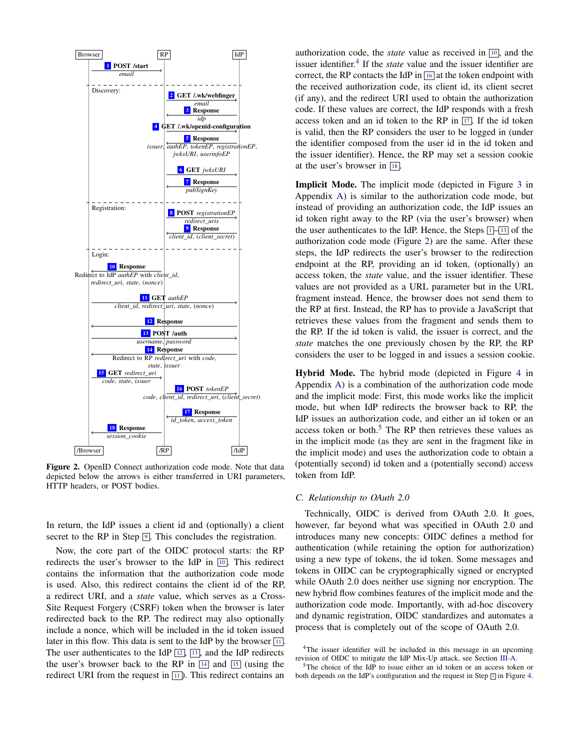Figure 2. OpenID Connect authorization code mode. Note that data depicted below the arrows is either transferred in URI parameters, HTTP headers, or POST bodies.

In return, the IdP issues a client id and (optionally) a client secret to the RP in Step 9. This concludes the registration.

Now, the core part of the OIDC protocol starts: the RP redirects the user's browser to the IdP in 10. This redirect contains the information that the authorization code mode is used. Also, this redirect contains the client id of the RP, a redirect URI, and a *state* value, which serves as a Cross-Site Request Forgery (CSRF) token when the browser is later redirected back to the RP. The redirect may also optionally include a nonce, which will be included in the id token issued later in this flow. This data is sent to the IdP by the browser 11. The user authenticates to the IdP 12, 13, and the IdP redirects the user's browser back to the RP in 14 and 15 (using the redirect URI from the request in 11). This redirect contains an authorization code, the *state* value as received in 10, and the issuer identifier.[4] If the *state* value and the issuer identifier are correct, the RP contacts the IdP in 16 at the token endpoint with the received authorization code, its client id, its client secret (if any), and the redirect URI used to obtain the authorization code. If these values are correct, the IdP responds with a fresh access token and an id token to the RP in 17. If the id token is valid, then the RP considers the user to be logged in (under the identifier composed from the user id in the id token and the issuer identifier). Hence, the RP may set a session cookie at the user's browser in 18.

**Implicit Mode.** The implicit mode (depicted in Figure 3 in Appendix A) is similar to the authorization code mode, but instead of providing an authorization code, the IdP issues an id token right away to the RP (via the user's browser) when the user authenticates to the IdP. Hence, the Steps 1–13 of the authorization code mode (Figure 2) are the same. After these steps, the IdP redirects the user's browser to the redirection endpoint at the RP, providing an id token, (optionally) an access token, the *state* value, and the issuer identifier. These values are not provided as a URL parameter but in the URL fragment instead. Hence, the browser does not send them to the RP at first. Instead, the RP has to provide a JavaScript that retrieves these values from the fragment and sends them to the RP. If the id token is valid, the issuer is correct, and the *state* matches the one previously chosen by the RP, the RP considers the user to be logged in and issues a session cookie.

**Hybrid Mode.** The hybrid mode (depicted in Figure 4 in Appendix A) is a combination of the authorization code mode and the implicit mode: First, this mode works like the implicit mode, but when IdP redirects the browser back to RP, the IdP issues an authorization code, and either an id token or an access token or both.[5] The RP then retrieves these values as in the implicit mode (as they are sent in the fragment like in the implicit mode) and uses the authorization code to obtain a (potentially second) id token and a (potentially second) access token from IdP.

### C. Relationship to OAuth 2.0

Technically, OIDC is derived from OAuth 2.0. It goes, however, far beyond what was specified in OAuth 2.0 and introduces many new concepts: OIDC defines a method for authentication (while retaining the option for authorization) using a new type of tokens, the id token. Some messages and tokens in OIDC can be cryptographically signed or encrypted while OAuth 2.0 does neither use signing nor encryption. The new hybrid flow combines features of the implicit mode and the authorization code mode. Importantly, with ad-hoc discovery and dynamic registration, OIDC standardizes and automates a process that is completely out of the scope of OAuth 2.0.

[4] The issuer identifier will be included in this message in an upcoming revision of OIDC to mitigate the IdP Mix-Up attack, see Section III-A.

[5] The choice of the IdP to issue either an id token or an access token or both depends on the IdP's configuration and the request in Step 3 in Figure 4.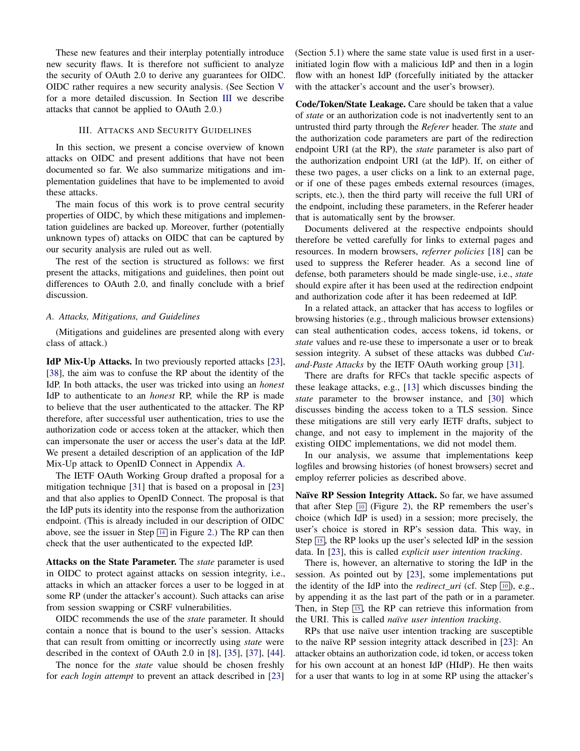These new features and their interplay potentially introduce new security flaws. It is therefore not sufficient to analyze the security of OAuth 2.0 to derive any guarantees for OIDC. OIDC rather requires a new security analysis. (See Section V for a more detailed discussion. In Section III we describe attacks that cannot be applied to OAuth 2.0.)

## III. Attacks and Security Guidelines

In this section, we present a concise overview of known attacks on OIDC and present additions that have not been documented so far. We also summarize mitigations and implementation guidelines that have to be implemented to avoid these attacks.

The main focus of this work is to prove central security properties of OIDC, by which these mitigations and implementation guidelines are backed up. Moreover, further (potentially unknown types of) attacks on OIDC that can be captured by our security analysis are ruled out as well.

The rest of the section is structured as follows: we first present the attacks, mitigations and guidelines, then point out differences to OAuth 2.0, and finally conclude with a brief discussion.

### A. Attacks, Mitigations, and Guidelines

(Mitigations and guidelines are presented along with every class of attack.)

**IdP Mix-Up Attacks.** In two previously reported attacks [23], [38], the aim was to confuse the RP about the identity of the IdP. In both attacks, the user was tricked into using an *honest* IdP to authenticate to an *honest* RP, while the RP is made to believe that the user authenticated to the attacker. The RP therefore, after successful user authentication, tries to use the authorization code or access token at the attacker, which then can impersonate the user or access the user's data at the IdP. We present a detailed description of an application of the IdP Mix-Up attack to OpenID Connect in Appendix A.

The IETF OAuth Working Group drafted a proposal for a mitigation technique [31] that is based on a proposal in [23] and that also applies to OpenID Connect. The proposal is that the IdP puts its identity into the response from the authorization endpoint. (This is already included in our description of OIDC above, see the issuer in Step 14 in Figure 2.) The RP can then check that the user authenticated to the expected IdP.

**Attacks on the State Parameter.** The *state* parameter is used in OIDC to protect against attacks on session integrity, i.e., attacks in which an attacker forces a user to be logged in at some RP (under the attacker's account). Such attacks can arise from session swapping or CSRF vulnerabilities.

OIDC recommends the use of the *state* parameter. It should contain a nonce that is bound to the user's session. Attacks that can result from omitting or incorrectly using *state* were described in the context of OAuth 2.0 in [8], [35], [37], [44].

The nonce for the *state* value should be chosen freshly for *each login attempt* to prevent an attack described in [23] (Section 5.1) where the same state value is used first in a user-initiated login flow with a malicious IdP and then in a login flow with an honest IdP (forcefully initiated by the attacker with the attacker's account and the user's browser).

**Code/Token/State Leakage.** Care should be taken that a value of *state* or an authorization code is not inadvertently sent to an untrusted third party through the *Referer* header. The *state* and the authorization code parameters are part of the redirection endpoint URI (at the RP), the *state* parameter is also part of the authorization endpoint URI (at the IdP). If, on either of these two pages, a user clicks on a link to an external page, or if one of these pages embeds external resources (images, scripts, etc.), then the third party will receive the full URI of the endpoint, including these parameters, in the Referer header that is automatically sent by the browser.

Documents delivered at the respective endpoints should therefore be vetted carefully for links to external pages and resources. In modern browsers, *referrer policies* [18] can be used to suppress the Referer header. As a second line of defense, both parameters should be made single-use, i.e., *state* should expire after it has been used at the redirection endpoint and authorization code after it has been redeemed at IdP.

In a related attack, an attacker that has access to logfiles or browsing histories (e.g., through malicious browser extensions) can steal authentication codes, access tokens, id tokens, or *state* values and re-use these to impersonate a user or to break session integrity. A subset of these attacks was dubbed *Cut-and-Paste Attacks* by the IETF OAuth working group [31].

There are drafts for RFCs that tackle specific aspects of these leakage attacks, e.g., [13] which discusses binding the *state* parameter to the browser instance, and [30] which discusses binding the access token to a TLS session. Since these mitigations are still very early IETF drafts, subject to change, and not easy to implement in the majority of the existing OIDC implementations, we did not model them.

In our analysis, we assume that implementations keep logfiles and browsing histories (of honest browsers) secret and employ referrer policies as described above.

**Naïve RP Session Integrity Attack.** So far, we have assumed that after Step 10 (Figure 2), the RP remembers the user's choice (which IdP is used) in a session; more precisely, the user's choice is stored in RP's session data. This way, in Step 15, the RP looks up the user's selected IdP in the session data. In [23], this is called *explicit user intention tracking*.

There is, however, an alternative to storing the IdP in the session. As pointed out by [23], some implementations put the identity of the IdP into the *redirect_uri* (cf. Step 10), e.g., by appending it as the last part of the path or in a parameter. Then, in Step 15, the RP can retrieve this information from the URI. This is called *naïve user intention tracking*.

RPs that use naïve user intention tracking are susceptible to the naïve RP session integrity attack described in [23]: An attacker obtains an authorization code, id token, or access token for his own account at an honest IdP (HIdP). He then waits for a user that wants to log in at some RP using the attacker's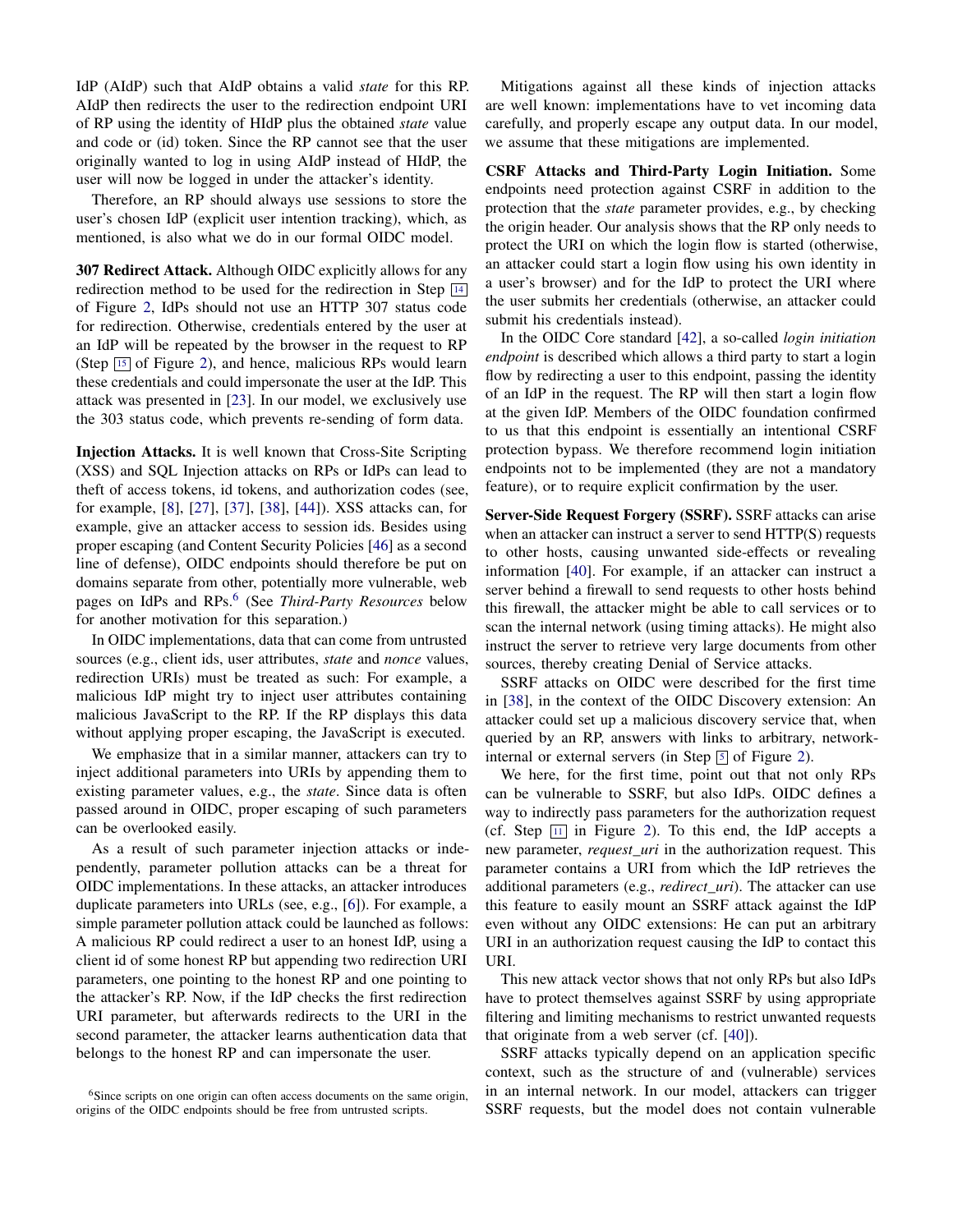IdP (AIdP) such that AIdP obtains a valid *state* for this RP. AIdP then redirects the user to the redirection endpoint URI of RP using the identity of HIdP plus the obtained *state* value and code or (id) token. Since the RP cannot see that the user originally wanted to log in using AIdP instead of HIdP, the user will now be logged in under the attacker's identity.

Therefore, an RP should always use sessions to store the user's chosen IdP (explicit user intention tracking), which, as mentioned, is also what we do in our formal OIDC model.

**307 Redirect Attack.** Although OIDC explicitly allows for any redirection method to be used for the redirection in Step 14 of Figure 2, IdPs should not use an HTTP 307 status code for redirection. Otherwise, credentials entered by the user at an IdP will be repeated by the browser in the request to RP (Step 15 of Figure 2), and hence, malicious RPs would learn these credentials and could impersonate the user at the IdP. This attack was presented in [23]. In our model, we exclusively use the 303 status code, which prevents re-sending of form data.

**Injection Attacks.** It is well known that Cross-Site Scripting (XSS) and SQL Injection attacks on RPs or IdPs can lead to theft of access tokens, id tokens, and authorization codes (see, for example, [8], [27], [37], [38], [44]). XSS attacks can, for example, give an attacker access to session ids. Besides using proper escaping (and Content Security Policies [46] as a second line of defense), OIDC endpoints should therefore be put on domains separate from other, potentially more vulnerable, web pages on IdPs and RPs.[6] (See *Third-Party Resources* below for another motivation for this separation.)

In OIDC implementations, data that can come from untrusted sources (e.g., client ids, user attributes, *state* and *nonce* values, redirection URIs) must be treated as such: For example, a malicious IdP might try to inject user attributes containing malicious JavaScript to the RP. If the RP displays this data without applying proper escaping, the JavaScript is executed.

We emphasize that in a similar manner, attackers can try to inject additional parameters into URIs by appending them to existing parameter values, e.g., the *state*. Since data is often passed around in OIDC, proper escaping of such parameters can be overlooked easily.

As a result of such parameter injection attacks or independently, parameter pollution attacks can be a threat for OIDC implementations. In these attacks, an attacker introduces duplicate parameters into URLs (see, e.g., [6]). For example, a simple parameter pollution attack could be launched as follows: A malicious RP could redirect a user to an honest IdP, using a client id of some honest RP but appending two redirection URI parameters, one pointing to the honest RP and one pointing to the attacker's RP. Now, if the IdP checks the first redirection URI parameter, but afterwards redirects to the URI in the second parameter, the attacker learns authentication data that belongs to the honest RP and can impersonate the user.

[6] Since scripts on one origin can often access documents on the same origin, origins of the OIDC endpoints should be free from untrusted scripts.

Mitigations against all these kinds of injection attacks are well known: implementations have to vet incoming data carefully, and properly escape any output data. In our model, we assume that these mitigations are implemented.

**CSRF Attacks and Third-Party Login Initiation.** Some endpoints need protection against CSRF in addition to the protection that the *state* parameter provides, e.g., by checking the origin header. Our analysis shows that the RP only needs to protect the URI on which the login flow is started (otherwise, an attacker could start a login flow using his own identity in a user's browser) and for the IdP to protect the URI where the user submits her credentials (otherwise, an attacker could submit his credentials instead).

In the OIDC Core standard [42], a so-called *login initiation endpoint* is described which allows a third party to start a login flow by redirecting a user to this endpoint, passing the identity of an IdP in the request. The RP will then start a login flow at the given IdP. Members of the OIDC foundation confirmed to us that this endpoint is essentially an intentional CSRF protection bypass. We therefore recommend login initiation endpoints not to be implemented (they are not a mandatory feature), or to require explicit confirmation by the user.

**Server-Side Request Forgery (SSRF).** SSRF attacks can arise when an attacker can instruct a server to send HTTP(S) requests to other hosts, causing unwanted side-effects or revealing information [40]. For example, if an attacker can instruct a server behind a firewall to send requests to other hosts behind this firewall, the attacker might be able to call services or to scan the internal network (using timing attacks). He might also instruct the server to retrieve very large documents from other sources, thereby creating Denial of Service attacks.

SSRF attacks on OIDC were described for the first time in [38], in the context of the OIDC Discovery extension: An attacker could set up a malicious discovery service that, when queried by an RP, answers with links to arbitrary, network-internal or external servers (in Step 5 of Figure 2).

We here, for the first time, point out that not only RPs can be vulnerable to SSRF, but also IdPs. OIDC defines a way to indirectly pass parameters for the authorization request (cf. Step 11 in Figure 2). To this end, the IdP accepts a new parameter, *request_uri* in the authorization request. This parameter contains a URI from which the IdP retrieves the additional parameters (e.g., *redirect_uri*). The attacker can use this feature to easily mount an SSRF attack against the IdP even without any OIDC extensions: He can put an arbitrary URI in an authorization request causing the IdP to contact this URI.

This new attack vector shows that not only RPs but also IdPs have to protect themselves against SSRF by using appropriate filtering and limiting mechanisms to restrict unwanted requests that originate from a web server (cf. [40]).

SSRF attacks typically depend on an application specific context, such as the structure of and (vulnerable) services in an internal network. In our model, attackers can trigger SSRF requests, but the model does not contain vulnerable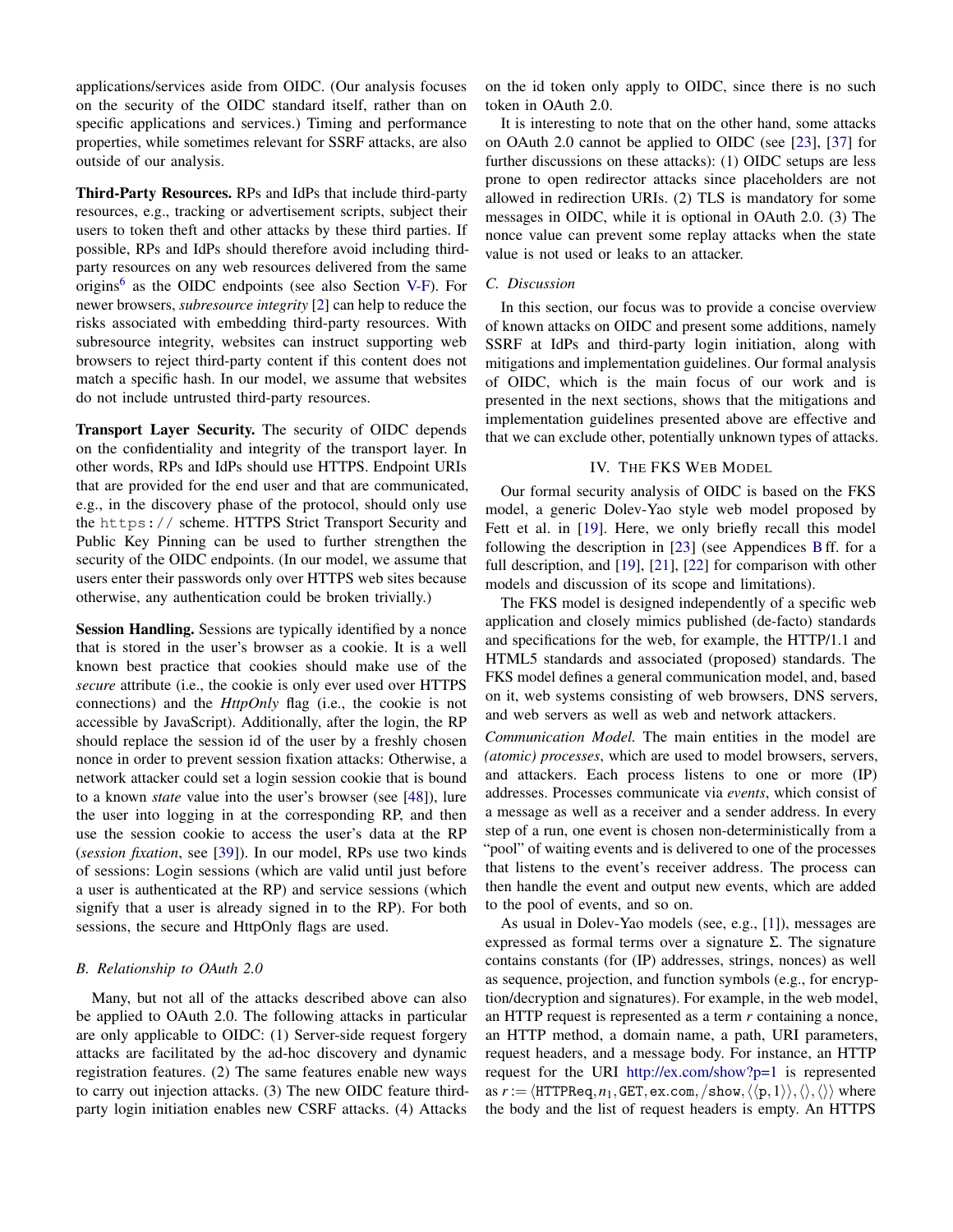applications/services aside from OIDC. (Our analysis focuses on the security of the OIDC standard itself, rather than on specific applications and services.) Timing and performance properties, while sometimes relevant for SSRF attacks, are also outside of our analysis.

**Third-Party Resources.** RPs and IdPs that include third-party resources, e.g., tracking or advertisement scripts, subject their users to token theft and other attacks by these third parties. If possible, RPs and IdPs should therefore avoid including third-party resources on any web resources delivered from the same origins[6] as the OIDC endpoints (see also Section V-F). For newer browsers, *subresource integrity* [2] can help to reduce the risks associated with embedding third-party resources. With subresource integrity, websites can instruct supporting web browsers to reject third-party content if this content does not match a specific hash. In our model, we assume that websites do not include untrusted third-party resources.

**Transport Layer Security.** The security of OIDC depends on the confidentiality and integrity of the transport layer. In other words, RPs and IdPs should use HTTPS. Endpoint URIs that are provided for the end user and that are communicated, e.g., in the discovery phase of the protocol, should only use the `https://` scheme. HTTPS Strict Transport Security and Public Key Pinning can be used to further strengthen the security of the OIDC endpoints. (In our model, we assume that users enter their passwords only over HTTPS web sites because otherwise, any authentication could be broken trivially.)

**Session Handling.** Sessions are typically identified by a nonce that is stored in the user's browser as a cookie. It is a well known best practice that cookies should make use of the *secure* attribute (i.e., the cookie is only ever used over HTTPS connections) and the *HttpOnly* flag (i.e., the cookie is not accessible by JavaScript). Additionally, after the login, the RP should replace the session id of the user by a freshly chosen nonce in order to prevent session fixation attacks: Otherwise, a network attacker could set a login session cookie that is bound to a known *state* value into the user's browser (see [48]), lure the user into logging in at the corresponding RP, and then use the session cookie to access the user's data at the RP (*session fixation*, see [39]). In our model, RPs use two kinds of sessions: Login sessions (which are valid until just before a user is authenticated at the RP) and service sessions (which signify that a user is already signed in to the RP). For both sessions, the secure and HttpOnly flags are used.

### B. Relationship to OAuth 2.0

Many, but not all of the attacks described above can also be applied to OAuth 2.0. The following attacks in particular are only applicable to OIDC: (1) Server-side request forgery attacks are facilitated by the ad-hoc discovery and dynamic registration features. (2) The same features enable new ways to carry out injection attacks. (3) The new OIDC feature third-party login initiation enables new CSRF attacks. (4) Attacks on the id token only apply to OIDC, since there is no such token in OAuth 2.0.

It is interesting to note that on the other hand, some attacks on OAuth 2.0 cannot be applied to OIDC (see [23], [37] for further discussions on these attacks): (1) OIDC setups are less prone to open redirector attacks since placeholders are not allowed in redirection URIs. (2) TLS is mandatory for some messages in OIDC, while it is optional in OAuth 2.0. (3) The nonce value can prevent some replay attacks when the state value is not used or leaks to an attacker.

### C. Discussion

In this section, our focus was to provide a concise overview of known attacks on OIDC and present some additions, namely SSRF at IdPs and third-party login initiation, along with mitigations and implementation guidelines. Our formal analysis of OIDC, which is the main focus of our work and is presented in the next sections, shows that the mitigations and implementation guidelines presented above are effective and that we can exclude other, potentially unknown types of attacks.

## IV. The FKS Web Model

Our formal security analysis of OIDC is based on the FKS model, a generic Dolev-Yao style web model proposed by Fett et al. in [19]. Here, we only briefly recall this model following the description in [23] (see Appendices B ff. for a full description, and [19], [21], [22] for comparison with other models and discussion of its scope and limitations).

The FKS model is designed independently of a specific web application and closely mimics published (de-facto) standards and specifications for the web, for example, the HTTP/1.1 and HTML5 standards and associated (proposed) standards. The FKS model defines a general communication model, and, based on it, web systems consisting of web browsers, DNS servers, and web servers as well as web and network attackers.

*Communication Model.* The main entities in the model are *(atomic) processes*, which are used to model browsers, servers, and attackers. Each process listens to one or more (IP) addresses. Processes communicate via *events*, which consist of a message as well as a receiver and a sender address. In every step of a run, one event is chosen non-deterministically from a "pool" of waiting events and is delivered to one of the processes that listens to the event's receiver address. The process can then handle the event and output new events, which are added to the pool of events, and so on.

As usual in Dolev-Yao models (see, e.g., [1]), messages are expressed as formal terms over a signature $\Sigma$. The signature contains constants (for (IP) addresses, strings, nonces) as well as sequence, projection, and function symbols (e.g., for encryption/decryption and signatures). For example, in the web model, an HTTP request is represented as a term $r$ containing a nonce, an HTTP method, a domain name, a path, URI parameters, request headers, and a message body. For instance, an HTTP request for the URI http://ex.com/show?p=1 is represented as $r := \langle \mathtt{HTTPReq}, n_1, \mathtt{GET}, \mathtt{ex.com}, /\mathtt{show}, \langle\langle \mathtt{p}, 1\rangle\rangle, \langle\rangle, \langle\rangle\rangle$ where the body and the list of request headers is empty. An HTTPS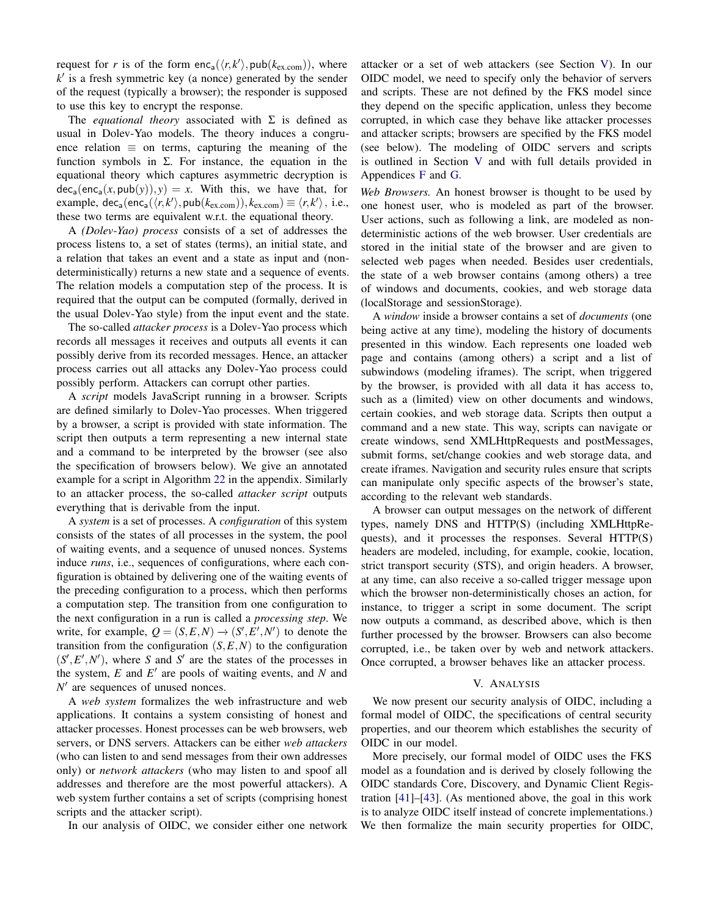request for $r$ is of the form $\mathsf{enc_a}(\langle r, k' \rangle, \mathsf{pub}(k_{\text{ex.com}}))$, where $k'$ is a fresh symmetric key (a nonce) generated by the sender of the request (typically a browser); the responder is supposed to use this key to encrypt the response.

The *equational theory* associated with $\Sigma$ is defined as usual in Dolev-Yao models. The theory induces a congruence relation $\equiv$ on terms, capturing the meaning of the function symbols in $\Sigma$. For instance, the equation in the equational theory which captures asymmetric decryption is $\mathsf{dec_a}(\mathsf{enc_a}(x, \mathsf{pub}(y)), y) = x$. With this, we have that, for example, $\mathsf{dec_a}(\mathsf{enc_a}(\langle r, k' \rangle, \mathsf{pub}(k_{\text{ex.com}})), k_{\text{ex.com}}) \equiv \langle r, k' \rangle$, i.e., these two terms are equivalent w.r.t. the equational theory.

A *(Dolev-Yao) process* consists of a set of addresses the process listens to, a set of states (terms), an initial state, and a relation that takes an event and a state as input and (non-deterministically) returns a new state and a sequence of events. The relation models a computation step of the process. It is required that the output can be computed (formally, derived in the usual Dolev-Yao style) from the input event and the state.

The so-called *attacker process* is a Dolev-Yao process which records all messages it receives and outputs all events it can possibly derive from its recorded messages. Hence, an attacker process carries out all attacks any Dolev-Yao process could possibly perform. Attackers can corrupt other parties.

A *script* models JavaScript running in a browser. Scripts are defined similarly to Dolev-Yao processes. When triggered by a browser, a script is provided with state information. The script then outputs a term representing a new internal state and a command to be interpreted by the browser (see also the specification of browsers below). We give an annotated example for a script in Algorithm 22 in the appendix. Similarly to an attacker process, the so-called *attacker script* outputs everything that is derivable from the input.

A *system* is a set of processes. A *configuration* of this system consists of the states of all processes in the system, the pool of waiting events, and a sequence of unused nonces. Systems induce *runs*, i.e., sequences of configurations, where each configuration is obtained by delivering one of the waiting events of the preceding configuration to a process, which then performs a computation step. The transition from one configuration to the next configuration in a run is called a *processing step*. We write, for example, $Q = (S, E, N) \rightarrow (S', E', N')$ to denote the transition from the configuration $(S, E, N)$ to the configuration $(S', E', N')$, where $S$ and $S'$ are the states of the processes in the system, $E$ and $E'$ are pools of waiting events, and $N$ and $N'$ are sequences of unused nonces.

A *web system* formalizes the web infrastructure and web applications. It contains a system consisting of honest and attacker processes. Honest processes can be web browsers, web servers, or DNS servers. Attackers can be either *web attackers* (who can listen to and send messages from their own addresses only) or *network attackers* (who may listen to and spoof all addresses and therefore are the most powerful attackers). A web system further contains a set of scripts (comprising honest scripts and the attacker script).

In our analysis of OIDC, we consider either one network attacker or a set of web attackers (see Section V). In our OIDC model, we need to specify only the behavior of servers and scripts. These are not defined by the FKS model since they depend on the specific application, unless they become corrupted, in which case they behave like attacker processes and attacker scripts; browsers are specified by the FKS model (see below). The modeling of OIDC servers and scripts is outlined in Section V and with full details provided in Appendices F and G.

*Web Browsers.* An honest browser is thought to be used by one honest user, who is modeled as part of the browser. User actions, such as following a link, are modeled as non-deterministic actions of the web browser. User credentials are stored in the initial state of the browser and are given to selected web pages when needed. Besides user credentials, the state of a web browser contains (among others) a tree of windows and documents, cookies, and web storage data (localStorage and sessionStorage).

A *window* inside a browser contains a set of *documents* (one being active at any time), modeling the history of documents presented in this window. Each represents one loaded web page and contains (among others) a script and a list of subwindows (modeling iframes). The script, when triggered by the browser, is provided with all data it has access to, such as a (limited) view on other documents and windows, certain cookies, and web storage data. Scripts then output a command and a new state. This way, scripts can navigate or create windows, send XMLHttpRequests and postMessages, submit forms, set/change cookies and web storage data, and create iframes. Navigation and security rules ensure that scripts can manipulate only specific aspects of the browser's state, according to the relevant web standards.

A browser can output messages on the network of different types, namely DNS and HTTP(S) (including XMLHttpRequests), and it processes the responses. Several HTTP(S) headers are modeled, including, for example, cookie, location, strict transport security (STS), and origin headers. A browser, at any time, can also receive a so-called trigger message upon which the browser non-deterministically choses an action, for instance, to trigger a script in some document. The script now outputs a command, as described above, which is then further processed by the browser. Browsers can also become corrupted, i.e., be taken over by web and network attackers. Once corrupted, a browser behaves like an attacker process.

## V. Analysis

We now present our security analysis of OIDC, including a formal model of OIDC, the specifications of central security properties, and our theorem which establishes the security of OIDC in our model.

More precisely, our formal model of OIDC uses the FKS model as a foundation and is derived by closely following the OIDC standards Core, Discovery, and Dynamic Client Registration [41]–[43]. (As mentioned above, the goal in this work is to analyze OIDC itself instead of concrete implementations.) We then formalize the main security properties for OIDC,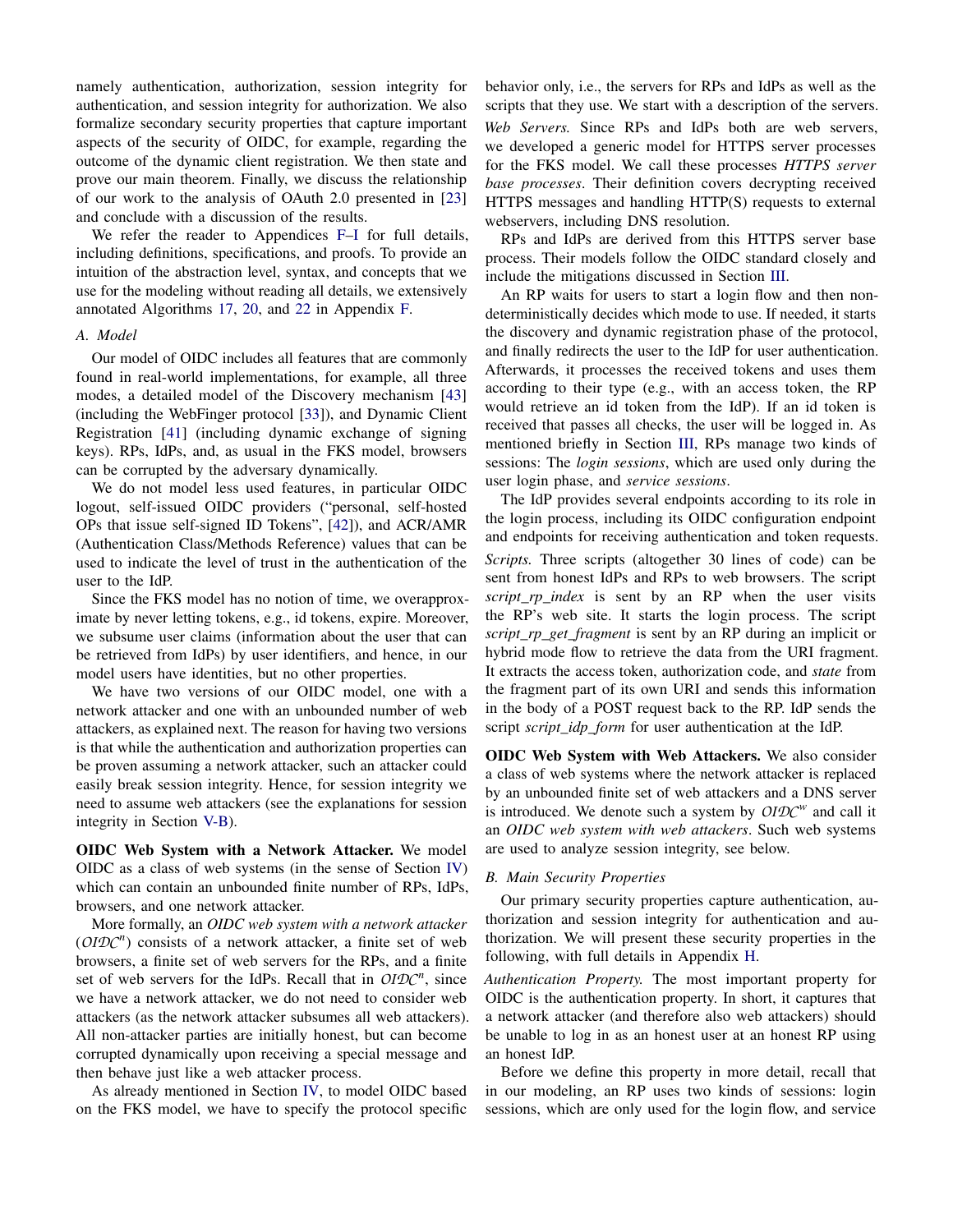namely authentication, authorization, session integrity for authentication, and session integrity for authorization. We also formalize secondary security properties that capture important aspects of the security of OIDC, for example, regarding the outcome of the dynamic client registration. We then state and prove our main theorem. Finally, we discuss the relationship of our work to the analysis of OAuth 2.0 presented in [23] and conclude with a discussion of the results.

We refer the reader to Appendices F–I for full details, including definitions, specifications, and proofs. To provide an intuition of the abstraction level, syntax, and concepts that we use for the modeling without reading all details, we extensively annotated Algorithms 17, 20, and 22 in Appendix F.

### A. Model

Our model of OIDC includes all features that are commonly found in real-world implementations, for example, all three modes, a detailed model of the Discovery mechanism [43] (including the WebFinger protocol [33]), and Dynamic Client Registration [41] (including dynamic exchange of signing keys). RPs, IdPs, and, as usual in the FKS model, browsers can be corrupted by the adversary dynamically.

We do not model less used features, in particular OIDC logout, self-issued OIDC providers ("personal, self-hosted OPs that issue self-signed ID Tokens", [42]), and ACR/AMR (Authentication Class/Methods Reference) values that can be used to indicate the level of trust in the authentication of the user to the IdP.

Since the FKS model has no notion of time, we overapproximate by never letting tokens, e.g., id tokens, expire. Moreover, we subsume user claims (information about the user that can be retrieved from IdPs) by user identifiers, and hence, in our model users have identities, but no other properties.

We have two versions of our OIDC model, one with a network attacker and one with an unbounded number of web attackers, as explained next. The reason for having two versions is that while the authentication and authorization properties can be proven assuming a network attacker, such an attacker could easily break session integrity. Hence, for session integrity we need to assume web attackers (see the explanations for session integrity in Section V-B).

**OIDC Web System with a Network Attacker.** We model OIDC as a class of web systems (in the sense of Section IV) which can contain an unbounded finite number of RPs, IdPs, browsers, and one network attacker.

More formally, an *OIDC web system with a network attacker* ($\mathcal{OIDC}^n$) consists of a network attacker, a finite set of web browsers, a finite set of web servers for the RPs, and a finite set of web servers for the IdPs. Recall that in $\mathcal{OIDC}^n$, since we have a network attacker, we do not need to consider web attackers (as the network attacker subsumes all web attackers). All non-attacker parties are initially honest, but can become corrupted dynamically upon receiving a special message and then behave just like a web attacker process.

As already mentioned in Section IV, to model OIDC based on the FKS model, we have to specify the protocol specific behavior only, i.e., the servers for RPs and IdPs as well as the scripts that they use. We start with a description of the servers.

*Web Servers.* Since RPs and IdPs both are web servers, we developed a generic model for HTTPS server processes for the FKS model. We call these processes *HTTPS server base processes*. Their definition covers decrypting received HTTPS messages and handling HTTP(S) requests to external webservers, including DNS resolution.

RPs and IdPs are derived from this HTTPS server base process. Their models follow the OIDC standard closely and include the mitigations discussed in Section III.

An RP waits for users to start a login flow and then nondeterministically decides which mode to use. If needed, it starts the discovery and dynamic registration phase of the protocol, and finally redirects the user to the IdP for user authentication. Afterwards, it processes the received tokens and uses them according to their type (e.g., with an access token, the RP would retrieve an id token from the IdP). If an id token is received that passes all checks, the user will be logged in. As mentioned briefly in Section III, RPs manage two kinds of sessions: The *login sessions*, which are used only during the user login phase, and *service sessions*.

The IdP provides several endpoints according to its role in the login process, including its OIDC configuration endpoint and endpoints for receiving authentication and token requests.

*Scripts.* Three scripts (altogether 30 lines of code) can be sent from honest IdPs and RPs to web browsers. The script *script_rp_index* is sent by an RP when the user visits the RP's web site. It starts the login process. The script *script_rp_get_fragment* is sent by an RP during an implicit or hybrid mode flow to retrieve the data from the URI fragment. It extracts the access token, authorization code, and *state* from the fragment part of its own URI and sends this information in the body of a POST request back to the RP. IdP sends the script *script_idp_form* for user authentication at the IdP.

**OIDC Web System with Web Attackers.** We also consider a class of web systems where the network attacker is replaced by an unbounded finite set of web attackers and a DNS server is introduced. We denote such a system by $\mathcal{OIDC}^w$ and call it an *OIDC web system with web attackers*. Such web systems are used to analyze session integrity, see below.

### B. Main Security Properties

Our primary security properties capture authentication, authorization and session integrity for authentication and authorization. We will present these security properties in the following, with full details in Appendix H.

*Authentication Property.* The most important property for OIDC is the authentication property. In short, it captures that a network attacker (and therefore also web attackers) should be unable to log in as an honest user at an honest RP using an honest IdP.

Before we define this property in more detail, recall that in our modeling, an RP uses two kinds of sessions: login sessions, which are only used for the login flow, and service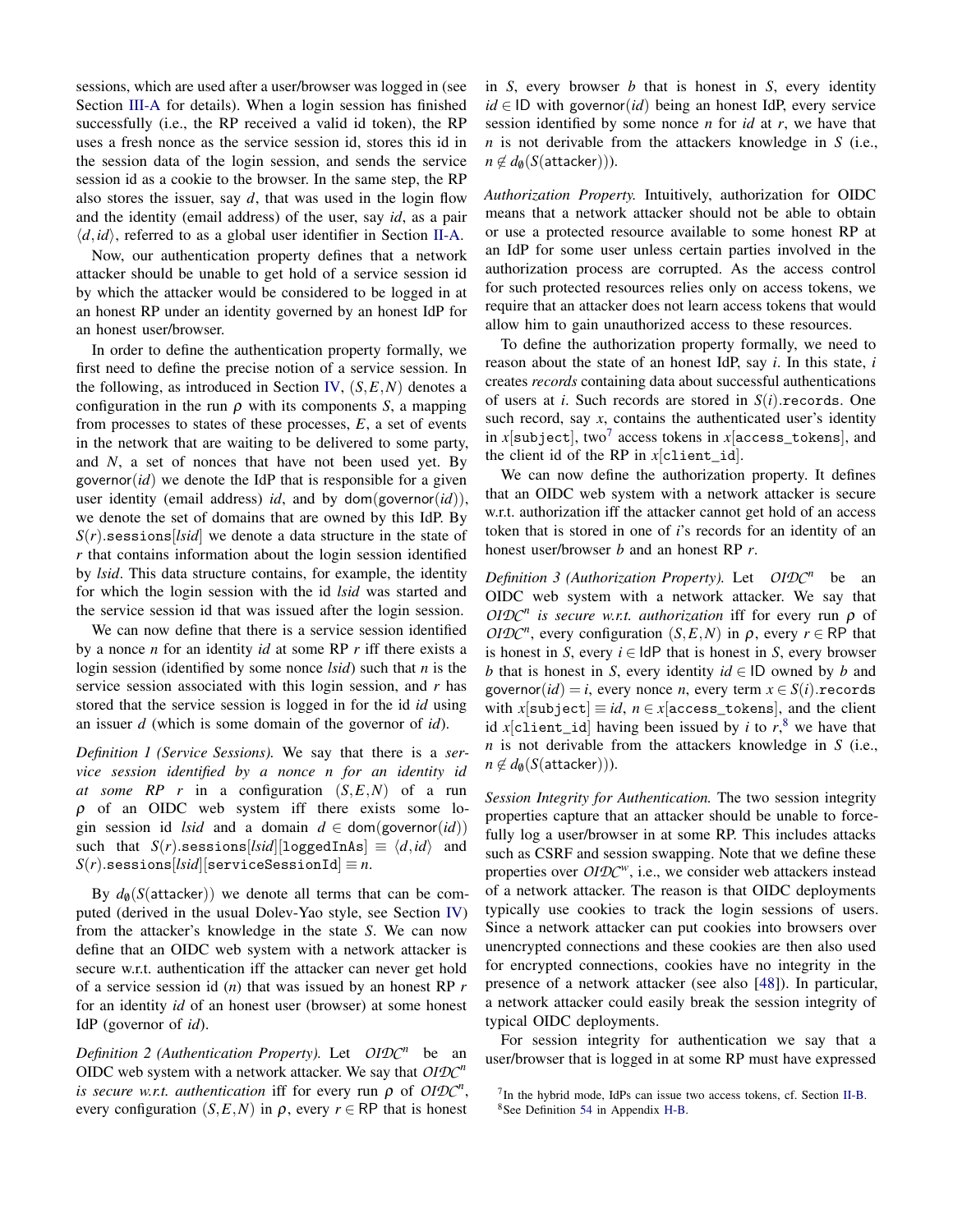sessions, which are used after a user/browser was logged in (see Section III-A for details). When a login session has finished successfully (i.e., the RP received a valid id token), the RP uses a fresh nonce as the service session id, stores this id in the session data of the login session, and sends the service session id as a cookie to the browser. In the same step, the RP also stores the issuer, say $d$, that was used in the login flow and the identity (email address) of the user, say $id$, as a pair $\langle d, id\rangle$, referred to as a global user identifier in Section II-A.

Now, our authentication property defines that a network attacker should be unable to get hold of a service session id by which the attacker would be considered to be logged in at an honest RP under an identity governed by an honest IdP for an honest user/browser.

In order to define the authentication property formally, we first need to define the precise notion of a service session. In the following, as introduced in Section IV, $(S,E,N)$ denotes a configuration in the run $\rho$ with its components $S$, a mapping from processes to states of these processes, $E$, a set of events in the network that are waiting to be delivered to some party, and $N$, a set of nonces that have not been used yet. By $\mathsf{governor}(id)$ we denote the IdP that is responsible for a given user identity (email address) $id$, and by $\mathsf{dom}(\mathsf{governor}(id))$, we denote the set of domains that are owned by this IdP. By $S(r).\mathtt{sessions}[lsid]$ we denote a data structure in the state of $r$ that contains information about the login session identified by $lsid$. This data structure contains, for example, the identity for which the login session with the id $lsid$ was started and the service session id that was issued after the login session.

We can now define that there is a service session identified by a nonce $n$ for an identity $id$ at some RP $r$ iff there exists a login session (identified by some nonce $lsid$) such that $n$ is the service session associated with this login session, and $r$ has stored that the service session is logged in for the id $id$ using an issuer $d$ (which is some domain of the governor of $id$).

*Definition 1 (Service Sessions).* We say that there is a *service session identified by a nonce $n$ for an identity $id$ at some RP $r$* in a configuration $(S,E,N)$ of a run $\rho$ of an OIDC web system iff there exists some login session id $lsid$ and a domain $d \in \mathsf{dom}(\mathsf{governor}(id))$ such that $S(r).\mathtt{sessions}[lsid][\mathtt{loggedInAs}] \equiv \langle d, id\rangle$ and $S(r).\mathtt{sessions}[lsid][\mathtt{serviceSessionId}] \equiv n$.

By $d_\emptyset(S(\mathsf{attacker}))$ we denote all terms that can be computed (derived in the usual Dolev-Yao style, see Section IV) from the attacker's knowledge in the state $S$. We can now define that an OIDC web system with a network attacker is secure w.r.t. authentication iff the attacker can never get hold of a service session id ($n$) that was issued by an honest RP $r$ for an identity $id$ of an honest user (browser) at some honest IdP (governor of $id$).

*Definition 2 (Authentication Property).* Let $\mathcal{OIDC}^n$ be an OIDC web system with a network attacker. We say that *$\mathcal{OIDC}^n$ is secure w.r.t. authentication* iff for every run $\rho$ of $\mathcal{OIDC}^n$, every configuration $(S,E,N)$ in $\rho$, every $r \in \mathsf{RP}$ that is honest in $S$, every browser $b$ that is honest in $S$, every identity $id \in \mathsf{ID}$ with $\mathsf{governor}(id)$ being an honest IdP, every service session identified by some nonce $n$ for $id$ at $r$, we have that $n$ is not derivable from the attackers knowledge in $S$ (i.e., $n \notin d_\emptyset(S(\mathsf{attacker}))$).

*Authorization Property.* Intuitively, authorization for OIDC means that a network attacker should not be able to obtain or use a protected resource available to some honest RP at an IdP for some user unless certain parties involved in the authorization process are corrupted. As the access control for such protected resources relies only on access tokens, we require that an attacker does not learn access tokens that would allow him to gain unauthorized access to these resources.

To define the authorization property formally, we need to reason about the state of an honest IdP, say $i$. In this state, $i$ creates *records* containing data about successful authentications of users at $i$. Such records are stored in $S(i).\mathtt{records}$. One such record, say $x$, contains the authenticated user's identity in $x[\mathtt{subject}]$, two[7] access tokens in $x[\mathtt{access\_tokens}]$, and the client id of the RP in $x[\mathtt{client\_id}]$.

We can now define the authorization property. It defines that an OIDC web system with a network attacker is secure w.r.t. authorization iff the attacker cannot get hold of an access token that is stored in one of $i$'s records for an identity of an honest user/browser $b$ and an honest RP $r$.

*Definition 3 (Authorization Property).* Let $\mathcal{OIDC}^n$ be an OIDC web system with a network attacker. We say that *$\mathcal{OIDC}^n$ is secure w.r.t. authorization* iff for every run $\rho$ of $\mathcal{OIDC}^n$, every configuration $(S,E,N)$ in $\rho$, every $r \in \mathsf{RP}$ that is honest in $S$, every $i \in \mathsf{IdP}$ that is honest in $S$, every browser $b$ that is honest in $S$, every identity $id \in \mathsf{ID}$ owned by $b$ and $\mathsf{governor}(id) = i$, every nonce $n$, every term $x \in S(i).\mathtt{records}$ with $x[\mathtt{subject}] \equiv id$, $n \in x[\mathtt{access\_tokens}]$, and the client id $x[\mathtt{client\_id}]$ having been issued by $i$ to $r$,[8] we have that $n$ is not derivable from the attackers knowledge in $S$ (i.e., $n \notin d_\emptyset(S(\mathsf{attacker}))$).

*Session Integrity for Authentication.* The two session integrity properties capture that an attacker should be unable to forcefully log a user/browser in at some RP. This includes attacks such as CSRF and session swapping. Note that we define these properties over $\mathcal{OIDC}^w$, i.e., we consider web attackers instead of a network attacker. The reason is that OIDC deployments typically use cookies to track the login sessions of users. Since a network attacker can put cookies into browsers over unencrypted connections and these cookies are then also used for encrypted connections, cookies have no integrity in the presence of a network attacker (see also [48]). In particular, a network attacker could easily break the session integrity of typical OIDC deployments.

For session integrity for authentication we say that a user/browser that is logged in at some RP must have expressed

[7] In the hybrid mode, IdPs can issue two access tokens, cf. Section II-B.

[8] See Definition 54 in Appendix H-B.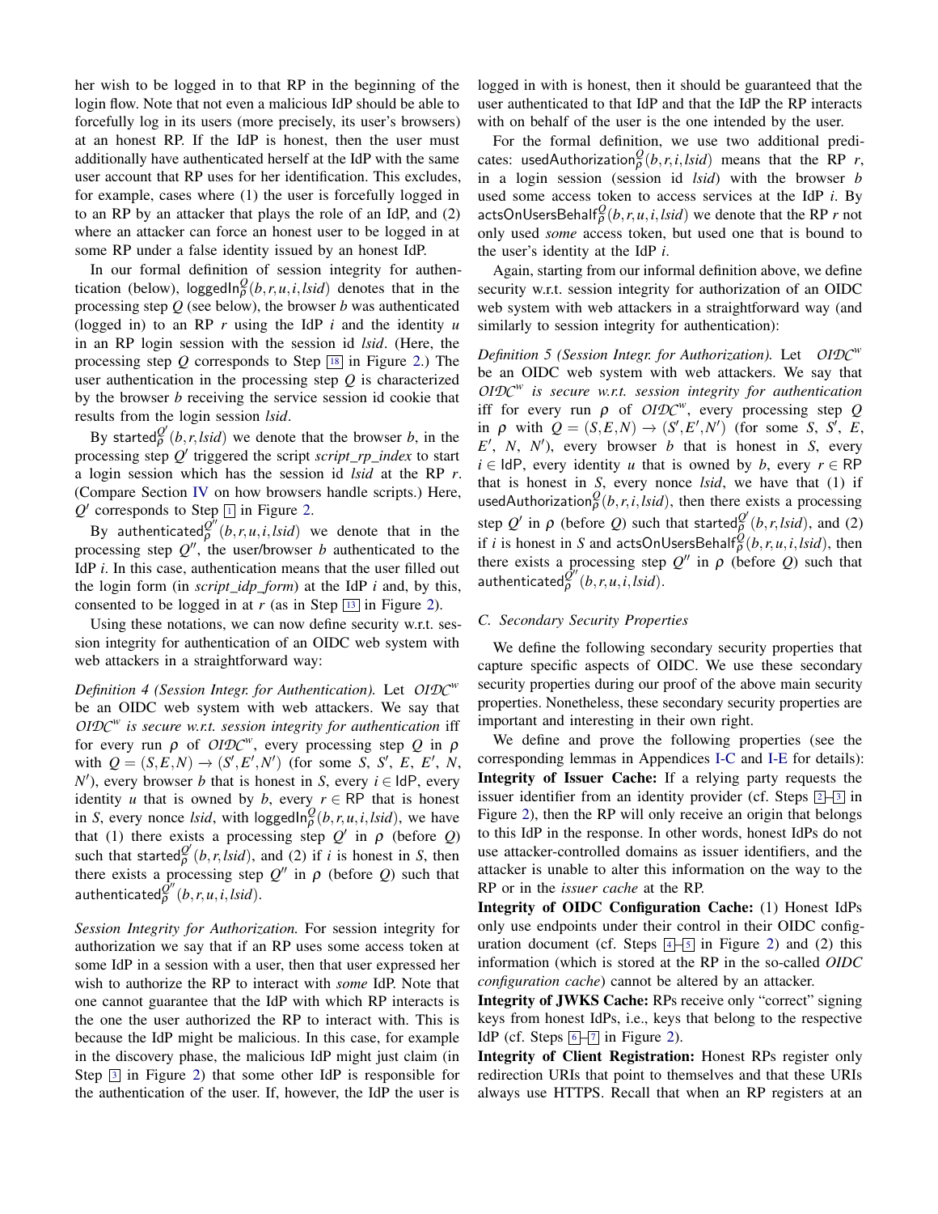her wish to be logged in to that RP in the beginning of the login flow. Note that not even a malicious IdP should be able to forcefully log in its users (more precisely, its user's browsers) at an honest RP. If the IdP is honest, then the user must additionally have authenticated herself at the IdP with the same user account that RP uses for her identification. This excludes, for example, cases where (1) the user is forcefully logged in to an RP by an attacker that plays the role of an IdP, and (2) where an attacker can force an honest user to be logged in at some RP under a false identity issued by an honest IdP.

In our formal definition of session integrity for authentication (below), $\mathsf{loggedIn}_\rho^Q(b,r,u,i,lsid)$ denotes that in the processing step $Q$ (see below), the browser $b$ was authenticated (logged in) to an RP $r$ using the IdP $i$ and the identity $u$ in an RP login session with the session id $lsid$. (Here, the processing step $Q$ corresponds to Step 18 in Figure 2.) The user authentication in the processing step $Q$ is characterized by the browser $b$ receiving the service session id cookie that results from the login session $lsid$.

By $\mathsf{started}_\rho^{Q'}(b,r,lsid)$ we denote that the browser $b$, in the processing step $Q'$ triggered the script *script_rp_index* to start a login session which has the session id $lsid$ at the RP $r$. (Compare Section IV on how browsers handle scripts.) Here, $Q'$ corresponds to Step 1 in Figure 2.

By $\mathsf{authenticated}_\rho^{Q''}(b,r,u,i,lsid)$ we denote that in the processing step $Q''$, the user/browser $b$ authenticated to the IdP $i$. In this case, authentication means that the user filled out the login form (in *script_idp_form*) at the IdP $i$ and, by this, consented to be logged in at $r$ (as in Step 13 in Figure 2).

Using these notations, we can now define security w.r.t. session integrity for authentication of an OIDC web system with web attackers in a straightforward way:

*Definition 4 (Session Integr. for Authentication).* Let $\mathcal{OIDC}^w$ be an OIDC web system with web attackers. We say that *$\mathcal{OIDC}^w$ is secure w.r.t. session integrity for authentication* iff for every run $\rho$ of $\mathcal{OIDC}^w$, every processing step $Q$ in $\rho$ with $Q = (S,E,N) \to (S',E',N')$ (for some $S$, $S'$, $E$, $E'$, $N$, $N'$), every browser $b$ that is honest in $S$, every $i \in \mathsf{IdP}$, every identity $u$ that is owned by $b$, every $r \in \mathsf{RP}$ that is honest in $S$, every nonce $lsid$, with $\mathsf{loggedIn}_\rho^Q(b,r,u,i,lsid)$, we have that (1) there exists a processing step $Q'$ in $\rho$ (before $Q$) such that $\mathsf{started}_\rho^{Q'}(b,r,lsid)$, and (2) if $i$ is honest in $S$, then there exists a processing step $Q''$ in $\rho$ (before $Q$) such that $\mathsf{authenticated}_\rho^{Q''}(b,r,u,i,lsid)$.

*Session Integrity for Authorization.* For session integrity for authorization we say that if an RP uses some access token at some IdP in a session with a user, then that user expressed her wish to authorize the RP to interact with *some* IdP. Note that one cannot guarantee that the IdP with which RP interacts is the one the user authorized the RP to interact with. This is because the IdP might be malicious. In this case, for example in the discovery phase, the malicious IdP might just claim (in Step 3 in Figure 2) that some other IdP is responsible for the authentication of the user. If, however, the IdP the user is logged in with is honest, then it should be guaranteed that the user authenticated to that IdP and that the IdP the RP interacts with on behalf of the user is the one intended by the user.

For the formal definition, we use two additional predicates: $\mathsf{usedAuthorization}_\rho^Q(b,r,i,lsid)$ means that the RP $r$, in a login session (session id $lsid$) with the browser $b$ used some access token to access services at the IdP $i$. By $\mathsf{actsOnUsersBehalf}_\rho^Q(b,r,u,i,lsid)$ we denote that the RP $r$ not only used *some* access token, but used one that is bound to the user's identity at the IdP $i$.

Again, starting from our informal definition above, we define security w.r.t. session integrity for authorization of an OIDC web system with web attackers in a straightforward way (and similarly to session integrity for authentication):

*Definition 5 (Session Integr. for Authorization).* Let $\mathcal{OIDC}^w$ be an OIDC web system with web attackers. We say that *$\mathcal{OIDC}^w$ is secure w.r.t. session integrity for authentication* iff for every run $\rho$ of $\mathcal{OIDC}^w$, every processing step $Q$ in $\rho$ with $Q = (S,E,N) \to (S',E',N')$ (for some $S$, $S'$, $E$, $E'$, $N$, $N'$), every browser $b$ that is honest in $S$, every $i \in \mathsf{IdP}$, every identity $u$ that is owned by $b$, every $r \in \mathsf{RP}$ that is honest in $S$, every nonce $lsid$, we have that (1) if $\mathsf{usedAuthorization}_\rho^Q(b,r,i,lsid)$, then there exists a processing step $Q'$ in $\rho$ (before $Q$) such that $\mathsf{started}_\rho^{Q'}(b,r,lsid)$, and (2) if $i$ is honest in $S$ and $\mathsf{actsOnUsersBehalf}_\rho^Q(b,r,u,i,lsid)$, then there exists a processing step $Q''$ in $\rho$ (before $Q$) such that $\mathsf{authenticated}_\rho^{Q''}(b,r,u,i,lsid)$.

### C. Secondary Security Properties

We define the following secondary security properties that capture specific aspects of OIDC. We use these secondary security properties during our proof of the above main security properties. Nonetheless, these secondary security properties are important and interesting in their own right.

We define and prove the following properties (see the corresponding lemmas in Appendices I-C and I-E for details):

**Integrity of Issuer Cache:** If a relying party requests the issuer identifier from an identity provider (cf. Steps 2–3 in Figure 2), then the RP will only receive an origin that belongs to this IdP in the response. In other words, honest IdPs do not use attacker-controlled domains as issuer identifiers, and the attacker is unable to alter this information on the way to the RP or in the *issuer cache* at the RP.

**Integrity of OIDC Configuration Cache:** (1) Honest IdPs only use endpoints under their control in their OIDC configuration document (cf. Steps 4–5 in Figure 2) and (2) this information (which is stored at the RP in the so-called *OIDC configuration cache*) cannot be altered by an attacker.

**Integrity of JWKS Cache:** RPs receive only "correct" signing keys from honest IdPs, i.e., keys that belong to the respective IdP (cf. Steps 6–7 in Figure 2).

**Integrity of Client Registration:** Honest RPs register only redirection URIs that point to themselves and that these URIs always use HTTPS. Recall that when an RP registers at an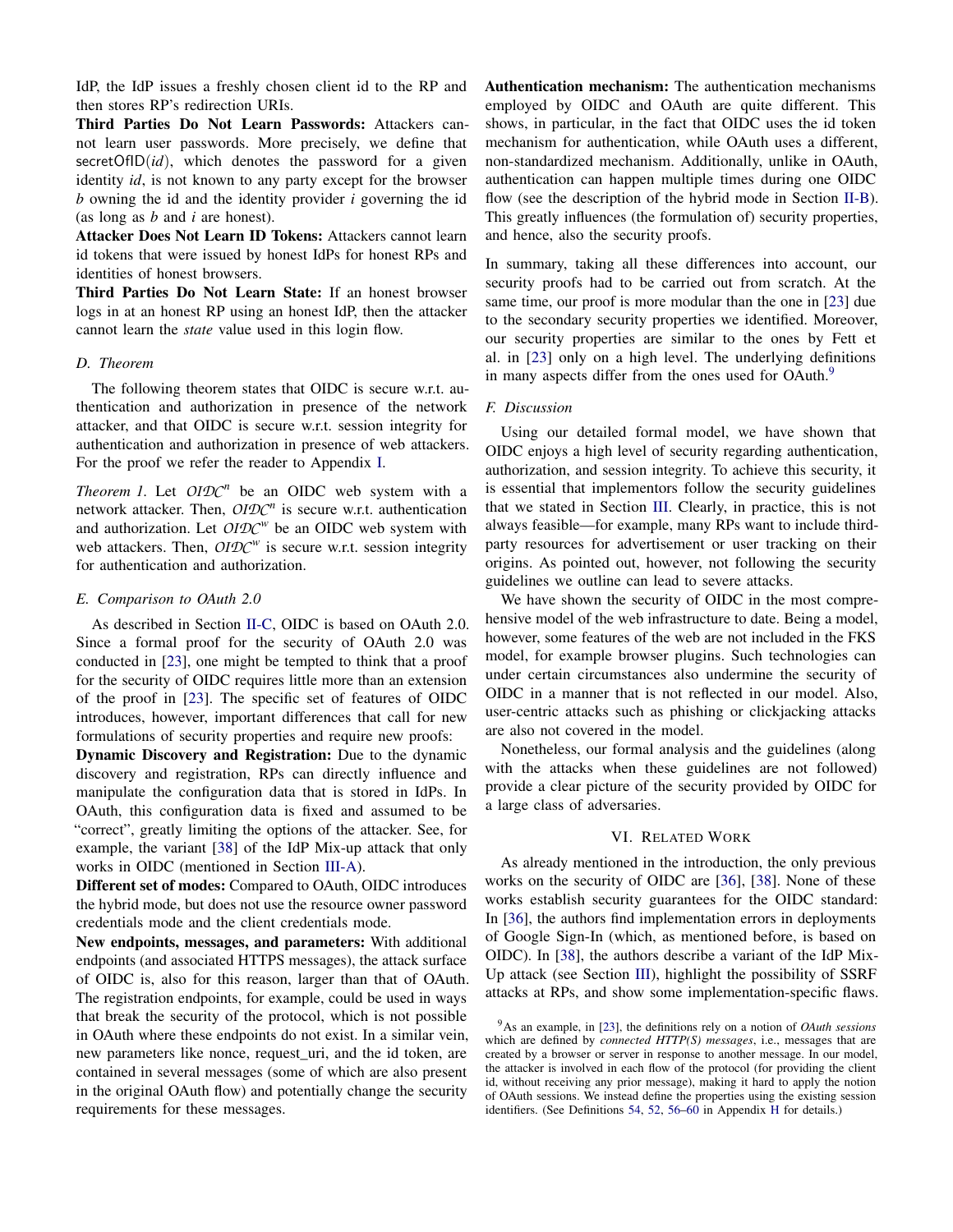IdP, the IdP issues a freshly chosen client id to the RP and then stores RP's redirection URIs.

**Third Parties Do Not Learn Passwords:** Attackers cannot learn user passwords. More precisely, we define that $\mathsf{secretOfID}(id)$, which denotes the password for a given identity *id*, is not known to any party except for the browser *b* owning the id and the identity provider *i* governing the id (as long as *b* and *i* are honest).

**Attacker Does Not Learn ID Tokens:** Attackers cannot learn id tokens that were issued by honest IdPs for honest RPs and identities of honest browsers.

**Third Parties Do Not Learn State:** If an honest browser logs in at an honest RP using an honest IdP, then the attacker cannot learn the *state* value used in this login flow.

### D. Theorem

The following theorem states that OIDC is secure w.r.t. authentication and authorization in presence of the network attacker, and that OIDC is secure w.r.t. session integrity for authentication and authorization in presence of web attackers. For the proof we refer the reader to Appendix I.

*Theorem 1.* Let $\mathcal{OIDC}^n$ be an OIDC web system with a network attacker. Then, $\mathcal{OIDC}^n$ is secure w.r.t. authentication and authorization. Let $\mathcal{OIDC}^w$ be an OIDC web system with web attackers. Then, $\mathcal{OIDC}^w$ is secure w.r.t. session integrity for authentication and authorization.

### E. Comparison to OAuth 2.0

As described in Section II-C, OIDC is based on OAuth 2.0. Since a formal proof for the security of OAuth 2.0 was conducted in [23], one might be tempted to think that a proof for the security of OIDC requires little more than an extension of the proof in [23]. The specific set of features of OIDC introduces, however, important differences that call for new formulations of security properties and require new proofs:

**Dynamic Discovery and Registration:** Due to the dynamic discovery and registration, RPs can directly influence and manipulate the configuration data that is stored in IdPs. In OAuth, this configuration data is fixed and assumed to be "correct", greatly limiting the options of the attacker. See, for example, the variant [38] of the IdP Mix-up attack that only works in OIDC (mentioned in Section III-A).

**Different set of modes:** Compared to OAuth, OIDC introduces the hybrid mode, but does not use the resource owner password credentials mode and the client credentials mode.

**New endpoints, messages, and parameters:** With additional endpoints (and associated HTTPS messages), the attack surface of OIDC is, also for this reason, larger than that of OAuth. The registration endpoints, for example, could be used in ways that break the security of the protocol, which is not possible in OAuth where these endpoints do not exist. In a similar vein, new parameters like nonce, request_uri, and the id token, are contained in several messages (some of which are also present in the original OAuth flow) and potentially change the security requirements for these messages.

**Authentication mechanism:** The authentication mechanisms employed by OIDC and OAuth are quite different. This shows, in particular, in the fact that OIDC uses the id token mechanism for authentication, while OAuth uses a different, non-standardized mechanism. Additionally, unlike in OAuth, authentication can happen multiple times during one OIDC flow (see the description of the hybrid mode in Section II-B). This greatly influences (the formulation of) security properties, and hence, also the security proofs.

In summary, taking all these differences into account, our security proofs had to be carried out from scratch. At the same time, our proof is more modular than the one in [23] due to the secondary security properties we identified. Moreover, our security properties are similar to the ones by Fett et al. in [23] only on a high level. The underlying definitions in many aspects differ from the ones used for OAuth.[9]

### F. Discussion

Using our detailed formal model, we have shown that OIDC enjoys a high level of security regarding authentication, authorization, and session integrity. To achieve this security, it is essential that implementors follow the security guidelines that we stated in Section III. Clearly, in practice, this is not always feasible—for example, many RPs want to include third-party resources for advertisement or user tracking on their origins. As pointed out, however, not following the security guidelines we outline can lead to severe attacks.

We have shown the security of OIDC in the most comprehensive model of the web infrastructure to date. Being a model, however, some features of the web are not included in the FKS model, for example browser plugins. Such technologies can under certain circumstances also undermine the security of OIDC in a manner that is not reflected in our model. Also, user-centric attacks such as phishing or clickjacking attacks are also not covered in the model.

Nonetheless, our formal analysis and the guidelines (along with the attacks when these guidelines are not followed) provide a clear picture of the security provided by OIDC for a large class of adversaries.

## VI. Related Work

As already mentioned in the introduction, the only previous works on the security of OIDC are [36], [38]. None of these works establish security guarantees for the OIDC standard: In [36], the authors find implementation errors in deployments of Google Sign-In (which, as mentioned before, is based on OIDC). In [38], the authors describe a variant of the IdP Mix-Up attack (see Section III), highlight the possibility of SSRF attacks at RPs, and show some implementation-specific flaws.

[9] As an example, in [23], the definitions rely on a notion of *OAuth sessions* which are defined by *connected HTTP(S) messages*, i.e., messages that are created by a browser or server in response to another message. In our model, the attacker is involved in each flow of the protocol (for providing the client id, without receiving any prior message), making it hard to apply the notion of OAuth sessions. We instead define the properties using the existing session identifiers. (See Definitions 54, 52, 56–60 in Appendix H for details.)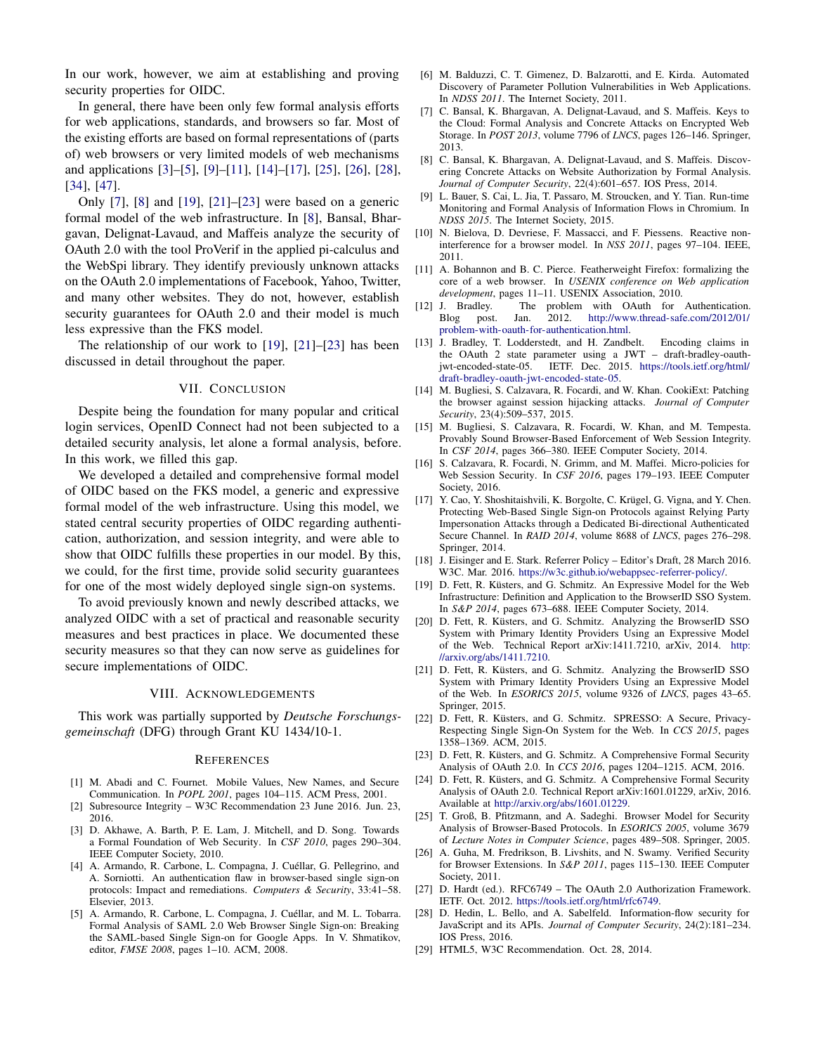In our work, however, we aim at establishing and proving security properties for OIDC.

In general, there have been only few formal analysis efforts for web applications, standards, and browsers so far. Most of the existing efforts are based on formal representations of (parts of) web browsers or very limited models of web mechanisms and applications [3]–[5], [9]–[11], [14]–[17], [25], [26], [28], [34], [47].

Only [7], [8] and [19], [21]–[23] were based on a generic formal model of the web infrastructure. In [8], Bansal, Bhargavan, Delignat-Lavaud, and Maffeis analyze the security of OAuth 2.0 with the tool ProVerif in the applied pi-calculus and the WebSpi library. They identify previously unknown attacks on the OAuth 2.0 implementations of Facebook, Yahoo, Twitter, and many other websites. They do not, however, establish security guarantees for OAuth 2.0 and their model is much less expressive than the FKS model.

The relationship of our work to [19], [21]–[23] has been discussed in detail throughout the paper.

## VII. Conclusion

Despite being the foundation for many popular and critical login services, OpenID Connect had not been subjected to a detailed security analysis, let alone a formal analysis, before. In this work, we filled this gap.

We developed a detailed and comprehensive formal model of OIDC based on the FKS model, a generic and expressive formal model of the web infrastructure. Using this model, we stated central security properties of OIDC regarding authentication, authorization, and session integrity, and were able to show that OIDC fulfills these properties in our model. By this, we could, for the first time, provide solid security guarantees for one of the most widely deployed single sign-on systems.

To avoid previously known and newly described attacks, we analyzed OIDC with a set of practical and reasonable security measures and best practices in place. We documented these security measures so that they can now serve as guidelines for secure implementations of OIDC.

## VIII. Acknowledgements

This work was partially supported by *Deutsche Forschungsgemeinschaft* (DFG) through Grant KU 1434/10-1.

## References

[1] M. Abadi and C. Fournet. Mobile Values, New Names, and Secure Communication. In *POPL 2001*, pages 104–115. ACM Press, 2001.

[2] Subresource Integrity – W3C Recommendation 23 June 2016. Jun. 23, 2016.

[3] D. Akhawe, A. Barth, P. E. Lam, J. Mitchell, and D. Song. Towards a Formal Foundation of Web Security. In *CSF 2010*, pages 290–304. IEEE Computer Society, 2010.

[4] A. Armando, R. Carbone, L. Compagna, J. Cuéllar, G. Pellegrino, and A. Sorniotti. An authentication flaw in browser-based single sign-on protocols: Impact and remediations. *Computers & Security*, 33:41–58. Elsevier, 2013.

[5] A. Armando, R. Carbone, L. Compagna, J. Cuéllar, and M. L. Tobarra. Formal Analysis of SAML 2.0 Web Browser Single Sign-on: Breaking the SAML-based Single Sign-on for Google Apps. In V. Shmatikov, editor, *FMSE 2008*, pages 1–10. ACM, 2008.

[6] M. Balduzzi, C. T. Gimenez, D. Balzarotti, and E. Kirda. Automated Discovery of Parameter Pollution Vulnerabilities in Web Applications. In *NDSS 2011*. The Internet Society, 2011.

[7] C. Bansal, K. Bhargavan, A. Delignat-Lavaud, and S. Maffeis. Keys to the Cloud: Formal Analysis and Concrete Attacks on Encrypted Web Storage. In *POST 2013*, volume 7796 of *LNCS*, pages 126–146. Springer, 2013.

[8] C. Bansal, K. Bhargavan, A. Delignat-Lavaud, and S. Maffeis. Discovering Concrete Attacks on Website Authorization by Formal Analysis. *Journal of Computer Security*, 22(4):601–657. IOS Press, 2014.

[9] L. Bauer, S. Cai, L. Jia, T. Passaro, M. Stroucken, and Y. Tian. Run-time Monitoring and Formal Analysis of Information Flows in Chromium. In *NDSS 2015*. The Internet Society, 2015.

[10] N. Bielova, D. Devriese, F. Massacci, and F. Piessens. Reactive non-interference for a browser model. In *NSS 2011*, pages 97–104. IEEE, 2011.

[11] A. Bohannon and B. C. Pierce. Featherweight Firefox: formalizing the core of a web browser. In *USENIX conference on Web application development*, pages 11–11. USENIX Association, 2010.

[12] J. Bradley. The problem with OAuth for Authentication. Blog post. Jan. 2012. http://www.thread-safe.com/2012/01/problem-with-oauth-for-authentication.html.

[13] J. Bradley, T. Lodderstedt, and H. Zandbelt. Encoding claims in the OAuth 2 state parameter using a JWT – draft-bradley-oauth-jwt-encoded-state-05. IETF. Dec. 2015. https://tools.ietf.org/html/draft-bradley-oauth-jwt-encoded-state-05.

[14] M. Bugliesi, S. Calzavara, R. Focardi, and W. Khan. CookiExt: Patching the browser against session hijacking attacks. *Journal of Computer Security*, 23(4):509–537, 2015.

[15] M. Bugliesi, S. Calzavara, R. Focardi, W. Khan, and M. Tempesta. Provably Sound Browser-Based Enforcement of Web Session Integrity. In *CSF 2014*, pages 366–380. IEEE Computer Society, 2014.

[16] S. Calzavara, R. Focardi, N. Grimm, and M. Maffei. Micro-policies for Web Session Security. In *CSF 2016*, pages 179–193. IEEE Computer Society, 2016.

[17] Y. Cao, Y. Shoshitaishvili, K. Borgolte, C. Krügel, G. Vigna, and Y. Chen. Protecting Web-Based Single Sign-On Protocols against Relying Party Impersonation Attacks through a Dedicated Bi-directional Authenticated Secure Channel. In *RAID 2014*, volume 8688 of *LNCS*, pages 276–298. Springer, 2014.

[18] J. Eisinger and E. Stark. Referrer Policy – Editor's Draft, 28 March 2016. W3C. Mar. 2016. https://w3c.github.io/webappsec-referrer-policy/.

[19] D. Fett, R. Küsters, and G. Schmitz. An Expressive Model for the Web Infrastructure: Definition and Application to the BrowserID SSO System. In *S&P 2014*, pages 673–688. IEEE Computer Society, 2014.

[20] D. Fett, R. Küsters, and G. Schmitz. Analyzing the BrowserID SSO System with Primary Identity Providers Using an Expressive Model of the Web. Technical Report arXiv:1411.7210, arXiv, 2014. http://arxiv.org/abs/1411.7210.

[21] D. Fett, R. Küsters, and G. Schmitz. Analyzing the BrowserID SSO System with Primary Identity Providers Using an Expressive Model of the Web. In *ESORICS 2015*, volume 9326 of *LNCS*, pages 43–65. Springer, 2015.

[22] D. Fett, R. Küsters, and G. Schmitz. SPRESSO: A Secure, Privacy-Respecting Single Sign-On System for the Web. In *CCS 2015*, pages 1358–1369. ACM, 2015.

[23] D. Fett, R. Küsters, and G. Schmitz. A Comprehensive Formal Security Analysis of OAuth 2.0. In *CCS 2016*, pages 1204–1215. ACM, 2016.

[24] D. Fett, R. Küsters, and G. Schmitz. A Comprehensive Formal Security Analysis of OAuth 2.0. Technical Report arXiv:1601.01229, arXiv, 2016. Available at http://arxiv.org/abs/1601.01229.

[25] T. Groß, B. Pfitzmann, and A. Sadeghi. Browser Model for Security Analysis of Browser-Based Protocols. In *ESORICS 2005*, volume 3679 of *Lecture Notes in Computer Science*, pages 489–508. Springer, 2005.

[26] A. Guha, M. Fredrikson, B. Livshits, and N. Swamy. Verified Security for Browser Extensions. In *S&P 2011*, pages 115–130. IEEE Computer Society, 2011.

[27] D. Hardt (ed.). RFC6749 – The OAuth 2.0 Authorization Framework. IETF. Oct. 2012. https://tools.ietf.org/html/rfc6749.

[28] D. Hedin, L. Bello, and A. Sabelfeld. Information-flow security for JavaScript and its APIs. *Journal of Computer Security*, 24(2):181–234. IOS Press, 2016.

[29] HTML5, W3C Recommendation. Oct. 28, 2014.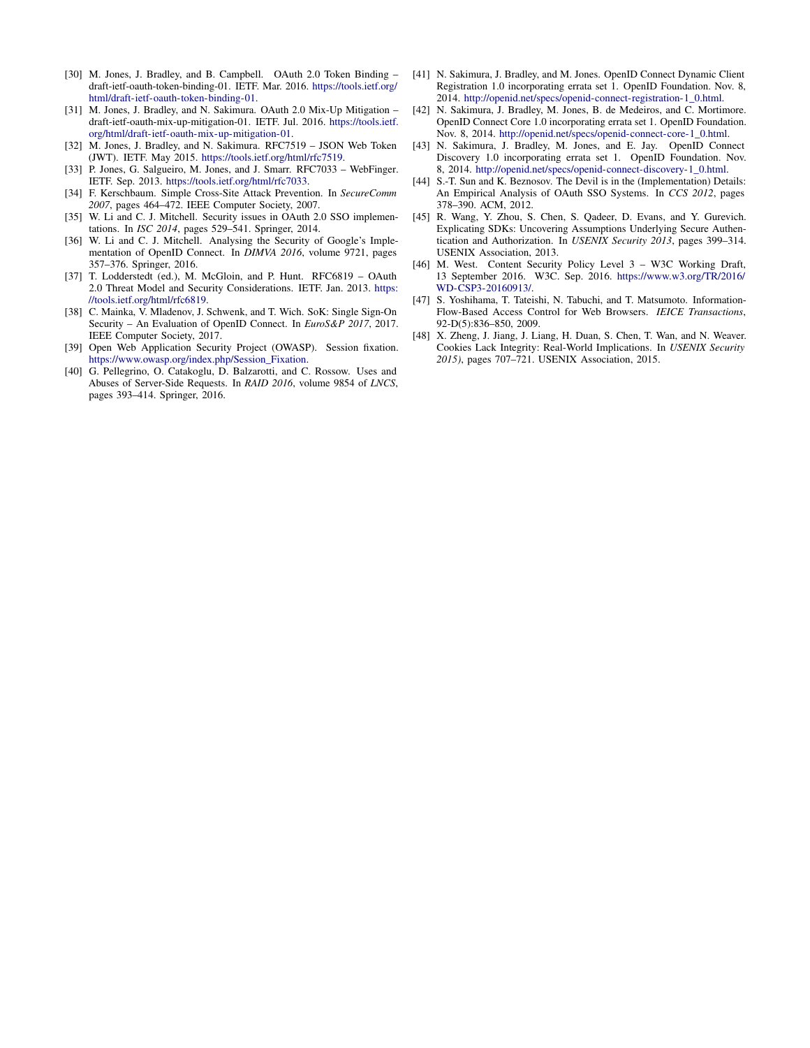[30] M. Jones, J. Bradley, and B. Campbell. OAuth 2.0 Token Binding – draft-ietf-oauth-token-binding-01. IETF. Mar. 2016. https://tools.ietf.org/html/draft-ietf-oauth-token-binding-01.

[31] M. Jones, J. Bradley, and N. Sakimura. OAuth 2.0 Mix-Up Mitigation – draft-ietf-oauth-mix-up-mitigation-01. IETF. Jul. 2016. https://tools.ietf.org/html/draft-ietf-oauth-mix-up-mitigation-01.

[32] M. Jones, J. Bradley, and N. Sakimura. RFC7519 – JSON Web Token (JWT). IETF. May 2015. https://tools.ietf.org/html/rfc7519.

[33] P. Jones, G. Salgueiro, M. Jones, and J. Smarr. RFC7033 – WebFinger. IETF. Sep. 2013. https://tools.ietf.org/html/rfc7033.

[34] F. Kerschbaum. Simple Cross-Site Attack Prevention. In *SecureComm 2007*, pages 464–472. IEEE Computer Society, 2007.

[35] W. Li and C. J. Mitchell. Security issues in OAuth 2.0 SSO implementations. In *ISC 2014*, pages 529–541. Springer, 2014.

[36] W. Li and C. J. Mitchell. Analysing the Security of Google's Implementation of OpenID Connect. In *DIMVA 2016*, volume 9721, pages 357–376. Springer, 2016.

[37] T. Lodderstedt (ed.), M. McGloin, and P. Hunt. RFC6819 – OAuth 2.0 Threat Model and Security Considerations. IETF. Jan. 2013. https://tools.ietf.org/html/rfc6819.

[38] C. Mainka, V. Mladenov, J. Schwenk, and T. Wich. SoK: Single Sign-On Security – An Evaluation of OpenID Connect. In *EuroS&P 2017*, 2017. IEEE Computer Society, 2017.

[39] Open Web Application Security Project (OWASP). Session fixation. https://www.owasp.org/index.php/Session_Fixation.

[40] G. Pellegrino, O. Catakoglu, D. Balzarotti, and C. Rossow. Uses and Abuses of Server-Side Requests. In *RAID 2016*, volume 9854 of *LNCS*, pages 393–414. Springer, 2016.

[41] N. Sakimura, J. Bradley, and M. Jones. OpenID Connect Dynamic Client Registration 1.0 incorporating errata set 1. OpenID Foundation. Nov. 8, 2014. http://openid.net/specs/openid-connect-registration-1_0.html.

[42] N. Sakimura, J. Bradley, M. Jones, B. de Medeiros, and C. Mortimore. OpenID Connect Core 1.0 incorporating errata set 1. OpenID Foundation. Nov. 8, 2014. http://openid.net/specs/openid-connect-core-1_0.html.

[43] N. Sakimura, J. Bradley, M. Jones, and E. Jay. OpenID Connect Discovery 1.0 incorporating errata set 1. OpenID Foundation. Nov. 8, 2014. http://openid.net/specs/openid-connect-discovery-1_0.html.

[44] S.-T. Sun and K. Beznosov. The Devil is in the (Implementation) Details: An Empirical Analysis of OAuth SSO Systems. In *CCS 2012*, pages 378–390. ACM, 2012.

[45] R. Wang, Y. Zhou, S. Chen, S. Qadeer, D. Evans, and Y. Gurevich. Explicating SDKs: Uncovering Assumptions Underlying Secure Authentication and Authorization. In *USENIX Security 2013*, pages 399–314. USENIX Association, 2013.

[46] M. West. Content Security Policy Level 3 – W3C Working Draft, 13 September 2016. W3C. Sep. 2016. https://www.w3.org/TR/2016/WD-CSP3-20160913/.

[47] S. Yoshihama, T. Tateishi, N. Tabuchi, and T. Matsumoto. Information-Flow-Based Access Control for Web Browsers. *IEICE Transactions*, 92-D(5):836–850, 2009.

[48] X. Zheng, J. Jiang, J. Liang, H. Duan, S. Chen, T. Wan, and N. Weaver. Cookies Lack Integrity: Real-World Implications. In *USENIX Security 2015)*, pages 707–721. USENIX Association, 2015.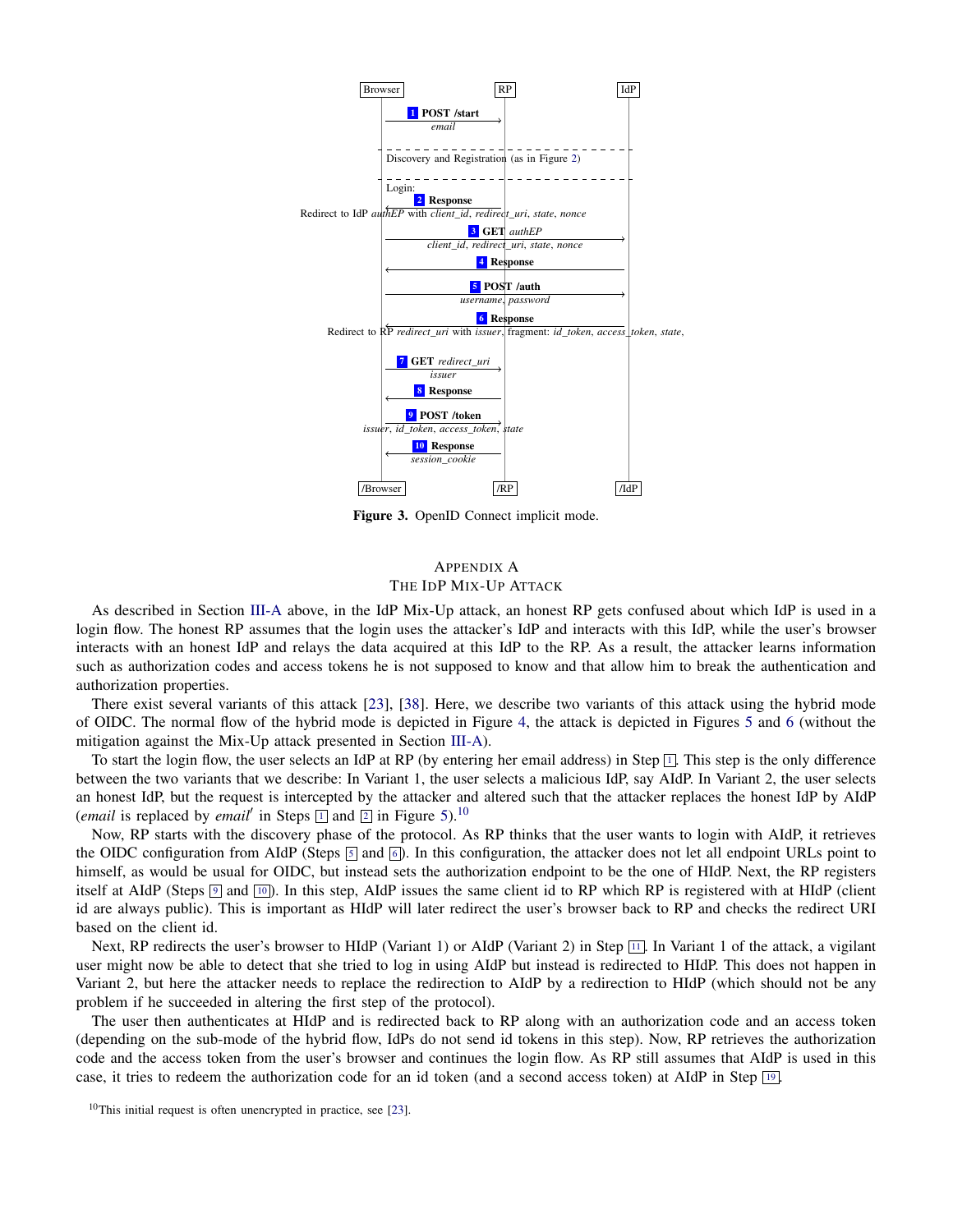| Browser | | RP | | IdP |
|---|---|---|---|---|
| | **1 POST /start** *email* → RP | | | |
| | Discovery and Registration (as in Figure 2) | | | |
| | Login: | | | |
| | ← **2 Response** Redirect to IdP *authEP* with *client_id*, *redirect_uri*, *state*, *nonce* | | | |
| | **3 GET** *authEP* *client_id*, *redirect_uri*, *state*, *nonce* → IdP | | | |
| | ← **4 Response** | | | |
| | **5 POST /auth** *username*, *password* → IdP | | | |
| | ← **6 Response** Redirect to RP *redirect_uri* with *issuer*, fragment: *id_token*, *access_token*, *state*, | | | |
| | **7 GET** *redirect_uri* *issuer* → RP | | | |
| | ← **8 Response** | | | |
| | **9 POST /token** *issuer*, *id_token*, *access_token*, *state* → RP | | | |
| | ← **10 Response** *session_cookie* | | | |
| /Browser | | /RP | | /IdP |

**Figure 3.** OpenID Connect implicit mode.

## Appendix A
## The IdP Mix-Up Attack

As described in Section III-A above, in the IdP Mix-Up attack, an honest RP gets confused about which IdP is used in a login flow. The honest RP assumes that the login uses the attacker's IdP and interacts with this IdP, while the user's browser interacts with an honest IdP and relays the data acquired at this IdP to the RP. As a result, the attacker learns information such as authorization codes and access tokens he is not supposed to know and that allow him to break the authentication and authorization properties.

There exist several variants of this attack [23], [38]. Here, we describe two variants of this attack using the hybrid mode of OIDC. The normal flow of the hybrid mode is depicted in Figure 4, the attack is depicted in Figures 5 and 6 (without the mitigation against the Mix-Up attack presented in Section III-A).

To start the login flow, the user selects an IdP at RP (by entering her email address) in Step 1. This step is the only difference between the two variants that we describe: In Variant 1, the user selects a malicious IdP, say AIdP. In Variant 2, the user selects an honest IdP, but the request is intercepted by the attacker and altered such that the attacker replaces the honest IdP by AIdP (*email* is replaced by *email*$'$ in Steps 1 and 2 in Figure 5).[10]

Now, RP starts with the discovery phase of the protocol. As RP thinks that the user wants to login with AIdP, it retrieves the OIDC configuration from AIdP (Steps 5 and 6). In this configuration, the attacker does not let all endpoint URLs point to himself, as would be usual for OIDC, but instead sets the authorization endpoint to be the one of HIdP. Next, the RP registers itself at AIdP (Steps 9 and 10). In this step, AIdP issues the same client id to RP which RP is registered with at HIdP (client id are always public). This is important as HIdP will later redirect the user's browser back to RP and checks the redirect URI based on the client id.

Next, RP redirects the user's browser to HIdP (Variant 1) or AIdP (Variant 2) in Step 11. In Variant 1 of the attack, a vigilant user might now be able to detect that she tried to log in using AIdP but instead is redirected to HIdP. This does not happen in Variant 2, but here the attacker needs to replace the redirection to AIdP by a redirection to HIdP (which should not be any problem if he succeeded in altering the first step of the protocol).

The user then authenticates at HIdP and is redirected back to RP along with an authorization code and an access token (depending on the sub-mode of the hybrid flow, IdPs do not send id tokens in this step). Now, RP retrieves the authorization code and the access token from the user's browser and continues the login flow. As RP still assumes that AIdP is used in this case, it tries to redeem the authorization code for an id token (and a second access token) at AIdP in Step 19.

[10] This initial request is often unencrypted in practice, see [23].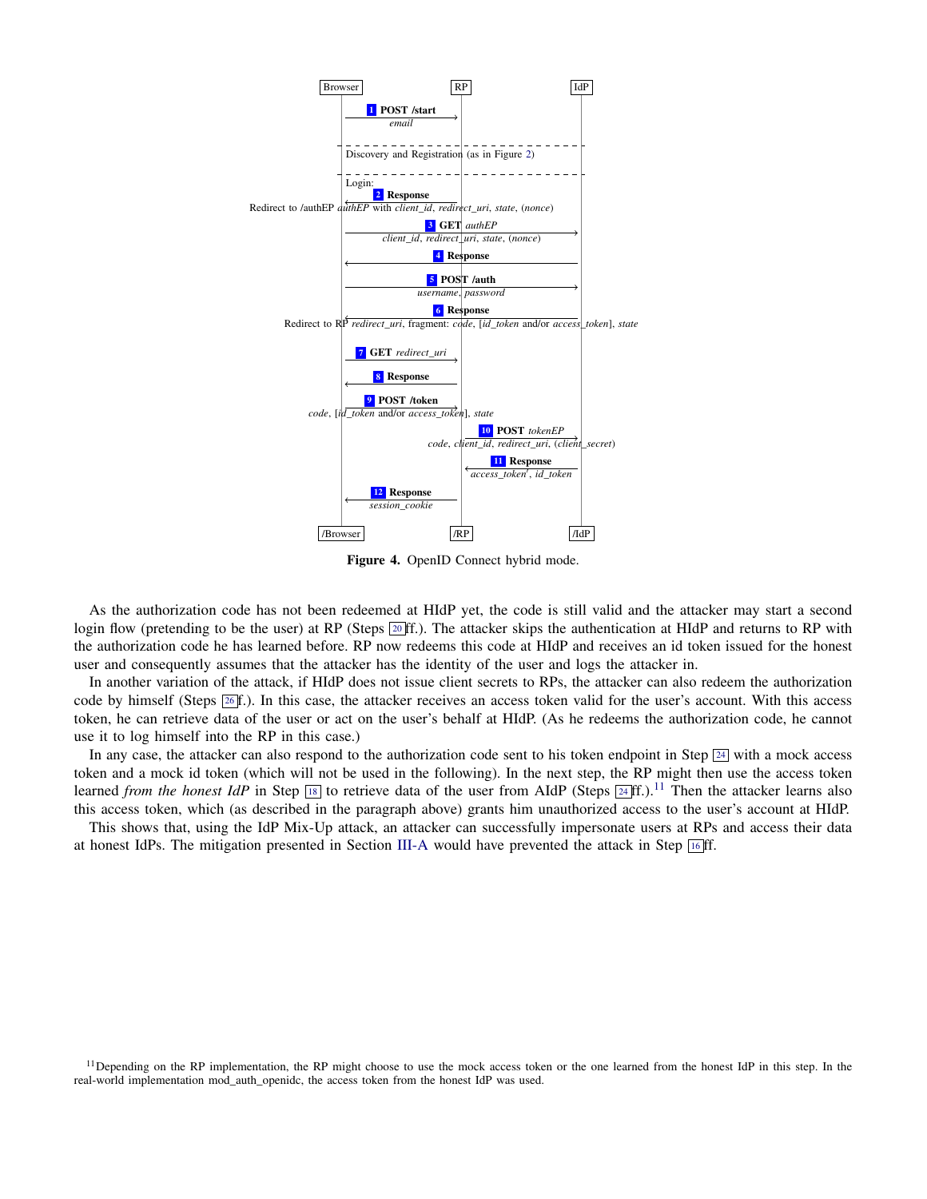Browser — RP — IdP

1 **POST /start** (Browser → RP): *email*

Discovery and Registration (as in Figure 2)

Login:

2 **Response** (RP → Browser): Redirect to /authEP *authEP* with *client_id*, *redirect_uri*, *state*, (*nonce*)

3 **GET** *authEP* (Browser → IdP): *client_id*, *redirect_uri*, *state*, (*nonce*)

4 **Response** (IdP → Browser)

5 **POST /auth** (Browser → IdP): *username*, *password*

6 **Response** (IdP → Browser): Redirect to RP *redirect_uri*, fragment: *code*, [*id_token* and/or *access_token*], *state*

7 **GET** *redirect_uri* (Browser → RP)

8 **Response** (RP → Browser)

9 **POST /token** (Browser → RP): *code*, [*id_token* and/or *access_token*], *state*

10 **POST** *tokenEP* (RP → IdP): *code*, *client_id*, *redirect_uri*, (*client_secret*)

11 **Response** (IdP → RP): *access_token'*, *id_token*

12 **Response** (RP → Browser): *session_cookie*

/Browser — /RP — /IdP

**Figure 4.** OpenID Connect hybrid mode.

As the authorization code has not been redeemed at HIdP yet, the code is still valid and the attacker may start a second login flow (pretending to be the user) at RP (Steps 20 ff.). The attacker skips the authentication at HIdP and returns to RP with the authorization code he has learned before. RP now redeems this code at HIdP and receives an id token issued for the honest user and consequently assumes that the attacker has the identity of the user and logs the attacker in.

In another variation of the attack, if HIdP does not issue client secrets to RPs, the attacker can also redeem the authorization code by himself (Steps 26 f.). In this case, the attacker receives an access token valid for the user's account. With this access token, he can retrieve data of the user or act on the user's behalf at HIdP. (As he redeems the authorization code, he cannot use it to log himself into the RP in this case.)

In any case, the attacker can also respond to the authorization code sent to his token endpoint in Step 24 with a mock access token and a mock id token (which will not be used in the following). In the next step, the RP might then use the access token learned *from the honest IdP* in Step 18 to retrieve data of the user from AIdP (Steps 24 ff.).[11] Then the attacker learns also this access token, which (as described in the paragraph above) grants him unauthorized access to the user's account at HIdP.

This shows that, using the IdP Mix-Up attack, an attacker can successfully impersonate users at RPs and access their data at honest IdPs. The mitigation presented in Section III-A would have prevented the attack in Step 16 ff.

[11] Depending on the RP implementation, the RP might choose to use the mock access token or the one learned from the honest IdP in this step. In the real-world implementation mod_auth_openidc, the access token from the honest IdP was used.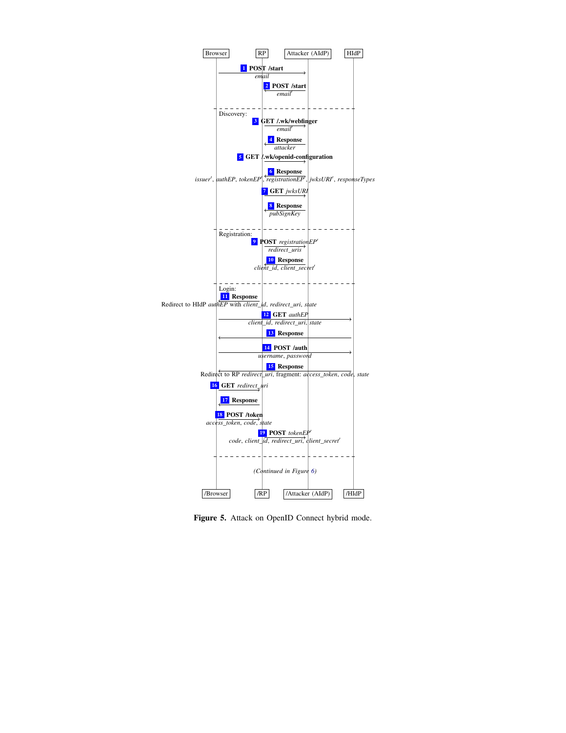Browser | RP | Attacker (AIdP) | HIdP

**1** **POST /start** (Browser → RP)
*email*

**2** **POST /start** (RP → Attacker)
*email′*

Discovery:

**3** **GET /.wk/webfinger** (RP → Attacker)
*email′*

**4** **Response** (Attacker → RP)
*attacker*

**5** **GET /.wk/openid-configuration** (RP → Attacker)

**6** **Response** (Attacker → RP)
*issuer′*, *authEP*, *tokenEP′*, *registrationEP′*, *jwksURI′*, *responseTypes*

**7** **GET** *jwksURI* (RP → Attacker)

**8** **Response** (Attacker → RP)
*pubSignKey*

Registration:

**9** **POST** *registrationEP′* (RP → Attacker)
*redirect_uris*

**10** **Response** (Attacker → RP)
*client_id*, *client_secret′*

Login:

**11** **Response** (RP → Browser)
Redirect to HIdP *authEP* with *client_id*, *redirect_uri*, *state*

**12** **GET** *authEP* (Browser → HIdP)
*client_id*, *redirect_uri*, *state*

**13** **Response** (HIdP → Browser)

**14** **POST /auth** (Browser → HIdP)
*username*, *password*

**15** **Response** (HIdP → Browser)
Redirect to RP *redirect_uri*, fragment: *access_token*, *code*, *state*

**16** **GET** *redirect_uri* (Browser → RP)

**17** **Response** (RP → Browser)

**18** **POST /token** (Browser → RP)
*access_token*, *code*, *state*

**19** **POST** *tokenEP′* (RP → Attacker)
*code*, *client_id*, *redirect_uri*, *client_secret′*

*(Continued in Figure 6)*

/Browser | /RP | /Attacker (AIdP) | /HIdP

**Figure 5.** Attack on OpenID Connect hybrid mode.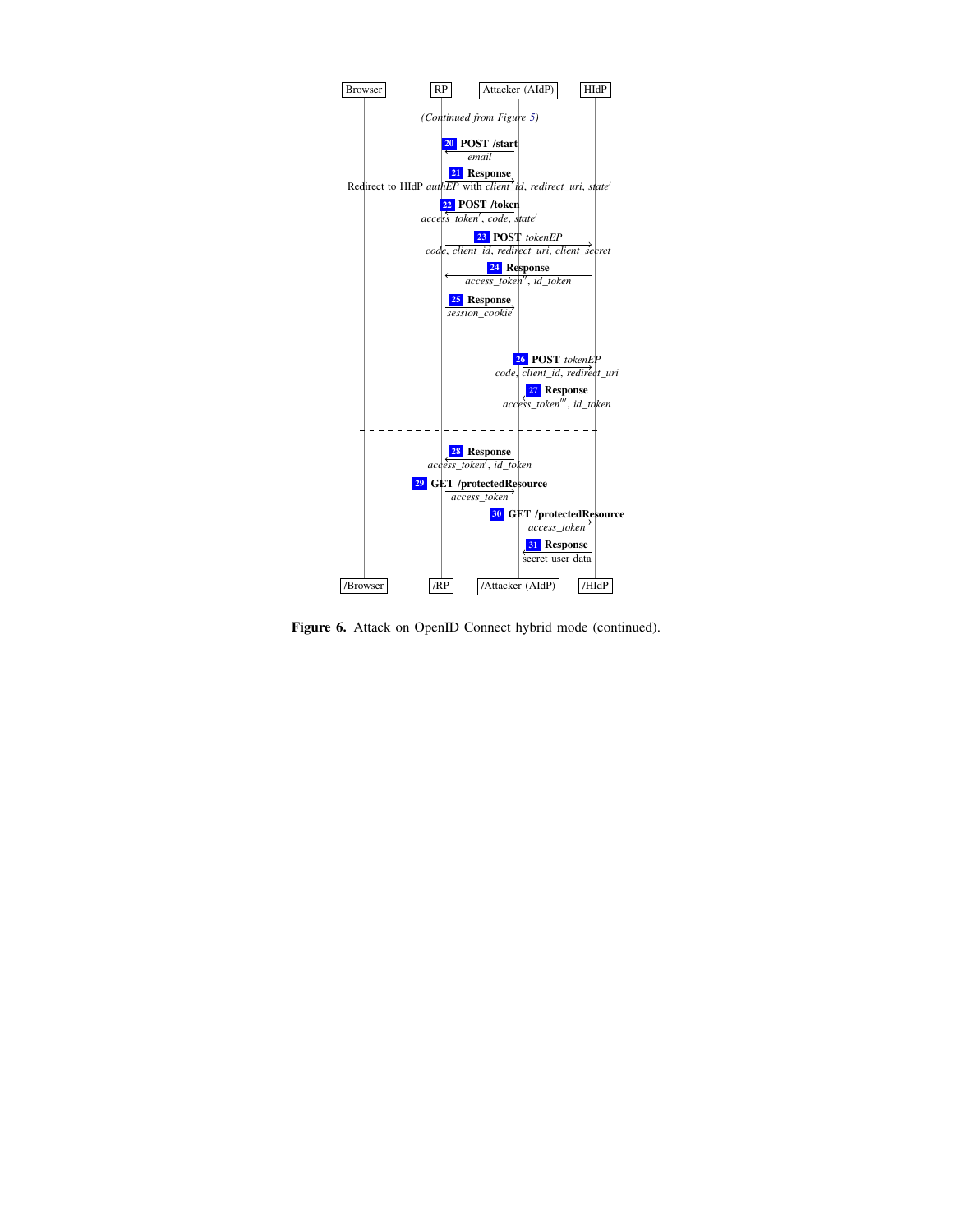Browser | RP | Attacker (AIdP) | HIdP

*(Continued from Figure 5)*

**20** **POST /start** — *email*

**21** **Response** — Redirect to HIdP *authEP* with *client_id*, *redirect_uri*, *state*′

**22** **POST /token** — *access_token*′, *code*, *state*′

**23** **POST** *tokenEP* — *code*, *client_id*, *redirect_uri*, *client_secret*

**24** **Response** — *access_token*′′, *id_token*

**25** **Response** — *session_cookie*

**26** **POST** *tokenEP* — *code*, *client_id*, *redirect_uri*

**27** **Response** — *access_token*′′′, *id_token*

**28** **Response** — *access_token*′, *id_token*

**29** **GET /protectedResource** — *access_token*

**30** **GET /protectedResource** — *access_token*

**31** **Response** — secret user data

/Browser | /RP | /Attacker (AIdP) | /HIdP

**Figure 6.** Attack on OpenID Connect hybrid mode (continued).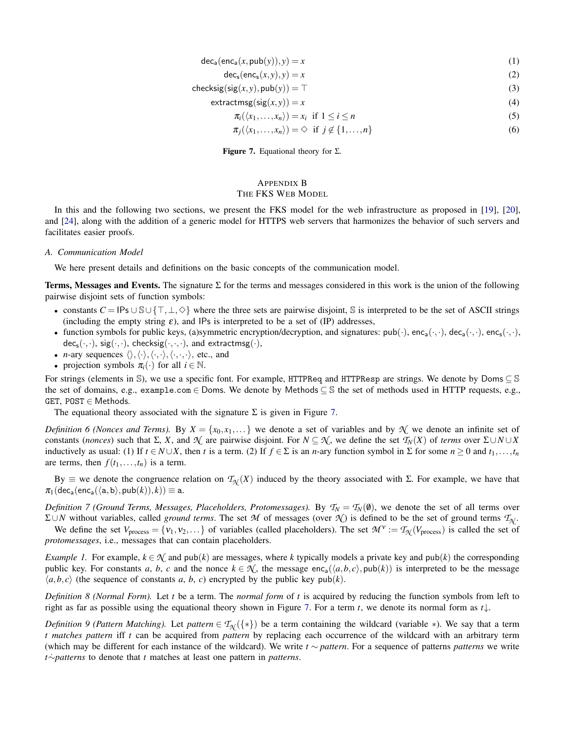$$\mathsf{dec_a}(\mathsf{enc_a}(x, \mathsf{pub}(y)), y) = x \tag{1}$$

$$\mathsf{dec_s}(\mathsf{enc_s}(x, y), y) = x \tag{2}$$

$$\mathsf{checksig}(\mathsf{sig}(x, y), \mathsf{pub}(y)) = \top \tag{3}$$

$$\mathsf{extractmsg}(\mathsf{sig}(x, y)) = x \tag{4}$$

$$\pi_i(\langle x_1, \dots, x_n \rangle) = x_i \text{ if } 1 \le i \le n \tag{5}$$

$$\pi_j(\langle x_1, \dots, x_n \rangle) = \Diamond \text{ if } j \notin \{1, \dots, n\} \tag{6}$$

**Figure 7.** Equational theory for $\Sigma$.

# Appendix B
# The FKS Web Model

In this and the following two sections, we present the FKS model for the web infrastructure as proposed in [19], [20], and [24], along with the addition of a generic model for HTTPS web servers that harmonizes the behavior of such servers and facilitates easier proofs.

## A. Communication Model

We here present details and definitions on the basic concepts of the communication model.

**Terms, Messages and Events.** The signature $\Sigma$ for the terms and messages considered in this work is the union of the following pairwise disjoint sets of function symbols:

- constants $C = \mathsf{IPs} \cup \mathbb{S} \cup \{\top, \bot, \Diamond\}$ where the three sets are pairwise disjoint, $\mathbb{S}$ is interpreted to be the set of ASCII strings (including the empty string $\varepsilon$), and $\mathsf{IPs}$ is interpreted to be a set of (IP) addresses,
- function symbols for public keys, (a)symmetric encryption/decryption, and signatures: $\mathsf{pub}(\cdot)$, $\mathsf{enc_a}(\cdot,\cdot)$, $\mathsf{dec_a}(\cdot,\cdot)$, $\mathsf{enc_s}(\cdot,\cdot)$, $\mathsf{dec_s}(\cdot,\cdot)$, $\mathsf{sig}(\cdot,\cdot)$, $\mathsf{checksig}(\cdot,\cdot,\cdot)$, and $\mathsf{extractmsg}(\cdot)$,
- $n$-ary sequences $\langle\rangle, \langle\cdot\rangle, \langle\cdot,\cdot\rangle, \langle\cdot,\cdot,\cdot\rangle$, etc., and
- projection symbols $\pi_i(\cdot)$ for all $i \in \mathbb{N}$.

For strings (elements in $\mathbb{S}$), we use a specific font. For example, `HTTPReq` and `HTTPResp` are strings. We denote by $\mathsf{Doms} \subseteq \mathbb{S}$ the set of domains, e.g., `example.com` $\in \mathsf{Doms}$. We denote by $\mathsf{Methods} \subseteq \mathbb{S}$ the set of methods used in HTTP requests, e.g., `GET`, `POST` $\in \mathsf{Methods}$.

The equational theory associated with the signature $\Sigma$ is given in Figure 7.

*Definition 6 (Nonces and Terms).* By $X = \{x_0, x_1, \dots\}$ we denote a set of variables and by $\mathcal{N}$ we denote an infinite set of constants (*nonces*) such that $\Sigma$, $X$, and $\mathcal{N}$ are pairwise disjoint. For $N \subseteq \mathcal{N}$, we define the set $\mathcal{T}_N(X)$ of *terms* over $\Sigma \cup N \cup X$ inductively as usual: (1) If $t \in N \cup X$, then $t$ is a term. (2) If $f \in \Sigma$ is an $n$-ary function symbol in $\Sigma$ for some $n \ge 0$ and $t_1, \dots, t_n$ are terms, then $f(t_1, \dots, t_n)$ is a term.

By $\equiv$ we denote the congruence relation on $\mathcal{T}_{\mathcal{N}}(X)$ induced by the theory associated with $\Sigma$. For example, we have that $\pi_1(\mathsf{dec_a}(\mathsf{enc_a}(\langle \mathsf{a}, \mathsf{b} \rangle, \mathsf{pub}(k)), k)) \equiv \mathsf{a}$.

*Definition 7 (Ground Terms, Messages, Placeholders, Protomessages).* By $\mathcal{T}_N = \mathcal{T}_N(\emptyset)$, we denote the set of all terms over $\Sigma \cup N$ without variables, called *ground terms*. The set $\mathcal{M}$ of messages (over $\mathcal{N}$) is defined to be the set of ground terms $\mathcal{T}_{\mathcal{N}}$.

We define the set $V_{\text{process}} = \{\nu_1, \nu_2, \dots\}$ of variables (called placeholders). The set $\mathcal{M}^\nu := \mathcal{T}_{\mathcal{N}}(V_{\text{process}})$ is called the set of *protomessages*, i.e., messages that can contain placeholders.

*Example 1.* For example, $k \in \mathcal{N}$ and $\mathsf{pub}(k)$ are messages, where $k$ typically models a private key and $\mathsf{pub}(k)$ the corresponding public key. For constants $a$, $b$, $c$ and the nonce $k \in \mathcal{N}$, the message $\mathsf{enc_a}(\langle a, b, c \rangle, \mathsf{pub}(k))$ is interpreted to be the message $\langle a, b, c \rangle$ (the sequence of constants $a$, $b$, $c$) encrypted by the public key $\mathsf{pub}(k)$.

*Definition 8 (Normal Form).* Let $t$ be a term. The *normal form* of $t$ is acquired by reducing the function symbols from left to right as far as possible using the equational theory shown in Figure 7. For a term $t$, we denote its normal form as $t\downarrow$.

*Definition 9 (Pattern Matching).* Let $\mathit{pattern} \in \mathcal{T}_{\mathcal{N}}(\{*\})$ be a term containing the wildcard (variable $*$). We say that a term $t$ *matches* $\mathit{pattern}$ iff $t$ can be acquired from $\mathit{pattern}$ by replacing each occurrence of the wildcard with an arbitrary term (which may be different for each instance of the wildcard). We write $t \sim \mathit{pattern}$. For a sequence of patterns $\mathit{patterns}$ we write $t \dot{\sim} \mathit{patterns}$ to denote that $t$ matches at least one pattern in $\mathit{patterns}$.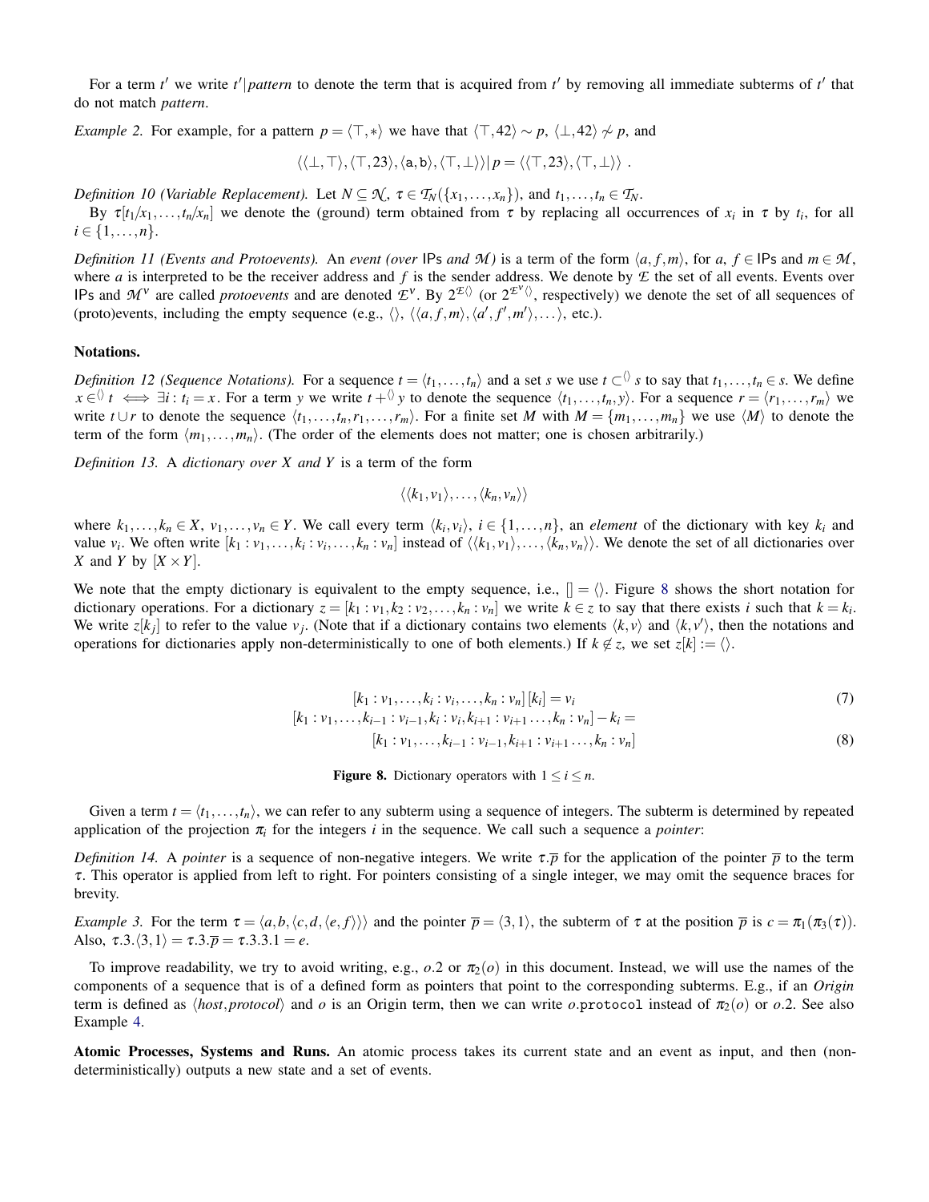For a term $t'$ we write $t'|pattern$ to denote the term that is acquired from $t'$ by removing all immediate subterms of $t'$ that do not match *pattern*.

*Example 2.* For example, for a pattern $p = \langle \top, * \rangle$ we have that $\langle \top, 42 \rangle \sim p$, $\langle \bot, 42 \rangle \not\sim p$, and

$$\langle \langle \bot, \top \rangle, \langle \top, 23 \rangle, \langle \mathsf{a}, \mathsf{b} \rangle, \langle \top, \bot \rangle \rangle | \, p = \langle \langle \top, 23 \rangle, \langle \top, \bot \rangle \rangle \ .$$

*Definition 10 (Variable Replacement).* Let $N \subseteq \mathcal{N}$, $\tau \in \mathcal{T}_N(\{x_1, \ldots, x_n\})$, and $t_1, \ldots, t_n \in \mathcal{T}_N$.

By $\tau[t_1/x_1, \ldots, t_n/x_n]$ we denote the (ground) term obtained from $\tau$ by replacing all occurrences of $x_i$ in $\tau$ by $t_i$, for all $i \in \{1, \ldots, n\}$.

*Definition 11 (Events and Protoevents).* An *event (over* IPs *and* $\mathcal{M}$*)* is a term of the form $\langle a, f, m \rangle$, for $a$, $f \in \mathsf{IPs}$ and $m \in \mathcal{M}$, where $a$ is interpreted to be the receiver address and $f$ is the sender address. We denote by $\mathcal{E}$ the set of all events. Events over IPs and $\mathcal{M}^\nu$ are called *protoevents* and are denoted $\mathcal{E}^\nu$. By $2^{\mathcal{E}\langle\rangle}$ (or $2^{\mathcal{E}^\nu\langle\rangle}$, respectively) we denote the set of all sequences of (proto)events, including the empty sequence (e.g., $\langle\rangle$, $\langle \langle a, f, m \rangle, \langle a', f', m' \rangle, \ldots \rangle$, etc.).

**Notations.**

*Definition 12 (Sequence Notations).* For a sequence $t = \langle t_1, \ldots, t_n \rangle$ and a set $s$ we use $t \subset^{\langle\rangle} s$ to say that $t_1, \ldots, t_n \in s$. We define $x \in^{\langle\rangle} t \iff \exists i : t_i = x$. For a term $y$ we write $t +^{\langle\rangle} y$ to denote the sequence $\langle t_1, \ldots, t_n, y \rangle$. For a sequence $r = \langle r_1, \ldots, r_m \rangle$ we write $t \cup r$ to denote the sequence $\langle t_1, \ldots, t_n, r_1, \ldots, r_m \rangle$. For a finite set $M$ with $M = \{m_1, \ldots, m_n\}$ we use $\langle M \rangle$ to denote the term of the form $\langle m_1, \ldots, m_n \rangle$. (The order of the elements does not matter; one is chosen arbitrarily.)

*Definition 13.* A *dictionary over* $X$ *and* $Y$ is a term of the form

$$\langle \langle k_1, v_1 \rangle, \ldots, \langle k_n, v_n \rangle \rangle$$

where $k_1, \ldots, k_n \in X$, $v_1, \ldots, v_n \in Y$. We call every term $\langle k_i, v_i \rangle$, $i \in \{1, \ldots, n\}$, an *element* of the dictionary with key $k_i$ and value $v_i$. We often write $[k_1 : v_1, \ldots, k_i : v_i, \ldots, k_n : v_n]$ instead of $\langle \langle k_1, v_1 \rangle, \ldots, \langle k_n, v_n \rangle \rangle$. We denote the set of all dictionaries over $X$ and $Y$ by $[X \times Y]$.

We note that the empty dictionary is equivalent to the empty sequence, i.e., $[] = \langle\rangle$. Figure 8 shows the short notation for dictionary operations. For a dictionary $z = [k_1 : v_1, k_2 : v_2, \ldots, k_n : v_n]$ we write $k \in z$ to say that there exists $i$ such that $k = k_i$. We write $z[k_j]$ to refer to the value $v_j$. (Note that if a dictionary contains two elements $\langle k, v \rangle$ and $\langle k, v' \rangle$, then the notations and operations for dictionaries apply non-deterministically to one of both elements.) If $k \notin z$, we set $z[k] := \langle\rangle$.

$$[k_1 : v_1, \ldots, k_i : v_i, \ldots, k_n : v_n][k_i] = v_i \tag{7}$$

$$\begin{aligned}[k_1 : v_1, \ldots, k_{i-1} : v_{i-1}, k_i : v_i, k_{i+1} : v_{i+1} \ldots, k_n : v_n] - k_i = \\ [k_1 : v_1, \ldots, k_{i-1} : v_{i-1}, k_{i+1} : v_{i+1} \ldots, k_n : v_n]\end{aligned} \tag{8}$$

**Figure 8.** Dictionary operators with $1 \le i \le n$.

Given a term $t = \langle t_1, \ldots, t_n \rangle$, we can refer to any subterm using a sequence of integers. The subterm is determined by repeated application of the projection $\pi_i$ for the integers $i$ in the sequence. We call such a sequence a *pointer*:

*Definition 14.* A *pointer* is a sequence of non-negative integers. We write $\tau.\overline{p}$ for the application of the pointer $\overline{p}$ to the term $\tau$. This operator is applied from left to right. For pointers consisting of a single integer, we may omit the sequence braces for brevity.

*Example 3.* For the term $\tau = \langle a, b, \langle c, d, \langle e, f \rangle \rangle \rangle$ and the pointer $\overline{p} = \langle 3, 1 \rangle$, the subterm of $\tau$ at the position $\overline{p}$ is $c = \pi_1(\pi_3(\tau))$. Also, $\tau.3.\langle 3, 1 \rangle = \tau.3.\overline{p} = \tau.3.3.1 = e$.

To improve readability, we try to avoid writing, e.g., $o.2$ or $\pi_2(o)$ in this document. Instead, we will use the names of the components of a sequence that is of a defined form as pointers that point to the corresponding subterms. E.g., if an *Origin* term is defined as $\langle host, protocol \rangle$ and $o$ is an Origin term, then we can write $o.\texttt{protocol}$ instead of $\pi_2(o)$ or $o.2$. See also Example 4.

**Atomic Processes, Systems and Runs.** An atomic process takes its current state and an event as input, and then (non-deterministically) outputs a new state and a set of events.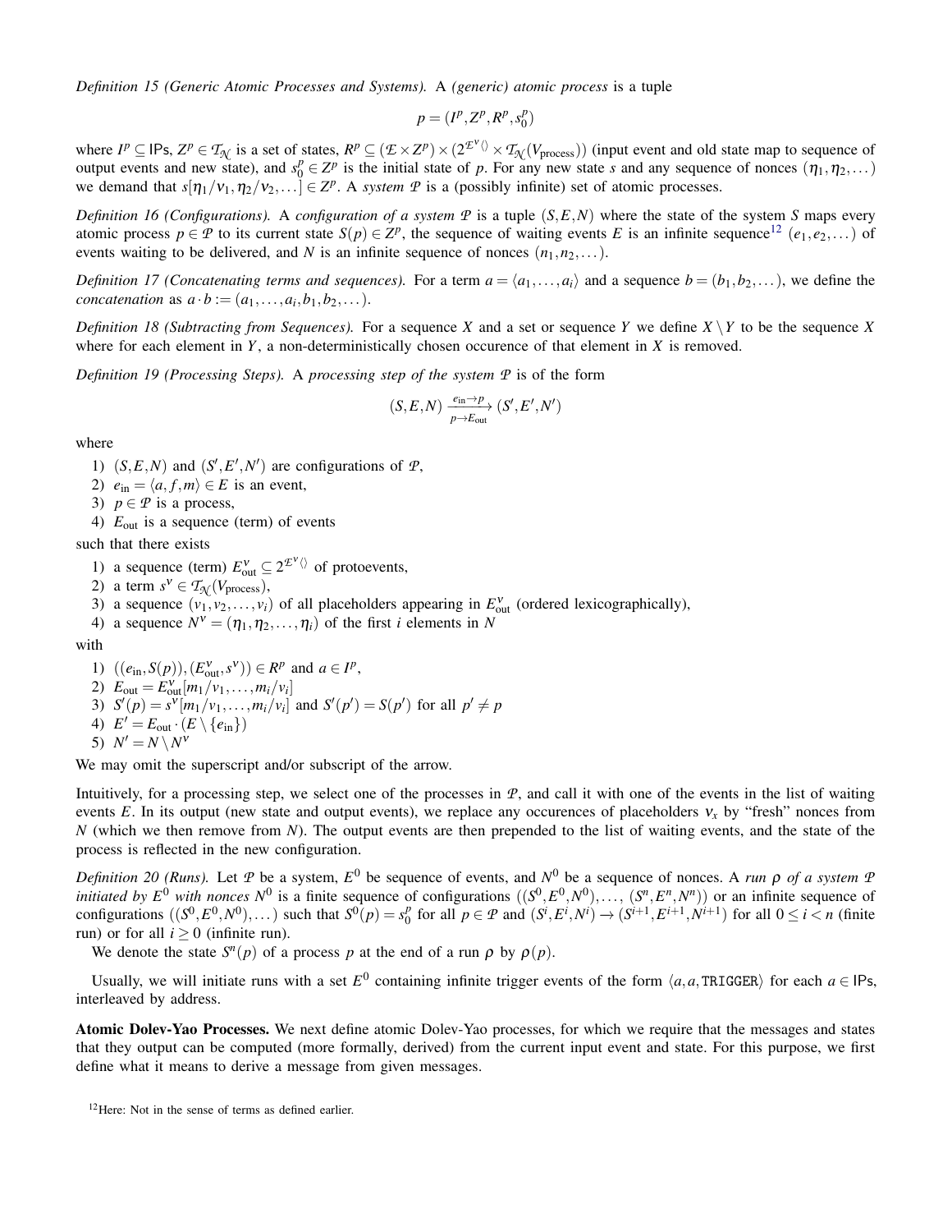*Definition 15 (Generic Atomic Processes and Systems).* A *(generic) atomic process* is a tuple

$$p = (I^p, Z^p, R^p, s_0^p)$$

where $I^p \subseteq \mathsf{IPs}$, $Z^p \in \mathcal{T}_{\mathcal{N}}$ is a set of states, $R^p \subseteq (\mathcal{E} \times Z^p) \times (2^{\mathcal{E}^\nu\langle\rangle} \times \mathcal{T}_{\mathcal{N}}(V_{\text{process}}))$ (input event and old state map to sequence of output events and new state), and $s_0^p \in Z^p$ is the initial state of $p$. For any new state $s$ and any sequence of nonces $(\eta_1, \eta_2, \dots)$ we demand that $s[\eta_1/\nu_1, \eta_2/\nu_2, \dots] \in Z^p$. A *system* $\mathcal{P}$ is a (possibly infinite) set of atomic processes.

*Definition 16 (Configurations).* A *configuration of a system* $\mathcal{P}$ is a tuple $(S, E, N)$ where the state of the system $S$ maps every atomic process $p \in \mathcal{P}$ to its current state $S(p) \in Z^p$, the sequence of waiting events $E$ is an infinite sequence[12] $(e_1, e_2, \dots)$ of events waiting to be delivered, and $N$ is an infinite sequence of nonces $(n_1, n_2, \dots)$.

*Definition 17 (Concatenating terms and sequences).* For a term $a = \langle a_1, \dots, a_i \rangle$ and a sequence $b = (b_1, b_2, \dots)$, we define the *concatenation* as $a \cdot b := (a_1, \dots, a_i, b_1, b_2, \dots)$.

*Definition 18 (Subtracting from Sequences).* For a sequence $X$ and a set or sequence $Y$ we define $X \setminus Y$ to be the sequence $X$ where for each element in $Y$, a non-deterministically chosen occurence of that element in $X$ is removed.

*Definition 19 (Processing Steps).* A *processing step of the system* $\mathcal{P}$ is of the form

$$(S, E, N) \xrightarrow[p \to E_{\text{out}}]{e_{\text{in}} \to p} (S', E', N')$$

where

1) $(S, E, N)$ and $(S', E', N')$ are configurations of $\mathcal{P}$,
2) $e_{\text{in}} = \langle a, f, m \rangle \in E$ is an event,
3) $p \in \mathcal{P}$ is a process,
4) $E_{\text{out}}$ is a sequence (term) of events

such that there exists

1) a sequence (term) $E_{\text{out}}^\nu \subseteq 2^{\mathcal{E}^\nu\langle\rangle}$ of protoevents,
2) a term $s^\nu \in \mathcal{T}_{\mathcal{N}}(V_{\text{process}})$,
3) a sequence $(v_1, v_2, \dots, v_i)$ of all placeholders appearing in $E_{\text{out}}^\nu$ (ordered lexicographically),
4) a sequence $N^\nu = (\eta_1, \eta_2, \dots, \eta_i)$ of the first $i$ elements in $N$

with

1) $((e_{\text{in}}, S(p)), (E_{\text{out}}^\nu, s^\nu)) \in R^p$ and $a \in I^p$,
2) $E_{\text{out}} = E_{\text{out}}^\nu[m_1/v_1, \dots, m_i/v_i]$
3) $S'(p) = s^\nu[m_1/v_1, \dots, m_i/v_i]$ and $S'(p') = S(p')$ for all $p' \neq p$
4) $E' = E_{\text{out}} \cdot (E \setminus \{e_{\text{in}}\})$
5) $N' = N \setminus N^\nu$

We may omit the superscript and/or subscript of the arrow.

Intuitively, for a processing step, we select one of the processes in $\mathcal{P}$, and call it with one of the events in the list of waiting events $E$. In its output (new state and output events), we replace any occurences of placeholders $\nu_x$ by "fresh" nonces from $N$ (which we then remove from $N$). The output events are then prepended to the list of waiting events, and the state of the process is reflected in the new configuration.

*Definition 20 (Runs).* Let $\mathcal{P}$ be a system, $E^0$ be sequence of events, and $N^0$ be a sequence of nonces. A *run* $\rho$ *of a system* $\mathcal{P}$ *initiated by* $E^0$ *with nonces* $N^0$ is a finite sequence of configurations $((S^0, E^0, N^0), \dots, (S^n, E^n, N^n))$ or an infinite sequence of configurations $((S^0, E^0, N^0), \dots)$ such that $S^0(p) = s_0^p$ for all $p \in \mathcal{P}$ and $(S^i, E^i, N^i) \to (S^{i+1}, E^{i+1}, N^{i+1})$ for all $0 \leq i < n$ (finite run) or for all $i \geq 0$ (infinite run).

We denote the state $S^n(p)$ of a process $p$ at the end of a run $\rho$ by $\rho(p)$.

Usually, we will initiate runs with a set $E^0$ containing infinite trigger events of the form $\langle a, a, \texttt{TRIGGER} \rangle$ for each $a \in \mathsf{IPs}$, interleaved by address.

**Atomic Dolev-Yao Processes.** We next define atomic Dolev-Yao processes, for which we require that the messages and states that they output can be computed (more formally, derived) from the current input event and state. For this purpose, we first define what it means to derive a message from given messages.

[12] Here: Not in the sense of terms as defined earlier.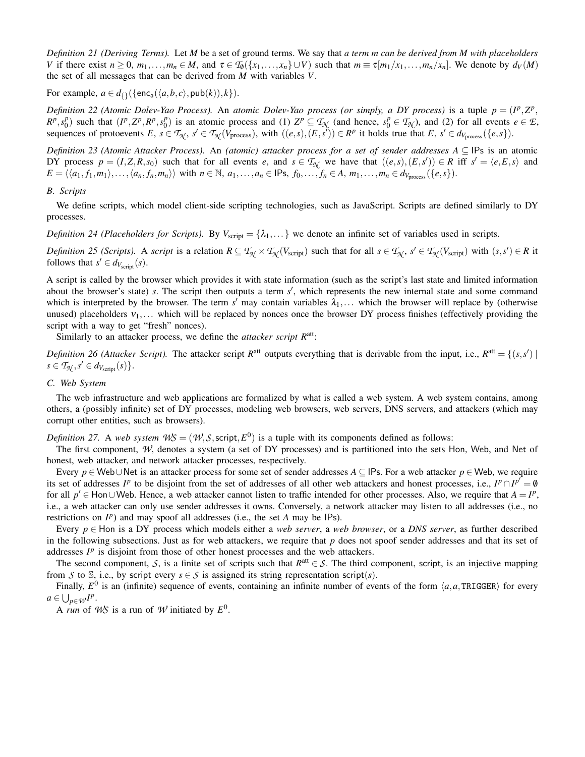*Definition 21 (Deriving Terms).* Let $M$ be a set of ground terms. We say that *a term $m$ can be derived from $M$ with placeholders $V$* if there exist $n \geq 0$, $m_1, \dots, m_n \in M$, and $\tau \in \mathcal{T}_\emptyset(\{x_1, \dots, x_n\} \cup V)$ such that $m \equiv \tau[m_1/x_1, \dots, m_n/x_n]$. We denote by $d_V(M)$ the set of all messages that can be derived from $M$ with variables $V$.

For example, $a \in d_{\{\}}(\{\mathsf{enc_a}(\langle a,b,c\rangle, \mathsf{pub}(k)), k\})$.

*Definition 22 (Atomic Dolev-Yao Process).* An *atomic Dolev-Yao process (or simply, a DY process)* is a tuple $p = (I^p, Z^p, R^p, s_0^p)$ such that $(I^p, Z^p, R^p, s_0^p)$ is an atomic process and (1) $Z^p \subseteq \mathcal{T}_\mathcal{N}$ (and hence, $s_0^p \in \mathcal{T}_\mathcal{N}$), and (2) for all events $e \in \mathcal{E}$, sequences of protoevents $E$, $s \in \mathcal{T}_\mathcal{N}$, $s' \in \mathcal{T}_\mathcal{N}(V_\text{process})$, with $((e,s),(E,s')) \in R^p$ it holds true that $E$, $s' \in d_{V_\text{process}}(\{e,s\})$.

*Definition 23 (Atomic Attacker Process).* An *(atomic) attacker process for a set of sender addresses $A \subseteq$ IPs* is an atomic DY process $p = (I, Z, R, s_0)$ such that for all events $e$, and $s \in \mathcal{T}_\mathcal{N}$ we have that $((e,s),(E,s')) \in R$ iff $s' = \langle e, E, s\rangle$ and $E = \langle \langle a_1, f_1, m_1\rangle, \dots, \langle a_n, f_n, m_n\rangle\rangle$ with $n \in \mathbb{N}$, $a_1, \dots, a_n \in$ IPs, $f_0, \dots, f_n \in A$, $m_1, \dots, m_n \in d_{V_\text{process}}(\{e,s\})$.

### B. Scripts

We define scripts, which model client-side scripting technologies, such as JavaScript. Scripts are defined similarly to DY processes.

*Definition 24 (Placeholders for Scripts).* By $V_\text{script} = \{\lambda_1, \dots\}$ we denote an infinite set of variables used in scripts.

*Definition 25 (Scripts).* A *script* is a relation $R \subseteq \mathcal{T}_\mathcal{N} \times \mathcal{T}_\mathcal{N}(V_\text{script})$ such that for all $s \in \mathcal{T}_\mathcal{N}$, $s' \in \mathcal{T}_\mathcal{N}(V_\text{script})$ with $(s,s') \in R$ it follows that $s' \in d_{V_\text{script}}(s)$.

A script is called by the browser which provides it with state information (such as the script's last state and limited information about the browser's state) $s$. The script then outputs a term $s'$, which represents the new internal state and some command which is interpreted by the browser. The term $s'$ may contain variables $\lambda_1, \dots$ which the browser will replace by (otherwise unused) placeholders $\nu_1, \dots$ which will be replaced by nonces once the browser DY process finishes (effectively providing the script with a way to get "fresh" nonces).

Similarly to an attacker process, we define the *attacker script* $R^\text{att}$:

*Definition 26 (Attacker Script).* The attacker script $R^\text{att}$ outputs everything that is derivable from the input, i.e., $R^\text{att} = \{(s,s') \mid s \in \mathcal{T}_\mathcal{N}, s' \in d_{V_\text{script}}(s)\}$.

### C. Web System

The web infrastructure and web applications are formalized by what is called a web system. A web system contains, among others, a (possibly infinite) set of DY processes, modeling web browsers, web servers, DNS servers, and attackers (which may corrupt other entities, such as browsers).

*Definition 27.* A *web system* $\mathcal{WS} = (\mathcal{W}, \mathcal{S}, \mathsf{script}, E^0)$ is a tuple with its components defined as follows:

The first component, $\mathcal{W}$, denotes a system (a set of DY processes) and is partitioned into the sets Hon, Web, and Net of honest, web attacker, and network attacker processes, respectively.

Every $p \in \mathsf{Web} \cup \mathsf{Net}$ is an attacker process for some set of sender addresses $A \subseteq$ IPs. For a web attacker $p \in$ Web, we require its set of addresses $I^p$ to be disjoint from the set of addresses of all other web attackers and honest processes, i.e., $I^p \cap I^{p'} = \emptyset$ for all $p' \in \mathsf{Hon} \cup \mathsf{Web}$. Hence, a web attacker cannot listen to traffic intended for other processes. Also, we require that $A = I^p$, i.e., a web attacker can only use sender addresses it owns. Conversely, a network attacker may listen to all addresses (i.e., no restrictions on $I^p$) and may spoof all addresses (i.e., the set $A$ may be IPs).

Every $p \in$ Hon is a DY process which models either a *web server*, a *web browser*, or a *DNS server*, as further described in the following subsections. Just as for web attackers, we require that $p$ does not spoof sender addresses and that its set of addresses $I^p$ is disjoint from those of other honest processes and the web attackers.

The second component, $\mathcal{S}$, is a finite set of scripts such that $R^\text{att} \in \mathcal{S}$. The third component, script, is an injective mapping from $\mathcal{S}$ to $\mathbb{S}$, i.e., by script every $s \in \mathcal{S}$ is assigned its string representation $\mathsf{script}(s)$.

Finally, $E^0$ is an (infinite) sequence of events, containing an infinite number of events of the form $\langle a, a, \mathtt{TRIGGER}\rangle$ for every $a \in \bigcup_{p \in \mathcal{W}} I^p$.

A *run* of $\mathcal{WS}$ is a run of $\mathcal{W}$ initiated by $E^0$.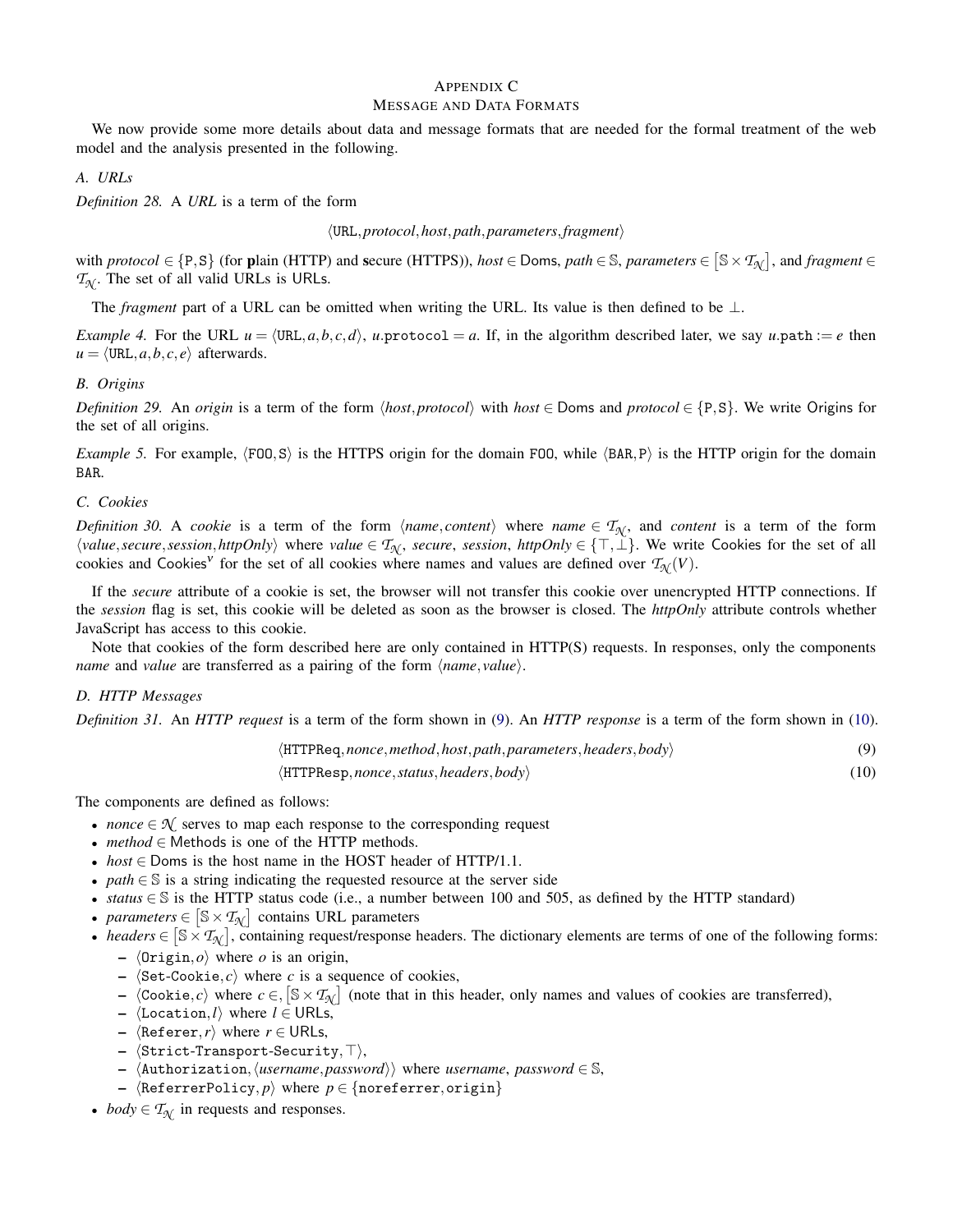## Appendix C
## Message and Data Formats

We now provide some more details about data and message formats that are needed for the formal treatment of the web model and the analysis presented in the following.

### A. URLs

*Definition 28.* A *URL* is a term of the form

$$\langle \mathtt{URL}, \mathit{protocol}, \mathit{host}, \mathit{path}, \mathit{parameters}, \mathit{fragment} \rangle$$

with $\mathit{protocol} \in \{\mathtt{P}, \mathtt{S}\}$ (for **p**lain (HTTP) and **s**ecure (HTTPS)), $\mathit{host} \in \mathsf{Doms}$, $\mathit{path} \in \mathbb{S}$, $\mathit{parameters} \in \left[\mathbb{S} \times \mathcal{T}_{\mathcal{N}}\right]$, and $\mathit{fragment} \in \mathcal{T}_{\mathcal{N}}$. The set of all valid URLs is $\mathsf{URLs}$.

The *fragment* part of a URL can be omitted when writing the URL. Its value is then defined to be $\bot$.

*Example 4.* For the URL $u = \langle \mathtt{URL}, a, b, c, d \rangle$, $u.\mathtt{protocol} = a$. If, in the algorithm described later, we say $u.\mathtt{path} := e$ then $u = \langle \mathtt{URL}, a, b, c, e \rangle$ afterwards.

### B. Origins

*Definition 29.* An *origin* is a term of the form $\langle \mathit{host}, \mathit{protocol} \rangle$ with $\mathit{host} \in \mathsf{Doms}$ and $\mathit{protocol} \in \{\mathtt{P}, \mathtt{S}\}$. We write $\mathsf{Origins}$ for the set of all origins.

*Example 5.* For example, $\langle \mathtt{FOO}, \mathtt{S} \rangle$ is the HTTPS origin for the domain $\mathtt{FOO}$, while $\langle \mathtt{BAR}, \mathtt{P} \rangle$ is the HTTP origin for the domain $\mathtt{BAR}$.

### C. Cookies

*Definition 30.* A *cookie* is a term of the form $\langle \mathit{name}, \mathit{content} \rangle$ where $\mathit{name} \in \mathcal{T}_{\mathcal{N}}$, and *content* is a term of the form $\langle \mathit{value}, \mathit{secure}, \mathit{session}, \mathit{httpOnly} \rangle$ where $\mathit{value} \in \mathcal{T}_{\mathcal{N}}$, *secure*, *session*, $\mathit{httpOnly} \in \{\top, \bot\}$. We write $\mathsf{Cookies}$ for the set of all cookies and $\mathsf{Cookies}^{\nu}$ for the set of all cookies where names and values are defined over $\mathcal{T}_{\mathcal{N}}(V)$.

If the *secure* attribute of a cookie is set, the browser will not transfer this cookie over unencrypted HTTP connections. If the *session* flag is set, this cookie will be deleted as soon as the browser is closed. The *httpOnly* attribute controls whether JavaScript has access to this cookie.

Note that cookies of the form described here are only contained in HTTP(S) requests. In responses, only the components *name* and *value* are transferred as a pairing of the form $\langle \mathit{name}, \mathit{value} \rangle$.

### D. HTTP Messages

*Definition 31.* An *HTTP request* is a term of the form shown in (9). An *HTTP response* is a term of the form shown in (10).

$$\langle \mathtt{HTTPReq}, \mathit{nonce}, \mathit{method}, \mathit{host}, \mathit{path}, \mathit{parameters}, \mathit{headers}, \mathit{body} \rangle \tag{9}$$

$$\langle \mathtt{HTTPResp}, \mathit{nonce}, \mathit{status}, \mathit{headers}, \mathit{body} \rangle \tag{10}$$

The components are defined as follows:

- $\mathit{nonce} \in \mathcal{N}$ serves to map each response to the corresponding request
- $\mathit{method} \in \mathsf{Methods}$ is one of the HTTP methods.
- $\mathit{host} \in \mathsf{Doms}$ is the host name in the HOST header of HTTP/1.1.
- $\mathit{path} \in \mathbb{S}$ is a string indicating the requested resource at the server side
- $\mathit{status} \in \mathbb{S}$ is the HTTP status code (i.e., a number between 100 and 505, as defined by the HTTP standard)
- $\mathit{parameters} \in \left[\mathbb{S} \times \mathcal{T}_{\mathcal{N}}\right]$ contains URL parameters
- $\mathit{headers} \in \left[\mathbb{S} \times \mathcal{T}_{\mathcal{N}}\right]$, containing request/response headers. The dictionary elements are terms of one of the following forms:
  - $\langle \mathtt{Origin}, o \rangle$ where $o$ is an origin,
  - $\langle \mathtt{Set\text{-}Cookie}, c \rangle$ where $c$ is a sequence of cookies,
  - $\langle \mathtt{Cookie}, c \rangle$ where $c \in, \left[\mathbb{S} \times \mathcal{T}_{\mathcal{N}}\right]$ (note that in this header, only names and values of cookies are transferred),
  - $\langle \mathtt{Location}, l \rangle$ where $l \in \mathsf{URLs}$,
  - $\langle \mathtt{Referer}, r \rangle$ where $r \in \mathsf{URLs}$,
  - $\langle \mathtt{Strict\text{-}Transport\text{-}Security}, \top \rangle$,
  - $\langle \mathtt{Authorization}, \langle \mathit{username}, \mathit{password} \rangle \rangle$ where *username*, $\mathit{password} \in \mathbb{S}$,
  - $\langle \mathtt{ReferrerPolicy}, p \rangle$ where $p \in \{\mathtt{noreferrer}, \mathtt{origin}\}$
- $\mathit{body} \in \mathcal{T}_{\mathcal{N}}$ in requests and responses.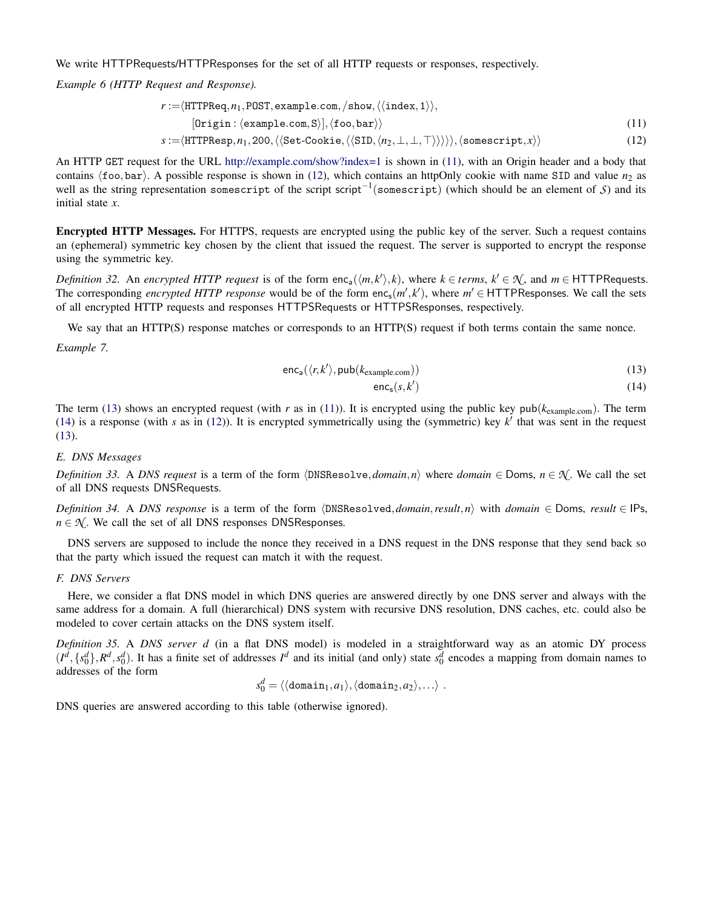We write HTTPRequests/HTTPResponses for the set of all HTTP requests or responses, respectively.

*Example 6 (HTTP Request and Response).*

$$r := \langle \mathtt{HTTPReq}, n_1, \mathtt{POST}, \mathtt{example.com}, \mathtt{/show}, \langle\langle \mathtt{index}, 1\rangle\rangle, \quad [\mathtt{Origin} : \langle \mathtt{example.com}, \mathtt{S}\rangle], \langle \mathtt{foo}, \mathtt{bar}\rangle\rangle \tag{11}$$

$$s := \langle \mathtt{HTTPResp}, n_1, 200, \langle\langle \mathtt{Set\text{-}Cookie}, \langle\langle \mathtt{SID}, \langle n_2, \bot, \bot, \top\rangle\rangle\rangle\rangle\rangle, \langle \mathtt{somescript}, x\rangle\rangle \tag{12}$$

An HTTP GET request for the URL http://example.com/show?index=1 is shown in (11), with an Origin header and a body that contains $\langle \mathtt{foo}, \mathtt{bar}\rangle$. A possible response is shown in (12), which contains an httpOnly cookie with name SID and value $n_2$ as well as the string representation somescript of the script $\mathsf{script}^{-1}(\mathtt{somescript})$ (which should be an element of $\mathcal{S}$) and its initial state $x$.

**Encrypted HTTP Messages.** For HTTPS, requests are encrypted using the public key of the server. Such a request contains an (ephemeral) symmetric key chosen by the client that issued the request. The server is supported to encrypt the response using the symmetric key.

*Definition 32.* An *encrypted HTTP request* is of the form $\mathsf{enc_a}(\langle m, k'\rangle, k)$, where $k \in terms$, $k' \in \mathcal{N}$, and $m \in \mathsf{HTTPRequests}$. The corresponding *encrypted HTTP response* would be of the form $\mathsf{enc_s}(m', k')$, where $m' \in \mathsf{HTTPResponses}$. We call the sets of all encrypted HTTP requests and responses HTTPSRequests or HTTPSResponses, respectively.

We say that an HTTP(S) response matches or corresponds to an HTTP(S) request if both terms contain the same nonce.

*Example 7.*

$$\mathsf{enc_a}(\langle r, k'\rangle, \mathsf{pub}(k_{\text{example.com}})) \tag{13}$$

$$\mathsf{enc_s}(s, k') \tag{14}$$

The term (13) shows an encrypted request (with $r$ as in (11)). It is encrypted using the public key $\mathsf{pub}(k_{\text{example.com}})$. The term (14) is a response (with $s$ as in (12)). It is encrypted symmetrically using the (symmetric) key $k'$ that was sent in the request (13).

### E. DNS Messages

*Definition 33.* A *DNS request* is a term of the form $\langle \mathtt{DNSResolve}, domain, n\rangle$ where $domain \in \mathsf{Doms}$, $n \in \mathcal{N}$. We call the set of all DNS requests DNSRequests.

*Definition 34.* A *DNS response* is a term of the form $\langle \mathtt{DNSResolved}, domain, result, n\rangle$ with $domain \in \mathsf{Doms}$, $result \in \mathsf{IPs}$, $n \in \mathcal{N}$. We call the set of all DNS responses DNSResponses.

DNS servers are supposed to include the nonce they received in a DNS request in the DNS response that they send back so that the party which issued the request can match it with the request.

### F. DNS Servers

Here, we consider a flat DNS model in which DNS queries are answered directly by one DNS server and always with the same address for a domain. A full (hierarchical) DNS system with recursive DNS resolution, DNS caches, etc. could also be modeled to cover certain attacks on the DNS system itself.

*Definition 35.* A *DNS server d* (in a flat DNS model) is modeled in a straightforward way as an atomic DY process $(I^d, \{s_0^d\}, R^d, s_0^d)$. It has a finite set of addresses $I^d$ and its initial (and only) state $s_0^d$ encodes a mapping from domain names to addresses of the form

$$s_0^d = \langle\langle \mathtt{domain}_1, a_1\rangle, \langle \mathtt{domain}_2, a_2\rangle, \ldots\rangle \;.$$

DNS queries are answered according to this table (otherwise ignored).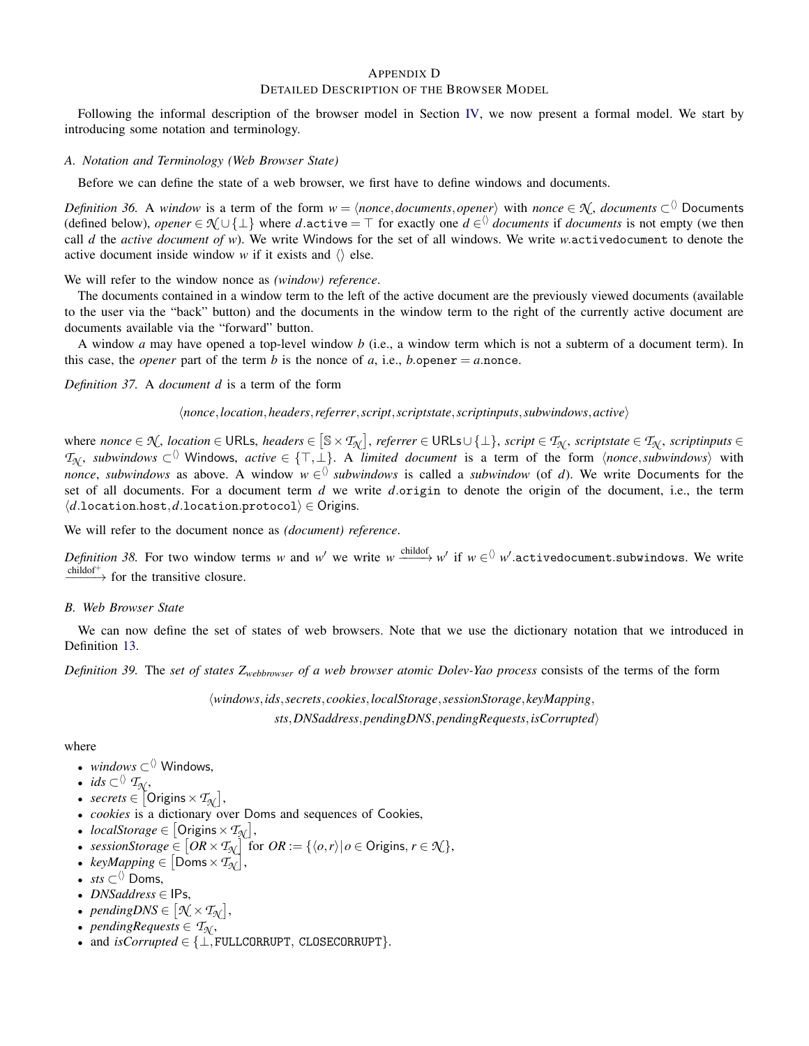# Appendix D
## Detailed Description of the Browser Model

Following the informal description of the browser model in Section IV, we now present a formal model. We start by introducing some notation and terminology.

### A. Notation and Terminology (Web Browser State)

Before we can define the state of a web browser, we first have to define windows and documents.

*Definition 36.* A *window* is a term of the form $w = \langle nonce, documents, opener \rangle$ with $nonce \in \mathcal{N}$, $documents \subset^{\langle\rangle}$ Documents (defined below), $opener \in \mathcal{N} \cup \{\bot\}$ where $d.\mathtt{active} = \top$ for exactly one $d \in^{\langle\rangle} documents$ if $documents$ is not empty (we then call $d$ the *active document of* $w$). We write Windows for the set of all windows. We write $w.\mathtt{activedocument}$ to denote the active document inside window $w$ if it exists and $\langle\rangle$ else.

We will refer to the window nonce as *(window) reference*.

The documents contained in a window term to the left of the active document are the previously viewed documents (available to the user via the "back" button) and the documents in the window term to the right of the currently active document are documents available via the "forward" button.

A window $a$ may have opened a top-level window $b$ (i.e., a window term which is not a subterm of a document term). In this case, the *opener* part of the term $b$ is the nonce of $a$, i.e., $b.\mathtt{opener} = a.\mathtt{nonce}$.

*Definition 37.* A *document* $d$ is a term of the form

$$\langle nonce, location, headers, referrer, script, scriptstate, scriptinputs, subwindows, active \rangle$$

where $nonce \in \mathcal{N}$, $location \in$ URLs, $headers \in [\mathbb{S} \times \mathcal{T}_{\mathcal{N}}]$, $referrer \in \mathsf{URLs} \cup \{\bot\}$, $script \in \mathcal{T}_{\mathcal{N}}$, $scriptstate \in \mathcal{T}_{\mathcal{N}}$, $scriptinputs \in \mathcal{T}_{\mathcal{N}}$, $subwindows \subset^{\langle\rangle}$ Windows, $active \in \{\top, \bot\}$. A *limited document* is a term of the form $\langle nonce, subwindows \rangle$ with $nonce$, $subwindows$ as above. A window $w \in^{\langle\rangle} subwindows$ is called a *subwindow* (of $d$). We write Documents for the set of all documents. For a document term $d$ we write $d.\mathtt{origin}$ to denote the origin of the document, i.e., the term $\langle d.\mathtt{location.host}, d.\mathtt{location.protocol} \rangle \in$ Origins.

We will refer to the document nonce as *(document) reference*.

*Definition 38.* For two window terms $w$ and $w'$ we write $w \xrightarrow{\text{childof}} w'$ if $w \in^{\langle\rangle} w'.\mathtt{activedocument.subwindows}$. We write $\xrightarrow{\text{childof}^+}$ for the transitive closure.

### B. Web Browser State

We can now define the set of states of web browsers. Note that we use the dictionary notation that we introduced in Definition 13.

*Definition 39.* The *set of states* $Z_{webbrowser}$ *of a web browser atomic Dolev-Yao process* consists of the terms of the form

$$\langle windows, ids, secrets, cookies, localStorage, sessionStorage, keyMapping,$$
$$sts, DNSaddress, pendingDNS, pendingRequests, isCorrupted \rangle$$

where

- $windows \subset^{\langle\rangle}$ Windows,
- $ids \subset^{\langle\rangle} \mathcal{T}_{\mathcal{N}}$,
- $secrets \in [\mathsf{Origins} \times \mathcal{T}_{\mathcal{N}}]$,
- $cookies$ is a dictionary over Doms and sequences of Cookies,
- $localStorage \in [\mathsf{Origins} \times \mathcal{T}_{\mathcal{N}}]$,
- $sessionStorage \in [OR \times \mathcal{T}_{\mathcal{N}}]$ for $OR := \{\langle o, r \rangle | o \in \mathsf{Origins}, r \in \mathcal{N}\}$,
- $keyMapping \in [\mathsf{Doms} \times \mathcal{T}_{\mathcal{N}}]$,
- $sts \subset^{\langle\rangle}$ Doms,
- $DNSaddress \in$ IPs,
- $pendingDNS \in [\mathcal{N} \times \mathcal{T}_{\mathcal{N}}]$,
- $pendingRequests \in \mathcal{T}_{\mathcal{N}}$,
- and $isCorrupted \in \{\bot, \mathtt{FULLCORRUPT}, \mathtt{CLOSECORRUPT}\}$.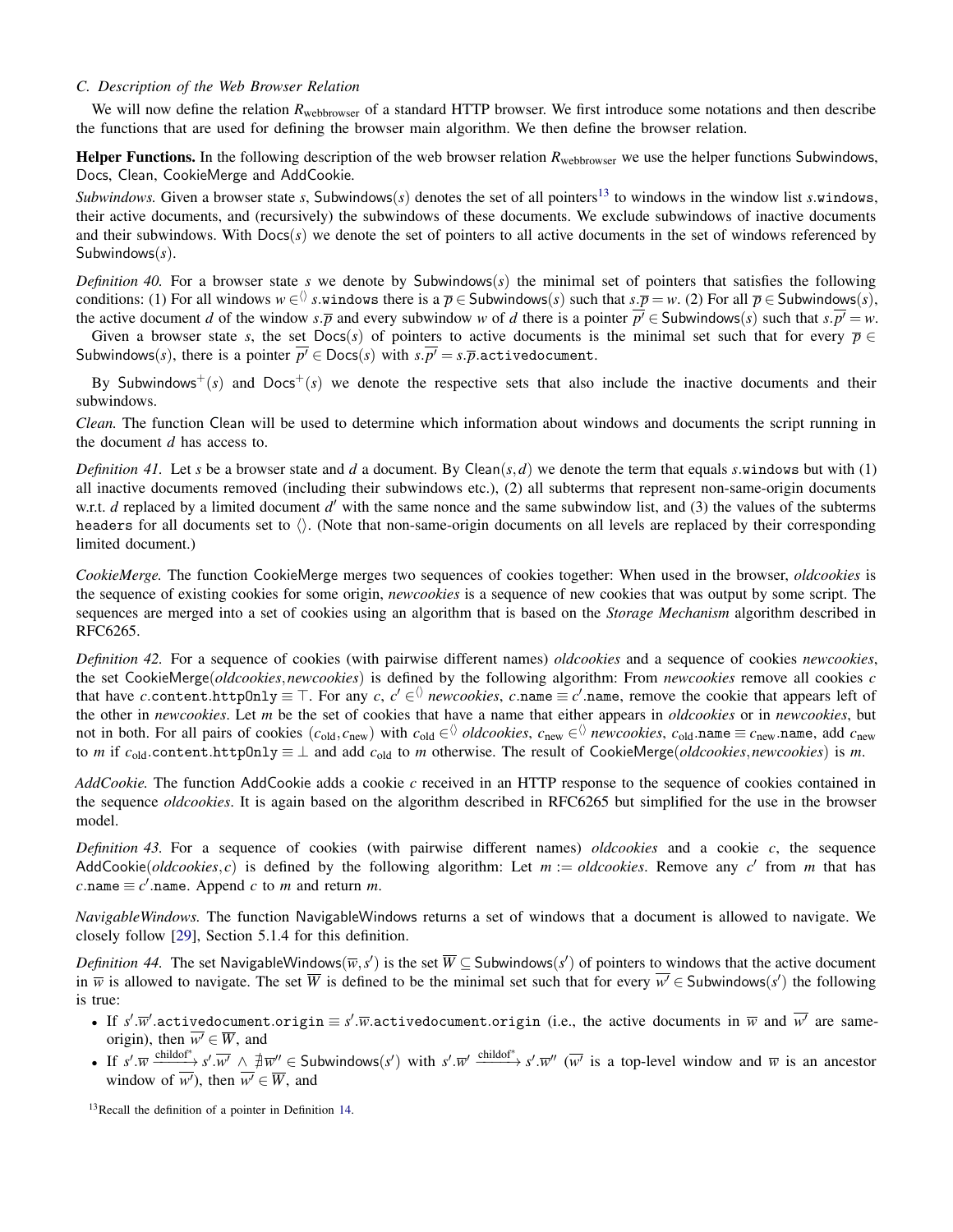### C. Description of the Web Browser Relation

We will now define the relation $R_{\text{webbrowser}}$ of a standard HTTP browser. We first introduce some notations and then describe the functions that are used for defining the browser main algorithm. We then define the browser relation.

**Helper Functions.** In the following description of the web browser relation $R_{\text{webbrowser}}$ we use the helper functions $\mathsf{Subwindows}$, $\mathsf{Docs}$, $\mathsf{Clean}$, $\mathsf{CookieMerge}$ and $\mathsf{AddCookie}$.

*Subwindows.* Given a browser state $s$, $\mathsf{Subwindows}(s)$ denotes the set of all pointers[13] to windows in the window list $s.\mathtt{windows}$, their active documents, and (recursively) the subwindows of these documents. We exclude subwindows of inactive documents and their subwindows. With $\mathsf{Docs}(s)$ we denote the set of pointers to all active documents in the set of windows referenced by $\mathsf{Subwindows}(s)$.

*Definition 40.* For a browser state $s$ we denote by $\mathsf{Subwindows}(s)$ the minimal set of pointers that satisfies the following conditions: (1) For all windows $w \in^{\langle\rangle} s.\mathtt{windows}$ there is a $\overline{p} \in \mathsf{Subwindows}(s)$ such that $s.\overline{p} = w$. (2) For all $\overline{p} \in \mathsf{Subwindows}(s)$, the active document $d$ of the window $s.\overline{p}$ and every subwindow $w$ of $d$ there is a pointer $\overline{p'} \in \mathsf{Subwindows}(s)$ such that $s.\overline{p'} = w$.

Given a browser state $s$, the set $\mathsf{Docs}(s)$ of pointers to active documents is the minimal set such that for every $\overline{p} \in \mathsf{Subwindows}(s)$, there is a pointer $\overline{p'} \in \mathsf{Docs}(s)$ with $s.\overline{p'} = s.\overline{p}.\mathtt{activedocument}$.

By $\mathsf{Subwindows}^+(s)$ and $\mathsf{Docs}^+(s)$ we denote the respective sets that also include the inactive documents and their subwindows.

*Clean.* The function $\mathsf{Clean}$ will be used to determine which information about windows and documents the script running in the document $d$ has access to.

*Definition 41.* Let $s$ be a browser state and $d$ a document. By $\mathsf{Clean}(s,d)$ we denote the term that equals $s.\mathtt{windows}$ but with (1) all inactive documents removed (including their subwindows etc.), (2) all subterms that represent non-same-origin documents w.r.t. $d$ replaced by a limited document $d'$ with the same nonce and the same subwindow list, and (3) the values of the subterms $\mathtt{headers}$ for all documents set to $\langle\rangle$. (Note that non-same-origin documents on all levels are replaced by their corresponding limited document.)

*CookieMerge.* The function $\mathsf{CookieMerge}$ merges two sequences of cookies together: When used in the browser, *oldcookies* is the sequence of existing cookies for some origin, *newcookies* is a sequence of new cookies that was output by some script. The sequences are merged into a set of cookies using an algorithm that is based on the *Storage Mechanism* algorithm described in RFC6265.

*Definition 42.* For a sequence of cookies (with pairwise different names) *oldcookies* and a sequence of cookies *newcookies*, the set $\mathsf{CookieMerge}(\mathit{oldcookies},\mathit{newcookies})$ is defined by the following algorithm: From *newcookies* remove all cookies $c$ that have $c.\mathtt{content}.\mathtt{httpOnly} \equiv \top$. For any $c$, $c' \in^{\langle\rangle} \mathit{newcookies}$, $c.\mathtt{name} \equiv c'.\mathtt{name}$, remove the cookie that appears left of the other in *newcookies*. Let $m$ be the set of cookies that have a name that either appears in *oldcookies* or in *newcookies*, but not in both. For all pairs of cookies $(c_{\text{old}}, c_{\text{new}})$ with $c_{\text{old}} \in^{\langle\rangle} \mathit{oldcookies}$, $c_{\text{new}} \in^{\langle\rangle} \mathit{newcookies}$, $c_{\text{old}}.\mathtt{name} \equiv c_{\text{new}}.\mathtt{name}$, add $c_{\text{new}}$ to $m$ if $c_{\text{old}}.\mathtt{content}.\mathtt{httpOnly} \equiv \bot$ and add $c_{\text{old}}$ to $m$ otherwise. The result of $\mathsf{CookieMerge}(\mathit{oldcookies},\mathit{newcookies})$ is $m$.

*AddCookie.* The function $\mathsf{AddCookie}$ adds a cookie $c$ received in an HTTP response to the sequence of cookies contained in the sequence *oldcookies*. It is again based on the algorithm described in RFC6265 but simplified for the use in the browser model.

*Definition 43.* For a sequence of cookies (with pairwise different names) *oldcookies* and a cookie $c$, the sequence $\mathsf{AddCookie}(\mathit{oldcookies},c)$ is defined by the following algorithm: Let $m := \mathit{oldcookies}$. Remove any $c'$ from $m$ that has $c.\mathtt{name} \equiv c'.\mathtt{name}$. Append $c$ to $m$ and return $m$.

*NavigableWindows.* The function $\mathsf{NavigableWindows}$ returns a set of windows that a document is allowed to navigate. We closely follow [29], Section 5.1.4 for this definition.

*Definition 44.* The set $\mathsf{NavigableWindows}(\overline{w},s')$ is the set $\overline{W} \subseteq \mathsf{Subwindows}(s')$ of pointers to windows that the active document in $\overline{w}$ is allowed to navigate. The set $\overline{W}$ is defined to be the minimal set such that for every $\overline{w'} \in \mathsf{Subwindows}(s')$ the following is true:

- If $s'.\overline{w'}.\mathtt{activedocument}.\mathtt{origin} \equiv s'.\overline{w}.\mathtt{activedocument}.\mathtt{origin}$ (i.e., the active documents in $\overline{w}$ and $\overline{w'}$ are same-origin), then $\overline{w'} \in \overline{W}$, and
- If $s'.\overline{w} \xrightarrow{\text{childof}^*} s'.\overline{w'} \;\wedge\; \nexists\, \overline{w''} \in \mathsf{Subwindows}(s')$ with $s'.\overline{w'} \xrightarrow{\text{childof}^*} s'.\overline{w''}$ ($\overline{w'}$ is a top-level window and $\overline{w}$ is an ancestor window of $\overline{w'}$), then $\overline{w'} \in \overline{W}$, and

[13] Recall the definition of a pointer in Definition 14.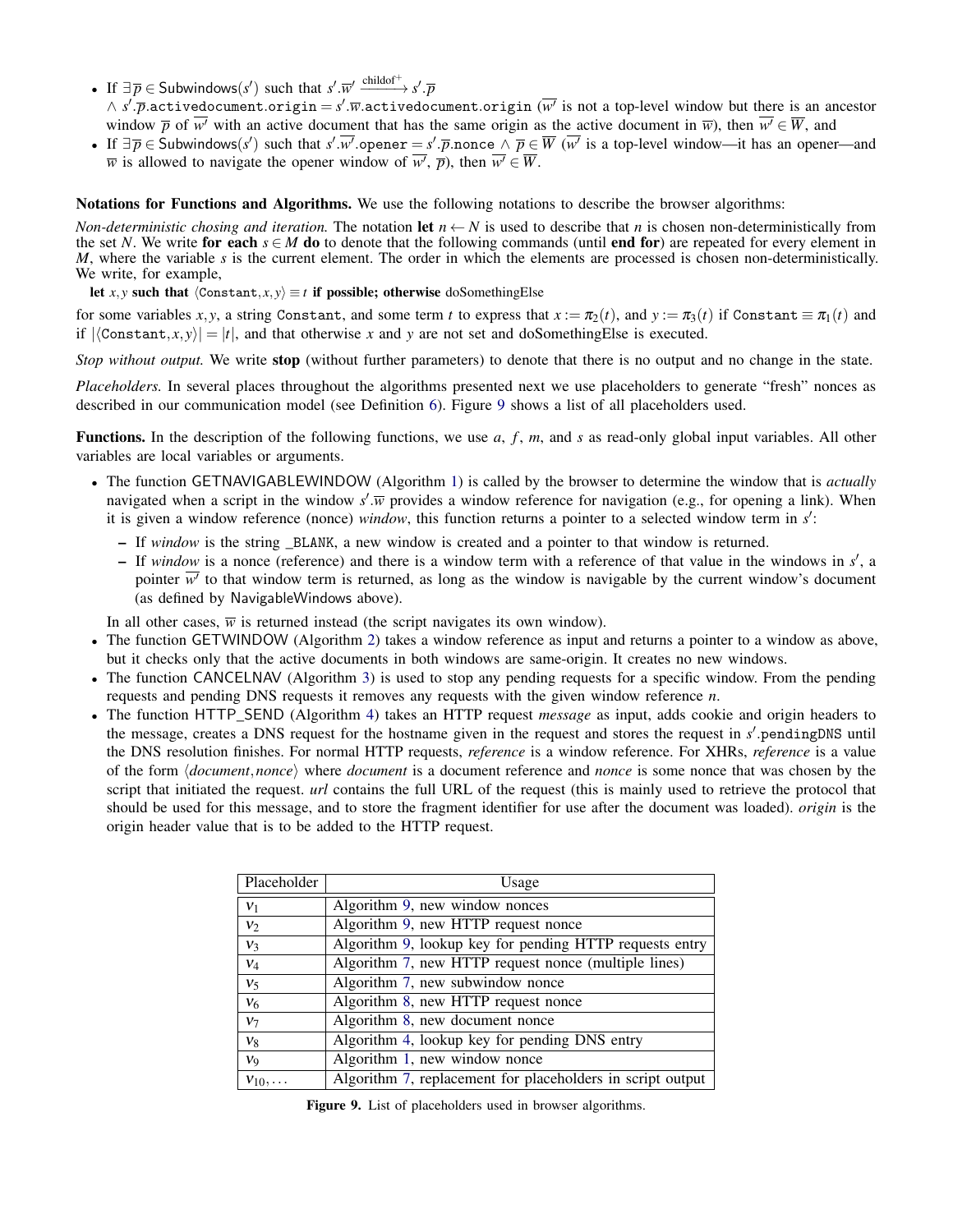- If $\exists \overline{p} \in \mathsf{Subwindows}(s')$ such that $s'.\overline{w'} \xrightarrow{\text{childof}^+} s'.\overline{p}$ $\wedge\ s'.\overline{p}.\mathtt{activedocument.origin} = s'.\overline{w}.\mathtt{activedocument.origin}$ ($\overline{w'}$ is not a top-level window but there is an ancestor window $\overline{p}$ of $\overline{w'}$ with an active document that has the same origin as the active document in $\overline{w}$), then $\overline{w'} \in \overline{W}$, and
- If $\exists \overline{p} \in \mathsf{Subwindows}(s')$ such that $s'.\overline{w'}.\mathtt{opener} = s'.\overline{p}.\mathtt{nonce} \wedge \overline{p} \in \overline{W}$ ($\overline{w'}$ is a top-level window—it has an opener—and $\overline{w}$ is allowed to navigate the opener window of $\overline{w'}$, $\overline{p}$), then $\overline{w'} \in \overline{W}$.

**Notations for Functions and Algorithms.** We use the following notations to describe the browser algorithms:

*Non-deterministic chosing and iteration.* The notation **let** $n \leftarrow N$ is used to describe that $n$ is chosen non-deterministically from the set $N$. We write **for each** $s \in M$ **do** to denote that the following commands (until **end for**) are repeated for every element in $M$, where the variable $s$ is the current element. The order in which the elements are processed is chosen non-deterministically. We write, for example,

**let** $x, y$ **such that** $\langle \mathtt{Constant}, x, y \rangle \equiv t$ **if possible; otherwise** doSomethingElse

for some variables $x, y$, a string Constant, and some term $t$ to express that $x := \pi_2(t)$, and $y := \pi_3(t)$ if $\mathtt{Constant} \equiv \pi_1(t)$ and if $|\langle \mathtt{Constant}, x, y \rangle| = |t|$, and that otherwise $x$ and $y$ are not set and doSomethingElse is executed.

*Stop without output.* We write **stop** (without further parameters) to denote that there is no output and no change in the state.

*Placeholders.* In several places throughout the algorithms presented next we use placeholders to generate "fresh" nonces as described in our communication model (see Definition 6). Figure 9 shows a list of all placeholders used.

**Functions.** In the description of the following functions, we use $a$, $f$, $m$, and $s$ as read-only global input variables. All other variables are local variables or arguments.

- The function GETNAVIGABLEWINDOW (Algorithm 1) is called by the browser to determine the window that is *actually* navigated when a script in the window $s'.\overline{w}$ provides a window reference for navigation (e.g., for opening a link). When it is given a window reference (nonce) *window*, this function returns a pointer to a selected window term in $s'$:
  - If *window* is the string _BLANK, a new window is created and a pointer to that window is returned.
  - If *window* is a nonce (reference) and there is a window term with a reference of that value in the windows in $s'$, a pointer $\overline{w'}$ to that window term is returned, as long as the window is navigable by the current window's document (as defined by NavigableWindows above).

  In all other cases, $\overline{w}$ is returned instead (the script navigates its own window).
- The function GETWINDOW (Algorithm 2) takes a window reference as input and returns a pointer to a window as above, but it checks only that the active documents in both windows are same-origin. It creates no new windows.
- The function CANCELNAV (Algorithm 3) is used to stop any pending requests for a specific window. From the pending requests and pending DNS requests it removes any requests with the given window reference $n$.
- The function HTTP_SEND (Algorithm 4) takes an HTTP request *message* as input, adds cookie and origin headers to the message, creates a DNS request for the hostname given in the request and stores the request in $s'$.pendingDNS until the DNS resolution finishes. For normal HTTP requests, *reference* is a window reference. For XHRs, *reference* is a value of the form $\langle document, nonce \rangle$ where *document* is a document reference and *nonce* is some nonce that was chosen by the script that initiated the request. *url* contains the full URL of the request (this is mainly used to retrieve the protocol that should be used for this message, and to store the fragment identifier for use after the document was loaded). *origin* is the origin header value that is to be added to the HTTP request.

| Placeholder | Usage |
|---|---|
| $\nu_1$ | Algorithm 9, new window nonces |
| $\nu_2$ | Algorithm 9, new HTTP request nonce |
| $\nu_3$ | Algorithm 9, lookup key for pending HTTP requests entry |
| $\nu_4$ | Algorithm 7, new HTTP request nonce (multiple lines) |
| $\nu_5$ | Algorithm 7, new subwindow nonce |
| $\nu_6$ | Algorithm 8, new HTTP request nonce |
| $\nu_7$ | Algorithm 8, new document nonce |
| $\nu_8$ | Algorithm 4, lookup key for pending DNS entry |
| $\nu_9$ | Algorithm 1, new window nonce |
| $\nu_{10}, \dots$ | Algorithm 7, replacement for placeholders in script output |

**Figure 9.** List of placeholders used in browser algorithms.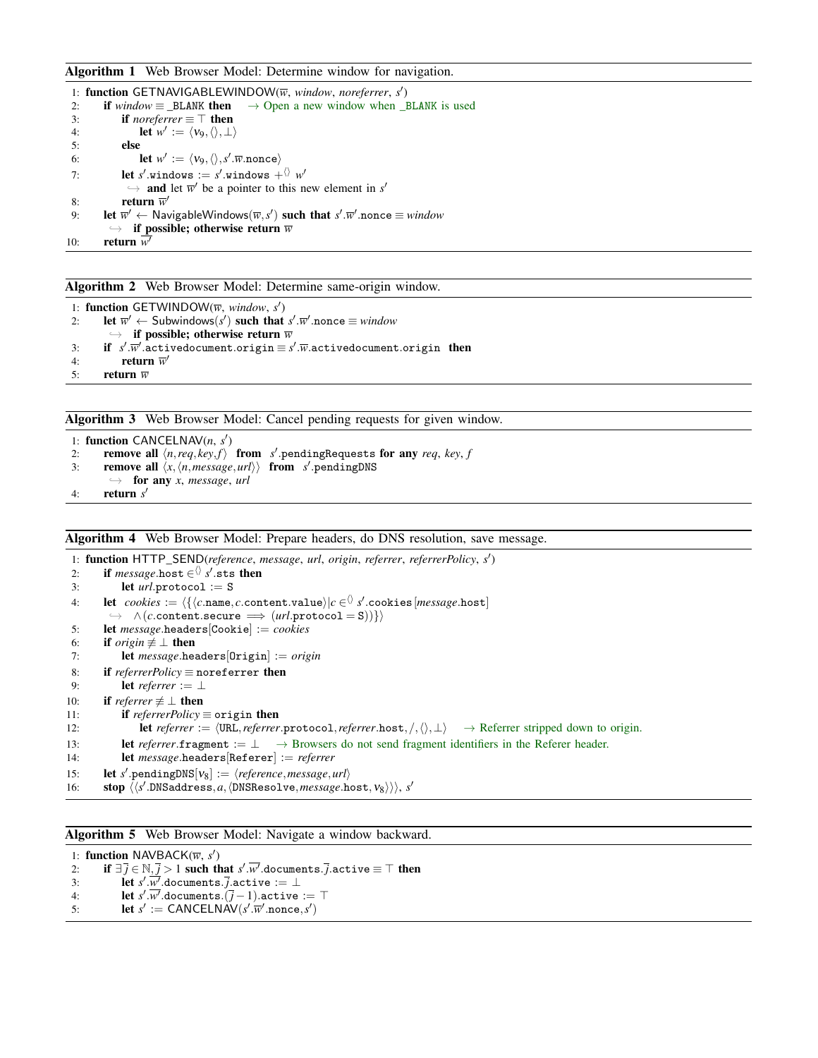**Algorithm 1** Web Browser Model: Determine window for navigation.

```
1: function GETNAVIGABLEWINDOW(w̄, window, noreferrer, s′)
2:     if window ≡ _BLANK then    → Open a new window when _BLANK is used
3:         if noreferrer ≡ ⊤ then
4:             let w′ := ⟨ν9, ⟨⟩, ⊥⟩
5:         else
6:             let w′ := ⟨ν9, ⟨⟩, s′.w̄.nonce⟩
7:         let s′.windows := s′.windows +⟨⟩ w′
           ↪ and let w̄′ be a pointer to this new element in s′
8:         return w̄′
9:     let w̄′ ← NavigableWindows(w̄, s′) such that s′.w̄′.nonce ≡ window
       ↪ if possible; otherwise return w̄
10:    return w̄′
```

**Algorithm 2** Web Browser Model: Determine same-origin window.

```
1: function GETWINDOW(w̄, window, s′)
2:     let w̄′ ← Subwindows(s′) such that s′.w̄′.nonce ≡ window
       ↪ if possible; otherwise return w̄
3:     if s′.w̄′.activedocument.origin ≡ s′.w̄.activedocument.origin then
4:         return w̄′
5:     return w̄
```

**Algorithm 3** Web Browser Model: Cancel pending requests for given window.

```
1: function CANCELNAV(n, s′)
2:     remove all ⟨n, req, key, f⟩ from s′.pendingRequests for any req, key, f
3:     remove all ⟨x, ⟨n, message, url⟩⟩ from s′.pendingDNS
       ↪ for any x, message, url
4:     return s′
```

**Algorithm 4** Web Browser Model: Prepare headers, do DNS resolution, save message.

```
1: function HTTP_SEND(reference, message, url, origin, referrer, referrerPolicy, s′)
2:     if message.host ∈⟨⟩ s′.sts then
3:         let url.protocol := S
4:     let cookies := ⟨{⟨c.name, c.content.value⟩ | c ∈⟨⟩ s′.cookies[message.host]
       ↪ ∧(c.content.secure ⟹ (url.protocol = S))}⟩
5:     let message.headers[Cookie] := cookies
6:     if origin ≢ ⊥ then
7:         let message.headers[Origin] := origin
8:     if referrerPolicy ≡ noreferrer then
9:         let referrer := ⊥
10:    if referrer ≢ ⊥ then
11:        if referrerPolicy ≡ origin then
12:            let referrer := ⟨URL, referrer.protocol, referrer.host, /, ⟨⟩, ⊥⟩    → Referrer stripped down to origin.
13:        let referrer.fragment := ⊥    → Browsers do not send fragment identifiers in the Referer header.
14:        let message.headers[Referer] := referrer
15:    let s′.pendingDNS[ν8] := ⟨reference, message, url⟩
16:    stop ⟨⟨s′.DNSaddress, a, ⟨DNSResolve, message.host, ν8⟩⟩⟩, s′
```

**Algorithm 5** Web Browser Model: Navigate a window backward.

```
1: function NAVBACK(w̄′, s′)
2:     if ∃ j̄ ∈ ℕ, j̄ > 1 such that s′.w̄′.documents.j̄.active ≡ ⊤ then
3:         let s′.w̄′.documents.j̄.active := ⊥
4:         let s′.w̄′.documents.(j̄ − 1).active := ⊤
5:         let s′ := CANCELNAV(s′.w̄′.nonce, s′)
```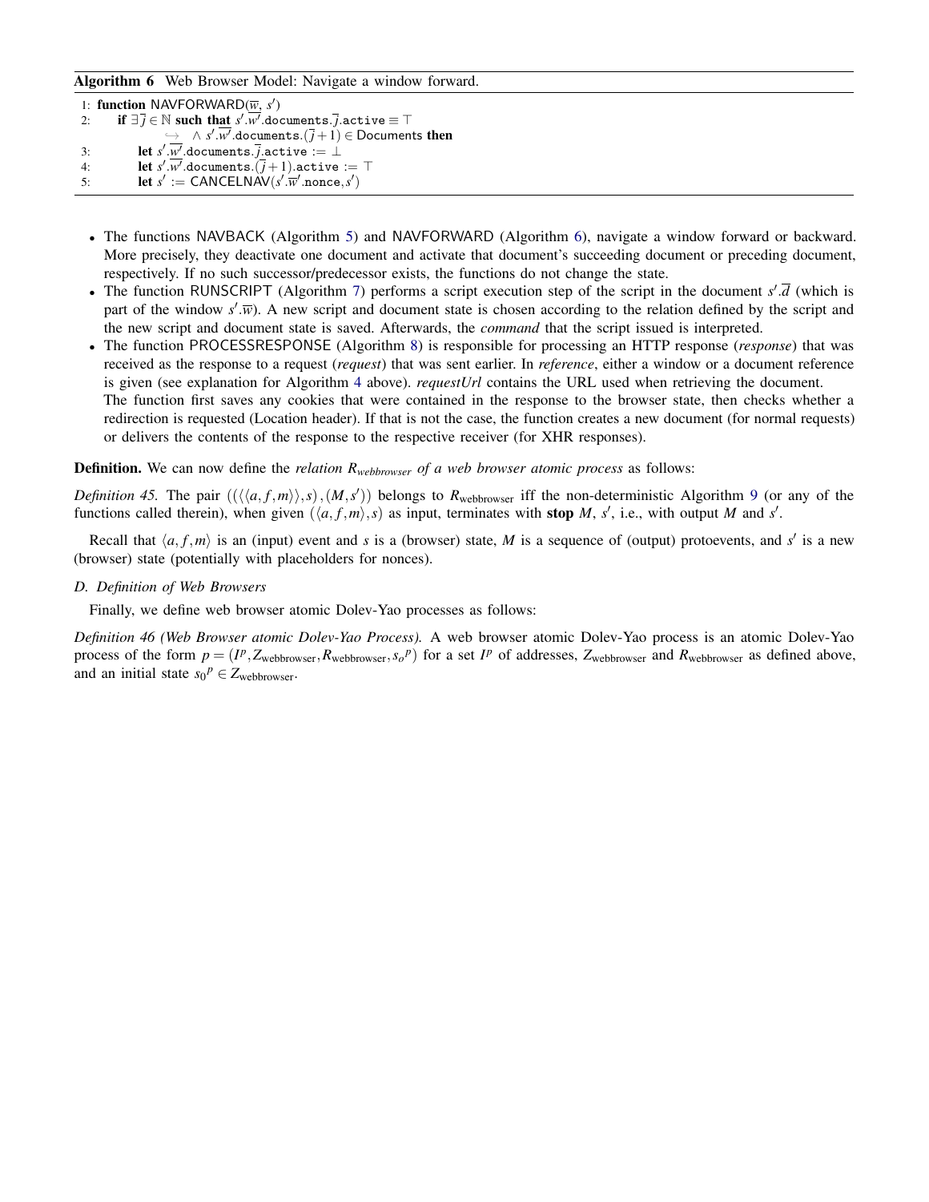**Algorithm 6** Web Browser Model: Navigate a window forward.

```
1: function NAVFORWARD(w̄, s')
2:     if ∃ j̄ ∈ ℕ such that s'.w̄'.documents.j̄.active ≡ ⊤
           ↪  ∧ s'.w̄'.documents.(j̄+1) ∈ Documents then
3:         let s'.w̄'.documents.j̄.active := ⊥
4:         let s'.w̄'.documents.(j̄+1).active := ⊤
5:         let s' := CANCELNAV(s'.w̄'.nonce, s')
```

- The functions NAVBACK (Algorithm 5) and NAVFORWARD (Algorithm 6), navigate a window forward or backward. More precisely, they deactivate one document and activate that document's succeeding document or preceding document, respectively. If no such successor/predecessor exists, the functions do not change the state.
- The function RUNSCRIPT (Algorithm 7) performs a script execution step of the script in the document $s'.\overline{d}$ (which is part of the window $s'.\overline{w}$). A new script and document state is chosen according to the relation defined by the script and the new script and document state is saved. Afterwards, the *command* that the script issued is interpreted.
- The function PROCESSRESPONSE (Algorithm 8) is responsible for processing an HTTP response (*response*) that was received as the response to a request (*request*) that was sent earlier. In *reference*, either a window or a document reference is given (see explanation for Algorithm 4 above). *requestUrl* contains the URL used when retrieving the document.
  The function first saves any cookies that were contained in the response to the browser state, then checks whether a redirection is requested (Location header). If that is not the case, the function creates a new document (for normal requests) or delivers the contents of the response to the respective receiver (for XHR responses).

**Definition.** We can now define the *relation $R_{webbrowser}$ of a web browser atomic process* as follows:

*Definition 45.* The pair $(((\langle a,f,m\rangle),s),(M,s'))$ belongs to $R_{\text{webbrowser}}$ iff the non-deterministic Algorithm 9 (or any of the functions called therein), when given $(\langle a,f,m\rangle,s)$ as input, terminates with **stop** $M$, $s'$, i.e., with output $M$ and $s'$.

Recall that $\langle a,f,m\rangle$ is an (input) event and $s$ is a (browser) state, $M$ is a sequence of (output) protoevents, and $s'$ is a new (browser) state (potentially with placeholders for nonces).

### D. Definition of Web Browsers

Finally, we define web browser atomic Dolev-Yao processes as follows:

*Definition 46 (Web Browser atomic Dolev-Yao Process).* A web browser atomic Dolev-Yao process is an atomic Dolev-Yao process of the form $p = (I^p, Z_{\text{webbrowser}}, R_{\text{webbrowser}}, s_o{}^p)$ for a set $I^p$ of addresses, $Z_{\text{webbrowser}}$ and $R_{\text{webbrowser}}$ as defined above, and an initial state $s_0{}^p \in Z_{\text{webbrowser}}$.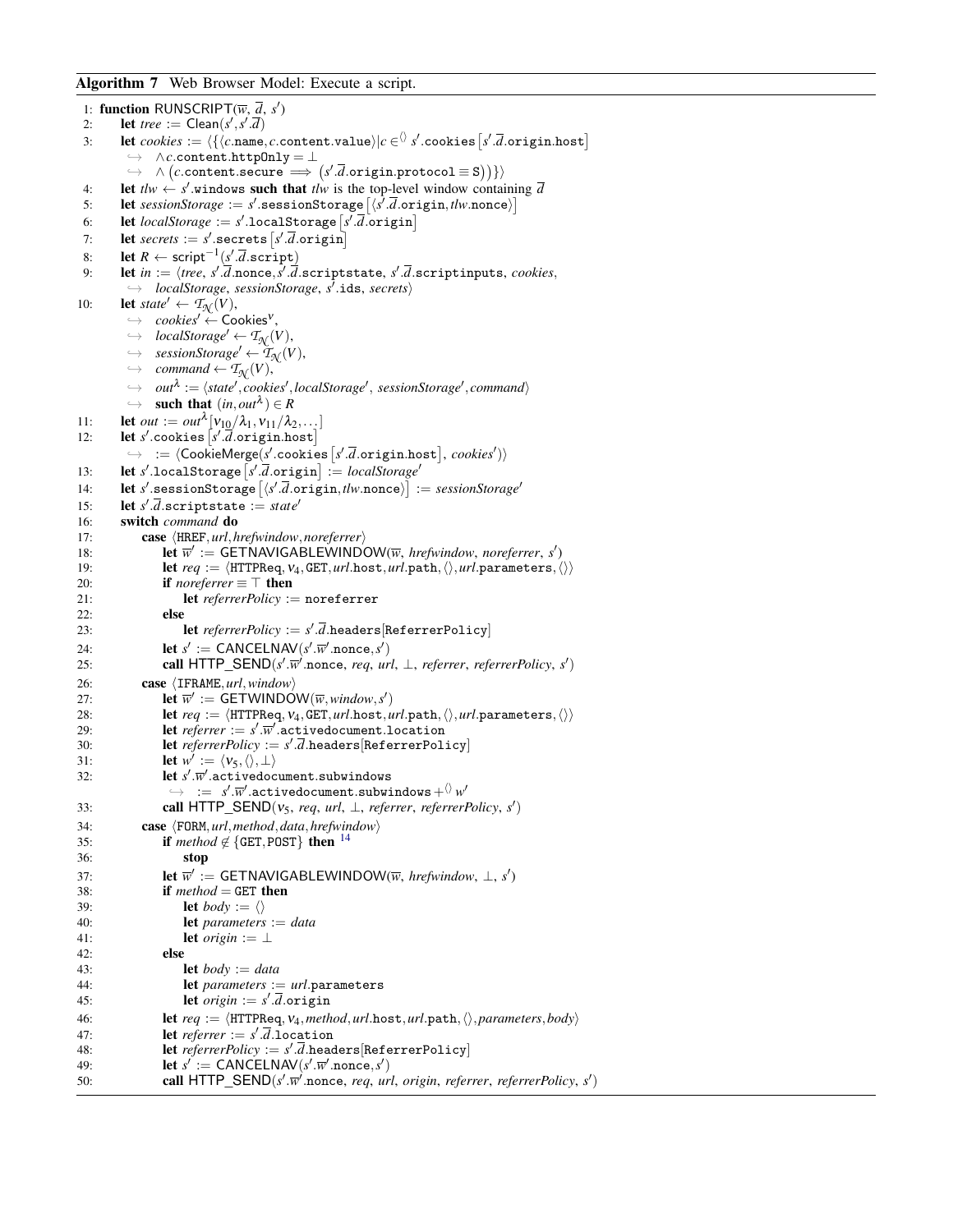**Algorithm 7** Web Browser Model: Execute a script.

1: **function** RUNSCRIPT($\overline{w}$, $\overline{d}$, $s'$)

2: **let** $tree := \mathsf{Clean}(s', s'.\overline{d})$

3: **let** $cookies := \langle\{\langle c.\mathtt{name}, c.\mathtt{content.value}\rangle | c \in^{\langle\rangle} s'.\mathtt{cookies}\left[s'.\overline{d}.\mathtt{origin.host}\right]$
$\hookrightarrow \wedge c.\mathtt{content.httpOnly} = \bot$
$\hookrightarrow \wedge \left(c.\mathtt{content.secure} \implies \left(s'.\overline{d}.\mathtt{origin.protocol} \equiv \mathtt{S}\right)\right)\}\rangle$

4: **let** $tlw \leftarrow s'.\mathtt{windows}$ **such that** $tlw$ is the top-level window containing $\overline{d}$

5: **let** $sessionStorage := s'.\mathtt{sessionStorage}\left[\langle s'.\overline{d}.\mathtt{origin}, tlw.\mathtt{nonce}\rangle\right]$

6: **let** $localStorage := s'.\mathtt{localStorage}\left[s'.\overline{d}.\mathtt{origin}\right]$

7: **let** $secrets := s'.\mathtt{secrets}\left[s'.\overline{d}.\mathtt{origin}\right]$

8: **let** $R \leftarrow \mathsf{script}^{-1}(s'.\overline{d}.\mathtt{script})$

9: **let** $in := \langle tree, s'.\overline{d}.\mathtt{nonce}, s'.\overline{d}.\mathtt{scriptstate}, s'.\overline{d}.\mathtt{scriptinputs}, cookies,$
$\hookrightarrow localStorage, sessionStorage, s'.\mathtt{ids}, secrets\rangle$

10: **let** $state' \leftarrow \mathcal{T}_{\mathcal{N}}(V)$,
$\hookrightarrow cookies' \leftarrow \mathsf{Cookies}^{\nu}$,
$\hookrightarrow localStorage' \leftarrow \mathcal{T}_{\mathcal{N}}(V)$,
$\hookrightarrow sessionStorage' \leftarrow \mathcal{T}_{\mathcal{N}}(V)$,
$\hookrightarrow command \leftarrow \mathcal{T}_{\mathcal{N}}(V)$,
$\hookrightarrow out^{\lambda} := \langle state', cookies', localStorage', sessionStorage', command\rangle$
$\hookrightarrow$ **such that** $(in, out^{\lambda}) \in R$

11: **let** $out := out^{\lambda}[\nu_{10}/\lambda_1, \nu_{11}/\lambda_2, \ldots]$

12: **let** $s'.\mathtt{cookies}\left[s'.\overline{d}.\mathtt{origin.host}\right]$
$\hookrightarrow := \langle \mathsf{CookieMerge}(s'.\mathtt{cookies}\left[s'.\overline{d}.\mathtt{origin.host}\right], cookies')\rangle$

13: **let** $s'.\mathtt{localStorage}\left[s'.\overline{d}.\mathtt{origin}\right] := localStorage'$

14: **let** $s'.\mathtt{sessionStorage}\left[\langle s'.\overline{d}.\mathtt{origin}, tlw.\mathtt{nonce}\rangle\right] := sessionStorage'$

15: **let** $s'.\overline{d}.\mathtt{scriptstate} := state'$

16: **switch** $command$ **do**

17: **case** $\langle \mathtt{HREF}, url, hrefwindow, noreferrer\rangle$

18: **let** $\overline{w}' := \mathsf{GETNAVIGABLEWINDOW}(\overline{w}, hrefwindow, noreferrer, s')$

19: **let** $req := \langle \mathtt{HTTPReq}, \nu_4, \mathtt{GET}, url.\mathtt{host}, url.\mathtt{path}, \langle\rangle, url.\mathtt{parameters}, \langle\rangle\rangle$

20: **if** $noreferrer \equiv \top$ **then**

21: **let** $referrerPolicy := \mathtt{noreferrer}$

22: **else**

23: **let** $referrerPolicy := s'.\overline{d}.\mathtt{headers}[\mathtt{ReferrerPolicy}]$

24: **let** $s' := \mathsf{CANCELNAV}(s'.\overline{w}'.\mathtt{nonce}, s')$

25: **call** $\mathsf{HTTP\_SEND}(s'.\overline{w}'.\mathtt{nonce}, req, url, \bot, referrer, referrerPolicy, s')$

26: **case** $\langle \mathtt{IFRAME}, url, window\rangle$

27: **let** $\overline{w}' := \mathsf{GETWINDOW}(\overline{w}, window, s')$

28: **let** $req := \langle \mathtt{HTTPReq}, \nu_4, \mathtt{GET}, url.\mathtt{host}, url.\mathtt{path}, \langle\rangle, url.\mathtt{parameters}, \langle\rangle\rangle$

29: **let** $referrer := s'.\overline{w}'.\mathtt{activedocument.location}$

30: **let** $referrerPolicy := s'.\overline{d}.\mathtt{headers}[\mathtt{ReferrerPolicy}]$

31: **let** $w' := \langle \nu_5, \langle\rangle, \bot\rangle$

32: **let** $s'.\overline{w}'.\mathtt{activedocument.subwindows}$
$\hookrightarrow := s'.\overline{w}'.\mathtt{activedocument.subwindows} +^{\langle\rangle} w'$

33: **call** $\mathsf{HTTP\_SEND}(\nu_5, req, url, \bot, referrer, referrerPolicy, s')$

34: **case** $\langle \mathtt{FORM}, url, method, data, hrefwindow\rangle$

35: **if** $method \notin \{\mathtt{GET}, \mathtt{POST}\}$ **then** [14]

36: **stop**

37: **let** $\overline{w}' := \mathsf{GETNAVIGABLEWINDOW}(\overline{w}, hrefwindow, \bot, s')$

38: **if** $method = \mathtt{GET}$ **then**

39: **let** $body := \langle\rangle$

40: **let** $parameters := data$

41: **let** $origin := \bot$

42: **else**

43: **let** $body := data$

44: **let** $parameters := url.\mathtt{parameters}$

45: **let** $origin := s'.\overline{d}.\mathtt{origin}$

46: **let** $req := \langle \mathtt{HTTPReq}, \nu_4, method, url.\mathtt{host}, url.\mathtt{path}, \langle\rangle, parameters, body\rangle$

47: **let** $referrer := s'.\overline{d}.\mathtt{location}$

48: **let** $referrerPolicy := s'.\overline{d}.\mathtt{headers}[\mathtt{ReferrerPolicy}]$

49: **let** $s' := \mathsf{CANCELNAV}(s'.\overline{w}'.\mathtt{nonce}, s')$

50: **call** $\mathsf{HTTP\_SEND}(s'.\overline{w}'.\mathtt{nonce}, req, url, origin, referrer, referrerPolicy, s')$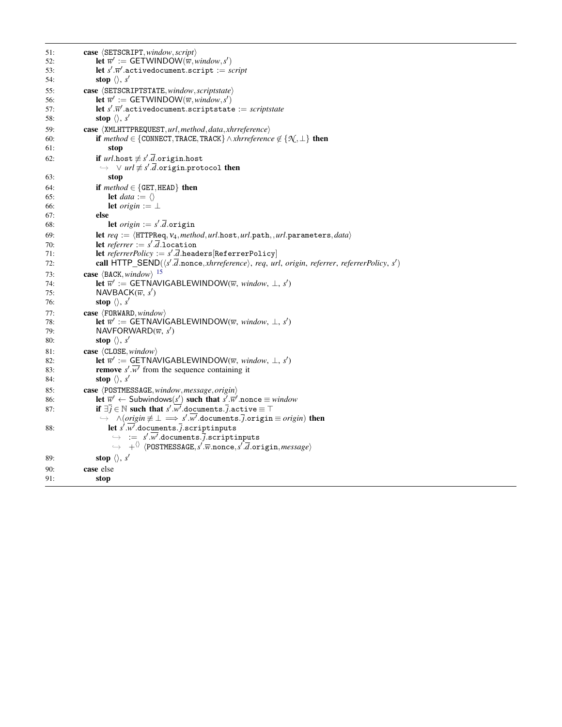```
51:     case ⟨SETSCRIPT, window, script⟩
52:         let w̄′ := GETWINDOW(w̄, window, s′)
53:         let s′.w̄′.activedocument.script := script
54:         stop ⟨⟩, s′
55:     case ⟨SETSCRIPTSTATE, window, scriptstate⟩
56:         let w̄′ := GETWINDOW(w̄, window, s′)
57:         let s′.w̄′.activedocument.scriptstate := scriptstate
58:         stop ⟨⟩, s′
59:     case ⟨XMLHTTPREQUEST, url, method, data, xhrreference⟩
60:         if method ∈ {CONNECT, TRACE, TRACK} ∧ xhrreference ∉ {𝒩, ⊥} then
61:             stop
62:         if url.host ≢ s′.d̄.origin.host
              ↪  ∨ url ≢ s′.d̄.origin.protocol then
63:             stop
64:         if method ∈ {GET, HEAD} then
65:             let data := ⟨⟩
66:             let origin := ⊥
67:         else
68:             let origin := s′.d̄.origin
69:         let req := ⟨HTTPReq, v4, method, url.host, url.path, , url.parameters, data⟩
70:         let referrer := s′.d̄.location
71:         let referrerPolicy := s′.d̄.headers[ReferrerPolicy]
72:         call HTTP_SEND(⟨s′.d̄.nonce, xhrreference⟩, req, url, origin, referrer, referrerPolicy, s′)
73:     case ⟨BACK, window⟩ [15]
74:         let w̄′ := GETNAVIGABLEWINDOW(w̄, window, ⊥, s′)
75:         NAVBACK(w̄, s′)
76:         stop ⟨⟩, s′
77:     case ⟨FORWARD, window⟩
78:         let w̄′ := GETNAVIGABLEWINDOW(w̄, window, ⊥, s′)
79:         NAVFORWARD(w̄, s′)
80:         stop ⟨⟩, s′
81:     case ⟨CLOSE, window⟩
82:         let w̄′ := GETNAVIGABLEWINDOW(w̄, window, ⊥, s′)
83:         remove s′.w̄′ from the sequence containing it
84:         stop ⟨⟩, s′
85:     case ⟨POSTMESSAGE, window, message, origin⟩
86:         let w̄′ ← Subwindows(s′) such that s′.w̄′.nonce ≡ window
87:         if ∃j̄ ∈ ℕ such that s′.w̄′.documents.j̄.active ≡ ⊤
              ↪  ∧(origin ≢ ⊥ ⟹ s′.w̄′.documents.j̄.origin ≡ origin) then
88:             let s′.w̄′.documents.j̄.scriptinputs
                  ↪  := s′.w̄′.documents.j̄.scriptinputs
                  ↪  +⟨⟩ ⟨POSTMESSAGE, s′.w̄.nonce, s′.d̄.origin, message⟩
89:         stop ⟨⟩, s′
90:     case else
91:         stop
```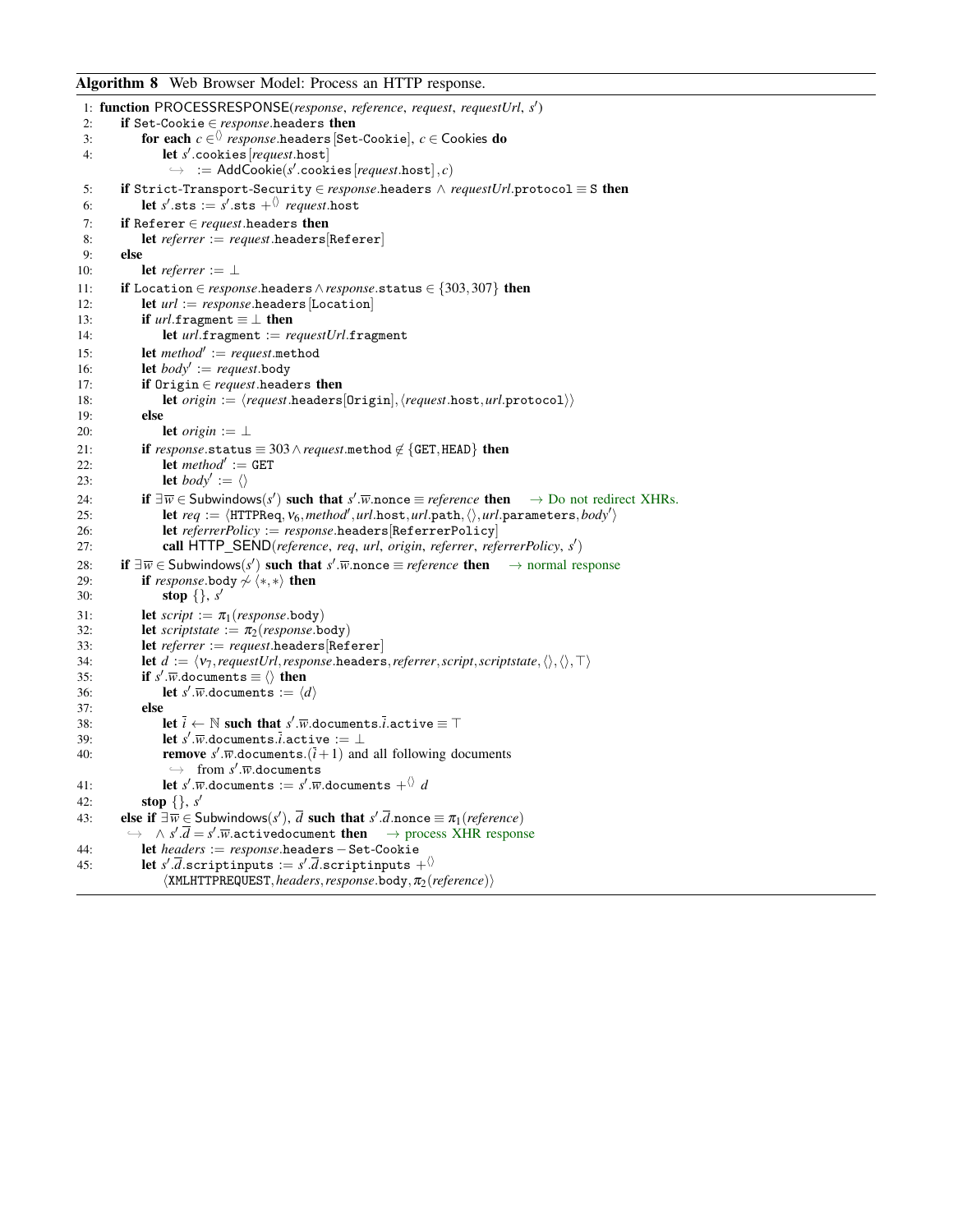**Algorithm 8** Web Browser Model: Process an HTTP response.

```
1: function PROCESSRESPONSE(response, reference, request, requestUrl, s')
2:     if Set-Cookie ∈ response.headers then
3:         for each c ∈⟨⟩ response.headers[Set-Cookie], c ∈ Cookies do
4:             let s'.cookies[request.host]
               ↪ := AddCookie(s'.cookies[request.host], c)
5:     if Strict-Transport-Security ∈ response.headers ∧ requestUrl.protocol ≡ S then
6:         let s'.sts := s'.sts +⟨⟩ request.host
7:     if Referer ∈ request.headers then
8:         let referrer := request.headers[Referer]
9:     else
10:        let referrer := ⊥
11:    if Location ∈ response.headers ∧ response.status ∈ {303, 307} then
12:        let url := response.headers[Location]
13:        if url.fragment ≡ ⊥ then
14:            let url.fragment := requestUrl.fragment
15:        let method' := request.method
16:        let body' := request.body
17:        if Origin ∈ request.headers then
18:            let origin := ⟨request.headers[Origin], ⟨request.host, url.protocol⟩⟩
19:        else
20:            let origin := ⊥
21:        if response.status ≡ 303 ∧ request.method ∉ {GET, HEAD} then
22:            let method' := GET
23:            let body' := ⟨⟩
24:        if ∃w̄ ∈ Subwindows(s') such that s'.w̄.nonce ≡ reference then    → Do not redirect XHRs.
25:            let req := ⟨HTTPReq, ν6, method', url.host, url.path, ⟨⟩, url.parameters, body'⟩
26:            let referrerPolicy := response.headers[ReferrerPolicy]
27:            call HTTP_SEND(reference, req, url, origin, referrer, referrerPolicy, s')
28:    if ∃w̄ ∈ Subwindows(s') such that s'.w̄.nonce ≡ reference then    → normal response
29:        if response.body ≁ ⟨*, *⟩ then
30:            stop {}, s'
31:        let script := π1(response.body)
32:        let scriptstate := π2(response.body)
33:        let referrer := request.headers[Referer]
34:        let d := ⟨ν7, requestUrl, response.headers, referrer, script, scriptstate, ⟨⟩, ⟨⟩, ⊤⟩
35:        if s'.w̄.documents ≡ ⟨⟩ then
36:            let s'.w̄.documents := ⟨d⟩
37:        else
38:            let ī ← ℕ such that s'.w̄.documents.ī.active ≡ ⊤
39:            let s'.w̄.documents.ī.active := ⊥
40:            remove s'.w̄.documents.(ī+1) and all following documents
               ↪ from s'.w̄.documents
41:            let s'.w̄.documents := s'.w̄.documents +⟨⟩ d
42:        stop {}, s'
43:    else if ∃w̄ ∈ Subwindows(s'), d̄ such that s'.d̄.nonce ≡ π1(reference)
       ↪ ∧ s'.d̄ = s'.w̄.activedocument then    → process XHR response
44:        let headers := response.headers − Set-Cookie
45:        let s'.d̄.scriptinputs := s'.d̄.scriptinputs +⟨⟩
               ⟨XMLHTTPREQUEST, headers, response.body, π2(reference)⟩
```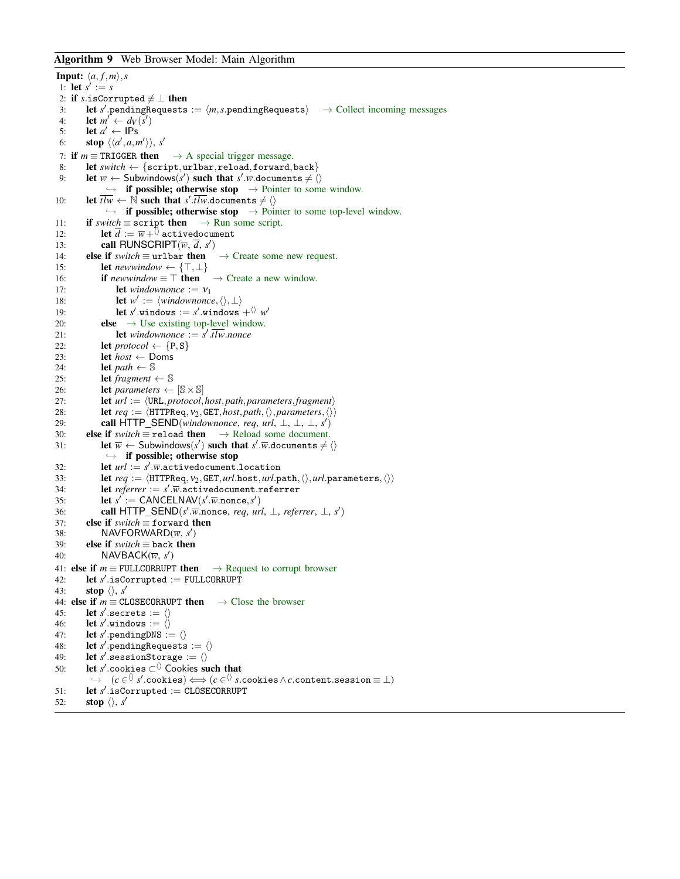**Algorithm 9** Web Browser Model: Main Algorithm

**Input:** $\langle a, f, m\rangle, s$

1: **let** $s' := s$
2: **if** $s$.isCorrupted $\not\equiv \bot$ **then**
3: &nbsp;&nbsp;&nbsp;&nbsp;**let** $s'$.pendingRequests $:= \langle m, s.\mathtt{pendingRequests}\rangle$ &nbsp;&nbsp;→ Collect incoming messages
4: &nbsp;&nbsp;&nbsp;&nbsp;**let** $m' \leftarrow d_V(s')$
5: &nbsp;&nbsp;&nbsp;&nbsp;**let** $a' \leftarrow \mathsf{IPs}$
6: &nbsp;&nbsp;&nbsp;&nbsp;**stop** $\langle\langle a', a, m'\rangle\rangle$, $s'$
7: **if** $m \equiv \mathtt{TRIGGER}$ **then** &nbsp;&nbsp;→ A special trigger message.
8: &nbsp;&nbsp;&nbsp;&nbsp;**let** *switch* $\leftarrow \{\mathtt{script}, \mathtt{urlbar}, \mathtt{reload}, \mathtt{forward}, \mathtt{back}\}$
9: &nbsp;&nbsp;&nbsp;&nbsp;**let** $\overline{w} \leftarrow \mathsf{Subwindows}(s')$ **such that** $s'.\overline{w}.\mathtt{documents} \neq \langle\rangle$
&nbsp;&nbsp;&nbsp;&nbsp;&nbsp;&nbsp;&nbsp;&nbsp;↪ **if possible; otherwise stop** &nbsp;&nbsp;→ Pointer to some window.
10: &nbsp;&nbsp;&nbsp;&nbsp;**let** $\overline{tlw} \leftarrow \mathbb{N}$ **such that** $s'.\overline{tlw}.\mathtt{documents} \neq \langle\rangle$
&nbsp;&nbsp;&nbsp;&nbsp;&nbsp;&nbsp;&nbsp;&nbsp;↪ **if possible; otherwise stop** &nbsp;&nbsp;→ Pointer to some top-level window.
11: &nbsp;&nbsp;&nbsp;&nbsp;**if** *switch* $\equiv \mathtt{script}$ **then** &nbsp;&nbsp;→ Run some script.
12: &nbsp;&nbsp;&nbsp;&nbsp;&nbsp;&nbsp;&nbsp;&nbsp;**let** $\overline{d} := \overline{w} +^{\langle\rangle} \mathtt{activedocument}$
13: &nbsp;&nbsp;&nbsp;&nbsp;&nbsp;&nbsp;&nbsp;&nbsp;**call** RUNSCRIPT($\overline{w}$, $\overline{d}$, $s'$)
14: &nbsp;&nbsp;&nbsp;&nbsp;**else if** *switch* $\equiv \mathtt{urlbar}$ **then** &nbsp;&nbsp;→ Create some new request.
15: &nbsp;&nbsp;&nbsp;&nbsp;&nbsp;&nbsp;&nbsp;&nbsp;**let** *newwindow* $\leftarrow \{\top, \bot\}$
16: &nbsp;&nbsp;&nbsp;&nbsp;&nbsp;&nbsp;&nbsp;&nbsp;**if** *newwindow* $\equiv \top$ **then** &nbsp;&nbsp;→ Create a new window.
17: &nbsp;&nbsp;&nbsp;&nbsp;&nbsp;&nbsp;&nbsp;&nbsp;&nbsp;&nbsp;&nbsp;&nbsp;**let** *windownonce* $:= \nu_1$
18: &nbsp;&nbsp;&nbsp;&nbsp;&nbsp;&nbsp;&nbsp;&nbsp;&nbsp;&nbsp;&nbsp;&nbsp;**let** $w' := \langle \mathit{windownonce}, \langle\rangle, \bot\rangle$
19: &nbsp;&nbsp;&nbsp;&nbsp;&nbsp;&nbsp;&nbsp;&nbsp;&nbsp;&nbsp;&nbsp;&nbsp;**let** $s'.\mathtt{windows} := s'.\mathtt{windows} +^{\langle\rangle} w'$
20: &nbsp;&nbsp;&nbsp;&nbsp;&nbsp;&nbsp;&nbsp;&nbsp;**else** &nbsp;&nbsp;→ Use existing top-level window.
21: &nbsp;&nbsp;&nbsp;&nbsp;&nbsp;&nbsp;&nbsp;&nbsp;&nbsp;&nbsp;&nbsp;&nbsp;**let** *windownonce* $:= s'.\overline{tlw}.\mathit{nonce}$
22: &nbsp;&nbsp;&nbsp;&nbsp;&nbsp;&nbsp;&nbsp;&nbsp;**let** *protocol* $\leftarrow \{\mathtt{P}, \mathtt{S}\}$
23: &nbsp;&nbsp;&nbsp;&nbsp;&nbsp;&nbsp;&nbsp;&nbsp;**let** *host* $\leftarrow \mathsf{Doms}$
24: &nbsp;&nbsp;&nbsp;&nbsp;&nbsp;&nbsp;&nbsp;&nbsp;**let** *path* $\leftarrow \mathbb{S}$
25: &nbsp;&nbsp;&nbsp;&nbsp;&nbsp;&nbsp;&nbsp;&nbsp;**let** *fragment* $\leftarrow \mathbb{S}$
26: &nbsp;&nbsp;&nbsp;&nbsp;&nbsp;&nbsp;&nbsp;&nbsp;**let** *parameters* $\leftarrow [\mathbb{S} \times \mathbb{S}]$
27: &nbsp;&nbsp;&nbsp;&nbsp;&nbsp;&nbsp;&nbsp;&nbsp;**let** *url* $:= \langle \mathtt{URL}, \mathit{protocol}, \mathit{host}, \mathit{path}, \mathit{parameters}, \mathit{fragment}\rangle$
28: &nbsp;&nbsp;&nbsp;&nbsp;&nbsp;&nbsp;&nbsp;&nbsp;**let** *req* $:= \langle \mathtt{HTTPReq}, \nu_2, \mathtt{GET}, \mathit{host}, \mathit{path}, \langle\rangle, \mathit{parameters}, \langle\rangle\rangle$
29: &nbsp;&nbsp;&nbsp;&nbsp;&nbsp;&nbsp;&nbsp;&nbsp;**call** HTTP_SEND(*windownonce*, *req*, *url*, $\bot$, $\bot$, $\bot$, $s'$)
30: &nbsp;&nbsp;&nbsp;&nbsp;**else if** *switch* $\equiv \mathtt{reload}$ **then** &nbsp;&nbsp;→ Reload some document.
31: &nbsp;&nbsp;&nbsp;&nbsp;&nbsp;&nbsp;&nbsp;&nbsp;**let** $\overline{w} \leftarrow \mathsf{Subwindows}(s')$ **such that** $s'.\overline{w}.\mathtt{documents} \neq \langle\rangle$
&nbsp;&nbsp;&nbsp;&nbsp;&nbsp;&nbsp;&nbsp;&nbsp;&nbsp;&nbsp;&nbsp;&nbsp;↪ **if possible; otherwise stop**
32: &nbsp;&nbsp;&nbsp;&nbsp;&nbsp;&nbsp;&nbsp;&nbsp;**let** *url* $:= s'.\overline{w}.\mathtt{activedocument}.\mathtt{location}$
33: &nbsp;&nbsp;&nbsp;&nbsp;&nbsp;&nbsp;&nbsp;&nbsp;**let** *req* $:= \langle \mathtt{HTTPReq}, \nu_2, \mathtt{GET}, \mathit{url}.\mathtt{host}, \mathit{url}.\mathtt{path}, \langle\rangle, \mathit{url}.\mathtt{parameters}, \langle\rangle\rangle$
34: &nbsp;&nbsp;&nbsp;&nbsp;&nbsp;&nbsp;&nbsp;&nbsp;**let** *referrer* $:= s'.\overline{w}.\mathtt{activedocument}.\mathtt{referrer}$
35: &nbsp;&nbsp;&nbsp;&nbsp;&nbsp;&nbsp;&nbsp;&nbsp;**let** $s' := \mathsf{CANCELNAV}(s'.\overline{w}.\mathtt{nonce}, s')$
36: &nbsp;&nbsp;&nbsp;&nbsp;&nbsp;&nbsp;&nbsp;&nbsp;**call** HTTP_SEND($s'.\overline{w}.\mathtt{nonce}$, *req*, *url*, $\bot$, *referrer*, $\bot$, $s'$)
37: &nbsp;&nbsp;&nbsp;&nbsp;**else if** *switch* $\equiv \mathtt{forward}$ **then**
38: &nbsp;&nbsp;&nbsp;&nbsp;&nbsp;&nbsp;&nbsp;&nbsp;NAVFORWARD($\overline{w}$, $s'$)
39: &nbsp;&nbsp;&nbsp;&nbsp;**else if** *switch* $\equiv \mathtt{back}$ **then**
40: &nbsp;&nbsp;&nbsp;&nbsp;&nbsp;&nbsp;&nbsp;&nbsp;NAVBACK($\overline{w}$, $s'$)
41: **else if** $m \equiv \mathtt{FULLCORRUPT}$ **then** &nbsp;&nbsp;→ Request to corrupt browser
42: &nbsp;&nbsp;&nbsp;&nbsp;**let** $s'.\mathtt{isCorrupted} := \mathtt{FULLCORRUPT}$
43: &nbsp;&nbsp;&nbsp;&nbsp;**stop** $\langle\rangle$, $s'$
44: **else if** $m \equiv \mathtt{CLOSECORRUPT}$ **then** &nbsp;&nbsp;→ Close the browser
45: &nbsp;&nbsp;&nbsp;&nbsp;**let** $s'.\mathtt{secrets} := \langle\rangle$
46: &nbsp;&nbsp;&nbsp;&nbsp;**let** $s'.\mathtt{windows} := \langle\rangle$
47: &nbsp;&nbsp;&nbsp;&nbsp;**let** $s'.\mathtt{pendingDNS} := \langle\rangle$
48: &nbsp;&nbsp;&nbsp;&nbsp;**let** $s'.\mathtt{pendingRequests} := \langle\rangle$
49: &nbsp;&nbsp;&nbsp;&nbsp;**let** $s'.\mathtt{sessionStorage} := \langle\rangle$
50: &nbsp;&nbsp;&nbsp;&nbsp;**let** $s'.\mathtt{cookies} \subset^{\langle\rangle} \mathsf{Cookies}$ **such that**
&nbsp;&nbsp;&nbsp;&nbsp;&nbsp;&nbsp;&nbsp;&nbsp;↪ $(c \in^{\langle\rangle} s'.\mathtt{cookies}) \iff (c \in^{\langle\rangle} s.\mathtt{cookies} \wedge c.\mathtt{content}.\mathtt{session} \equiv \bot)$
51: &nbsp;&nbsp;&nbsp;&nbsp;**let** $s'.\mathtt{isCorrupted} := \mathtt{CLOSECORRUPT}$
52: &nbsp;&nbsp;&nbsp;&nbsp;**stop** $\langle\rangle$, $s'$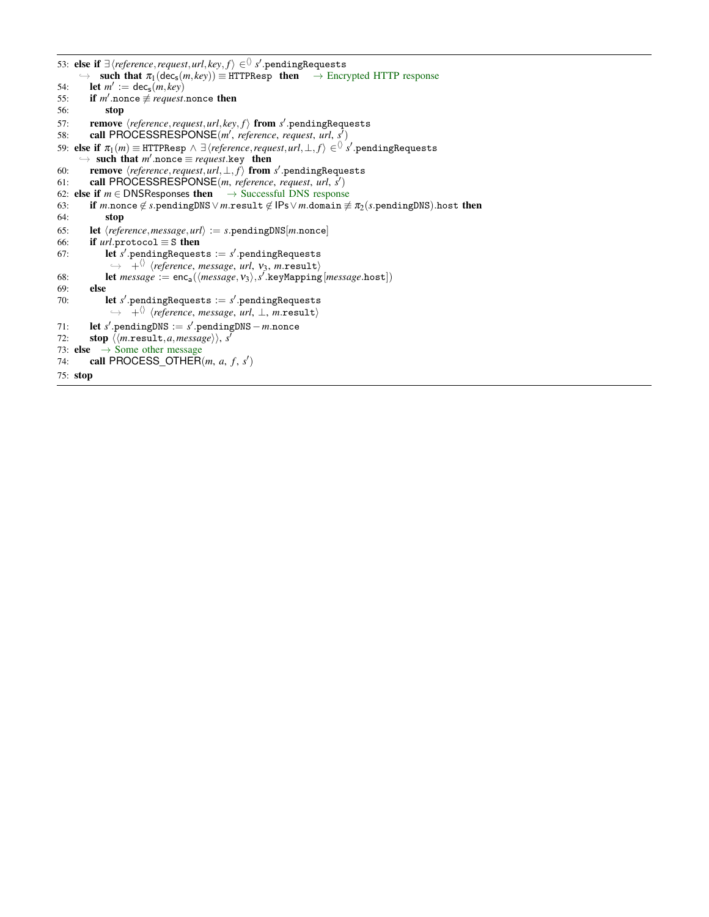53: **else if** $\exists\langle reference, request, url, key, f\rangle \in^{\langle\rangle} s'.\texttt{pendingRequests}$
   $\hookrightarrow$ **such that** $\pi_1(\mathsf{dec_s}(m, key)) \equiv \texttt{HTTPResp}$ **then** → Encrypted HTTP response

54: **let** $m' := \mathsf{dec_s}(m, key)$

55: **if** $m'.\texttt{nonce} \not\equiv request.\texttt{nonce}$ **then**

56: **stop**

57: **remove** $\langle reference, request, url, key, f\rangle$ **from** $s'.\texttt{pendingRequests}$

58: **call** PROCESSRESPONSE($m'$, $reference$, $request$, $url$, $s'$)

59: **else if** $\pi_1(m) \equiv \texttt{HTTPResp} \wedge \exists\langle reference, request, url, \perp, f\rangle \in^{\langle\rangle} s'.\texttt{pendingRequests}$
   $\hookrightarrow$ **such that** $m'.\texttt{nonce} \equiv request.\texttt{key}$ **then**

60: **remove** $\langle reference, request, url, \perp, f\rangle$ **from** $s'.\texttt{pendingRequests}$

61: **call** PROCESSRESPONSE($m$, $reference$, $request$, $url$, $s'$)

62: **else if** $m \in \mathsf{DNSResponses}$ **then** → Successful DNS response

63: **if** $m.\texttt{nonce} \notin s.\texttt{pendingDNS} \vee m.\texttt{result} \notin \mathsf{IPs} \vee m.\texttt{domain} \not\equiv \pi_2(s.\texttt{pendingDNS}).\texttt{host}$ **then**

64: **stop**

65: **let** $\langle reference, message, url\rangle := s.\texttt{pendingDNS}[m.\texttt{nonce}]$

66: **if** $url.\texttt{protocol} \equiv \texttt{S}$ **then**

67: **let** $s'.\texttt{pendingRequests} := s'.\texttt{pendingRequests}$
   $\hookrightarrow$ $+^{\langle\rangle}$ $\langle reference, message, url, \nu_3, m.\texttt{result}\rangle$

68: **let** $message := \mathsf{enc_a}(\langle message, \nu_3\rangle, s'.\texttt{keyMapping}[message.\texttt{host}])$

69: **else**

70: **let** $s'.\texttt{pendingRequests} := s'.\texttt{pendingRequests}$
   $\hookrightarrow$ $+^{\langle\rangle}$ $\langle reference, message, url, \perp, m.\texttt{result}\rangle$

71: **let** $s'.\texttt{pendingDNS} := s'.\texttt{pendingDNS} - m.\texttt{nonce}$

72: **stop** $\langle\langle m.\texttt{result}, a, message\rangle\rangle$, $s'$

73: **else** → Some other message

74: **call** PROCESS_OTHER($m$, $a$, $f$, $s'$)

75: **stop**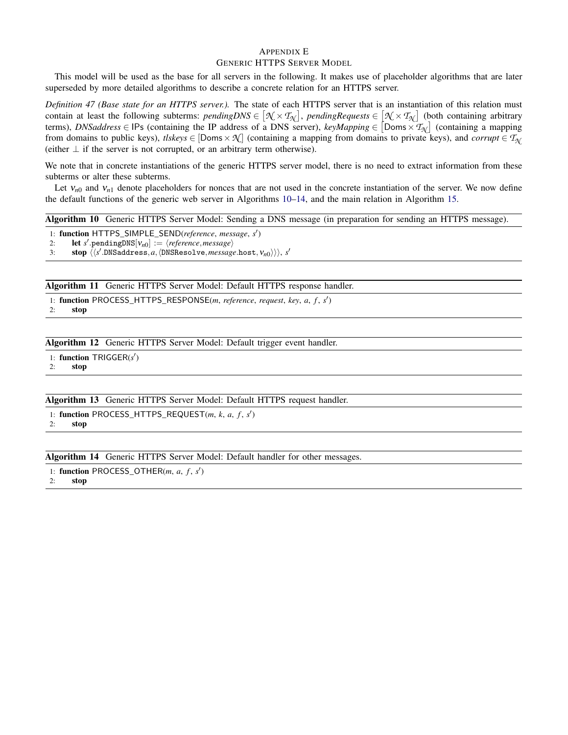# APPENDIX E
## GENERIC HTTPS SERVER MODEL

This model will be used as the base for all servers in the following. It makes use of placeholder algorithms that are later superseded by more detailed algorithms to describe a concrete relation for an HTTPS server.

*Definition 47 (Base state for an HTTPS server.).* The state of each HTTPS server that is an instantiation of this relation must contain at least the following subterms: *pendingDNS* $\in [\mathcal{N} \times \mathcal{T}_{\mathcal{N}}]$, *pendingRequests* $\in [\mathcal{N} \times \mathcal{T}_{\mathcal{N}}]$ (both containing arbitrary terms), *DNSaddress* $\in$ IPs (containing the IP address of a DNS server), *keyMapping* $\in [\mathsf{Doms} \times \mathcal{T}_{\mathcal{N}}]$ (containing a mapping from domains to public keys), *tlskeys* $\in [\mathsf{Doms} \times \mathcal{N}]$ (containing a mapping from domains to private keys), and *corrupt* $\in \mathcal{T}_{\mathcal{N}}$ (either $\perp$ if the server is not corrupted, or an arbitrary term otherwise).

We note that in concrete instantiations of the generic HTTPS server model, there is no need to extract information from these subterms or alter these subterms.

Let $\nu_{n0}$ and $\nu_{n1}$ denote placeholders for nonces that are not used in the concrete instantiation of the server. We now define the default functions of the generic web server in Algorithms 10–14, and the main relation in Algorithm 15.

**Algorithm 10** Generic HTTPS Server Model: Sending a DNS message (in preparation for sending an HTTPS message).

```
1: function HTTPS_SIMPLE_SEND(reference, message, s')
2:     let s'.pendingDNS[ν_n0] := ⟨reference, message⟩
3:     stop ⟨⟨s'.DNSaddress, a, ⟨DNSResolve, message.host, ν_n0⟩⟩⟩, s'
```

**Algorithm 11** Generic HTTPS Server Model: Default HTTPS response handler.

```
1: function PROCESS_HTTPS_RESPONSE(m, reference, request, key, a, f, s')
2:     stop
```

**Algorithm 12** Generic HTTPS Server Model: Default trigger event handler.

```
1: function TRIGGER(s')
2:     stop
```

**Algorithm 13** Generic HTTPS Server Model: Default HTTPS request handler.

```
1: function PROCESS_HTTPS_REQUEST(m, k, a, f, s')
2:     stop
```

**Algorithm 14** Generic HTTPS Server Model: Default handler for other messages.

```
1: function PROCESS_OTHER(m, a, f, s')
2:     stop
```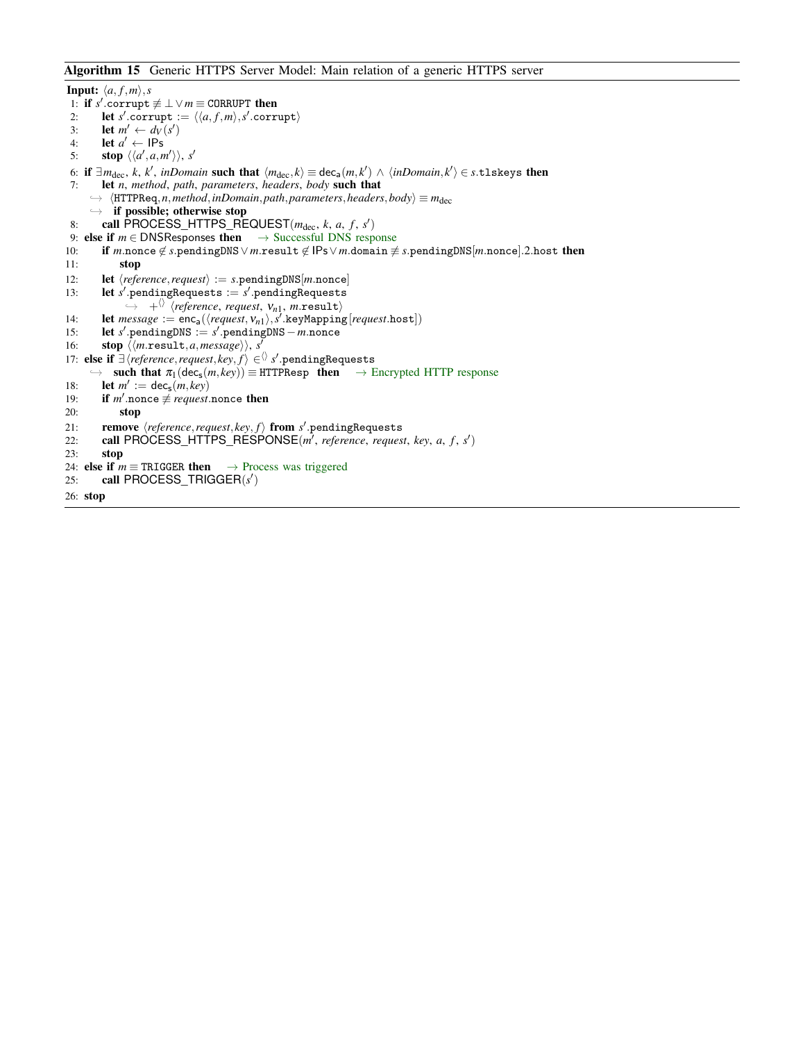**Algorithm 15** Generic HTTPS Server Model: Main relation of a generic HTTPS server

**Input:** $\langle a, f, m \rangle, s$

1: **if** $s'$.corrupt $\not\equiv \bot \vee m \equiv$ CORRUPT **then**
2: &nbsp;&nbsp;&nbsp;&nbsp;**let** $s'$.corrupt $:= \langle\langle a, f, m\rangle, s'$.corrupt$\rangle$
3: &nbsp;&nbsp;&nbsp;&nbsp;**let** $m' \leftarrow d_V(s')$
4: &nbsp;&nbsp;&nbsp;&nbsp;**let** $a' \leftarrow$ IPs
5: &nbsp;&nbsp;&nbsp;&nbsp;**stop** $\langle\langle a', a, m'\rangle\rangle$, $s'$
6: **if** $\exists m_{\text{dec}}$, $k$, $k'$, *inDomain* **such that** $\langle m_{\text{dec}}, k\rangle \equiv \mathsf{dec_a}(m, k') \wedge \langle inDomain, k'\rangle \in s$.tlskeys **then**
7: &nbsp;&nbsp;&nbsp;&nbsp;**let** $n$, *method*, *path*, *parameters*, *headers*, *body* **such that**
&nbsp;&nbsp;&nbsp;&nbsp;$\hookrightarrow$ $\langle$HTTPReq$, n, method, inDomain, path, parameters, headers, body\rangle \equiv m_{\text{dec}}$
&nbsp;&nbsp;&nbsp;&nbsp;$\hookrightarrow$ **if possible; otherwise stop**
8: &nbsp;&nbsp;&nbsp;&nbsp;**call** PROCESS_HTTPS_REQUEST($m_{\text{dec}}$, $k$, $a$, $f$, $s'$)
9: **else if** $m \in$ DNSResponses **then** &nbsp;&nbsp;&nbsp;&nbsp;→ Successful DNS response
10: &nbsp;&nbsp;&nbsp;&nbsp;**if** $m$.nonce $\notin s$.pendingDNS $\vee\, m$.result $\notin$ IPs $\vee\, m$.domain $\not\equiv s$.pendingDNS$[m$.nonce$]$.2.host **then**
11: &nbsp;&nbsp;&nbsp;&nbsp;&nbsp;&nbsp;&nbsp;&nbsp;**stop**
12: &nbsp;&nbsp;&nbsp;&nbsp;**let** $\langle reference, request\rangle := s$.pendingDNS$[m$.nonce$]$
13: &nbsp;&nbsp;&nbsp;&nbsp;**let** $s'$.pendingRequests $:= s'$.pendingRequests
&nbsp;&nbsp;&nbsp;&nbsp;&nbsp;&nbsp;&nbsp;&nbsp;$\hookrightarrow$ $+^{\langle\rangle}$ $\langle reference$, $request$, $\nu_{n1}$, $m$.result$\rangle$
14: &nbsp;&nbsp;&nbsp;&nbsp;**let** *message* $:= \mathsf{enc_a}(\langle request, \nu_{n1}\rangle, s'$.keyMapping$[request$.host$])$
15: &nbsp;&nbsp;&nbsp;&nbsp;**let** $s'$.pendingDNS $:= s'$.pendingDNS $- m$.nonce
16: &nbsp;&nbsp;&nbsp;&nbsp;**stop** $\langle\langle m$.result$, a, message\rangle\rangle$, $s'$
17: **else if** $\exists\langle reference, request, key, f\rangle \in^{\langle\rangle} s'$.pendingRequests
&nbsp;&nbsp;&nbsp;&nbsp;$\hookrightarrow$ **such that** $\pi_1(\mathsf{dec_s}(m, key)) \equiv$ HTTPResp **then** &nbsp;&nbsp;&nbsp;&nbsp;→ Encrypted HTTP response
18: &nbsp;&nbsp;&nbsp;&nbsp;**let** $m' := \mathsf{dec_s}(m, key)$
19: &nbsp;&nbsp;&nbsp;&nbsp;**if** $m'$.nonce $\not\equiv request$.nonce **then**
20: &nbsp;&nbsp;&nbsp;&nbsp;&nbsp;&nbsp;&nbsp;&nbsp;**stop**
21: &nbsp;&nbsp;&nbsp;&nbsp;**remove** $\langle reference, request, key, f\rangle$ **from** $s'$.pendingRequests
22: &nbsp;&nbsp;&nbsp;&nbsp;**call** PROCESS_HTTPS_RESPONSE($m'$, *reference*, *request*, *key*, $a$, $f$, $s'$)
23: &nbsp;&nbsp;&nbsp;&nbsp;**stop**
24: **else if** $m \equiv$ TRIGGER **then** &nbsp;&nbsp;&nbsp;&nbsp;→ Process was triggered
25: &nbsp;&nbsp;&nbsp;&nbsp;**call** PROCESS_TRIGGER($s'$)
26: **stop**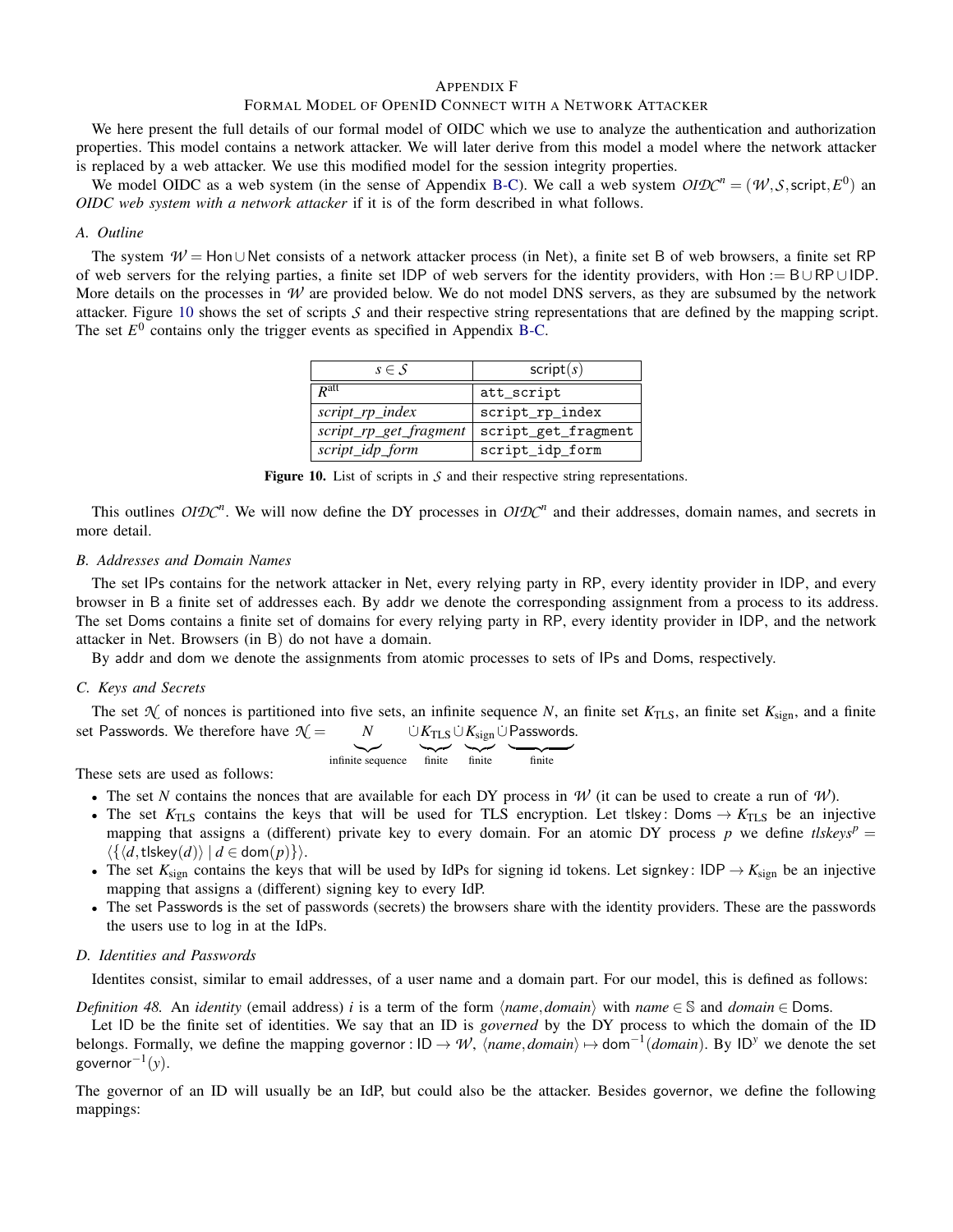# APPENDIX F
## FORMAL MODEL OF OPENID CONNECT WITH A NETWORK ATTACKER

We here present the full details of our formal model of OIDC which we use to analyze the authentication and authorization properties. This model contains a network attacker. We will later derive from this model a model where the network attacker is replaced by a web attacker. We use this modified model for the session integrity properties.

We model OIDC as a web system (in the sense of Appendix B-C). We call a web system $\mathcal{OIDC}^n = (\mathcal{W}, \mathcal{S}, \mathsf{script}, E^0)$ an *OIDC web system with a network attacker* if it is of the form described in what follows.

### A. Outline

The system $\mathcal{W} = \mathsf{Hon} \cup \mathsf{Net}$ consists of a network attacker process (in Net), a finite set B of web browsers, a finite set RP of web servers for the relying parties, a finite set IDP of web servers for the identity providers, with $\mathsf{Hon} := \mathsf{B} \cup \mathsf{RP} \cup \mathsf{IDP}$. More details on the processes in $\mathcal{W}$ are provided below. We do not model DNS servers, as they are subsumed by the network attacker. Figure 10 shows the set of scripts $\mathcal{S}$ and their respective string representations that are defined by the mapping script. The set $E^0$ contains only the trigger events as specified in Appendix B-C.

| $s \in \mathcal{S}$ | $\mathsf{script}(s)$ |
|---|---|
| $R^{\text{att}}$ | `att_script` |
| *script_rp_index* | `script_rp_index` |
| *script_rp_get_fragment* | `script_get_fragment` |
| *script_idp_form* | `script_idp_form` |

**Figure 10.** List of scripts in $\mathcal{S}$ and their respective string representations.

This outlines $\mathcal{OIDC}^n$. We will now define the DY processes in $\mathcal{OIDC}^n$ and their addresses, domain names, and secrets in more detail.

### B. Addresses and Domain Names

The set IPs contains for the network attacker in Net, every relying party in RP, every identity provider in IDP, and every browser in B a finite set of addresses each. By addr we denote the corresponding assignment from a process to its address. The set Doms contains a finite set of domains for every relying party in RP, every identity provider in IDP, and the network attacker in Net. Browsers (in B) do not have a domain.

By addr and dom we denote the assignments from atomic processes to sets of IPs and Doms, respectively.

### C. Keys and Secrets

The set $\mathcal{N}$ of nonces is partitioned into five sets, an infinite sequence $N$, an finite set $K_{\text{TLS}}$, an finite set $K_{\text{sign}}$, and a finite set Passwords. We therefore have $\mathcal{N} = \underbrace{N}_{\text{infinite sequence}} \dot\cup \underbrace{K_{\text{TLS}}}_{\text{finite}} \dot\cup \underbrace{K_{\text{sign}}}_{\text{finite}} \dot\cup \underbrace{\mathsf{Passwords}}_{\text{finite}}$.

These sets are used as follows:

- The set $N$ contains the nonces that are available for each DY process in $\mathcal{W}$ (it can be used to create a run of $\mathcal{W}$).
- The set $K_{\text{TLS}}$ contains the keys that will be used for TLS encryption. Let $\mathsf{tlskey}\colon \mathsf{Doms} \to K_{\text{TLS}}$ be an injective mapping that assigns a (different) private key to every domain. For an atomic DY process $p$ we define $tlskeys^p = \langle \{\langle d, \mathsf{tlskey}(d)\rangle \mid d \in \mathsf{dom}(p)\}\rangle$.
- The set $K_{\text{sign}}$ contains the keys that will be used by IdPs for signing id tokens. Let $\mathsf{signkey}\colon \mathsf{IDP} \to K_{\text{sign}}$ be an injective mapping that assigns a (different) signing key to every IdP.
- The set Passwords is the set of passwords (secrets) the browsers share with the identity providers. These are the passwords the users use to log in at the IdPs.

### D. Identities and Passwords

Identites consist, similar to email addresses, of a user name and a domain part. For our model, this is defined as follows:

*Definition 48.* An *identity* (email address) $i$ is a term of the form $\langle name, domain\rangle$ with $name \in \mathbb{S}$ and $domain \in \mathsf{Doms}$.

Let ID be the finite set of identities. We say that an ID is *governed* by the DY process to which the domain of the ID belongs. Formally, we define the mapping $\mathsf{governor}: \mathsf{ID} \to \mathcal{W}$, $\langle name, domain\rangle \mapsto \mathsf{dom}^{-1}(domain)$. By $\mathsf{ID}^y$ we denote the set $\mathsf{governor}^{-1}(y)$.

The governor of an ID will usually be an IdP, but could also be the attacker. Besides governor, we define the following mappings: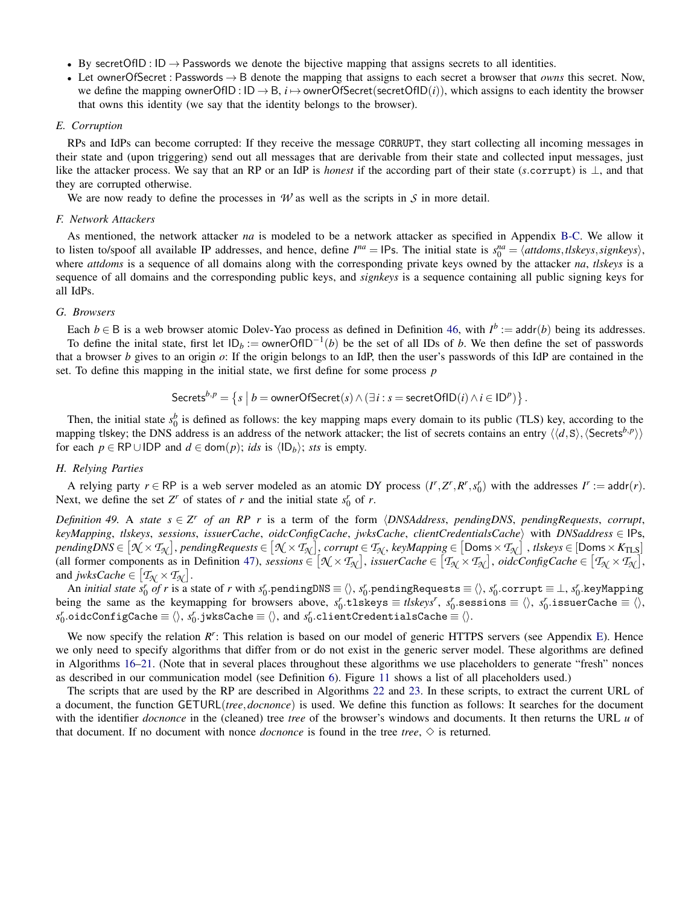- By $\mathsf{secretOfID} : \mathsf{ID} \to \mathsf{Passwords}$ we denote the bijective mapping that assigns secrets to all identities.
- Let $\mathsf{ownerOfSecret} : \mathsf{Passwords} \to \mathsf{B}$ denote the mapping that assigns to each secret a browser that *owns* this secret. Now, we define the mapping $\mathsf{ownerOfID} : \mathsf{ID} \to \mathsf{B}$, $i \mapsto \mathsf{ownerOfSecret}(\mathsf{secretOfID}(i))$, which assigns to each identity the browser that owns this identity (we say that the identity belongs to the browser).

### E. Corruption

RPs and IdPs can become corrupted: If they receive the message CORRUPT, they start collecting all incoming messages in their state and (upon triggering) send out all messages that are derivable from their state and collected input messages, just like the attacker process. We say that an RP or an IdP is *honest* if the according part of their state ($s.\mathtt{corrupt}$) is $\bot$, and that they are corrupted otherwise.

We are now ready to define the processes in $\mathcal{W}$ as well as the scripts in $\mathcal{S}$ in more detail.

### F. Network Attackers

As mentioned, the network attacker $na$ is modeled to be a network attacker as specified in Appendix B-C. We allow it to listen to/spoof all available IP addresses, and hence, define $I^{na} = \mathsf{IPs}$. The initial state is $s_0^{na} = \langle attdoms, tlskeys, signkeys \rangle$, where *attdoms* is a sequence of all domains along with the corresponding private keys owned by the attacker $na$, *tlskeys* is a sequence of all domains and the corresponding public keys, and *signkeys* is a sequence containing all public signing keys for all IdPs.

### G. Browsers

Each $b \in \mathsf{B}$ is a web browser atomic Dolev-Yao process as defined in Definition 46, with $I^b := \mathsf{addr}(b)$ being its addresses. To define the inital state, first let $\mathsf{ID}_b := \mathsf{ownerOfID}^{-1}(b)$ be the set of all IDs of $b$. We then define the set of passwords that a browser $b$ gives to an origin $o$: If the origin belongs to an IdP, then the user's passwords of this IdP are contained in the set. To define this mapping in the initial state, we first define for some process $p$

$$\mathsf{Secrets}^{b,p} = \left\{ s \;\middle|\; b = \mathsf{ownerOfSecret}(s) \wedge (\exists i : s = \mathsf{secretOfID}(i) \wedge i \in \mathsf{ID}^p) \right\}.$$

Then, the initial state $s_0^b$ is defined as follows: the key mapping maps every domain to its public (TLS) key, according to the mapping $\mathsf{tlskey}$; the DNS address is an address of the network attacker; the list of secrets contains an entry $\langle\langle d, \mathsf{S}\rangle, \langle \mathsf{Secrets}^{b,p}\rangle\rangle$ for each $p \in \mathsf{RP} \cup \mathsf{IDP}$ and $d \in \mathsf{dom}(p)$; *ids* is $\langle \mathsf{ID}_b \rangle$; *sts* is empty.

### H. Relying Parties

A relying party $r \in \mathsf{RP}$ is a web server modeled as an atomic DY process $(I^r, Z^r, R^r, s_0^r)$ with the addresses $I^r := \mathsf{addr}(r)$. Next, we define the set $Z^r$ of states of $r$ and the initial state $s_0^r$ of $r$.

*Definition 49.* A *state* $s \in Z^r$ *of an RP* $r$ is a term of the form $\langle$*DNSAddress*, *pendingDNS*, *pendingRequests*, *corrupt*, *keyMapping*, *tlskeys*, *sessions*, *issuerCache*, *oidcConfigCache*, *jwksCache*, *clientCredentialsCache*$\rangle$ with *DNSaddress* $\in \mathsf{IPs}$, *pendingDNS* $\in \left[\mathcal{N} \times \mathcal{T}_{\mathcal{N}}\right]$, *pendingRequests* $\in \left[\mathcal{N} \times \mathcal{T}_{\mathcal{N}}\right]$, *corrupt* $\in \mathcal{T}_{\mathcal{N}}$, *keyMapping* $\in \left[\mathsf{Doms} \times \mathcal{T}_{\mathcal{N}}\right]$ , *tlskeys* $\in \left[\mathsf{Doms} \times K_{\mathrm{TLS}}\right]$ (all former components as in Definition 47), *sessions* $\in \left[\mathcal{N} \times \mathcal{T}_{\mathcal{N}}\right]$, *issuerCache* $\in \left[\mathcal{T}_{\mathcal{N}} \times \mathcal{T}_{\mathcal{N}}\right]$, *oidcConfigCache* $\in \left[\mathcal{T}_{\mathcal{N}} \times \mathcal{T}_{\mathcal{N}}\right]$, and *jwksCache* $\in \left[\mathcal{T}_{\mathcal{N}} \times \mathcal{T}_{\mathcal{N}}\right]$.

An *initial state* $s_0^r$ *of* $r$ is a state of $r$ with $s_0^r.\mathtt{pendingDNS} \equiv \langle\rangle$, $s_0^r.\mathtt{pendingRequests} \equiv \langle\rangle$, $s_0^r.\mathtt{corrupt} \equiv \bot$, $s_0^r.\mathtt{keyMapping}$ being the same as the keymapping for browsers above, $s_0^r.\mathtt{tlskeys} \equiv tlskeys^r$, $s_0^r.\mathtt{sessions} \equiv \langle\rangle$, $s_0^r.\mathtt{issuerCache} \equiv \langle\rangle$, $s_0^r.\mathtt{oidcConfigCache} \equiv \langle\rangle$, $s_0^r.\mathtt{jwksCache} \equiv \langle\rangle$, and $s_0^r.\mathtt{clientCredentialsCache} \equiv \langle\rangle$.

We now specify the relation $R^r$: This relation is based on our model of generic HTTPS servers (see Appendix E). Hence we only need to specify algorithms that differ from or do not exist in the generic server model. These algorithms are defined in Algorithms 16–21. (Note that in several places throughout these algorithms we use placeholders to generate "fresh" nonces as described in our communication model (see Definition 6). Figure 11 shows a list of all placeholders used.)

The scripts that are used by the RP are described in Algorithms 22 and 23. In these scripts, to extract the current URL of a document, the function $\mathsf{GETURL}(tree, docnonce)$ is used. We define this function as follows: It searches for the document with the identifier *docnonce* in the (cleaned) tree *tree* of the browser's windows and documents. It then returns the URL $u$ of that document. If no document with nonce *docnonce* is found in the tree *tree*, $\diamond$ is returned.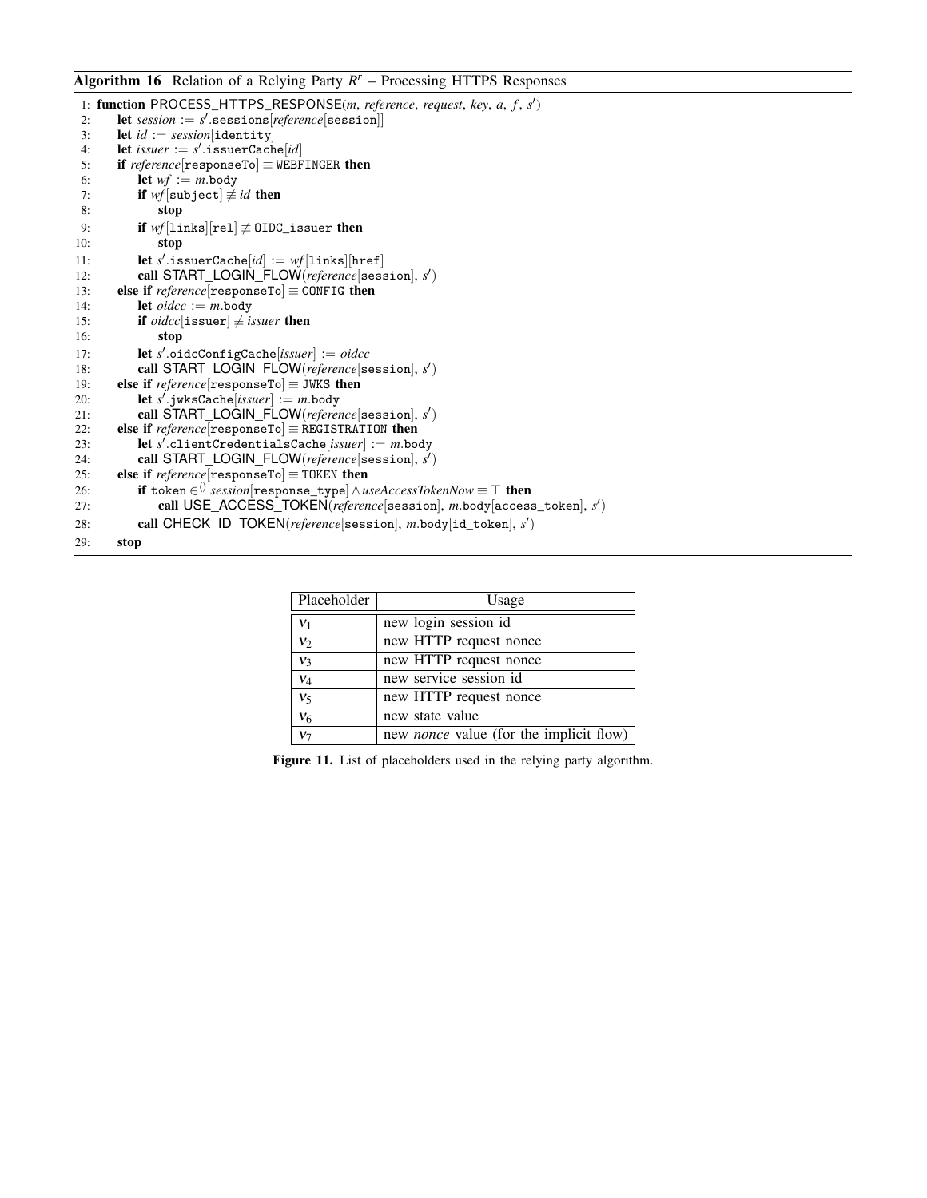**Algorithm 16** Relation of a Relying Party $R^r$ – Processing HTTPS Responses

```
1: function PROCESS_HTTPS_RESPONSE(m, reference, request, key, a, f, s')
2:     let session := s'.sessions[reference[session]]
3:     let id := session[identity]
4:     let issuer := s'.issuerCache[id]
5:     if reference[responseTo] ≡ WEBFINGER then
6:         let wf := m.body
7:         if wf[subject] ≢ id then
8:             stop
9:         if wf[links][rel] ≢ OIDC_issuer then
10:            stop
11:        let s'.issuerCache[id] := wf[links][href]
12:        call START_LOGIN_FLOW(reference[session], s')
13:    else if reference[responseTo] ≡ CONFIG then
14:        let oidcc := m.body
15:        if oidcc[issuer] ≢ issuer then
16:            stop
17:        let s'.oidcConfigCache[issuer] := oidcc
18:        call START_LOGIN_FLOW(reference[session], s')
19:    else if reference[responseTo] ≡ JWKS then
20:        let s'.jwksCache[issuer] := m.body
21:        call START_LOGIN_FLOW(reference[session], s')
22:    else if reference[responseTo] ≡ REGISTRATION then
23:        let s'.clientCredentialsCache[issuer] := m.body
24:        call START_LOGIN_FLOW(reference[session], s')
25:    else if reference[responseTo] ≡ TOKEN then
26:        if token ∈⟨⟩ session[response_type] ∧ useAccessTokenNow ≡ ⊤ then
27:            call USE_ACCESS_TOKEN(reference[session], m.body[access_token], s')
28:        call CHECK_ID_TOKEN(reference[session], m.body[id_token], s')
29:    stop
```

| Placeholder | Usage |
| --- | --- |
| $v_1$ | new login session id |
| $v_2$ | new HTTP request nonce |
| $v_3$ | new HTTP request nonce |
| $v_4$ | new service session id |
| $v_5$ | new HTTP request nonce |
| $v_6$ | new state value |
| $v_7$ | new *nonce* value (for the implicit flow) |

**Figure 11.** List of placeholders used in the relying party algorithm.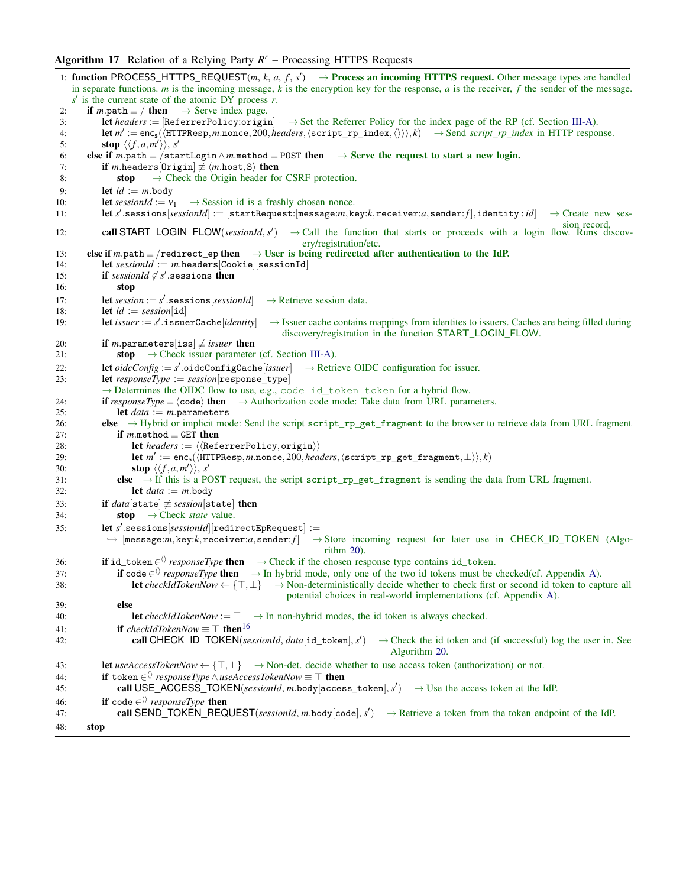**Algorithm 17** Relation of a Relying Party $R^r$ – Processing HTTPS Requests

1: **function** PROCESS_HTTPS_REQUEST($m$, $k$, $a$, $f$, $s'$) $\rightarrow$ **Process an incoming HTTPS request.** Other message types are handled in separate functions. $m$ is the incoming message, $k$ is the encryption key for the response, $a$ is the receiver, $f$ the sender of the message. $s'$ is the current state of the atomic DY process $r$.
2: **if** $m.\mathtt{path} \equiv /$ **then** $\rightarrow$ Serve index page.
3: **let** $headers := [\mathtt{ReferrerPolicy}{:}\mathtt{origin}]$ $\rightarrow$ Set the Referrer Policy for the index page of the RP (cf. Section III-A).
4: **let** $m' := \mathsf{enc_s}(\langle \mathtt{HTTPResp}, m.\mathtt{nonce}, 200, headers, \langle \mathtt{script\_rp\_index}, \langle\rangle\rangle\rangle, k)$ $\rightarrow$ Send *script_rp_index* in HTTP response.
5: **stop** $\langle\langle f, a, m'\rangle\rangle$, $s'$
6: **else if** $m.\mathtt{path} \equiv /\mathtt{startLogin} \wedge m.\mathtt{method} \equiv \mathtt{POST}$ **then** $\rightarrow$ **Serve the request to start a new login.**
7: **if** $m.\mathtt{headers}[\mathtt{Origin}] \not\equiv \langle m.\mathtt{host}, \mathtt{S}\rangle$ **then**
8: **stop** $\rightarrow$ Check the Origin header for CSRF protection.
9: **let** $id := m.\mathtt{body}$
10: **let** $sessionId := \nu_1$ $\rightarrow$ Session id is a freshly chosen nonce.
11: **let** $s'.\mathtt{sessions}[sessionId] := [\mathtt{startRequest}{:}[\mathtt{message}{:}m, \mathtt{key}{:}k, \mathtt{receiver}{:}a, \mathtt{sender}{:}f], \mathtt{identity}: id]$ $\rightarrow$ Create new session record.
12: **call** START_LOGIN_FLOW($sessionId$, $s'$) $\rightarrow$ Call the function that starts or proceeds with a login flow. Runs discovery/registration/etc.
13: **else if** $m.\mathtt{path} \equiv /\mathtt{redirect\_ep}$ **then** $\rightarrow$ **User is being redirected after authentication to the IdP.**
14: **let** $sessionId := m.\mathtt{headers}[\mathtt{Cookie}][\mathtt{sessionId}]$
15: **if** $sessionId \notin s'.\mathtt{sessions}$ **then**
16: **stop**
17: **let** $session := s'.\mathtt{sessions}[sessionId]$ $\rightarrow$ Retrieve session data.
18: **let** $id := session[\mathtt{id}]$
19: **let** $issuer := s'.\mathtt{issuerCache}[identity]$ $\rightarrow$ Issuer cache contains mappings from identites to issuers. Caches are being filled during discovery/registration in the function START_LOGIN_FLOW.
20: **if** $m.\mathtt{parameters}[\mathtt{iss}] \not\equiv issuer$ **then**
21: **stop** $\rightarrow$ Check issuer parameter (cf. Section III-A).
22: **let** $oidcConfig := s'.\mathtt{oidcConfigCache}[issuer]$ $\rightarrow$ Retrieve OIDC configuration for issuer.
23: **let** $responseType := session[\mathtt{response\_type}]$
$\rightarrow$ Determines the OIDC flow to use, e.g., `code id_token token` for a hybrid flow.
24: **if** $responseType \equiv \langle\mathtt{code}\rangle$ **then** $\rightarrow$ Authorization code mode: Take data from URL parameters.
25: **let** $data := m.\mathtt{parameters}$
26: **else** $\rightarrow$ Hybrid or implicit mode: Send the script `script_rp_get_fragment` to the browser to retrieve data from URL fragment
27: **if** $m.\mathtt{method} \equiv \mathtt{GET}$ **then**
28: **let** $headers := \langle\langle \mathtt{ReferrerPolicy}, \mathtt{origin}\rangle\rangle$
29: **let** $m' := \mathsf{enc_s}(\langle \mathtt{HTTPResp}, m.\mathtt{nonce}, 200, headers, \langle \mathtt{script\_rp\_get\_fragment}, \bot\rangle\rangle, k)$
30: **stop** $\langle\langle f, a, m'\rangle\rangle$, $s'$
31: **else** $\rightarrow$ If this is a POST request, the script `script_rp_get_fragment` is sending the data from URL fragment.
32: **let** $data := m.\mathtt{body}$
33: **if** $data[\mathtt{state}] \not\equiv session[\mathtt{state}]$ **then**
34: **stop** $\rightarrow$ Check *state* value.
35: **let** $s'.\mathtt{sessions}[sessionId][\mathtt{redirectEpRequest}] :=$
$\hookrightarrow$ $[\mathtt{message}{:}m, \mathtt{key}{:}k, \mathtt{receiver}{:}a, \mathtt{sender}{:}f]$ $\rightarrow$ Store incoming request for later use in CHECK_ID_TOKEN (Algorithm 20).
36: **if** $\mathtt{id\_token} \in^{\langle\rangle} responseType$ **then** $\rightarrow$ Check if the chosen response type contains `id_token`.
37: **if** $\mathtt{code} \in^{\langle\rangle} responseType$ **then** $\rightarrow$ In hybrid mode, only one of the two id tokens must be checked(cf. Appendix A).
38: **let** $checkIdTokenNow \leftarrow \{\top, \bot\}$ $\rightarrow$ Non-deterministically decide whether to check first or second id token to capture all potential choices in real-world implementations (cf. Appendix A).
39: **else**
40: **let** $checkIdTokenNow := \top$ $\rightarrow$ In non-hybrid modes, the id token is always checked.
41: **if** $checkIdTokenNow \equiv \top$ **then**[16]
42: **call** CHECK_ID_TOKEN($sessionId$, $data[\mathtt{id\_token}]$, $s'$) $\rightarrow$ Check the id token and (if successful) log the user in. See Algorithm 20.
43: **let** $useAccessTokenNow \leftarrow \{\top, \bot\}$ $\rightarrow$ Non-det. decide whether to use access token (authorization) or not.
44: **if** $\mathtt{token} \in^{\langle\rangle} responseType \wedge useAccessTokenNow \equiv \top$ **then**
45: **call** USE_ACCESS_TOKEN($sessionId$, $m.\mathtt{body}[\mathtt{access\_token}]$, $s'$) $\rightarrow$ Use the access token at the IdP.
46: **if** $\mathtt{code} \in^{\langle\rangle} responseType$ **then**
47: **call** SEND_TOKEN_REQUEST($sessionId$, $m.\mathtt{body}[\mathtt{code}]$, $s'$) $\rightarrow$ Retrieve a token from the token endpoint of the IdP.
48: **stop**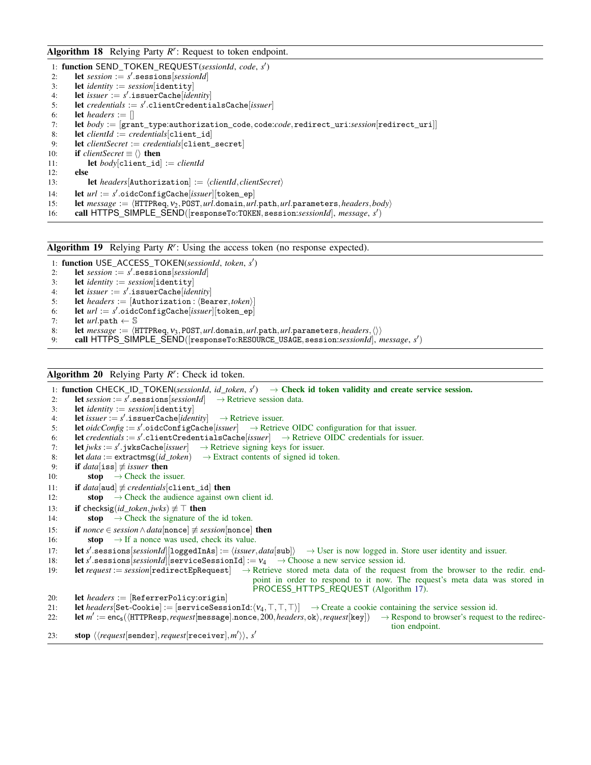**Algorithm 18** Relying Party $R^r$: Request to token endpoint.

```
1: function SEND_TOKEN_REQUEST(sessionId, code, s')
2:     let session := s'.sessions[sessionId]
3:     let identity := session[identity]
4:     let issuer := s'.issuerCache[identity]
5:     let credentials := s'.clientCredentialsCache[issuer]
6:     let headers := []
7:     let body := [grant_type:authorization_code, code:code, redirect_uri:session[redirect_uri]]
8:     let clientId := credentials[client_id]
9:     let clientSecret := credentials[client_secret]
10:    if clientSecret ≡ ⟨⟩ then
11:        let body[client_id] := clientId
12:    else
13:        let headers[Authorization] := ⟨clientId, clientSecret⟩
14:    let url := s'.oidcConfigCache[issuer][token_ep]
15:    let message := ⟨HTTPReq, ν2, POST, url.domain, url.path, url.parameters, headers, body⟩
16:    call HTTPS_SIMPLE_SEND([responseTo:TOKEN, session:sessionId], message, s')
```

**Algorithm 19** Relying Party $R^r$: Using the access token (no response expected).

```
1: function USE_ACCESS_TOKEN(sessionId, token, s')
2:     let session := s'.sessions[sessionId]
3:     let identity := session[identity]
4:     let issuer := s'.issuerCache[identity]
5:     let headers := [Authorization : ⟨Bearer, token⟩]
6:     let url := s'.oidcConfigCache[issuer][token_ep]
7:     let url.path ← 𝕊
8:     let message := ⟨HTTPReq, ν3, POST, url.domain, url.path, url.parameters, headers, ⟨⟩⟩
9:     call HTTPS_SIMPLE_SEND([responseTo:RESOURCE_USAGE, session:sessionId], message, s')
```

**Algorithm 20** Relying Party $R^r$: Check id token.

```
1: function CHECK_ID_TOKEN(sessionId, id_token, s')   → Check id token validity and create service session.
2:     let session := s'.sessions[sessionId]   → Retrieve session data.
3:     let identity := session[identity]
4:     let issuer := s'.issuerCache[identity]   → Retrieve issuer.
5:     let oidcConfig := s'.oidcConfigCache[issuer]   → Retrieve OIDC configuration for that issuer.
6:     let credentials := s'.clientCredentialsCache[issuer]   → Retrieve OIDC credentials for issuer.
7:     let jwks := s'.jwksCache[issuer]   → Retrieve signing keys for issuer.
8:     let data := extractmsg(id_token)   → Extract contents of signed id token.
9:     if data[iss] ≢ issuer then
10:        stop   → Check the issuer.
11:    if data[aud] ≢ credentials[client_id] then
12:        stop   → Check the audience against own client id.
13:    if checksig(id_token, jwks) ≢ ⊤ then
14:        stop   → Check the signature of the id token.
15:    if nonce ∈ session ∧ data[nonce] ≢ session[nonce] then
16:        stop   → If a nonce was used, check its value.
17:    let s'.sessions[sessionId][loggedInAs] := ⟨issuer, data[sub]⟩   → User is now logged in. Store user identity and issuer.
18:    let s'.sessions[sessionId][serviceSessionId] := ν4   → Choose a new service session id.
19:    let request := session[redirectEpRequest]   → Retrieve stored meta data of the request from the browser to the redir. endpoint in order to respond to it now. The request's meta data was stored in PROCESS_HTTPS_REQUEST (Algorithm 17).
20:    let headers := [ReferrerPolicy:origin]
21:    let headers[Set-Cookie] := [serviceSessionId:⟨ν4, ⊤, ⊤, ⊤⟩]   → Create a cookie containing the service session id.
22:    let m' := encs(⟨HTTPResp, request[message].nonce, 200, headers, ok⟩, request[key])   → Respond to browser's request to the redirection endpoint.
23:    stop ⟨⟨request[sender], request[receiver], m'⟩⟩, s'
```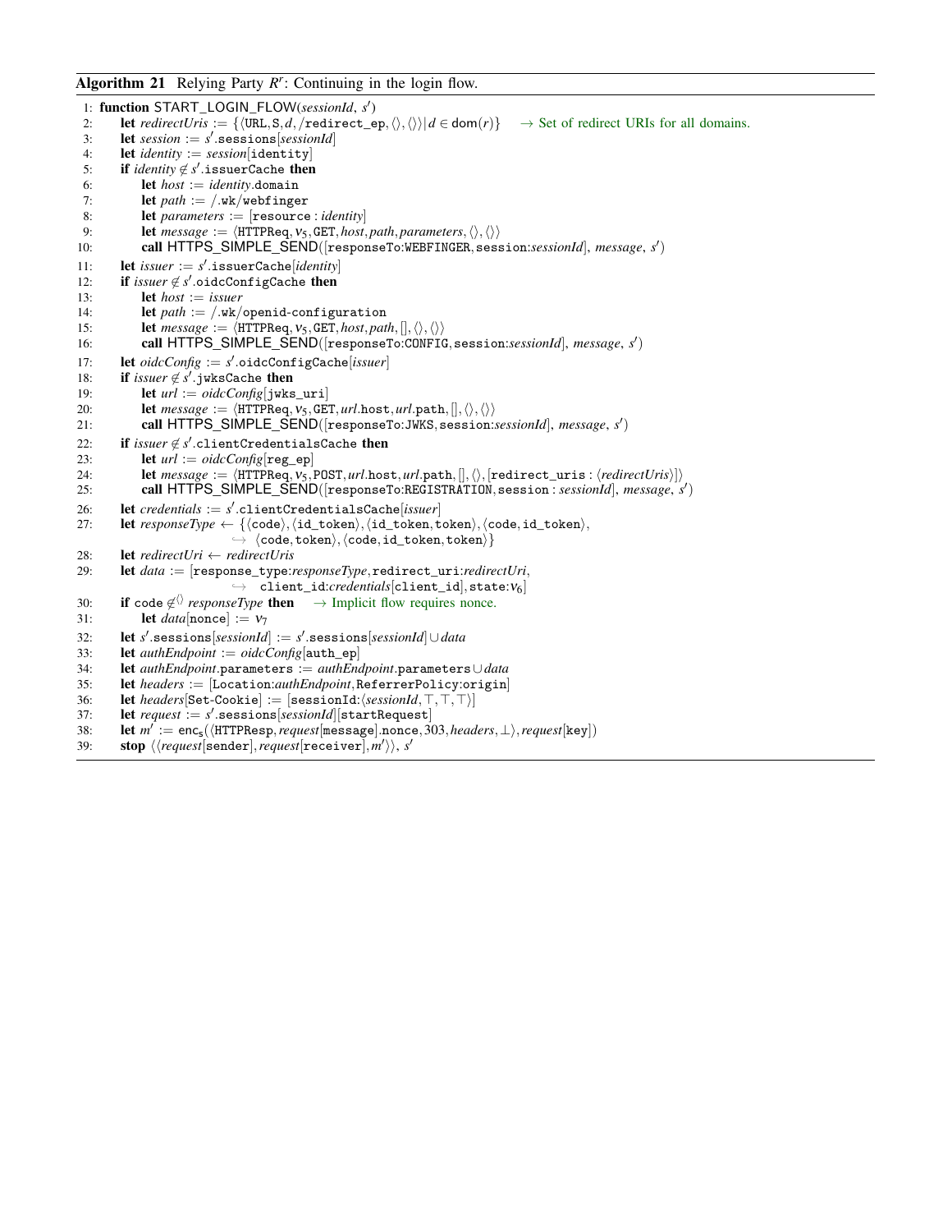**Algorithm 21** Relying Party $R^r$: Continuing in the login flow.

```
1: function START_LOGIN_FLOW(sessionId, s')
2:     let redirectUris := {⟨URL, S, d, /redirect_ep, ⟨⟩, ⟨⟩⟩ | d ∈ dom(r)}    → Set of redirect URIs for all domains.
3:     let session := s'.sessions[sessionId]
4:     let identity := session[identity]
5:     if identity ∉ s'.issuerCache then
6:         let host := identity.domain
7:         let path := /.wk/webfinger
8:         let parameters := [resource : identity]
9:         let message := ⟨HTTPReq, ν5, GET, host, path, parameters, ⟨⟩, ⟨⟩⟩
10:        call HTTPS_SIMPLE_SEND([responseTo:WEBFINGER, session:sessionId], message, s')
11:    let issuer := s'.issuerCache[identity]
12:    if issuer ∉ s'.oidcConfigCache then
13:        let host := issuer
14:        let path := /.wk/openid-configuration
15:        let message := ⟨HTTPReq, ν5, GET, host, path, [], ⟨⟩, ⟨⟩⟩
16:        call HTTPS_SIMPLE_SEND([responseTo:CONFIG, session:sessionId], message, s')
17:    let oidcConfig := s'.oidcConfigCache[issuer]
18:    if issuer ∉ s'.jwksCache then
19:        let url := oidcConfig[jwks_uri]
20:        let message := ⟨HTTPReq, ν5, GET, url.host, url.path, [], ⟨⟩, ⟨⟩⟩
21:        call HTTPS_SIMPLE_SEND([responseTo:JWKS, session:sessionId], message, s')
22:    if issuer ∉ s'.clientCredentialsCache then
23:        let url := oidcConfig[reg_ep]
24:        let message := ⟨HTTPReq, ν5, POST, url.host, url.path, [], ⟨⟩, [redirect_uris : ⟨redirectUris⟩]⟩
25:        call HTTPS_SIMPLE_SEND([responseTo:REGISTRATION, session : sessionId], message, s')
26:    let credentials := s'.clientCredentialsCache[issuer]
27:    let responseType ← {⟨code⟩, ⟨id_token⟩, ⟨id_token, token⟩, ⟨code, id_token⟩,
           ↪ ⟨code, token⟩, ⟨code, id_token, token⟩}
28:    let redirectUri ← redirectUris
29:    let data := [response_type:responseType, redirect_uri:redirectUri,
           ↪ client_id:credentials[client_id], state:ν6]
30:    if code ∉⟨⟩ responseType then    → Implicit flow requires nonce.
31:        let data[nonce] := ν7
32:    let s'.sessions[sessionId] := s'.sessions[sessionId] ∪ data
33:    let authEndpoint := oidcConfig[auth_ep]
34:    let authEndpoint.parameters := authEndpoint.parameters ∪ data
35:    let headers := [Location:authEndpoint, ReferrerPolicy:origin]
36:    let headers[Set-Cookie] := [sessionId:⟨sessionId, ⊤, ⊤, ⊤⟩]
37:    let request := s'.sessions[sessionId][startRequest]
38:    let m' := enc_s(⟨HTTPResp, request[message].nonce, 303, headers, ⊥⟩, request[key])
39:    stop ⟨⟨request[sender], request[receiver], m'⟩⟩, s'
```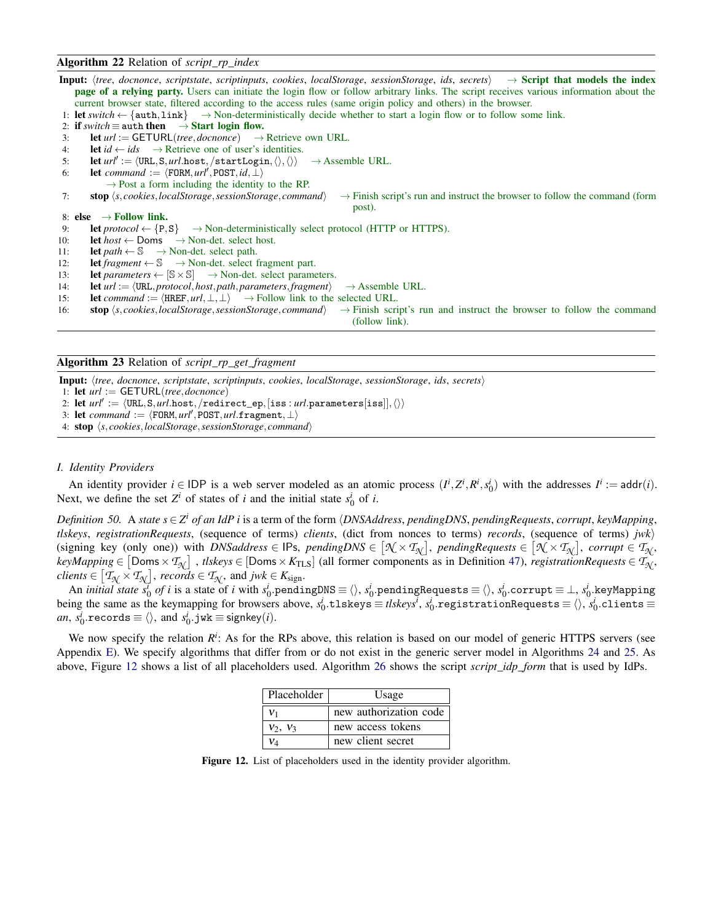**Algorithm 22** Relation of *script_rp_index*

**Input:** ⟨*tree*, *docnonce*, *scriptstate*, *scriptinputs*, *cookies*, *localStorage*, *sessionStorage*, *ids*, *secrets*⟩ → **Script that models the index page of a relying party.** Users can initiate the login flow or follow arbitrary links. The script receives various information about the current browser state, filtered according to the access rules (same origin policy and others) in the browser.

```
 1: let switch ← {auth, link}   → Non-deterministically decide whether to start a login flow or to follow some link.
 2: if switch ≡ auth then   → Start login flow.
 3:     let url := GETURL(tree, docnonce)   → Retrieve own URL.
 4:     let id ← ids   → Retrieve one of user's identities.
 5:     let url' := ⟨URL, S, url.host, /startLogin, ⟨⟩, ⟨⟩⟩   → Assemble URL.
 6:     let command := ⟨FORM, url', POST, id, ⊥⟩
            → Post a form including the identity to the RP.
 7:     stop ⟨s, cookies, localStorage, sessionStorage, command⟩   → Finish script's run and instruct the browser to follow the command (form post).
 8: else   → Follow link.
 9:     let protocol ← {P, S}   → Non-deterministically select protocol (HTTP or HTTPS).
10:     let host ← Doms   → Non-det. select host.
11:     let path ← 𝕊   → Non-det. select path.
12:     let fragment ← 𝕊   → Non-det. select fragment part.
13:     let parameters ← [𝕊 × 𝕊]   → Non-det. select parameters.
14:     let url := ⟨URL, protocol, host, path, parameters, fragment⟩   → Assemble URL.
15:     let command := ⟨HREF, url, ⊥, ⊥⟩   → Follow link to the selected URL.
16:     stop ⟨s, cookies, localStorage, sessionStorage, command⟩   → Finish script's run and instruct the browser to follow the command (follow link).
```

**Algorithm 23** Relation of *script_rp_get_fragment*

**Input:** ⟨*tree*, *docnonce*, *scriptstate*, *scriptinputs*, *cookies*, *localStorage*, *sessionStorage*, *ids*, *secrets*⟩

```
1: let url := GETURL(tree, docnonce)
2: let url' := ⟨URL, S, url.host, /redirect_ep, [iss : url.parameters[iss]], ⟨⟩⟩
3: let command := ⟨FORM, url', POST, url.fragment, ⊥⟩
4: stop ⟨s, cookies, localStorage, sessionStorage, command⟩
```

### I. Identity Providers

An identity provider $i \in \mathsf{IDP}$ is a web server modeled as an atomic process $(I^i, Z^i, R^i, s_0^i)$ with the addresses $I^i := \mathsf{addr}(i)$. Next, we define the set $Z^i$ of states of $i$ and the initial state $s_0^i$ of $i$.

*Definition 50.* A *state* $s \in Z^i$ *of an IdP* $i$ is a term of the form ⟨*DNSAddress*, *pendingDNS*, *pendingRequests*, *corrupt*, *keyMapping*, *tlskeys*, *registrationRequests*, (sequence of terms) *clients*, (dict from nonces to terms) *records*, (sequence of terms) *jwk*⟩ (signing key (only one)) with $DNSaddress \in \mathsf{IPs}$, $pendingDNS \in \left[\mathcal{N} \times \mathcal{T}_{\mathcal{N}}\right]$, $pendingRequests \in \left[\mathcal{N} \times \mathcal{T}_{\mathcal{N}}\right]$, $corrupt \in \mathcal{T}_{\mathcal{N}}$, $keyMapping \in \left[\mathsf{Doms} \times \mathcal{T}_{\mathcal{N}}\right]$ , $tlskeys \in [\mathsf{Doms} \times K_{\mathrm{TLS}}]$ (all former components as in Definition 47), $registrationRequests \in \mathcal{T}_{\mathcal{N}}$, $clients \in \left[\mathcal{T}_{\mathcal{N}} \times \mathcal{T}_{\mathcal{N}}\right]$, $records \in \mathcal{T}_{\mathcal{N}}$, and $jwk \in K_{\mathrm{sign}}$.

An *initial state* $s_0^i$ *of* $i$ is a state of $i$ with $s_0^i.\mathtt{pendingDNS} \equiv \langle\rangle$, $s_0^i.\mathtt{pendingRequests} \equiv \langle\rangle$, $s_0^i.\mathtt{corrupt} \equiv \bot$, $s_0^i.\mathtt{keyMapping}$ being the same as the keymapping for browsers above, $s_0^i.\mathtt{tlskeys} \equiv tlskeys^i$, $s_0^i.\mathtt{registrationRequests} \equiv \langle\rangle$, $s_0^i.\mathtt{clients} \equiv an$, $s_0^i.\mathtt{records} \equiv \langle\rangle$, and $s_0^i.\mathtt{jwk} \equiv \mathsf{signkey}(i)$.

We now specify the relation $R^i$: As for the RPs above, this relation is based on our model of generic HTTPS servers (see Appendix E). We specify algorithms that differ from or do not exist in the generic server model in Algorithms 24 and 25. As above, Figure 12 shows a list of all placeholders used. Algorithm 26 shows the script *script_idp_form* that is used by IdPs.

| Placeholder | Usage |
|---|---|
| $\nu_1$ | new authorization code |
| $\nu_2$, $\nu_3$ | new access tokens |
| $\nu_4$ | new client secret |

**Figure 12.** List of placeholders used in the identity provider algorithm.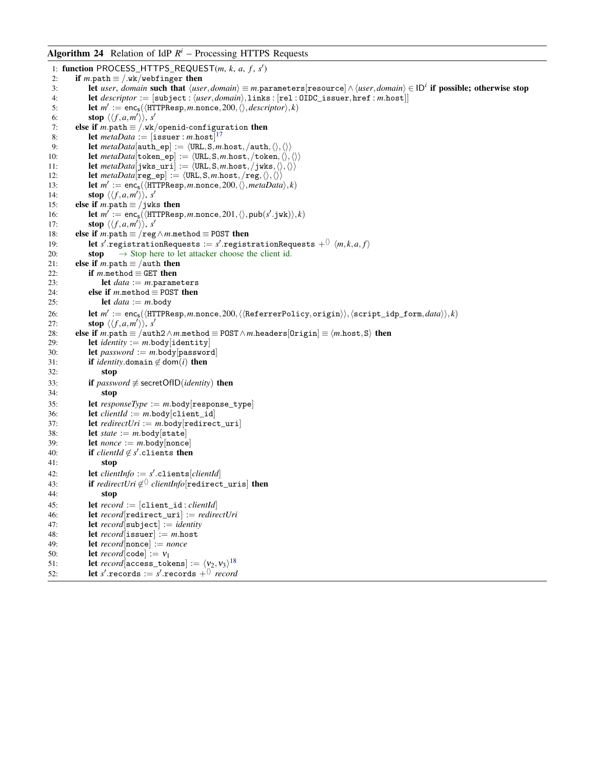**Algorithm 24** Relation of IdP $R^i$ – Processing HTTPS Requests

1: **function** PROCESS_HTTPS_REQUEST($m$, $k$, $a$, $f$, $s'$)
2: &nbsp;&nbsp;&nbsp;&nbsp;**if** $m.\texttt{path} \equiv /\texttt{.wk/webfinger}$ **then**
3: &nbsp;&nbsp;&nbsp;&nbsp;&nbsp;&nbsp;&nbsp;&nbsp;**let** $user$, $domain$ **such that** $\langle user, domain\rangle \equiv m.\texttt{parameters}[\texttt{resource}] \wedge \langle user, domain\rangle \in \mathsf{ID}^i$ **if possible; otherwise stop**
4: &nbsp;&nbsp;&nbsp;&nbsp;&nbsp;&nbsp;&nbsp;&nbsp;**let** $descriptor := [\texttt{subject}: \langle user, domain\rangle, \texttt{links}: [\texttt{rel}: \texttt{OIDC\_issuer}, \texttt{href}: m.\texttt{host}]]$
5: &nbsp;&nbsp;&nbsp;&nbsp;&nbsp;&nbsp;&nbsp;&nbsp;**let** $m' := \mathsf{enc_s}(\langle \texttt{HTTPResp}, m.\texttt{nonce}, 200, \langle\rangle, descriptor\rangle, k)$
6: &nbsp;&nbsp;&nbsp;&nbsp;&nbsp;&nbsp;&nbsp;&nbsp;**stop** $\langle\langle f, a, m'\rangle\rangle$, $s'$
7: &nbsp;&nbsp;&nbsp;&nbsp;**else if** $m.\texttt{path} \equiv /\texttt{.wk/openid-configuration}$ **then**
8: &nbsp;&nbsp;&nbsp;&nbsp;&nbsp;&nbsp;&nbsp;&nbsp;**let** $metaData := [\texttt{issuer}: m.\texttt{host}]$[17]
9: &nbsp;&nbsp;&nbsp;&nbsp;&nbsp;&nbsp;&nbsp;&nbsp;**let** $metaData[\texttt{auth\_ep}] := \langle \texttt{URL}, \texttt{S}, m.\texttt{host}, /\texttt{auth}, \langle\rangle, \langle\rangle\rangle$
10: &nbsp;&nbsp;&nbsp;&nbsp;&nbsp;&nbsp;&nbsp;&nbsp;**let** $metaData[\texttt{token\_ep}] := \langle \texttt{URL}, \texttt{S}, m.\texttt{host}, /\texttt{token}, \langle\rangle, \langle\rangle\rangle$
11: &nbsp;&nbsp;&nbsp;&nbsp;&nbsp;&nbsp;&nbsp;&nbsp;**let** $metaData[\texttt{jwks\_uri}] := \langle \texttt{URL}, \texttt{S}, m.\texttt{host}, /\texttt{jwks}, \langle\rangle, \langle\rangle\rangle$
12: &nbsp;&nbsp;&nbsp;&nbsp;&nbsp;&nbsp;&nbsp;&nbsp;**let** $metaData[\texttt{reg\_ep}] := \langle \texttt{URL}, \texttt{S}, m.\texttt{host}, /\texttt{reg}, \langle\rangle, \langle\rangle\rangle$
13: &nbsp;&nbsp;&nbsp;&nbsp;&nbsp;&nbsp;&nbsp;&nbsp;**let** $m' := \mathsf{enc_s}(\langle \texttt{HTTPResp}, m.\texttt{nonce}, 200, \langle\rangle, metaData\rangle, k)$
14: &nbsp;&nbsp;&nbsp;&nbsp;&nbsp;&nbsp;&nbsp;&nbsp;**stop** $\langle\langle f, a, m'\rangle\rangle$, $s'$
15: &nbsp;&nbsp;&nbsp;&nbsp;**else if** $m.\texttt{path} \equiv /\texttt{jwks}$ **then**
16: &nbsp;&nbsp;&nbsp;&nbsp;&nbsp;&nbsp;&nbsp;&nbsp;**let** $m' := \mathsf{enc_s}(\langle \texttt{HTTPResp}, m.\texttt{nonce}, 201, \langle\rangle, \mathsf{pub}(s'.\texttt{jwk})\rangle, k)$
17: &nbsp;&nbsp;&nbsp;&nbsp;&nbsp;&nbsp;&nbsp;&nbsp;**stop** $\langle\langle f, a, m'\rangle\rangle$, $s'$
18: &nbsp;&nbsp;&nbsp;&nbsp;**else if** $m.\texttt{path} \equiv /\texttt{reg} \wedge m.\texttt{method} \equiv \texttt{POST}$ **then**
19: &nbsp;&nbsp;&nbsp;&nbsp;&nbsp;&nbsp;&nbsp;&nbsp;**let** $s'.\texttt{registrationRequests} := s'.\texttt{registrationRequests} +^{\langle\rangle} \langle m, k, a, f\rangle$
20: &nbsp;&nbsp;&nbsp;&nbsp;&nbsp;&nbsp;&nbsp;&nbsp;**stop** &nbsp;&nbsp;&nbsp;&nbsp;→ Stop here to let attacker choose the client id.
21: &nbsp;&nbsp;&nbsp;&nbsp;**else if** $m.\texttt{path} \equiv /\texttt{auth}$ **then**
22: &nbsp;&nbsp;&nbsp;&nbsp;&nbsp;&nbsp;&nbsp;&nbsp;**if** $m.\texttt{method} \equiv \texttt{GET}$ **then**
23: &nbsp;&nbsp;&nbsp;&nbsp;&nbsp;&nbsp;&nbsp;&nbsp;&nbsp;&nbsp;&nbsp;&nbsp;**let** $data := m.\texttt{parameters}$
24: &nbsp;&nbsp;&nbsp;&nbsp;&nbsp;&nbsp;&nbsp;&nbsp;**else if** $m.\texttt{method} \equiv \texttt{POST}$ **then**
25: &nbsp;&nbsp;&nbsp;&nbsp;&nbsp;&nbsp;&nbsp;&nbsp;&nbsp;&nbsp;&nbsp;&nbsp;**let** $data := m.\texttt{body}$
26: &nbsp;&nbsp;&nbsp;&nbsp;&nbsp;&nbsp;&nbsp;&nbsp;**let** $m' := \mathsf{enc_s}(\langle \texttt{HTTPResp}, m.\texttt{nonce}, 200, \langle\langle \texttt{ReferrerPolicy}, \texttt{origin}\rangle\rangle, \langle \texttt{script\_idp\_form}, data\rangle\rangle, k)$
27: &nbsp;&nbsp;&nbsp;&nbsp;&nbsp;&nbsp;&nbsp;&nbsp;**stop** $\langle\langle f, a, m'\rangle\rangle$, $s'$
28: &nbsp;&nbsp;&nbsp;&nbsp;**else if** $m.\texttt{path} \equiv /\texttt{auth2} \wedge m.\texttt{method} \equiv \texttt{POST} \wedge m.\texttt{headers}[\texttt{Origin}] \equiv \langle m.\texttt{host}, \texttt{S}\rangle$ **then**
29: &nbsp;&nbsp;&nbsp;&nbsp;&nbsp;&nbsp;&nbsp;&nbsp;**let** $identity := m.\texttt{body}[\texttt{identity}]$
30: &nbsp;&nbsp;&nbsp;&nbsp;&nbsp;&nbsp;&nbsp;&nbsp;**let** $password := m.\texttt{body}[\texttt{password}]$
31: &nbsp;&nbsp;&nbsp;&nbsp;&nbsp;&nbsp;&nbsp;&nbsp;**if** $identity.\texttt{domain} \notin \mathsf{dom}(i)$ **then**
32: &nbsp;&nbsp;&nbsp;&nbsp;&nbsp;&nbsp;&nbsp;&nbsp;&nbsp;&nbsp;&nbsp;&nbsp;**stop**
33: &nbsp;&nbsp;&nbsp;&nbsp;&nbsp;&nbsp;&nbsp;&nbsp;**if** $password \not\equiv \mathsf{secretOfID}(identity)$ **then**
34: &nbsp;&nbsp;&nbsp;&nbsp;&nbsp;&nbsp;&nbsp;&nbsp;&nbsp;&nbsp;&nbsp;&nbsp;**stop**
35: &nbsp;&nbsp;&nbsp;&nbsp;&nbsp;&nbsp;&nbsp;&nbsp;**let** $responseType := m.\texttt{body}[\texttt{response\_type}]$
36: &nbsp;&nbsp;&nbsp;&nbsp;&nbsp;&nbsp;&nbsp;&nbsp;**let** $clientId := m.\texttt{body}[\texttt{client\_id}]$
37: &nbsp;&nbsp;&nbsp;&nbsp;&nbsp;&nbsp;&nbsp;&nbsp;**let** $redirectUri := m.\texttt{body}[\texttt{redirect\_uri}]$
38: &nbsp;&nbsp;&nbsp;&nbsp;&nbsp;&nbsp;&nbsp;&nbsp;**let** $state := m.\texttt{body}[\texttt{state}]$
39: &nbsp;&nbsp;&nbsp;&nbsp;&nbsp;&nbsp;&nbsp;&nbsp;**let** $nonce := m.\texttt{body}[\texttt{nonce}]$
40: &nbsp;&nbsp;&nbsp;&nbsp;&nbsp;&nbsp;&nbsp;&nbsp;**if** $clientId \notin s'.\texttt{clients}$ **then**
41: &nbsp;&nbsp;&nbsp;&nbsp;&nbsp;&nbsp;&nbsp;&nbsp;&nbsp;&nbsp;&nbsp;&nbsp;**stop**
42: &nbsp;&nbsp;&nbsp;&nbsp;&nbsp;&nbsp;&nbsp;&nbsp;**let** $clientInfo := s'.\texttt{clients}[clientId]$
43: &nbsp;&nbsp;&nbsp;&nbsp;&nbsp;&nbsp;&nbsp;&nbsp;**if** $redirectUri \not\in^{\langle\rangle} clientInfo[\texttt{redirect\_uris}]$ **then**
44: &nbsp;&nbsp;&nbsp;&nbsp;&nbsp;&nbsp;&nbsp;&nbsp;&nbsp;&nbsp;&nbsp;&nbsp;**stop**
45: &nbsp;&nbsp;&nbsp;&nbsp;&nbsp;&nbsp;&nbsp;&nbsp;**let** $record := [\texttt{client\_id}: clientId]$
46: &nbsp;&nbsp;&nbsp;&nbsp;&nbsp;&nbsp;&nbsp;&nbsp;**let** $record[\texttt{redirect\_uri}] := redirectUri$
47: &nbsp;&nbsp;&nbsp;&nbsp;&nbsp;&nbsp;&nbsp;&nbsp;**let** $record[\texttt{subject}] := identity$
48: &nbsp;&nbsp;&nbsp;&nbsp;&nbsp;&nbsp;&nbsp;&nbsp;**let** $record[\texttt{issuer}] := m.\texttt{host}$
49: &nbsp;&nbsp;&nbsp;&nbsp;&nbsp;&nbsp;&nbsp;&nbsp;**let** $record[\texttt{nonce}] := nonce$
50: &nbsp;&nbsp;&nbsp;&nbsp;&nbsp;&nbsp;&nbsp;&nbsp;**let** $record[\texttt{code}] := \nu_1$
51: &nbsp;&nbsp;&nbsp;&nbsp;&nbsp;&nbsp;&nbsp;&nbsp;**let** $record[\texttt{access\_tokens}] := \langle \nu_2, \nu_3\rangle$[18]
52: &nbsp;&nbsp;&nbsp;&nbsp;&nbsp;&nbsp;&nbsp;&nbsp;**let** $s'.\texttt{records} := s'.\texttt{records} +^{\langle\rangle} record$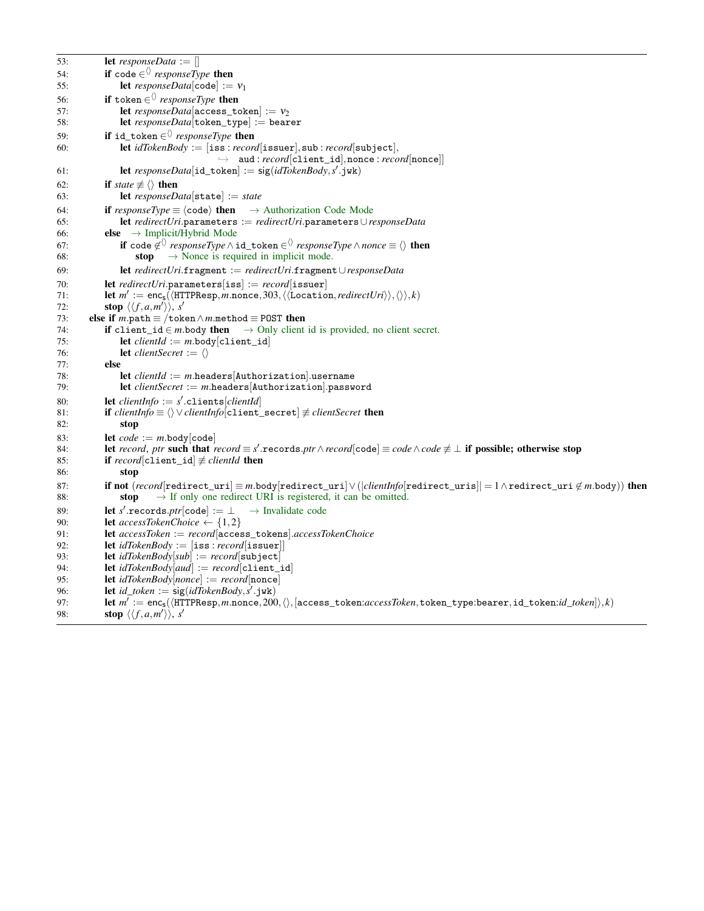```
53:         let responseData := []
54:         if code ∈⟨⟩ responseType then
55:             let responseData[code] := v_1
56:         if token ∈⟨⟩ responseType then
57:             let responseData[access_token] := v_2
58:             let responseData[token_type] := bearer
59:         if id_token ∈⟨⟩ responseType then
60:             let idTokenBody := [iss : record[issuer], sub : record[subject],
                    ↪ aud : record[client_id], nonce : record[nonce]]
61:             let responseData[id_token] := sig(idTokenBody, s'.jwk)
62:         if state ≢ ⟨⟩ then
63:             let responseData[state] := state
64:         if responseType ≡ ⟨code⟩ then    → Authorization Code Mode
65:             let redirectUri.parameters := redirectUri.parameters ∪ responseData
66:         else    → Implicit/Hybrid Mode
67:             if code ∉⟨⟩ responseType ∧ id_token ∈⟨⟩ responseType ∧ nonce ≡ ⟨⟩ then
68:                 stop    → Nonce is required in implicit mode.
69:             let redirectUri.fragment := redirectUri.fragment ∪ responseData
70:         let redirectUri.parameters[iss] := record[issuer]
71:         let m' := enc_s(⟨HTTPResp, m.nonce, 303, ⟨⟨Location, redirectUri⟩⟩, ⟨⟩⟩, k)
72:         stop ⟨⟨f, a, m'⟩⟩, s'
73:     else if m.path ≡ /token ∧ m.method ≡ POST then
74:         if client_id ∈ m.body then    → Only client id is provided, no client secret.
75:             let clientId := m.body[client_id]
76:             let clientSecret := ⟨⟩
77:         else
78:             let clientId := m.headers[Authorization].username
79:             let clientSecret := m.headers[Authorization].password
80:         let clientInfo := s'.clients[clientId]
81:         if clientInfo ≡ ⟨⟩ ∨ clientInfo[client_secret] ≢ clientSecret then
82:             stop
83:         let code := m.body[code]
84:         let record, ptr such that record ≡ s'.records.ptr ∧ record[code] ≡ code ∧ code ≢ ⊥ if possible; otherwise stop
85:         if record[client_id] ≢ clientId then
86:             stop
87:         if not (record[redirect_uri] ≡ m.body[redirect_uri] ∨ (|clientInfo[redirect_uris]| = 1 ∧ redirect_uri ∉ m.body)) then
88:             stop    → If only one redirect URI is registered, it can be omitted.
89:         let s'.records.ptr[code] := ⊥    → Invalidate code
90:         let accessTokenChoice ← {1, 2}
91:         let accessToken := record[access_tokens].accessTokenChoice
92:         let idTokenBody := [iss : record[issuer]]
93:         let idTokenBody[sub] := record[subject]
94:         let idTokenBody[aud] := record[client_id]
95:         let idTokenBody[nonce] := record[nonce]
96:         let id_token := sig(idTokenBody, s'.jwk)
97:         let m' := enc_s(⟨HTTPResp, m.nonce, 200, ⟨⟩, [access_token:accessToken, token_type:bearer, id_token:id_token]⟩, k)
98:         stop ⟨⟨f, a, m'⟩⟩, s'
```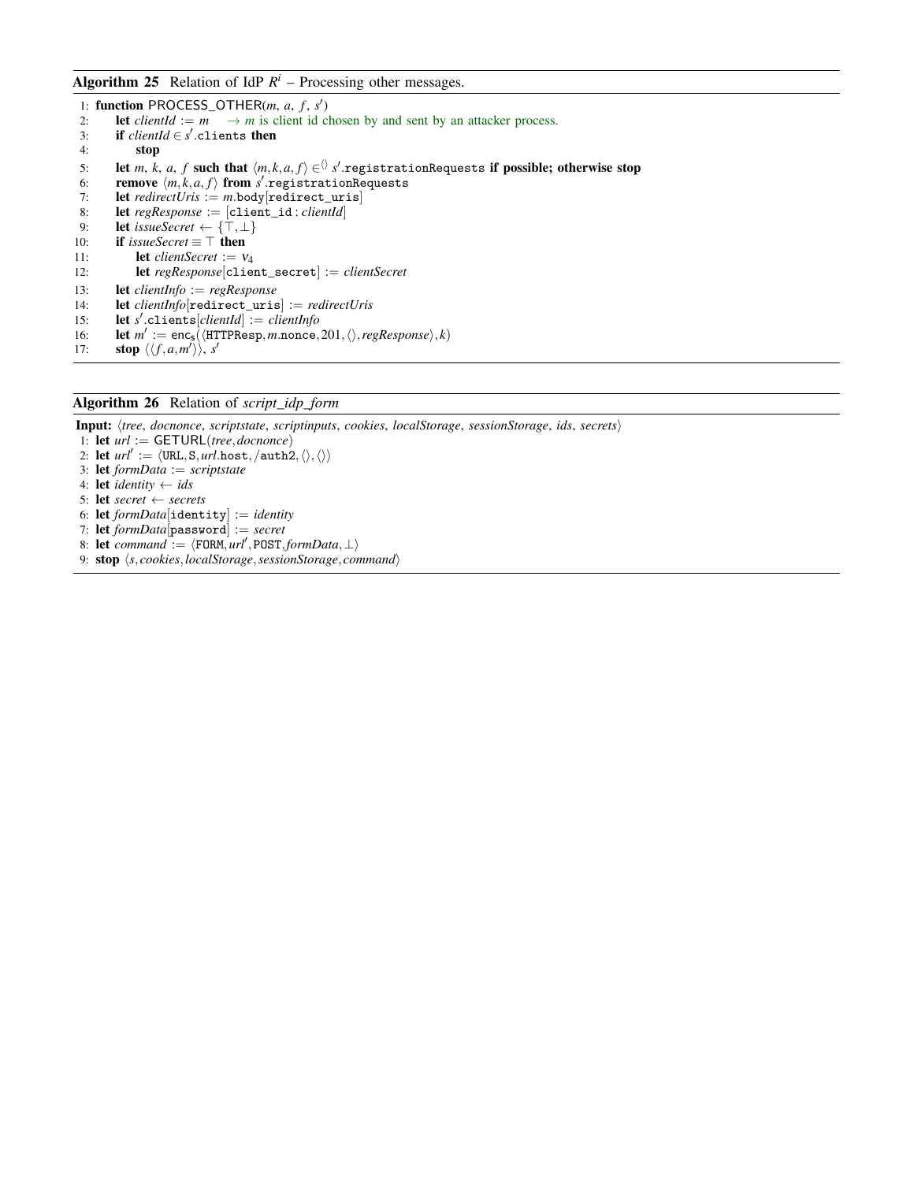**Algorithm 25** Relation of IdP $R^i$ – Processing other messages.

1: **function** PROCESS_OTHER($m$, $a$, $f$, $s'$)
2: &nbsp;&nbsp;&nbsp;&nbsp;**let** $clientId := m$ &nbsp;&nbsp;&nbsp;&nbsp;$\rightarrow$ $m$ is client id chosen by and sent by an attacker process.
3: &nbsp;&nbsp;&nbsp;&nbsp;**if** $clientId \in s'$.clients **then**
4: &nbsp;&nbsp;&nbsp;&nbsp;&nbsp;&nbsp;&nbsp;&nbsp;**stop**
5: &nbsp;&nbsp;&nbsp;&nbsp;**let** $m$, $k$, $a$, $f$ **such that** $\langle m,k,a,f\rangle \in^{\langle\rangle} s'$.registrationRequests **if possible; otherwise stop**
6: &nbsp;&nbsp;&nbsp;&nbsp;**remove** $\langle m,k,a,f\rangle$ **from** $s'$.registrationRequests
7: &nbsp;&nbsp;&nbsp;&nbsp;**let** $redirectUris := m$.body[redirect_uris]
8: &nbsp;&nbsp;&nbsp;&nbsp;**let** $regResponse :=$ [client_id : $clientId$]
9: &nbsp;&nbsp;&nbsp;&nbsp;**let** $issueSecret \leftarrow \{\top,\bot\}$
10: &nbsp;&nbsp;&nbsp;&nbsp;**if** $issueSecret \equiv \top$ **then**
11: &nbsp;&nbsp;&nbsp;&nbsp;&nbsp;&nbsp;&nbsp;&nbsp;**let** $clientSecret := \nu_4$
12: &nbsp;&nbsp;&nbsp;&nbsp;&nbsp;&nbsp;&nbsp;&nbsp;**let** $regResponse$[client_secret] $:= clientSecret$
13: &nbsp;&nbsp;&nbsp;&nbsp;**let** $clientInfo := regResponse$
14: &nbsp;&nbsp;&nbsp;&nbsp;**let** $clientInfo$[redirect_uris] $:= redirectUris$
15: &nbsp;&nbsp;&nbsp;&nbsp;**let** $s'$.clients[$clientId$] $:= clientInfo$
16: &nbsp;&nbsp;&nbsp;&nbsp;**let** $m' := \mathsf{enc_s}(\langle \mathtt{HTTPResp}, m.\mathtt{nonce}, 201, \langle\rangle, regResponse\rangle, k)$
17: &nbsp;&nbsp;&nbsp;&nbsp;**stop** $\langle\langle f,a,m'\rangle\rangle$, $s'$

**Algorithm 26** Relation of *script_idp_form*

**Input:** $\langle tree, docnonce, scriptstate, scriptinputs, cookies, localStorage, sessionStorage, ids, secrets\rangle$

1: **let** $url :=$ GETURL($tree$,$docnonce$)
2: **let** $url' := \langle \mathtt{URL}, \mathtt{S}, url.\mathtt{host}, /\mathtt{auth2}, \langle\rangle, \langle\rangle\rangle$
3: **let** $formData := scriptstate$
4: **let** $identity \leftarrow ids$
5: **let** $secret \leftarrow secrets$
6: **let** $formData$[identity] $:= identity$
7: **let** $formData$[password] $:= secret$
8: **let** $command := \langle \mathtt{FORM}, url', \mathtt{POST}, formData, \bot\rangle$
9: **stop** $\langle s, cookies, localStorage, sessionStorage, command\rangle$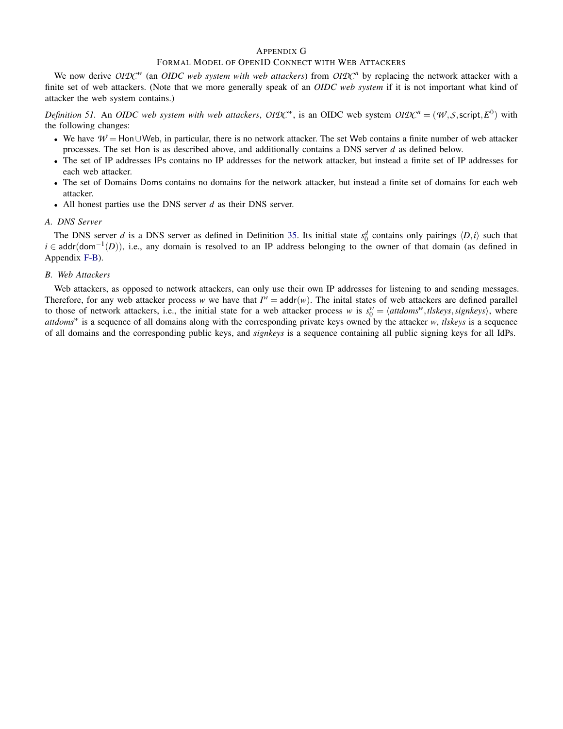# Appendix G
## Formal Model of OpenID Connect with Web Attackers

We now derive $\mathit{OIDC}^w$ (an *OIDC web system with web attackers*) from $\mathit{OIDC}^n$ by replacing the network attacker with a finite set of web attackers. (Note that we more generally speak of an *OIDC web system* if it is not important what kind of attacker the web system contains.)

*Definition 51.* An *OIDC web system with web attackers*, $\mathit{OIDC}^w$, is an OIDC web system $\mathit{OIDC}^n = (\mathcal{W}, \mathcal{S}, \mathsf{script}, E^0)$ with the following changes:

- We have $\mathcal{W} = \mathsf{Hon} \cup \mathsf{Web}$, in particular, there is no network attacker. The set $\mathsf{Web}$ contains a finite number of web attacker processes. The set $\mathsf{Hon}$ is as described above, and additionally contains a DNS server $d$ as defined below.
- The set of IP addresses $\mathsf{IPs}$ contains no IP addresses for the network attacker, but instead a finite set of IP addresses for each web attacker.
- The set of Domains $\mathsf{Doms}$ contains no domains for the network attacker, but instead a finite set of domains for each web attacker.
- All honest parties use the DNS server $d$ as their DNS server.

### A. DNS Server

The DNS server $d$ is a DNS server as defined in Definition 35. Its initial state $s_0^d$ contains only pairings $\langle D, i\rangle$ such that $i \in \mathsf{addr}(\mathsf{dom}^{-1}(D))$, i.e., any domain is resolved to an IP address belonging to the owner of that domain (as defined in Appendix F-B).

### B. Web Attackers

Web attackers, as opposed to network attackers, can only use their own IP addresses for listening to and sending messages. Therefore, for any web attacker process $w$ we have that $I^w = \mathsf{addr}(w)$. The inital states of web attackers are defined parallel to those of network attackers, i.e., the initial state for a web attacker process $w$ is $s_0^w = \langle \mathit{attdoms}^w, \mathit{tlskeys}, \mathit{signkeys}\rangle$, where $\mathit{attdoms}^w$ is a sequence of all domains along with the corresponding private keys owned by the attacker $w$, *tlskeys* is a sequence of all domains and the corresponding public keys, and *signkeys* is a sequence containing all public signing keys for all IdPs.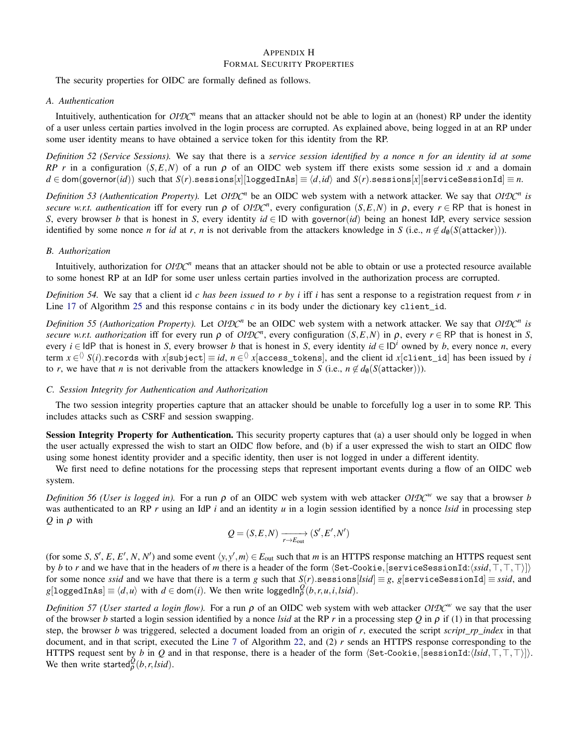# Appendix H
# Formal Security Properties

The security properties for OIDC are formally defined as follows.

## A. Authentication

Intuitively, authentication for $\mathcal{OIDC}^n$ means that an attacker should not be able to login at an (honest) RP under the identity of a user unless certain parties involved in the login process are corrupted. As explained above, being logged in at an RP under some user identity means to have obtained a service token for this identity from the RP.

*Definition 52 (Service Sessions).* We say that there is a *service session identified by a nonce n for an identity id at some RP r* in a configuration $(S,E,N)$ of a run $\rho$ of an OIDC web system iff there exists some session id $x$ and a domain $d \in \mathsf{dom}(\mathsf{governor}(id))$ such that $S(r).\mathtt{sessions}[x][\mathtt{loggedInAs}] \equiv \langle d, id \rangle$ and $S(r).\mathtt{sessions}[x][\mathtt{serviceSessionId}] \equiv n$.

*Definition 53 (Authentication Property).* Let $\mathcal{OIDC}^n$ be an OIDC web system with a network attacker. We say that $\mathcal{OIDC}^n$ *is secure w.r.t. authentication* iff for every run $\rho$ of $\mathcal{OIDC}^n$, every configuration $(S,E,N)$ in $\rho$, every $r \in \mathsf{RP}$ that is honest in $S$, every browser $b$ that is honest in $S$, every identity $id \in \mathsf{ID}$ with $\mathsf{governor}(id)$ being an honest IdP, every service session identified by some nonce $n$ for $id$ at $r$, $n$ is not derivable from the attackers knowledge in $S$ (i.e., $n \notin d_\emptyset(S(\mathsf{attacker}))$).

## B. Authorization

Intuitively, authorization for $\mathcal{OIDC}^n$ means that an attacker should not be able to obtain or use a protected resource available to some honest RP at an IdP for some user unless certain parties involved in the authorization process are corrupted.

*Definition 54.* We say that a client id $c$ *has been issued to r by i* iff $i$ has sent a response to a registration request from $r$ in Line 17 of Algorithm 25 and this response contains $c$ in its body under the dictionary key `client_id`.

*Definition 55 (Authorization Property).* Let $\mathcal{OIDC}^n$ be an OIDC web system with a network attacker. We say that $\mathcal{OIDC}^n$ *is secure w.r.t. authorization* iff for every run $\rho$ of $\mathcal{OIDC}^n$, every configuration $(S,E,N)$ in $\rho$, every $r \in \mathsf{RP}$ that is honest in $S$, every $i \in \mathsf{IdP}$ that is honest in $S$, every browser $b$ that is honest in $S$, every identity $id \in \mathsf{ID}^i$ owned by $b$, every nonce $n$, every term $x \in^{\langle\rangle} S(i).\mathtt{records}$ with $x[\mathtt{subject}] \equiv id$, $n \in^{\langle\rangle} x[\mathtt{access\_tokens}]$, and the client id $x[\mathtt{client\_id}]$ has been issued by $i$ to $r$, we have that $n$ is not derivable from the attackers knowledge in $S$ (i.e., $n \notin d_\emptyset(S(\mathsf{attacker}))$).

## C. Session Integrity for Authentication and Authorization

The two session integrity properties capture that an attacker should be unable to forcefully log a user in to some RP. This includes attacks such as CSRF and session swapping.

**Session Integrity Property for Authentication.** This security property captures that (a) a user should only be logged in when the user actually expressed the wish to start an OIDC flow before, and (b) if a user expressed the wish to start an OIDC flow using some honest identity provider and a specific identity, then user is not logged in under a different identity.

We first need to define notations for the processing steps that represent important events during a flow of an OIDC web system.

*Definition 56 (User is logged in).* For a run $\rho$ of an OIDC web system with web attacker $\mathcal{OIDC}^w$ we say that a browser $b$ was authenticated to an RP $r$ using an IdP $i$ and an identity $u$ in a login session identified by a nonce $lsid$ in processing step $Q$ in $\rho$ with

$$Q = (S,E,N) \xrightarrow[r \to E_{\text{out}}]{} (S',E',N')$$

(for some $S$, $S'$, $E$, $E'$, $N$, $N'$) and some event $\langle y, y', m \rangle \in E_{\text{out}}$ such that $m$ is an HTTPS response matching an HTTPS request sent by $b$ to $r$ and we have that in the headers of $m$ there is a header of the form $\langle \mathtt{Set\text{-}Cookie}, [\mathtt{serviceSessionId}{:}\langle ssid, \top, \top, \top \rangle] \rangle$ for some nonce $ssid$ and we have that there is a term $g$ such that $S(r).\mathtt{sessions}[lsid] \equiv g$, $g[\mathtt{serviceSessionId}] \equiv ssid$, and $g[\mathtt{loggedInAs}] \equiv \langle d, u \rangle$ with $d \in \mathsf{dom}(i)$. We then write $\mathsf{loggedIn}_\rho^Q(b, r, u, i, lsid)$.

*Definition 57 (User started a login flow).* For a run $\rho$ of an OIDC web system with web attacker $\mathcal{OIDC}^w$ we say that the user of the browser $b$ started a login session identified by a nonce $lsid$ at the RP $r$ in a processing step $Q$ in $\rho$ if (1) in that processing step, the browser $b$ was triggered, selected a document loaded from an origin of $r$, executed the script *script_rp_index* in that document, and in that script, executed the Line 7 of Algorithm 22, and (2) $r$ sends an HTTPS response corresponding to the HTTPS request sent by $b$ in $Q$ and in that response, there is a header of the form $\langle \mathtt{Set\text{-}Cookie}, [\mathtt{sessionId}{:}\langle lsid, \top, \top, \top \rangle] \rangle$. We then write $\mathsf{started}_\rho^Q(b, r, lsid)$.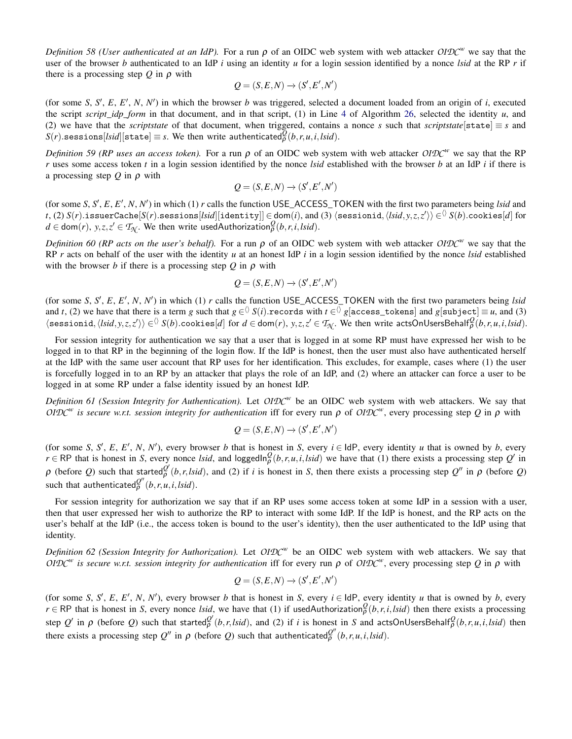*Definition 58 (User authenticated at an IdP).* For a run $\rho$ of an OIDC web system with web attacker $\mathcal{OIDC}^w$ we say that the user of the browser $b$ authenticated to an IdP $i$ using an identity $u$ for a login session identified by a nonce *lsid* at the RP $r$ if there is a processing step $Q$ in $\rho$ with

$$Q = (S,E,N) \to (S',E',N')$$

(for some $S$, $S'$, $E$, $E'$, $N$, $N'$) in which the browser $b$ was triggered, selected a document loaded from an origin of $i$, executed the script *script_idp_form* in that document, and in that script, (1) in Line 4 of Algorithm 26, selected the identity $u$, and (2) we have that the *scriptstate* of that document, when triggered, contains a nonce $s$ such that $scriptstate[\mathtt{state}] \equiv s$ and $S(r).\mathtt{sessions}[lsid][\mathtt{state}] \equiv s$. We then write $\mathsf{authenticated}_\rho^Q(b,r,u,i,lsid)$.

*Definition 59 (RP uses an access token).* For a run $\rho$ of an OIDC web system with web attacker $\mathcal{OIDC}^w$ we say that the RP $r$ uses some access token $t$ in a login session identified by the nonce *lsid* established with the browser $b$ at an IdP $i$ if there is a processing step $Q$ in $\rho$ with

$$Q = (S,E,N) \to (S',E',N')$$

(for some $S$, $S'$, $E$, $E'$, $N$, $N'$) in which (1) $r$ calls the function $\mathsf{USE\_ACCESS\_TOKEN}$ with the first two parameters being *lsid* and $t$, (2) $S(r).\mathtt{issuerCache}[S(r).\mathtt{sessions}[lsid][\mathtt{identity}]] \in \mathsf{dom}(i)$, and (3) $\langle \mathtt{sessionid}, \langle lsid,y,z,z' \rangle\rangle \in^{\langle\rangle} S(b).\mathtt{cookies}[d]$ for $d \in \mathsf{dom}(r)$, $y,z,z' \in \mathcal{T}_\mathcal{N}$. We then write $\mathsf{usedAuthorization}_\rho^Q(b,r,i,lsid)$.

*Definition 60 (RP acts on the user's behalf).* For a run $\rho$ of an OIDC web system with web attacker $\mathcal{OIDC}^w$ we say that the RP $r$ acts on behalf of the user with the identity $u$ at an honest IdP $i$ in a login session identified by the nonce *lsid* established with the browser $b$ if there is a processing step $Q$ in $\rho$ with

$$Q = (S,E,N) \to (S',E',N')$$

(for some $S$, $S'$, $E$, $E'$, $N$, $N'$) in which (1) $r$ calls the function $\mathsf{USE\_ACCESS\_TOKEN}$ with the first two parameters being *lsid* and $t$, (2) we have that there is a term $g$ such that $g \in^{\langle\rangle} S(i).\mathtt{records}$ with $t \in^{\langle\rangle} g[\mathtt{access\_tokens}]$ and $g[\mathtt{subject}] \equiv u$, and (3) $\langle \mathtt{sessionid}, \langle lsid,y,z,z' \rangle\rangle \in^{\langle\rangle} S(b).\mathtt{cookies}[d]$ for $d \in \mathsf{dom}(r)$, $y,z,z' \in \mathcal{T}_\mathcal{N}$. We then write $\mathsf{actsOnUsersBehalf}_\rho^Q(b,r,u,i,lsid)$.

For session integrity for authentication we say that a user that is logged in at some RP must have expressed her wish to be logged in to that RP in the beginning of the login flow. If the IdP is honest, then the user must also have authenticated herself at the IdP with the same user account that RP uses for her identification. This excludes, for example, cases where (1) the user is forcefully logged in to an RP by an attacker that plays the role of an IdP, and (2) where an attacker can force a user to be logged in at some RP under a false identity issued by an honest IdP.

*Definition 61 (Session Integrity for Authentication).* Let $\mathcal{OIDC}^w$ be an OIDC web system with web attackers. We say that *$\mathcal{OIDC}^w$ is secure w.r.t. session integrity for authentication* iff for every run $\rho$ of $\mathcal{OIDC}^w$, every processing step $Q$ in $\rho$ with

$$Q = (S,E,N) \to (S',E',N')$$

(for some $S$, $S'$, $E$, $E'$, $N$, $N'$), every browser $b$ that is honest in $S$, every $i \in \mathsf{IdP}$, every identity $u$ that is owned by $b$, every $r \in \mathsf{RP}$ that is honest in $S$, every nonce *lsid*, and $\mathsf{loggedIn}_\rho^Q(b,r,u,i,lsid)$ we have that (1) there exists a processing step $Q'$ in $\rho$ (before $Q$) such that $\mathsf{started}_\rho^{Q'}(b,r,lsid)$, and (2) if $i$ is honest in $S$, then there exists a processing step $Q''$ in $\rho$ (before $Q$) such that $\mathsf{authenticated}_\rho^{Q''}(b,r,u,i,lsid)$.

For session integrity for authorization we say that if an RP uses some access token at some IdP in a session with a user, then that user expressed her wish to authorize the RP to interact with some IdP. If the IdP is honest, and the RP acts on the user's behalf at the IdP (i.e., the access token is bound to the user's identity), then the user authenticated to the IdP using that identity.

*Definition 62 (Session Integrity for Authorization).* Let $\mathcal{OIDC}^w$ be an OIDC web system with web attackers. We say that *$\mathcal{OIDC}^w$ is secure w.r.t. session integrity for authentication* iff for every run $\rho$ of $\mathcal{OIDC}^w$, every processing step $Q$ in $\rho$ with

$$Q = (S,E,N) \to (S',E',N')$$

(for some $S$, $S'$, $E$, $E'$, $N$, $N'$), every browser $b$ that is honest in $S$, every $i \in \mathsf{IdP}$, every identity $u$ that is owned by $b$, every $r \in \mathsf{RP}$ that is honest in $S$, every nonce *lsid*, we have that (1) if $\mathsf{usedAuthorization}_\rho^Q(b,r,i,lsid)$ then there exists a processing step $Q'$ in $\rho$ (before $Q$) such that $\mathsf{started}_\rho^{Q'}(b,r,lsid)$, and (2) if $i$ is honest in $S$ and $\mathsf{actsOnUsersBehalf}_\rho^Q(b,r,u,i,lsid)$ then there exists a processing step $Q''$ in $\rho$ (before $Q$) such that $\mathsf{authenticated}_\rho^{Q''}(b,r,u,i,lsid)$.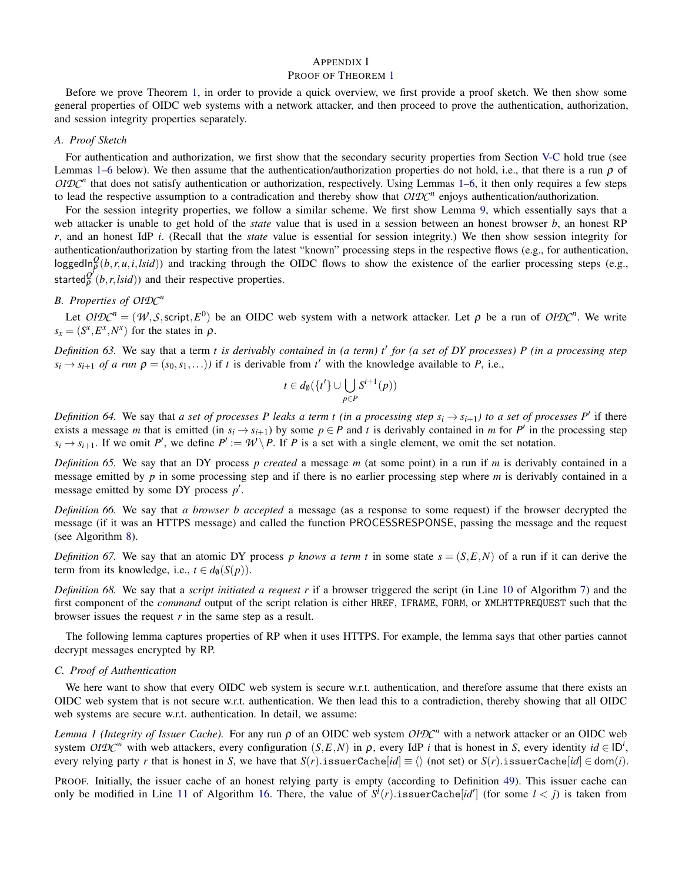# APPENDIX I
## PROOF OF THEOREM 1

Before we prove Theorem 1, in order to provide a quick overview, we first provide a proof sketch. We then show some general properties of OIDC web systems with a network attacker, and then proceed to prove the authentication, authorization, and session integrity properties separately.

### A. Proof Sketch

For authentication and authorization, we first show that the secondary security properties from Section V-C hold true (see Lemmas 1–6 below). We then assume that the authentication/authorization properties do not hold, i.e., that there is a run $\rho$ of $\mathcal{OIDC}^n$ that does not satisfy authentication or authorization, respectively. Using Lemmas 1–6, it then only requires a few steps to lead the respective assumption to a contradication and thereby show that $\mathcal{OIDC}^n$ enjoys authentication/authorization.

For the session integrity properties, we follow a similar scheme. We first show Lemma 9, which essentially says that a web attacker is unable to get hold of the *state* value that is used in a session between an honest browser $b$, an honest RP $r$, and an honest IdP $i$. (Recall that the *state* value is essential for session integrity.) We then show session integrity for authentication/authorization by starting from the latest "known" processing steps in the respective flows (e.g., for authentication, $\mathsf{loggedIn}^{Q}_{\rho}(b,r,u,i,lsid)$) and tracking through the OIDC flows to show the existence of the earlier processing steps (e.g., $\mathsf{started}^{Q'}_{\rho}(b,r,lsid)$) and their respective properties.

### B. Properties of $\mathcal{OIDC}^n$

Let $\mathcal{OIDC}^n = (\mathcal{W}, \mathcal{S}, \mathsf{script}, E^0)$ be an OIDC web system with a network attacker. Let $\rho$ be a run of $\mathcal{OIDC}^n$. We write $s_x = (S^x, E^x, N^x)$ for the states in $\rho$.

*Definition 63.* We say that a term $t$ *is derivably contained in (a term) $t'$ for (a set of DY processes) $P$ (in a processing step $s_i \rightarrow s_{i+1}$ of a run $\rho = (s_0, s_1, \ldots)$)* if $t$ is derivable from $t'$ with the knowledge available to $P$, i.e.,

$$t \in d_{\emptyset}(\{t'\} \cup \bigcup_{p \in P} S^{i+1}(p))$$

*Definition 64.* We say that *a set of processes $P$ leaks a term $t$ (in a processing step $s_i \rightarrow s_{i+1}$) to a set of processes $P'$* if there exists a message $m$ that is emitted (in $s_i \rightarrow s_{i+1}$) by some $p \in P$ and $t$ is derivably contained in $m$ for $P'$ in the processing step $s_i \rightarrow s_{i+1}$. If we omit $P'$, we define $P' := \mathcal{W} \setminus P$. If $P$ is a set with a single element, we omit the set notation.

*Definition 65.* We say that an DY process *$p$ created* a message $m$ (at some point) in a run if $m$ is derivably contained in a message emitted by $p$ in some processing step and if there is no earlier processing step where $m$ is derivably contained in a message emitted by some DY process $p'$.

*Definition 66.* We say that *a browser $b$ accepted* a message (as a response to some request) if the browser decrypted the message (if it was an HTTPS message) and called the function PROCESSRESPONSE, passing the message and the request (see Algorithm 8).

*Definition 67.* We say that an atomic DY process *$p$ knows a term $t$* in some state $s = (S, E, N)$ of a run if it can derive the term from its knowledge, i.e., $t \in d_{\emptyset}(S(p))$.

*Definition 68.* We say that a *script initiated a request $r$* if a browser triggered the script (in Line 10 of Algorithm 7) and the first component of the *command* output of the script relation is either `HREF`, `IFRAME`, `FORM`, or `XMLHTTPREQUEST` such that the browser issues the request $r$ in the same step as a result.

The following lemma captures properties of RP when it uses HTTPS. For example, the lemma says that other parties cannot decrypt messages encrypted by RP.

### C. Proof of Authentication

We here want to show that every OIDC web system is secure w.r.t. authentication, and therefore assume that there exists an OIDC web system that is not secure w.r.t. authentication. We then lead this to a contradiction, thereby showing that all OIDC web systems are secure w.r.t. authentication. In detail, we assume:

*Lemma 1 (Integrity of Issuer Cache).* For any run $\rho$ of an OIDC web system $\mathcal{OIDC}^n$ with a network attacker or an OIDC web system $\mathcal{OIDC}^w$ with web attackers, every configuration $(S, E, N)$ in $\rho$, every IdP $i$ that is honest in $S$, every identity $id \in \mathsf{ID}^i$, every relying party $r$ that is honest in $S$, we have that $S(r).\mathtt{issuerCache}[id] \equiv \langle\rangle$ (not set) or $S(r).\mathtt{issuerCache}[id] \in \mathsf{dom}(i)$.

PROOF. Initially, the issuer cache of an honest relying party is empty (according to Definition 49). This issuer cache can only be modified in Line 11 of Algorithm 16. There, the value of $S^l(r).\mathtt{issuerCache}[id']$ (for some $l < j$) is taken from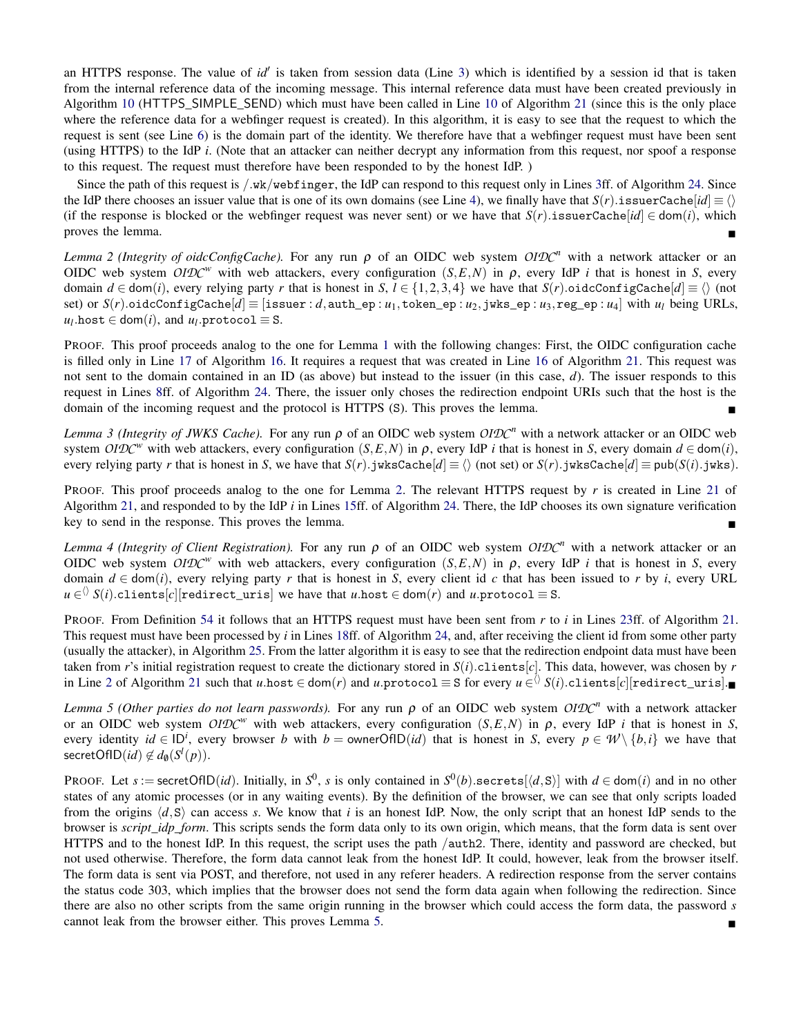an HTTPS response. The value of $id'$ is taken from session data (Line 3) which is identified by a session id that is taken from the internal reference data of the incoming message. This internal reference data must have been created previously in Algorithm 10 (HTTPS_SIMPLE_SEND) which must have been called in Line 10 of Algorithm 21 (since this is the only place where the reference data for a webfinger request is created). In this algorithm, it is easy to see that the request to which the request is sent (see Line 6) is the domain part of the identity. We therefore have that a webfinger request must have been sent (using HTTPS) to the IdP $i$. (Note that an attacker can neither decrypt any information from this request, nor spoof a response to this request. The request must therefore have been responded to by the honest IdP. )

Since the path of this request is $/.\mathtt{wk}/\mathtt{webfinger}$, the IdP can respond to this request only in Lines 3ff. of Algorithm 24. Since the IdP there chooses an issuer value that is one of its own domains (see Line 4), we finally have that $S(r).\mathtt{issuerCache}[id] \equiv \langle\rangle$ (if the response is blocked or the webfinger request was never sent) or we have that $S(r).\mathtt{issuerCache}[id] \in \mathsf{dom}(i)$, which proves the lemma. ∎

*Lemma 2 (Integrity of oidcConfigCache).* For any run $\rho$ of an OIDC web system $\mathcal{OIDC}^n$ with a network attacker or an OIDC web system $\mathcal{OIDC}^w$ with web attackers, every configuration $(S,E,N)$ in $\rho$, every IdP $i$ that is honest in $S$, every domain $d \in \mathsf{dom}(i)$, every relying party $r$ that is honest in $S$, $l \in \{1,2,3,4\}$ we have that $S(r).\mathtt{oidcConfigCache}[d] \equiv \langle\rangle$ (not set) or $S(r).\mathtt{oidcConfigCache}[d] \equiv [\mathtt{issuer}: d, \mathtt{auth\_ep}: u_1, \mathtt{token\_ep}: u_2, \mathtt{jwks\_ep}: u_3, \mathtt{reg\_ep}: u_4]$ with $u_l$ being URLs, $u_l.\mathtt{host} \in \mathsf{dom}(i)$, and $u_l.\mathtt{protocol} \equiv \mathtt{S}$.

PROOF. This proof proceeds analog to the one for Lemma 1 with the following changes: First, the OIDC configuration cache is filled only in Line 17 of Algorithm 16. It requires a request that was created in Line 16 of Algorithm 21. This request was not sent to the domain contained in an ID (as above) but instead to the issuer (in this case, $d$). The issuer responds to this request in Lines 8ff. of Algorithm 24. There, the issuer only choses the redirection endpoint URIs such that the host is the domain of the incoming request and the protocol is HTTPS (S). This proves the lemma. ∎

*Lemma 3 (Integrity of JWKS Cache).* For any run $\rho$ of an OIDC web system $\mathcal{OIDC}^n$ with a network attacker or an OIDC web system $\mathcal{OIDC}^w$ with web attackers, every configuration $(S,E,N)$ in $\rho$, every IdP $i$ that is honest in $S$, every domain $d \in \mathsf{dom}(i)$, every relying party $r$ that is honest in $S$, we have that $S(r).\mathtt{jwksCache}[d] \equiv \langle\rangle$ (not set) or $S(r).\mathtt{jwksCache}[d] \equiv \mathsf{pub}(S(i).\mathtt{jwks})$.

PROOF. This proof proceeds analog to the one for Lemma 2. The relevant HTTPS request by $r$ is created in Line 21 of Algorithm 21, and responded to by the IdP $i$ in Lines 15ff. of Algorithm 24. There, the IdP chooses its own signature verification key to send in the response. This proves the lemma. ∎

*Lemma 4 (Integrity of Client Registration).* For any run $\rho$ of an OIDC web system $\mathcal{OIDC}^n$ with a network attacker or an OIDC web system $\mathcal{OIDC}^w$ with web attackers, every configuration $(S,E,N)$ in $\rho$, every IdP $i$ that is honest in $S$, every domain $d \in \mathsf{dom}(i)$, every relying party $r$ that is honest in $S$, every client id $c$ that has been issued to $r$ by $i$, every URL $u \in^{\langle\rangle} S(i).\mathtt{clients}[c][\mathtt{redirect\_uris}]$ we have that $u.\mathtt{host} \in \mathsf{dom}(r)$ and $u.\mathtt{protocol} \equiv \mathtt{S}$.

PROOF. From Definition 54 it follows that an HTTPS request must have been sent from $r$ to $i$ in Lines 23ff. of Algorithm 21. This request must have been processed by $i$ in Lines 18ff. of Algorithm 24, and, after receiving the client id from some other party (usually the attacker), in Algorithm 25. From the latter algorithm it is easy to see that the redirection endpoint data must have been taken from $r$'s initial registration request to create the dictionary stored in $S(i).\mathtt{clients}[c]$. This data, however, was chosen by $r$ in Line 2 of Algorithm 21 such that $u.\mathtt{host} \in \mathsf{dom}(r)$ and $u.\mathtt{protocol} \equiv \mathtt{S}$ for every $u \in^{\langle\rangle} S(i).\mathtt{clients}[c][\mathtt{redirect\_uris}]$. ∎

*Lemma 5 (Other parties do not learn passwords).* For any run $\rho$ of an OIDC web system $\mathcal{OIDC}^n$ with a network attacker or an OIDC web system $\mathcal{OIDC}^w$ with web attackers, every configuration $(S,E,N)$ in $\rho$, every IdP $i$ that is honest in $S$, every identity $id \in \mathsf{ID}^i$, every browser $b$ with $b = \mathsf{ownerOfID}(id)$ that is honest in $S$, every $p \in \mathcal{W} \setminus \{b,i\}$ we have that $\mathsf{secretOfID}(id) \notin d_{\emptyset}(S^l(p))$.

PROOF. Let $s := \mathsf{secretOfID}(id)$. Initially, in $S^0$, $s$ is only contained in $S^0(b).\mathtt{secrets}[\langle d,\mathtt{S}\rangle]$ with $d \in \mathsf{dom}(i)$ and in no other states of any atomic processes (or in any waiting events). By the definition of the browser, we can see that only scripts loaded from the origins $\langle d,\mathtt{S}\rangle$ can access $s$. We know that $i$ is an honest IdP. Now, the only script that an honest IdP sends to the browser is *script_idp_form*. This scripts sends the form data only to its own origin, which means, that the form data is sent over HTTPS and to the honest IdP. In this request, the script uses the path $/\mathtt{auth2}$. There, identity and password are checked, but not used otherwise. Therefore, the form data cannot leak from the honest IdP. It could, however, leak from the browser itself. The form data is sent via POST, and therefore, not used in any referer headers. A redirection response from the server contains the status code 303, which implies that the browser does not send the form data again when following the redirection. Since there are also no other scripts from the same origin running in the browser which could access the form data, the password $s$ cannot leak from the browser either. This proves Lemma 5. ∎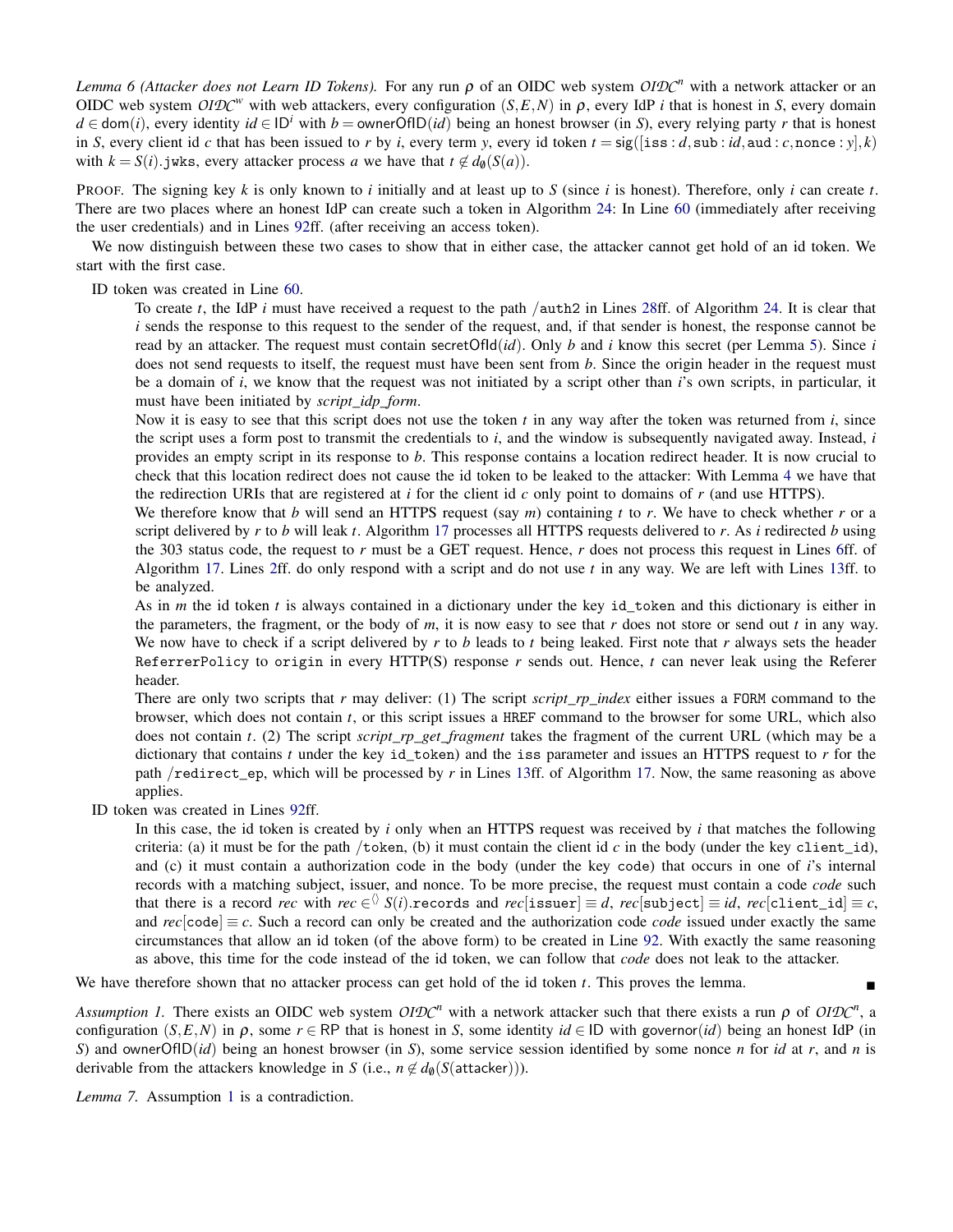*Lemma 6 (Attacker does not Learn ID Tokens).* For any run $\rho$ of an OIDC web system $\mathcal{OIDC}^n$ with a network attacker or an OIDC web system $\mathcal{OIDC}^w$ with web attackers, every configuration $(S,E,N)$ in $\rho$, every IdP $i$ that is honest in $S$, every domain $d \in \mathsf{dom}(i)$, every identity $id \in \mathsf{ID}^i$ with $b = \mathsf{ownerOfID}(id)$ being an honest browser (in $S$), every relying party $r$ that is honest in $S$, every client id $c$ that has been issued to $r$ by $i$, every term $y$, every id token $t = \mathsf{sig}([\mathtt{iss}: d, \mathtt{sub}: id, \mathtt{aud}: c, \mathtt{nonce}: y], k)$ with $k = S(i).\mathtt{jwks}$, every attacker process $a$ we have that $t \notin d_\emptyset(S(a))$.

PROOF. The signing key $k$ is only known to $i$ initially and at least up to $S$ (since $i$ is honest). Therefore, only $i$ can create $t$. There are two places where an honest IdP can create such a token in Algorithm 24: In Line 60 (immediately after receiving the user credentials) and in Lines 92ff. (after receiving an access token).

We now distinguish between these two cases to show that in either case, the attacker cannot get hold of an id token. We start with the first case.

ID token was created in Line 60.

To create $t$, the IdP $i$ must have received a request to the path /auth2 in Lines 28ff. of Algorithm 24. It is clear that $i$ sends the response to this request to the sender of the request, and, if that sender is honest, the response cannot be read by an attacker. The request must contain $\mathsf{secretOfId}(id)$. Only $b$ and $i$ know this secret (per Lemma 5). Since $i$ does not send requests to itself, the request must have been sent from $b$. Since the origin header in the request must be a domain of $i$, we know that the request was not initiated by a script other than $i$'s own scripts, in particular, it must have been initiated by *script_idp_form*.

Now it is easy to see that this script does not use the token $t$ in any way after the token was returned from $i$, since the script uses a form post to transmit the credentials to $i$, and the window is subsequently navigated away. Instead, $i$ provides an empty script in its response to $b$. This response contains a location redirect header. It is now crucial to check that this location redirect does not cause the id token to be leaked to the attacker: With Lemma 4 we have that the redirection URIs that are registered at $i$ for the client id $c$ only point to domains of $r$ (and use HTTPS).

We therefore know that $b$ will send an HTTPS request (say $m$) containing $t$ to $r$. We have to check whether $r$ or a script delivered by $r$ to $b$ will leak $t$. Algorithm 17 processes all HTTPS requests delivered to $r$. As $i$ redirected $b$ using the 303 status code, the request to $r$ must be a GET request. Hence, $r$ does not process this request in Lines 6ff. of Algorithm 17. Lines 2ff. do only respond with a script and do not use $t$ in any way. We are left with Lines 13ff. to be analyzed.

As in $m$ the id token $t$ is always contained in a dictionary under the key id_token and this dictionary is either in the parameters, the fragment, or the body of $m$, it is now easy to see that $r$ does not store or send out $t$ in any way. We now have to check if a script delivered by $r$ to $b$ leads to $t$ being leaked. First note that $r$ always sets the header ReferrerPolicy to origin in every HTTP(S) response $r$ sends out. Hence, $t$ can never leak using the Referer header.

There are only two scripts that $r$ may deliver: (1) The script *script_rp_index* either issues a FORM command to the browser, which does not contain $t$, or this script issues a HREF command to the browser for some URL, which also does not contain $t$. (2) The script *script_rp_get_fragment* takes the fragment of the current URL (which may be a dictionary that contains $t$ under the key id_token) and the iss parameter and issues an HTTPS request to $r$ for the path /redirect_ep, which will be processed by $r$ in Lines 13ff. of Algorithm 17. Now, the same reasoning as above applies.

ID token was created in Lines 92ff.

In this case, the id token is created by $i$ only when an HTTPS request was received by $i$ that matches the following criteria: (a) it must be for the path /token, (b) it must contain the client id $c$ in the body (under the key client_id), and (c) it must contain a authorization code in the body (under the key code) that occurs in one of $i$'s internal records with a matching subject, issuer, and nonce. To be more precise, the request must contain a code *code* such that there is a record *rec* with $rec \in^{\langle\rangle} S(i).\mathtt{records}$ and $rec[\mathtt{issuer}] \equiv d$, $rec[\mathtt{subject}] \equiv id$, $rec[\mathtt{client\_id}] \equiv c$, and $rec[\mathtt{code}] \equiv c$. Such a record can only be created and the authorization code *code* issued under exactly the same circumstances that allow an id token (of the above form) to be created in Line 92. With exactly the same reasoning as above, this time for the code instead of the id token, we can follow that *code* does not leak to the attacker.

We have therefore shown that no attacker process can get hold of the id token $t$. This proves the lemma. ∎

*Assumption 1.* There exists an OIDC web system $\mathcal{OIDC}^n$ with a network attacker such that there exists a run $\rho$ of $\mathcal{OIDC}^n$, a configuration $(S,E,N)$ in $\rho$, some $r \in \mathsf{RP}$ that is honest in $S$, some identity $id \in \mathsf{ID}$ with $\mathsf{governor}(id)$ being an honest IdP (in $S$) and $\mathsf{ownerOfID}(id)$ being an honest browser (in $S$), some service session identified by some nonce $n$ for $id$ at $r$, and $n$ is derivable from the attackers knowledge in $S$ (i.e., $n \notin d_\emptyset(S(\mathsf{attacker}))$).

*Lemma 7.* Assumption 1 is a contradiction.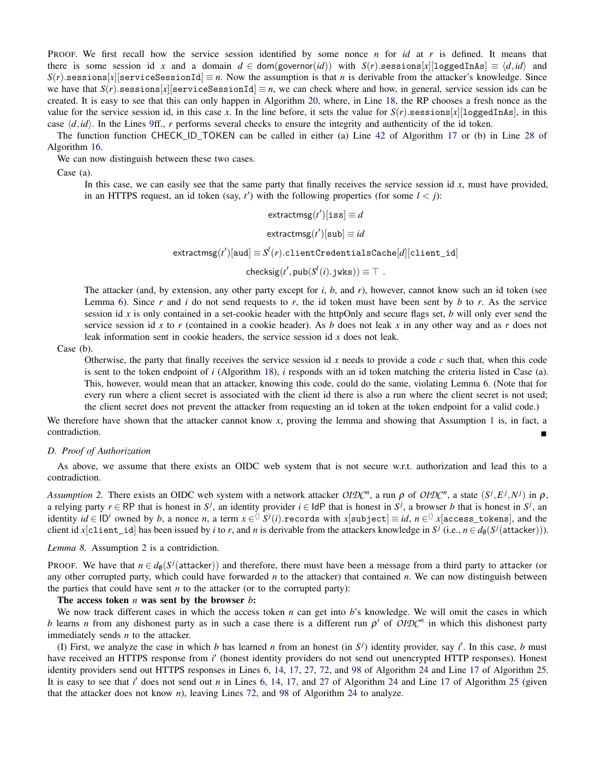PROOF. We first recall how the service session identified by some nonce $n$ for $id$ at $r$ is defined. It means that there is some session id $x$ and a domain $d \in \mathsf{dom}(\mathsf{governor}(id))$ with $S(r).\mathtt{sessions}[x][\mathtt{loggedInAs}] \equiv \langle d, id\rangle$ and $S(r).\mathtt{sessions}[x][\mathtt{serviceSessionId}] \equiv n$. Now the assumption is that $n$ is derivable from the attacker's knowledge. Since we have that $S(r).\mathtt{sessions}[x][\mathtt{serviceSessionId}] \equiv n$, we can check where and how, in general, service session ids can be created. It is easy to see that this can only happen in Algorithm 20, where, in Line 18, the RP chooses a fresh nonce as the value for the service session id, in this case $x$. In the line before, it sets the value for $S(r).\mathtt{sessions}[x][\mathtt{loggedInAs}]$, in this case $\langle d, id\rangle$. In the Lines 9ff., $r$ performs several checks to ensure the integrity and authenticity of the id token.

The function function CHECK_ID_TOKEN can be called in either (a) Line 42 of Algorithm 17 or (b) in Line 28 of Algorithm 16.

We can now distinguish between these two cases.

Case (a).

In this case, we can easily see that the same party that finally receives the service session id $x$, must have provided, in an HTTPS request, an id token (say, $t'$) with the following properties (for some $l < j$):

$$\mathsf{extractmsg}(t')[\mathtt{iss}] \equiv d$$

$$\mathsf{extractmsg}(t')[\mathtt{sub}] \equiv id$$

$$\mathsf{extractmsg}(t')[\mathtt{aud}] \equiv S^l(r).\mathtt{clientCredentialsCache}[d][\mathtt{client\_id}]$$

$$\mathsf{checksig}(t', \mathsf{pub}(S^l(i).\mathtt{jwks})) \equiv \top\ .$$

The attacker (and, by extension, any other party except for $i$, $b$, and $r$), however, cannot know such an id token (see Lemma 6). Since $r$ and $i$ do not send requests to $r$, the id token must have been sent by $b$ to $r$. As the service session id $x$ is only contained in a set-cookie header with the httpOnly and secure flags set, $b$ will only ever send the service session id $x$ to $r$ (contained in a cookie header). As $b$ does not leak $x$ in any other way and as $r$ does not leak information sent in cookie headers, the service session id $x$ does not leak.

Case (b).

Otherwise, the party that finally receives the service session id $x$ needs to provide a code $c$ such that, when this code is sent to the token endpoint of $i$ (Algorithm 18), $i$ responds with an id token matching the criteria listed in Case (a). This, however, would mean that an attacker, knowing this code, could do the same, violating Lemma 6. (Note that for every run where a client secret is associated with the client id there is also a run where the client secret is not used; the client secret does not prevent the attacker from requesting an id token at the token endpoint for a valid code.)

We therefore have shown that the attacker cannot know $x$, proving the lemma and showing that Assumption 1 is, in fact, a contradiction. ∎

### D. Proof of Authorization

As above, we assume that there exists an OIDC web system that is not secure w.r.t. authorization and lead this to a contradiction.

*Assumption 2.* There exists an OIDC web system with a network attacker $\mathcal{OIDC}^n$, a run $\rho$ of $\mathcal{OIDC}^n$, a state $(S^j, E^j, N^j)$ in $\rho$, a relying party $r \in \mathsf{RP}$ that is honest in $S^j$, an identity provider $i \in \mathsf{IdP}$ that is honest in $S^j$, a browser $b$ that is honest in $S^j$, an identity $id \in \mathsf{ID}^i$ owned by $b$, a nonce $n$, a term $x \in^{\langle\rangle} S^j(i).\mathtt{records}$ with $x[\mathtt{subject}] \equiv id$, $n \in^{\langle\rangle} x[\mathtt{access\_tokens}]$, and the client id $x[\mathtt{client\_id}]$ has been issued by $i$ to $r$, and $n$ is derivable from the attackers knowledge in $S^j$ (i.e., $n \in d_\emptyset(S^j(\mathsf{attacker}))$).

*Lemma 8.* Assumption 2 is a contridiction.

PROOF. We have that $n \in d_\emptyset(S^j(\mathsf{attacker}))$ and therefore, there must have been a message from a third party to attacker (or any other corrupted party, which could have forwarded $n$ to the attacker) that contained $n$. We can now distinguish between the parties that could have sent $n$ to the attacker (or to the corrupted party):

**The access token $n$ was sent by the browser $b$:**

We now track different cases in which the access token $n$ can get into $b$'s knowledge. We will omit the cases in which $b$ learns $n$ from any dishonest party as in such a case there is a different run $\rho'$ of $\mathcal{OIDC}^n$ in which this dishonest party immediately sends $n$ to the attacker.

(I) First, we analyze the case in which $b$ has learned $n$ from an honest (in $S^j$) identity provider, say $i'$. In this case, $b$ must have received an HTTPS response from $i'$ (honest identity providers do not send out unencrypted HTTP responses). Honest identity providers send out HTTPS responses in Lines 6, 14, 17, 27, 72, and 98 of Algorithm 24 and Line 17 of Algorithm 25. It is easy to see that $i'$ does not send out $n$ in Lines 6, 14, 17, and 27 of Algorithm 24 and Line 17 of Algorithm 25 (given that the attacker does not know $n$), leaving Lines 72, and 98 of Algorithm 24 to analyze.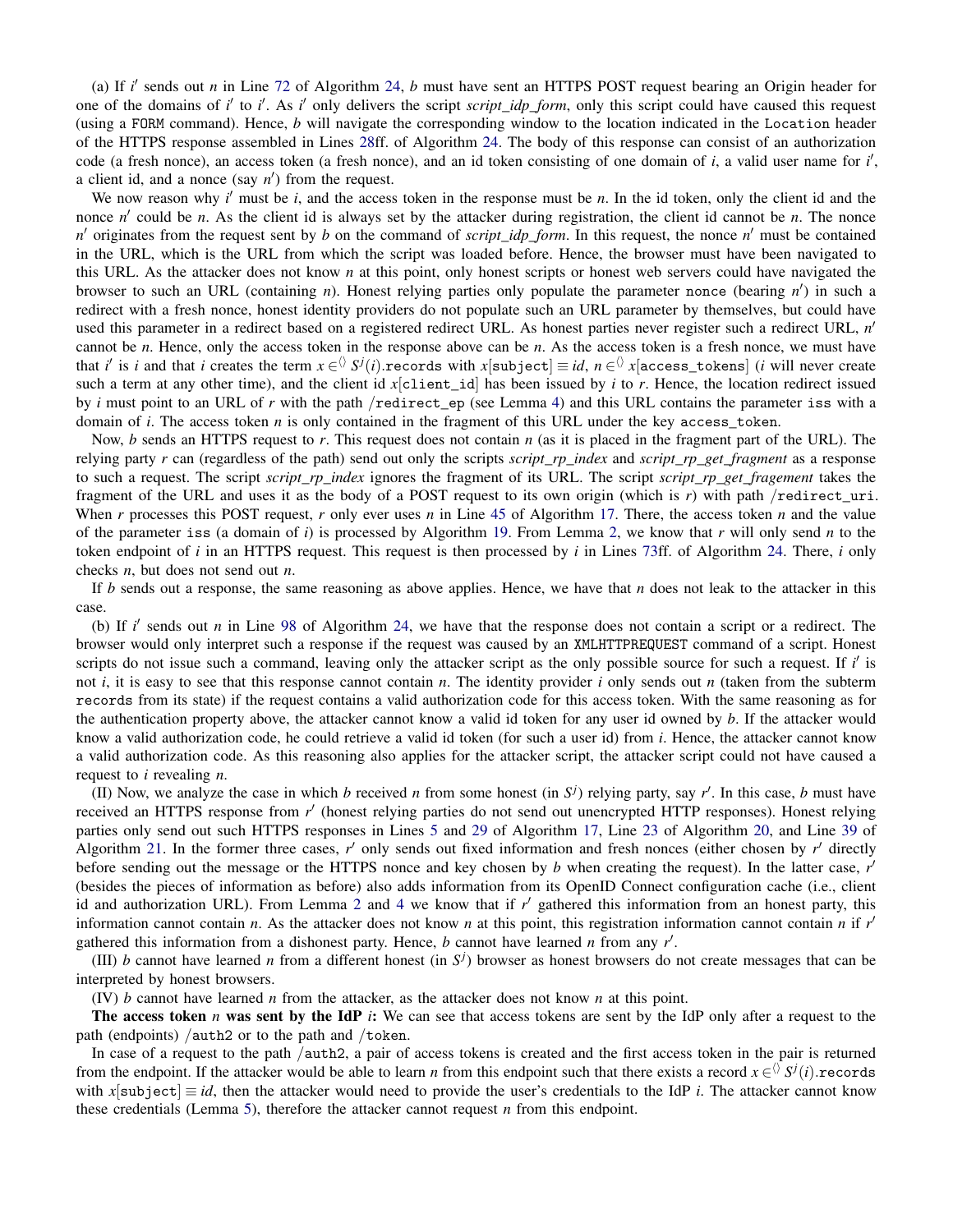(a) If $i'$ sends out $n$ in Line 72 of Algorithm 24, $b$ must have sent an HTTPS POST request bearing an Origin header for one of the domains of $i'$ to $i'$. As $i'$ only delivers the script *script_idp_form*, only this script could have caused this request (using a FORM command). Hence, $b$ will navigate the corresponding window to the location indicated in the Location header of the HTTPS response assembled in Lines 28ff. of Algorithm 24. The body of this response can consist of an authorization code (a fresh nonce), an access token (a fresh nonce), and an id token consisting of one domain of $i$, a valid user name for $i'$, a client id, and a nonce (say $n'$) from the request.

We now reason why $i'$ must be $i$, and the access token in the response must be $n$. In the id token, only the client id and the nonce $n'$ could be $n$. As the client id is always set by the attacker during registration, the client id cannot be $n$. The nonce $n'$ originates from the request sent by $b$ on the command of *script_idp_form*. In this request, the nonce $n'$ must be contained in the URL, which is the URL from which the script was loaded before. Hence, the browser must have been navigated to this URL. As the attacker does not know $n$ at this point, only honest scripts or honest web servers could have navigated the browser to such an URL (containing $n$). Honest relying parties only populate the parameter nonce (bearing $n'$) in such a redirect with a fresh nonce, honest identity providers do not populate such an URL parameter by themselves, but could have used this parameter in a redirect based on a registered redirect URL. As honest parties never register such a redirect URL, $n'$ cannot be $n$. Hence, only the access token in the response above can be $n$. As the access token is a fresh nonce, we must have that $i'$ is $i$ and that $i$ creates the term $x \in^{\langle\rangle} S^j(i).\texttt{records}$ with $x[\texttt{subject}] \equiv id$, $n \in^{\langle\rangle} x[\texttt{access\_tokens}]$ ($i$ will never create such a term at any other time), and the client id $x[\texttt{client\_id}]$ has been issued by $i$ to $r$. Hence, the location redirect issued by $i$ must point to an URL of $r$ with the path /redirect_ep (see Lemma 4) and this URL contains the parameter iss with a domain of $i$. The access token $n$ is only contained in the fragment of this URL under the key access_token.

Now, $b$ sends an HTTPS request to $r$. This request does not contain $n$ (as it is placed in the fragment part of the URL). The relying party $r$ can (regardless of the path) send out only the scripts *script_rp_index* and *script_rp_get_fragment* as a response to such a request. The script *script_rp_index* ignores the fragment of its URL. The script *script_rp_get_fragement* takes the fragment of the URL and uses it as the body of a POST request to its own origin (which is $r$) with path /redirect_uri. When $r$ processes this POST request, $r$ only ever uses $n$ in Line 45 of Algorithm 17. There, the access token $n$ and the value of the parameter iss (a domain of $i$) is processed by Algorithm 19. From Lemma 2, we know that $r$ will only send $n$ to the token endpoint of $i$ in an HTTPS request. This request is then processed by $i$ in Lines 73ff. of Algorithm 24. There, $i$ only checks $n$, but does not send out $n$.

If $b$ sends out a response, the same reasoning as above applies. Hence, we have that $n$ does not leak to the attacker in this case.

(b) If $i'$ sends out $n$ in Line 98 of Algorithm 24, we have that the response does not contain a script or a redirect. The browser would only interpret such a response if the request was caused by an XMLHTTPREQUEST command of a script. Honest scripts do not issue such a command, leaving only the attacker script as the only possible source for such a request. If $i'$ is not $i$, it is easy to see that this response cannot contain $n$. The identity provider $i$ only sends out $n$ (taken from the subterm records from its state) if the request contains a valid authorization code for this access token. With the same reasoning as for the authentication property above, the attacker cannot know a valid id token for any user id owned by $b$. If the attacker would know a valid authorization code, he could retrieve a valid id token (for such a user id) from $i$. Hence, the attacker cannot know a valid authorization code. As this reasoning also applies for the attacker script, the attacker script could not have caused a request to $i$ revealing $n$.

(II) Now, we analyze the case in which $b$ received $n$ from some honest (in $S^j$) relying party, say $r'$. In this case, $b$ must have received an HTTPS response from $r'$ (honest relying parties do not send out unencrypted HTTP responses). Honest relying parties only send out such HTTPS responses in Lines 5 and 29 of Algorithm 17, Line 23 of Algorithm 20, and Line 39 of Algorithm 21. In the former three cases, $r'$ only sends out fixed information and fresh nonces (either chosen by $r'$ directly before sending out the message or the HTTPS nonce and key chosen by $b$ when creating the request). In the latter case, $r'$ (besides the pieces of information as before) also adds information from its OpenID Connect configuration cache (i.e., client id and authorization URL). From Lemma 2 and 4 we know that if $r'$ gathered this information from an honest party, this information cannot contain $n$. As the attacker does not know $n$ at this point, this registration information cannot contain $n$ if $r'$ gathered this information from a dishonest party. Hence, $b$ cannot have learned $n$ from any $r'$.

(III) $b$ cannot have learned $n$ from a different honest (in $S^j$) browser as honest browsers do not create messages that can be interpreted by honest browsers.

(IV) $b$ cannot have learned $n$ from the attacker, as the attacker does not know $n$ at this point.

**The access token $n$ was sent by the IdP $i$:** We can see that access tokens are sent by the IdP only after a request to the path (endpoints) /auth2 or to the path and /token.

In case of a request to the path /auth2, a pair of access tokens is created and the first access token in the pair is returned from the endpoint. If the attacker would be able to learn $n$ from this endpoint such that there exists a record $x \in^{\langle\rangle} S^j(i).\texttt{records}$ with $x[\texttt{subject}] \equiv id$, then the attacker would need to provide the user's credentials to the IdP $i$. The attacker cannot know these credentials (Lemma 5), therefore the attacker cannot request $n$ from this endpoint.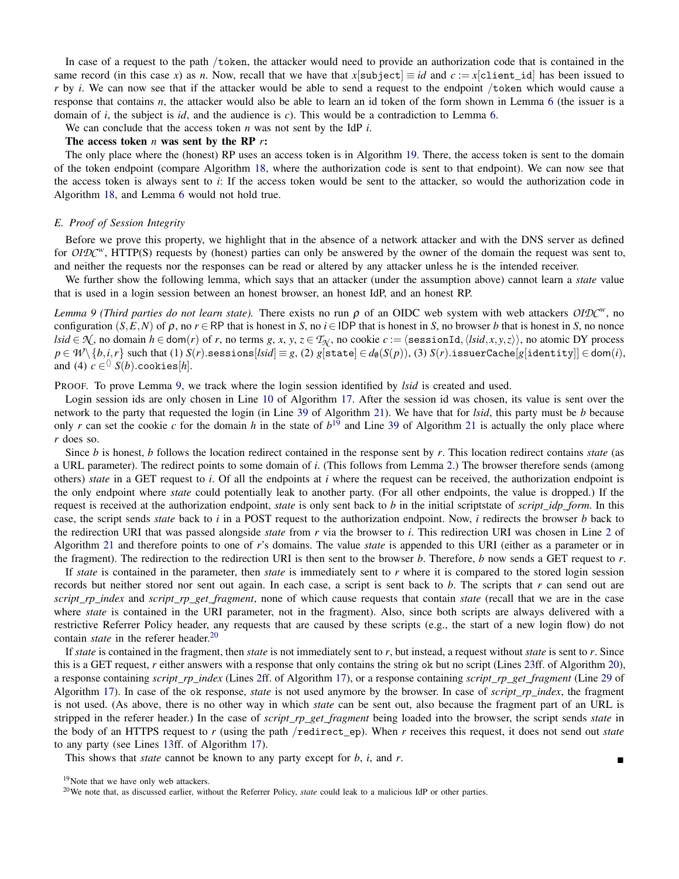In case of a request to the path /token, the attacker would need to provide an authorization code that is contained in the same record (in this case $x$) as $n$. Now, recall that we have that $x[\texttt{subject}] \equiv id$ and $c := x[\texttt{client\_id}]$ has been issued to $r$ by $i$. We can now see that if the attacker would be able to send a request to the endpoint /token which would cause a response that contains $n$, the attacker would also be able to learn an id token of the form shown in Lemma 6 (the issuer is a domain of $i$, the subject is $id$, and the audience is $c$). This would be a contradiction to Lemma 6.

We can conclude that the access token $n$ was not sent by the IdP $i$.

**The access token $n$ was sent by the RP $r$:**

The only place where the (honest) RP uses an access token is in Algorithm 19. There, the access token is sent to the domain of the token endpoint (compare Algorithm 18, where the authorization code is sent to that endpoint). We can now see that the access token is always sent to $i$: If the access token would be sent to the attacker, so would the authorization code in Algorithm 18, and Lemma 6 would not hold true.

### E. Proof of Session Integrity

Before we prove this property, we highlight that in the absence of a network attacker and with the DNS server as defined for $\mathcal{OIDC}^w$, HTTP(S) requests by (honest) parties can only be answered by the owner of the domain the request was sent to, and neither the requests nor the responses can be read or altered by any attacker unless he is the intended receiver.

We further show the following lemma, which says that an attacker (under the assumption above) cannot learn a *state* value that is used in a login session between an honest browser, an honest IdP, and an honest RP.

*Lemma 9 (Third parties do not learn state).* There exists no run $\rho$ of an OIDC web system with web attackers $\mathcal{OIDC}^w$, no configuration $(S,E,N)$ of $\rho$, no $r \in \mathsf{RP}$ that is honest in $S$, no $i \in \mathsf{IDP}$ that is honest in $S$, no browser $b$ that is honest in $S$, no nonce $lsid \in \mathcal{N}$, no domain $h \in \mathsf{dom}(r)$ of $r$, no terms $g$, $x$, $y$, $z \in \mathcal{T}_{\mathcal{N}}$, no cookie $c := \langle \texttt{sessionId}, \langle lsid, x, y, z \rangle \rangle$, no atomic DY process $p \in \mathcal{W} \setminus \{b, i, r\}$ such that (1) $S(r).\texttt{sessions}[lsid] \equiv g$, (2) $g[\texttt{state}] \in d_\emptyset(S(p))$, (3) $S(r).\texttt{issuerCache}[g[\texttt{identity}]] \in \mathsf{dom}(i)$, and (4) $c \in^{\langle\rangle} S(b).\texttt{cookies}[h]$.

PROOF. To prove Lemma 9, we track where the login session identified by $lsid$ is created and used.

Login session ids are only chosen in Line 10 of Algorithm 17. After the session id was chosen, its value is sent over the network to the party that requested the login (in Line 39 of Algorithm 21). We have that for $lsid$, this party must be $b$ because only $r$ can set the cookie $c$ for the domain $h$ in the state of $b$[19] and Line 39 of Algorithm 21 is actually the only place where $r$ does so.

Since $b$ is honest, $b$ follows the location redirect contained in the response sent by $r$. This location redirect contains *state* (as a URL parameter). The redirect points to some domain of $i$. (This follows from Lemma 2.) The browser therefore sends (among others) *state* in a GET request to $i$. Of all the endpoints at $i$ where the request can be received, the authorization endpoint is the only endpoint where *state* could potentially leak to another party. (For all other endpoints, the value is dropped.) If the request is received at the authorization endpoint, *state* is only sent back to $b$ in the initial scriptstate of *script_idp_form*. In this case, the script sends *state* back to $i$ in a POST request to the authorization endpoint. Now, $i$ redirects the browser $b$ back to the redirection URI that was passed alongside *state* from $r$ via the browser to $i$. This redirection URI was chosen in Line 2 of Algorithm 21 and therefore points to one of $r$'s domains. The value *state* is appended to this URI (either as a parameter or in the fragment). The redirection to the redirection URI is then sent to the browser $b$. Therefore, $b$ now sends a GET request to $r$.

If *state* is contained in the parameter, then *state* is immediately sent to $r$ where it is compared to the stored login session records but neither stored nor sent out again. In each case, a script is sent back to $b$. The scripts that $r$ can send out are *script_rp_index* and *script_rp_get_fragment*, none of which cause requests that contain *state* (recall that we are in the case where *state* is contained in the URI parameter, not in the fragment). Also, since both scripts are always delivered with a restrictive Referrer Policy header, any requests that are caused by these scripts (e.g., the start of a new login flow) do not contain *state* in the referer header.[20]

If *state* is contained in the fragment, then *state* is not immediately sent to $r$, but instead, a request without *state* is sent to $r$. Since this is a GET request, $r$ either answers with a response that only contains the string ok but no script (Lines 23ff. of Algorithm 20), a response containing *script_rp_index* (Lines 2ff. of Algorithm 17), or a response containing *script_rp_get_fragment* (Line 29 of Algorithm 17). In case of the ok response, *state* is not used anymore by the browser. In case of *script_rp_index*, the fragment is not used. (As above, there is no other way in which *state* can be sent out, also because the fragment part of an URL is stripped in the referer header.) In the case of *script_rp_get_fragment* being loaded into the browser, the script sends *state* in the body of an HTTPS request to $r$ (using the path /redirect_ep). When $r$ receives this request, it does not send out *state* to any party (see Lines 13ff. of Algorithm 17).

This shows that *state* cannot be known to any party except for $b$, $i$, and $r$. ■

[19] Note that we have only web attackers.

[20] We note that, as discussed earlier, without the Referrer Policy, *state* could leak to a malicious IdP or other parties.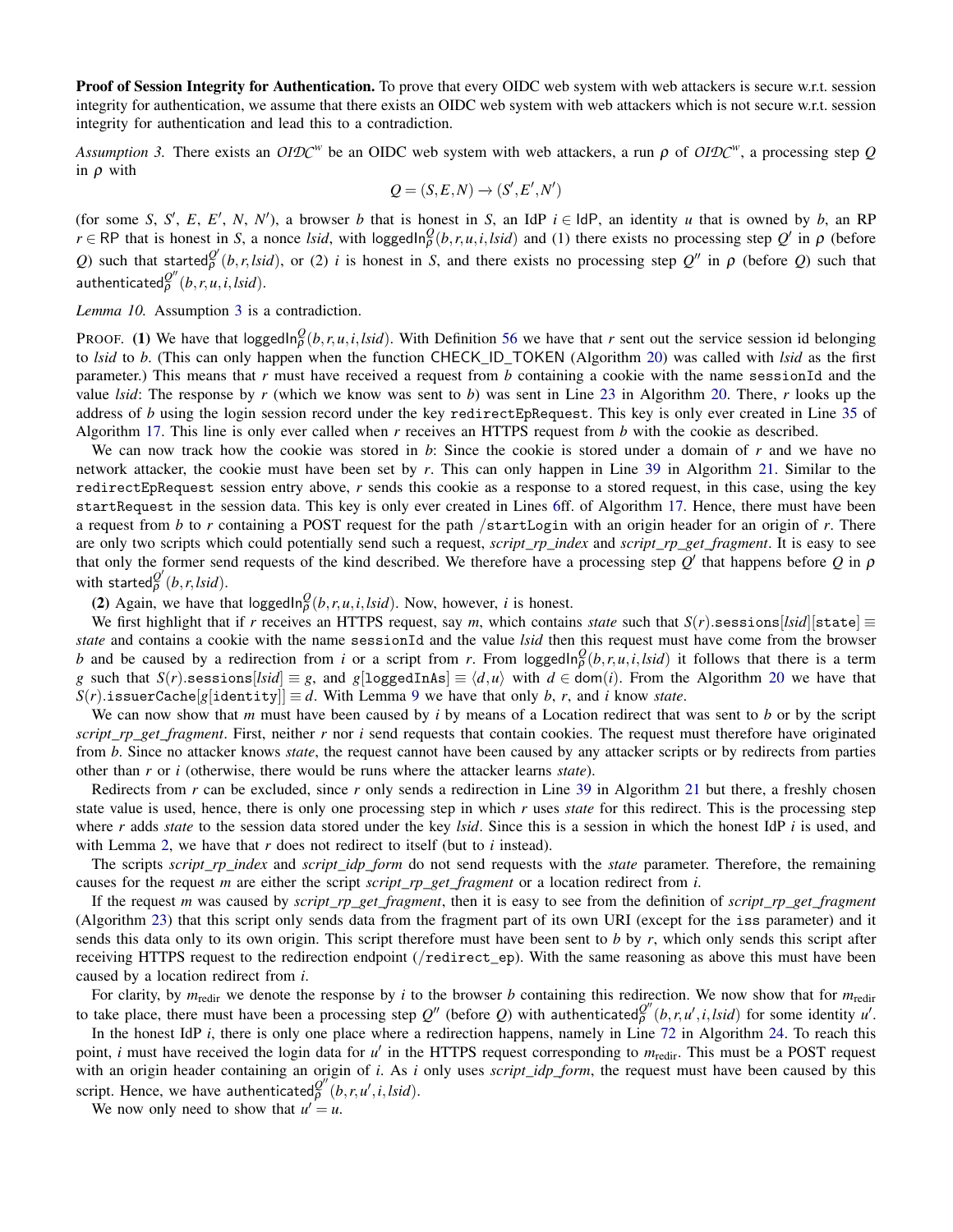**Proof of Session Integrity for Authentication.** To prove that every OIDC web system with web attackers is secure w.r.t. session integrity for authentication, we assume that there exists an OIDC web system with web attackers which is not secure w.r.t. session integrity for authentication and lead this to a contradiction.

*Assumption 3.* There exists an $\mathcal{OIDC}^w$ be an OIDC web system with web attackers, a run $\rho$ of $\mathcal{OIDC}^w$, a processing step $Q$ in $\rho$ with

$$Q = (S, E, N) \to (S', E', N')$$

(for some $S$, $S'$, $E$, $E'$, $N$, $N'$), a browser $b$ that is honest in $S$, an IdP $i \in \mathsf{IdP}$, an identity $u$ that is owned by $b$, an RP $r \in \mathsf{RP}$ that is honest in $S$, a nonce *lsid*, with $\mathsf{loggedIn}_\rho^Q(b, r, u, i, lsid)$ and (1) there exists no processing step $Q'$ in $\rho$ (before $Q$) such that $\mathsf{started}_\rho^{Q'}(b, r, lsid)$, or (2) $i$ is honest in $S$, and there exists no processing step $Q''$ in $\rho$ (before $Q$) such that $\mathsf{authenticated}_\rho^{Q''}(b, r, u, i, lsid)$.

*Lemma 10.* Assumption 3 is a contradiction.

PROOF. **(1)** We have that $\mathsf{loggedIn}_\rho^Q(b, r, u, i, lsid)$. With Definition 56 we have that $r$ sent out the service session id belonging to *lsid* to $b$. (This can only happen when the function CHECK_ID_TOKEN (Algorithm 20) was called with *lsid* as the first parameter.) This means that $r$ must have received a request from $b$ containing a cookie with the name sessionId and the value *lsid*: The response by $r$ (which we know was sent to $b$) was sent in Line 23 in Algorithm 20. There, $r$ looks up the address of $b$ using the login session record under the key redirectEpRequest. This key is only ever created in Line 35 of Algorithm 17. This line is only ever called when $r$ receives an HTTPS request from $b$ with the cookie as described.

We can now track how the cookie was stored in $b$: Since the cookie is stored under a domain of $r$ and we have no network attacker, the cookie must have been set by $r$. This can only happen in Line 39 in Algorithm 21. Similar to the redirectEpRequest session entry above, $r$ sends this cookie as a response to a stored request, in this case, using the key startRequest in the session data. This key is only ever created in Lines 6ff. of Algorithm 17. Hence, there must have been a request from $b$ to $r$ containing a POST request for the path /startLogin with an origin header for an origin of $r$. There are only two scripts which could potentially send such a request, *script_rp_index* and *script_rp_get_fragment*. It is easy to see that only the former send requests of the kind described. We therefore have a processing step $Q'$ that happens before $Q$ in $\rho$ with $\mathsf{started}_\rho^{Q'}(b, r, lsid)$.

**(2)** Again, we have that $\mathsf{loggedIn}_\rho^Q(b, r, u, i, lsid)$. Now, however, $i$ is honest.

We first highlight that if $r$ receives an HTTPS request, say $m$, which contains *state* such that $S(r).\mathtt{sessions}[lsid][\mathtt{state}] \equiv state$ and contains a cookie with the name sessionId and the value *lsid* then this request must have come from the browser $b$ and be caused by a redirection from $i$ or a script from $r$. From $\mathsf{loggedIn}_\rho^Q(b, r, u, i, lsid)$ it follows that there is a term $g$ such that $S(r).\mathtt{sessions}[lsid] \equiv g$, and $g[\mathtt{loggedInAs}] \equiv \langle d, u \rangle$ with $d \in \mathsf{dom}(i)$. From the Algorithm 20 we have that $S(r).\mathtt{issuerCache}[g[\mathtt{identity}]] \equiv d$. With Lemma 9 we have that only $b$, $r$, and $i$ know *state*.

We can now show that $m$ must have been caused by $i$ by means of a Location redirect that was sent to $b$ or by the script *script_rp_get_fragment*. First, neither $r$ nor $i$ send requests that contain cookies. The request must therefore have originated from $b$. Since no attacker knows *state*, the request cannot have been caused by any attacker scripts or by redirects from parties other than $r$ or $i$ (otherwise, there would be runs where the attacker learns *state*).

Redirects from $r$ can be excluded, since $r$ only sends a redirection in Line 39 in Algorithm 21 but there, a freshly chosen state value is used, hence, there is only one processing step in which $r$ uses *state* for this redirect. This is the processing step where $r$ adds *state* to the session data stored under the key *lsid*. Since this is a session in which the honest IdP $i$ is used, and with Lemma 2, we have that $r$ does not redirect to itself (but to $i$ instead).

The scripts *script_rp_index* and *script_idp_form* do not send requests with the *state* parameter. Therefore, the remaining causes for the request $m$ are either the script *script_rp_get_fragment* or a location redirect from $i$.

If the request $m$ was caused by *script_rp_get_fragment*, then it is easy to see from the definition of *script_rp_get_fragment* (Algorithm 23) that this script only sends data from the fragment part of its own URI (except for the iss parameter) and it sends this data only to its own origin. This script therefore must have been sent to $b$ by $r$, which only sends this script after receiving HTTPS request to the redirection endpoint (/redirect_ep). With the same reasoning as above this must have been caused by a location redirect from $i$.

For clarity, by $m_{\text{redir}}$ we denote the response by $i$ to the browser $b$ containing this redirection. We now show that for $m_{\text{redir}}$ to take place, there must have been a processing step $Q''$ (before $Q$) with $\mathsf{authenticated}_\rho^{Q''}(b, r, u', i, lsid)$ for some identity $u'$.

In the honest IdP $i$, there is only one place where a redirection happens, namely in Line 72 in Algorithm 24. To reach this point, $i$ must have received the login data for $u'$ in the HTTPS request corresponding to $m_{\text{redir}}$. This must be a POST request with an origin header containing an origin of $i$. As $i$ only uses *script_idp_form*, the request must have been caused by this script. Hence, we have $\mathsf{authenticated}_\rho^{Q''}(b, r, u', i, lsid)$.

We now only need to show that $u' = u$.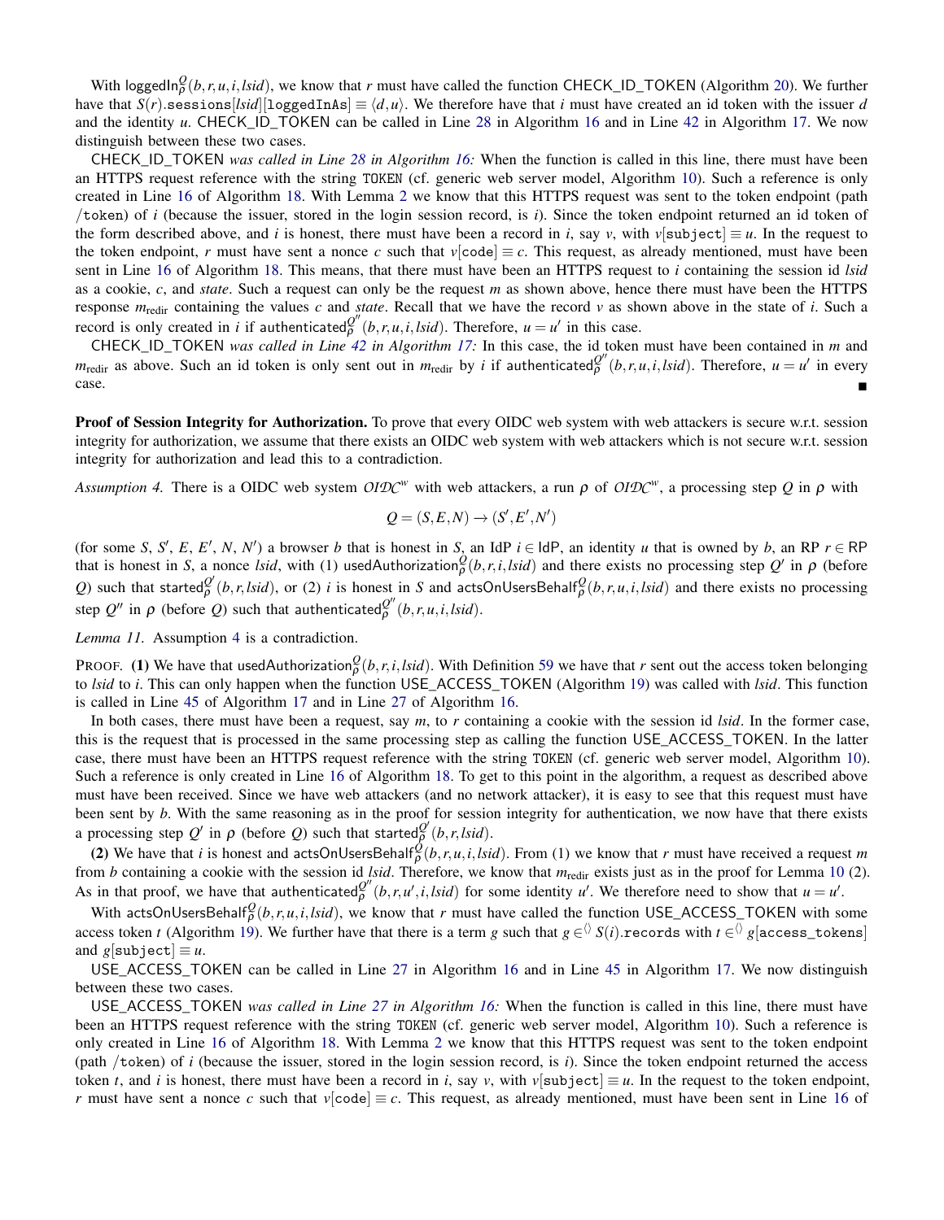With $\mathsf{loggedIn}^{Q}_{\rho}(b,r,u,i,lsid)$, we know that $r$ must have called the function CHECK_ID_TOKEN (Algorithm 20). We further have that $S(r).\mathtt{sessions}[lsid][\mathtt{loggedInAs}] \equiv \langle d,u\rangle$. We therefore have that $i$ must have created an id token with the issuer $d$ and the identity $u$. CHECK_ID_TOKEN can be called in Line 28 in Algorithm 16 and in Line 42 in Algorithm 17. We now distinguish between these two cases.

CHECK_ID_TOKEN *was called in Line 28 in Algorithm 16:* When the function is called in this line, there must have been an HTTPS request reference with the string TOKEN (cf. generic web server model, Algorithm 10). Such a reference is only created in Line 16 of Algorithm 18. With Lemma 2 we know that this HTTPS request was sent to the token endpoint (path /token) of $i$ (because the issuer, stored in the login session record, is $i$). Since the token endpoint returned an id token of the form described above, and $i$ is honest, there must have been a record in $i$, say $v$, with $v[\mathtt{subject}] \equiv u$. In the request to the token endpoint, $r$ must have sent a nonce $c$ such that $v[\mathtt{code}] \equiv c$. This request, as already mentioned, must have been sent in Line 16 of Algorithm 18. This means, that there must have been an HTTPS request to $i$ containing the session id $lsid$ as a cookie, $c$, and $state$. Such a request can only be the request $m$ as shown above, hence there must have been the HTTPS response $m_{\text{redir}}$ containing the values $c$ and $state$. Recall that we have the record $v$ as shown above in the state of $i$. Such a record is only created in $i$ if $\mathsf{authenticated}^{Q''}_{\rho}(b,r,u,i,lsid)$. Therefore, $u=u'$ in this case.

CHECK_ID_TOKEN *was called in Line 42 in Algorithm 17:* In this case, the id token must have been contained in $m$ and $m_{\text{redir}}$ as above. Such an id token is only sent out in $m_{\text{redir}}$ by $i$ if $\mathsf{authenticated}^{Q''}_{\rho}(b,r,u,i,lsid)$. Therefore, $u=u'$ in every case. ∎

**Proof of Session Integrity for Authorization.** To prove that every OIDC web system with web attackers is secure w.r.t. session integrity for authorization, we assume that there exists an OIDC web system with web attackers which is not secure w.r.t. session integrity for authorization and lead this to a contradiction.

*Assumption 4.* There is a OIDC web system $\mathcal{OIDC}^w$ with web attackers, a run $\rho$ of $\mathcal{OIDC}^w$, a processing step $Q$ in $\rho$ with

$$Q=(S,E,N)\rightarrow(S',E',N')$$

(for some $S$, $S'$, $E$, $E'$, $N$, $N'$) a browser $b$ that is honest in $S$, an IdP $i \in \mathsf{IdP}$, an identity $u$ that is owned by $b$, an RP $r \in \mathsf{RP}$ that is honest in $S$, a nonce $lsid$, with (1) $\mathsf{usedAuthorization}^{Q}_{\rho}(b,r,i,lsid)$ and there exists no processing step $Q'$ in $\rho$ (before $Q$) such that $\mathsf{started}^{Q'}_{\rho}(b,r,lsid)$, or (2) $i$ is honest in $S$ and $\mathsf{actsOnUsersBehalf}^{Q}_{\rho}(b,r,u,i,lsid)$ and there exists no processing step $Q''$ in $\rho$ (before $Q$) such that $\mathsf{authenticated}^{Q''}_{\rho}(b,r,u,i,lsid)$.

*Lemma 11.* Assumption 4 is a contradiction.

PROOF. **(1)** We have that $\mathsf{usedAuthorization}^{Q}_{\rho}(b,r,i,lsid)$. With Definition 59 we have that $r$ sent out the access token belonging to $lsid$ to $i$. This can only happen when the function USE_ACCESS_TOKEN (Algorithm 19) was called with $lsid$. This function is called in Line 45 of Algorithm 17 and in Line 27 of Algorithm 16.

In both cases, there must have been a request, say $m$, to $r$ containing a cookie with the session id $lsid$. In the former case, this is the request that is processed in the same processing step as calling the function USE_ACCESS_TOKEN. In the latter case, there must have been an HTTPS request reference with the string TOKEN (cf. generic web server model, Algorithm 10). Such a reference is only created in Line 16 of Algorithm 18. To get to this point in the algorithm, a request as described above must have been received. Since we have web attackers (and no network attacker), it is easy to see that this request must have been sent by $b$. With the same reasoning as in the proof for session integrity for authentication, we now have that there exists a processing step $Q'$ in $\rho$ (before $Q$) such that $\mathsf{started}^{Q'}_{\rho}(b,r,lsid)$.

**(2)** We have that $i$ is honest and $\mathsf{actsOnUsersBehalf}^{Q}_{\rho}(b,r,u,i,lsid)$. From (1) we know that $r$ must have received a request $m$ from $b$ containing a cookie with the session id $lsid$. Therefore, we know that $m_{\text{redir}}$ exists just as in the proof for Lemma 10 (2). As in that proof, we have that $\mathsf{authenticated}^{Q''}_{\rho}(b,r,u',i,lsid)$ for some identity $u'$. We therefore need to show that $u=u'$.

With $\mathsf{actsOnUsersBehalf}^{Q}_{\rho}(b,r,u,i,lsid)$, we know that $r$ must have called the function USE_ACCESS_TOKEN with some access token $t$ (Algorithm 19). We further have that there is a term $g$ such that $g \in^{\langle\rangle} S(i).\mathtt{records}$ with $t \in^{\langle\rangle} g[\mathtt{access\_tokens}]$ and $g[\mathtt{subject}] \equiv u$.

USE_ACCESS_TOKEN can be called in Line 27 in Algorithm 16 and in Line 45 in Algorithm 17. We now distinguish between these two cases.

USE_ACCESS_TOKEN *was called in Line 27 in Algorithm 16:* When the function is called in this line, there must have been an HTTPS request reference with the string TOKEN (cf. generic web server model, Algorithm 10). Such a reference is only created in Line 16 of Algorithm 18. With Lemma 2 we know that this HTTPS request was sent to the token endpoint (path /token) of $i$ (because the issuer, stored in the login session record, is $i$). Since the token endpoint returned the access token $t$, and $i$ is honest, there must have been a record in $i$, say $v$, with $v[\mathtt{subject}] \equiv u$. In the request to the token endpoint, $r$ must have sent a nonce $c$ such that $v[\mathtt{code}] \equiv c$. This request, as already mentioned, must have been sent in Line 16 of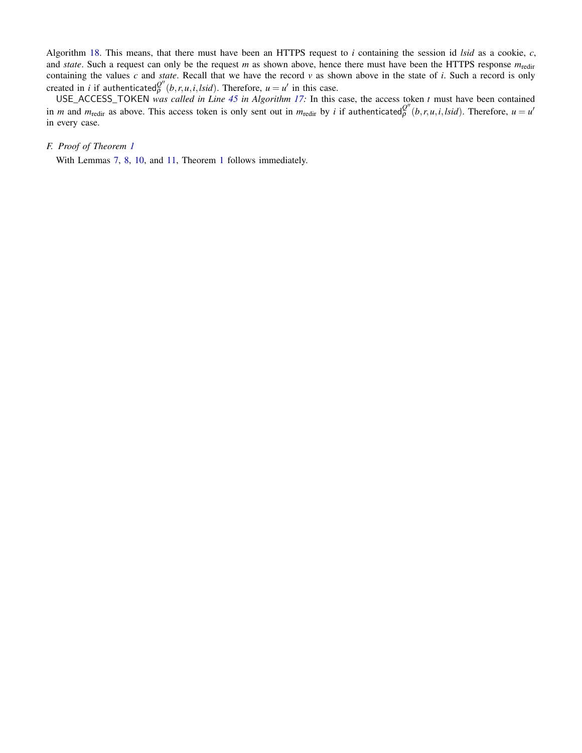Algorithm 18. This means, that there must have been an HTTPS request to $i$ containing the session id *lsid* as a cookie, $c$, and *state*. Such a request can only be the request $m$ as shown above, hence there must have been the HTTPS response $m_{\text{redir}}$ containing the values $c$ and *state*. Recall that we have the record $v$ as shown above in the state of $i$. Such a record is only created in $i$ if $\mathsf{authenticated}_{\rho}^{Q''}(b,r,u,i,lsid)$. Therefore, $u = u'$ in this case.

USE_ACCESS_TOKEN *was called in Line 45 in Algorithm 17:* In this case, the access token $t$ must have been contained in $m$ and $m_{\text{redir}}$ as above. This access token is only sent out in $m_{\text{redir}}$ by $i$ if $\mathsf{authenticated}_{\rho}^{Q''}(b,r,u,i,lsid)$. Therefore, $u = u'$ in every case.

### *F. Proof of Theorem 1*

With Lemmas 7, 8, 10, and 11, Theorem 1 follows immediately.